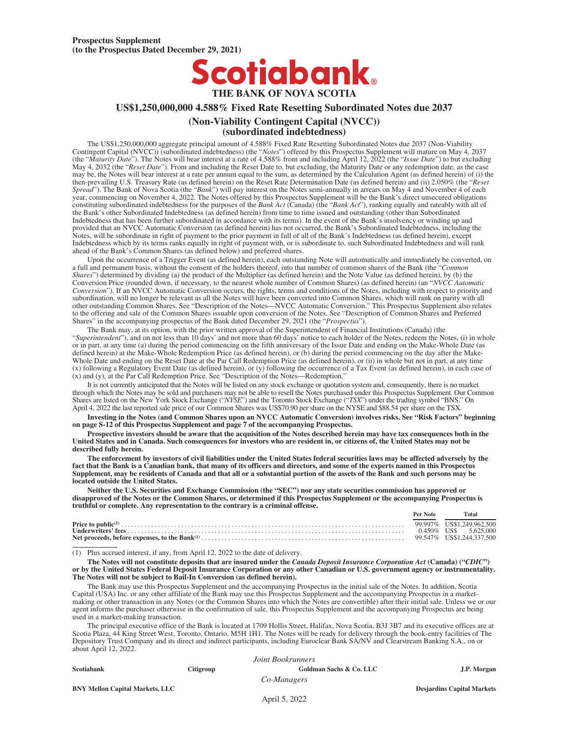**Prospectus Supplement**
**(to the Prospectus Dated December 29, 2021)**

# Scotiabank®

## THE BANK OF NOVA SCOTIA

## US$1,250,000,000 4.588% Fixed Rate Resetting Subordinated Notes due 2037

### (Non-Viability Contingent Capital (NVCC))
### (subordinated indebtedness)

The US$1,250,000,000 aggregate principal amount of 4.588% Fixed Rate Resetting Subordinated Notes due 2037 (Non-Viability Contingent Capital (NVCC)) (subordinated indebtedness) (the "*Notes*") offered by this Prospectus Supplement will mature on May 4, 2037 (the "*Maturity Date*"). The Notes will bear interest at a rate of 4.588% from and including April 12, 2022 (the "*Issue Date*") to but excluding May 4, 2032 (the "*Reset Date*"). From and including the Reset Date to, but excluding, the Maturity Date or any redemption date, as the case may be, the Notes will bear interest at a rate per annum equal to the sum, as determined by the Calculation Agent (as defined herein) of (i) the then-prevailing U.S. Treasury Rate (as defined herein) on the Reset Rate Determination Date (as defined herein) and (ii) 2.050% (the "*Reset Spread*"). The Bank of Nova Scotia (the "*Bank*") will pay interest on the Notes semi-annually in arrears on May 4 and November 4 of each year, commencing on November 4, 2022. The Notes offered by this Prospectus Supplement will be the Bank's direct unsecured obligations constituting subordinated indebtedness for the purposes of the *Bank Act* (Canada) (the "*Bank Act*"), ranking equally and rateably with all of the Bank's other Subordinated Indebtedness (as defined herein) from time to time issued and outstanding (other than Subordinated Indebtedness that has been further subordinated in accordance with its terms). In the event of the Bank's insolvency or winding up and provided that an NVCC Automatic Conversion (as defined herein) has not occurred, the Bank's Subordinated Indebtedness, including the Notes, will be subordinate in right of payment to the prior payment in full of all of the Bank's Indebtedness (as defined herein), except Indebtedness which by its terms ranks equally in right of payment with, or is subordinate to, such Subordinated Indebtedness and will rank ahead of the Bank's Common Shares (as defined below) and preferred shares.

Upon the occurrence of a Trigger Event (as defined herein), each outstanding Note will automatically and immediately be converted, on a full and permanent basis, without the consent of the holders thereof, into that number of common shares of the Bank (the "*Common Shares*") determined by dividing (a) the product of the Multiplier (as defined herein) and the Note Value (as defined herein), by (b) the Conversion Price (rounded down, if necessary, to the nearest whole number of Common Shares) (as defined herein) (an "*NVCC Automatic Conversion*"). If an NVCC Automatic Conversion occurs, the rights, terms and conditions of the Notes, including with respect to priority and subordination, will no longer be relevant as all the Notes will have been converted into Common Shares, which will rank on parity with all other outstanding Common Shares. See "Description of the Notes—NVCC Automatic Conversion." This Prospectus Supplement also relates to the offering and sale of the Common Shares issuable upon conversion of the Notes. See "Description of Common Shares and Preferred Shares" in the accompanying prospectus of the Bank dated December 29, 2021 (the "*Prospectus*").

The Bank may, at its option, with the prior written approval of the Superintendent of Financial Institutions (Canada) (the "*Superintendent*"), and on not less than 10 days' and not more than 60 days' notice to each holder of the Notes, redeem the Notes, (i) in whole or in part, at any time (a) during the period commencing on the fifth anniversary of the Issue Date and ending on the Make-Whole Date (as defined herein) at the Make-Whole Redemption Price (as defined herein), or (b) during the period commencing on the day after the Make-Whole Date and ending on the Reset Date at the Par Call Redemption Price (as defined herein), or (ii) in whole but not in part, at any time (x) following a Regulatory Event Date (as defined herein), or (y) following the occurrence of a Tax Event (as defined herein), in each case of (x) and (y), at the Par Call Redemption Price. See "Description of the Notes—Redemption."

It is not currently anticipated that the Notes will be listed on any stock exchange or quotation system and, consequently, there is no market through which the Notes may be sold and purchasers may not be able to resell the Notes purchased under this Prospectus Supplement. Our Common Shares are listed on the New York Stock Exchange ("*NYSE*") and the Toronto Stock Exchange ("*TSX*") under the trading symbol "BNS." On April 4, 2022 the last reported sale price of our Common Shares was US$70.90 per share on the NYSE and $88.54 per share on the TSX.

**Investing in the Notes (and Common Shares upon an NVCC Automatic Conversion) involves risks. See "Risk Factors" beginning on page S-12 of this Prospectus Supplement and page 7 of the accompanying Prospectus.**

**Prospective investors should be aware that the acquisition of the Notes described herein may have tax consequences both in the United States and in Canada. Such consequences for investors who are resident in, or citizens of, the United States may not be described fully herein.**

**The enforcement by investors of civil liabilities under the United States federal securities laws may be affected adversely by the fact that the Bank is a Canadian bank, that many of its officers and directors, and some of the experts named in this Prospectus Supplement, may be residents of Canada and that all or a substantial portion of the assets of the Bank and such persons may be located outside the United States.**

**Neither the U.S. Securities and Exchange Commission (the "SEC") nor any state securities commission has approved or disapproved of the Notes or the Common Shares, or determined if this Prospectus Supplement or the accompanying Prospectus is truthful or complete. Any representation to the contrary is a criminal offense.**

| | Per Note | Total |
|---|---|---|
| **Price to public**[(1)] | 99.997% | US$1,249,962,500 |
| **Underwriters' fees** | 0.450% | US$ 5,625,000 |
| **Net proceeds, before expenses, to the Bank**[(1)] | 99.547% | US$1,244,337,500 |

(1) Plus accrued interest, if any, from April 12, 2022 to the date of delivery.

**The Notes will not constitute deposits that are insured under the *Canada Deposit Insurance Corporation Act* (Canada) ("*CDIC*") or by the United States Federal Deposit Insurance Corporation or any other Canadian or U.S. government agency or instrumentality. The Notes will not be subject to Bail-In Conversion (as defined herein).**

The Bank may use this Prospectus Supplement and the accompanying Prospectus in the initial sale of the Notes. In addition, Scotia Capital (USA) Inc. or any other affiliate of the Bank may use this Prospectus Supplement and the accompanying Prospectus in a market-making or other transaction in any Notes (or the Common Shares into which the Notes are convertible) after their initial sale. Unless we or our agent informs the purchaser otherwise in the confirmation of sale, this Prospectus Supplement and the accompanying Prospectus are being used in a market-making transaction.

The principal executive office of the Bank is located at 1709 Hollis Street, Halifax, Nova Scotia, B3J 3B7 and its executive offices are at Scotia Plaza, 44 King Street West, Toronto, Ontario, M5H 1H1. The Notes will be ready for delivery through the book-entry facilities of The Depository Trust Company and its direct and indirect participants, including Euroclear Bank SA/NV and Clearstream Banking S.A., on or about April 12, 2022.

*Joint Bookrunners*

**Scotiabank** **Citigroup** **Goldman Sachs & Co. LLC** **J.P. Morgan**

*Co-Managers*

**BNY Mellon Capital Markets, LLC** **Desjardins Capital Markets**

April 5, 2022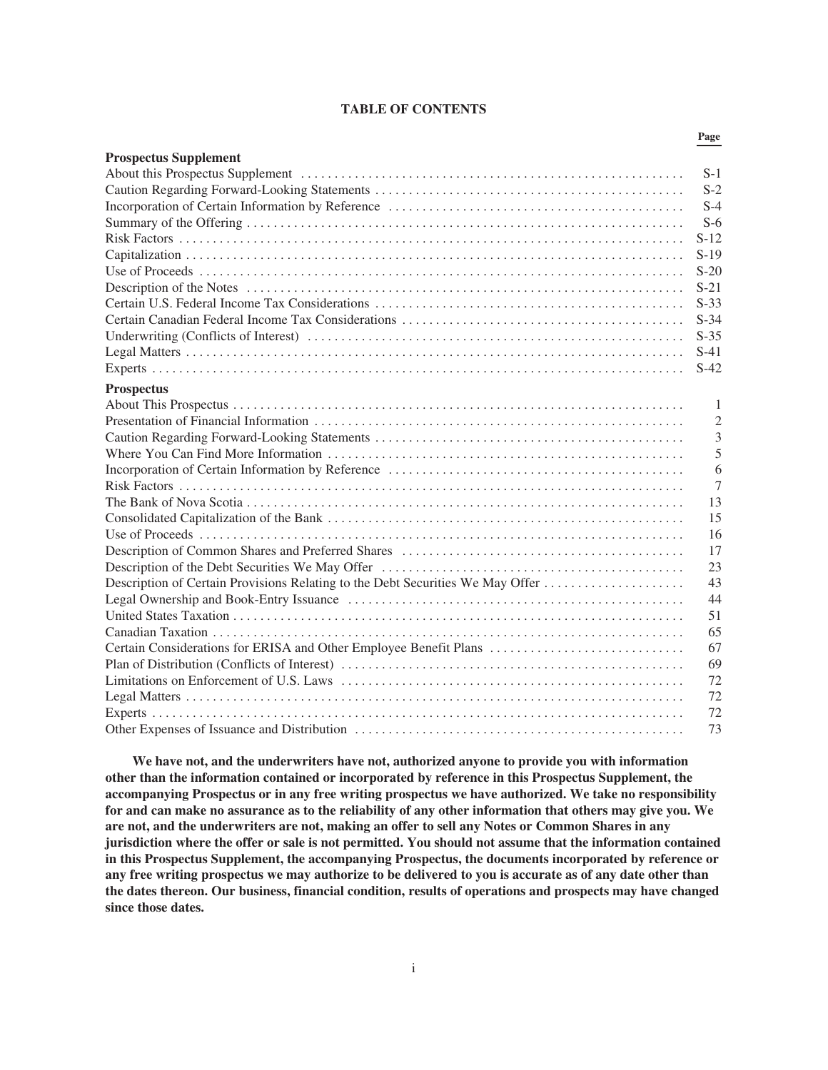# TABLE OF CONTENTS

| | Page |
|---|---|
| **Prospectus Supplement** | |
| About this Prospectus Supplement | S-1 |
| Caution Regarding Forward-Looking Statements | S-2 |
| Incorporation of Certain Information by Reference | S-4 |
| Summary of the Offering | S-6 |
| Risk Factors | S-12 |
| Capitalization | S-19 |
| Use of Proceeds | S-20 |
| Description of the Notes | S-21 |
| Certain U.S. Federal Income Tax Considerations | S-33 |
| Certain Canadian Federal Income Tax Considerations | S-34 |
| Underwriting (Conflicts of Interest) | S-35 |
| Legal Matters | S-41 |
| Experts | S-42 |
| **Prospectus** | |
| About This Prospectus | 1 |
| Presentation of Financial Information | 2 |
| Caution Regarding Forward-Looking Statements | 3 |
| Where You Can Find More Information | 5 |
| Incorporation of Certain Information by Reference | 6 |
| Risk Factors | 7 |
| The Bank of Nova Scotia | 13 |
| Consolidated Capitalization of the Bank | 15 |
| Use of Proceeds | 16 |
| Description of Common Shares and Preferred Shares | 17 |
| Description of the Debt Securities We May Offer | 23 |
| Description of Certain Provisions Relating to the Debt Securities We May Offer | 43 |
| Legal Ownership and Book-Entry Issuance | 44 |
| United States Taxation | 51 |
| Canadian Taxation | 65 |
| Certain Considerations for ERISA and Other Employee Benefit Plans | 67 |
| Plan of Distribution (Conflicts of Interest) | 69 |
| Limitations on Enforcement of U.S. Laws | 72 |
| Legal Matters | 72 |
| Experts | 72 |
| Other Expenses of Issuance and Distribution | 73 |

**We have not, and the underwriters have not, authorized anyone to provide you with information other than the information contained or incorporated by reference in this Prospectus Supplement, the accompanying Prospectus or in any free writing prospectus we have authorized. We take no responsibility for and can make no assurance as to the reliability of any other information that others may give you. We are not, and the underwriters are not, making an offer to sell any Notes or Common Shares in any jurisdiction where the offer or sale is not permitted. You should not assume that the information contained in this Prospectus Supplement, the accompanying Prospectus, the documents incorporated by reference or any free writing prospectus we may authorize to be delivered to you is accurate as of any date other than the dates thereon. Our business, financial condition, results of operations and prospects may have changed since those dates.**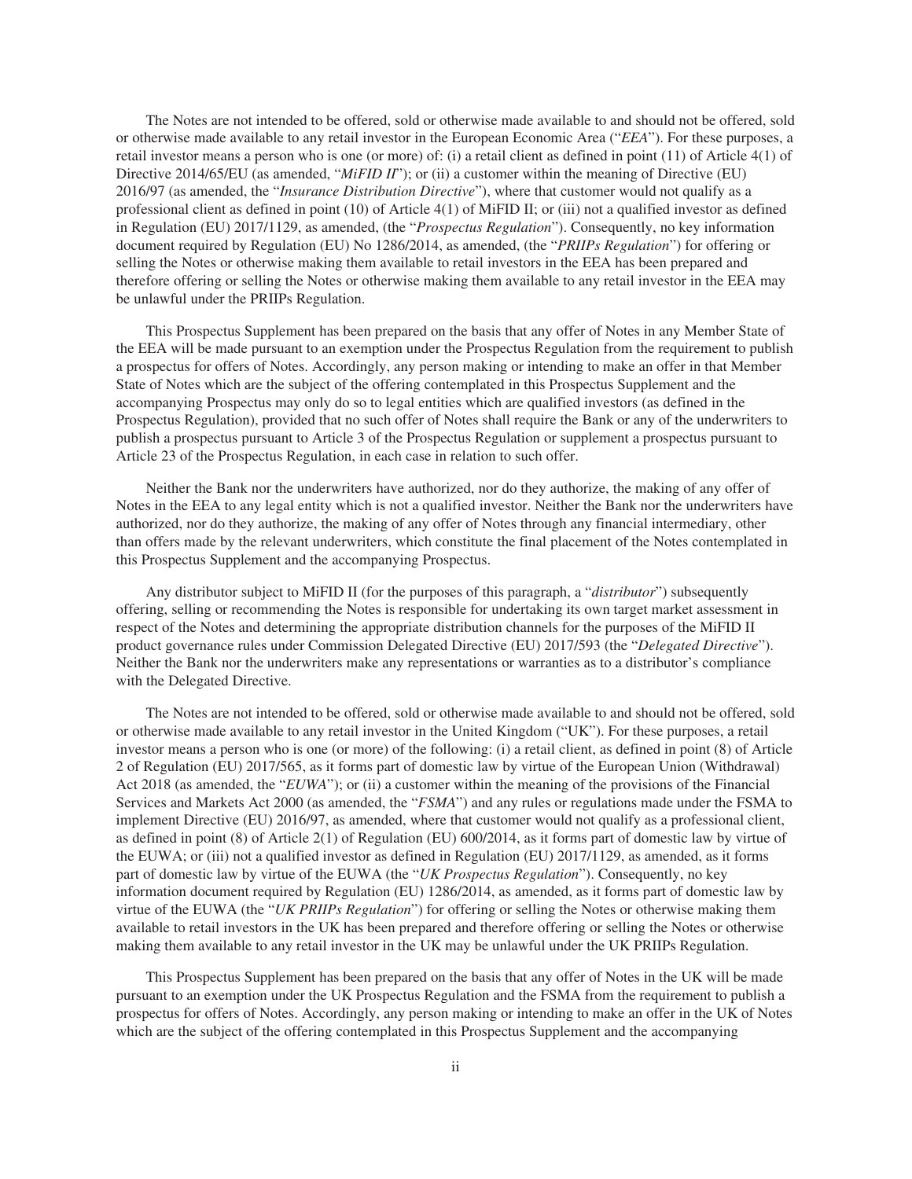The Notes are not intended to be offered, sold or otherwise made available to and should not be offered, sold or otherwise made available to any retail investor in the European Economic Area ("*EEA*"). For these purposes, a retail investor means a person who is one (or more) of: (i) a retail client as defined in point (11) of Article 4(1) of Directive 2014/65/EU (as amended, "*MiFID II*"); or (ii) a customer within the meaning of Directive (EU) 2016/97 (as amended, the "*Insurance Distribution Directive*"), where that customer would not qualify as a professional client as defined in point (10) of Article 4(1) of MiFID II; or (iii) not a qualified investor as defined in Regulation (EU) 2017/1129, as amended, (the "*Prospectus Regulation*"). Consequently, no key information document required by Regulation (EU) No 1286/2014, as amended, (the "*PRIIPs Regulation*") for offering or selling the Notes or otherwise making them available to retail investors in the EEA has been prepared and therefore offering or selling the Notes or otherwise making them available to any retail investor in the EEA may be unlawful under the PRIIPs Regulation.

This Prospectus Supplement has been prepared on the basis that any offer of Notes in any Member State of the EEA will be made pursuant to an exemption under the Prospectus Regulation from the requirement to publish a prospectus for offers of Notes. Accordingly, any person making or intending to make an offer in that Member State of Notes which are the subject of the offering contemplated in this Prospectus Supplement and the accompanying Prospectus may only do so to legal entities which are qualified investors (as defined in the Prospectus Regulation), provided that no such offer of Notes shall require the Bank or any of the underwriters to publish a prospectus pursuant to Article 3 of the Prospectus Regulation or supplement a prospectus pursuant to Article 23 of the Prospectus Regulation, in each case in relation to such offer.

Neither the Bank nor the underwriters have authorized, nor do they authorize, the making of any offer of Notes in the EEA to any legal entity which is not a qualified investor. Neither the Bank nor the underwriters have authorized, nor do they authorize, the making of any offer of Notes through any financial intermediary, other than offers made by the relevant underwriters, which constitute the final placement of the Notes contemplated in this Prospectus Supplement and the accompanying Prospectus.

Any distributor subject to MiFID II (for the purposes of this paragraph, a "*distributor*") subsequently offering, selling or recommending the Notes is responsible for undertaking its own target market assessment in respect of the Notes and determining the appropriate distribution channels for the purposes of the MiFID II product governance rules under Commission Delegated Directive (EU) 2017/593 (the "*Delegated Directive*"). Neither the Bank nor the underwriters make any representations or warranties as to a distributor's compliance with the Delegated Directive.

The Notes are not intended to be offered, sold or otherwise made available to and should not be offered, sold or otherwise made available to any retail investor in the United Kingdom ("UK"). For these purposes, a retail investor means a person who is one (or more) of the following: (i) a retail client, as defined in point (8) of Article 2 of Regulation (EU) 2017/565, as it forms part of domestic law by virtue of the European Union (Withdrawal) Act 2018 (as amended, the "*EUWA*"); or (ii) a customer within the meaning of the provisions of the Financial Services and Markets Act 2000 (as amended, the "*FSMA*") and any rules or regulations made under the FSMA to implement Directive (EU) 2016/97, as amended, where that customer would not qualify as a professional client, as defined in point (8) of Article 2(1) of Regulation (EU) 600/2014, as it forms part of domestic law by virtue of the EUWA; or (iii) not a qualified investor as defined in Regulation (EU) 2017/1129, as amended, as it forms part of domestic law by virtue of the EUWA (the "*UK Prospectus Regulation*"). Consequently, no key information document required by Regulation (EU) 1286/2014, as amended, as it forms part of domestic law by virtue of the EUWA (the "*UK PRIIPs Regulation*") for offering or selling the Notes or otherwise making them available to retail investors in the UK has been prepared and therefore offering or selling the Notes or otherwise making them available to any retail investor in the UK may be unlawful under the UK PRIIPs Regulation.

This Prospectus Supplement has been prepared on the basis that any offer of Notes in the UK will be made pursuant to an exemption under the UK Prospectus Regulation and the FSMA from the requirement to publish a prospectus for offers of Notes. Accordingly, any person making or intending to make an offer in the UK of Notes which are the subject of the offering contemplated in this Prospectus Supplement and the accompanying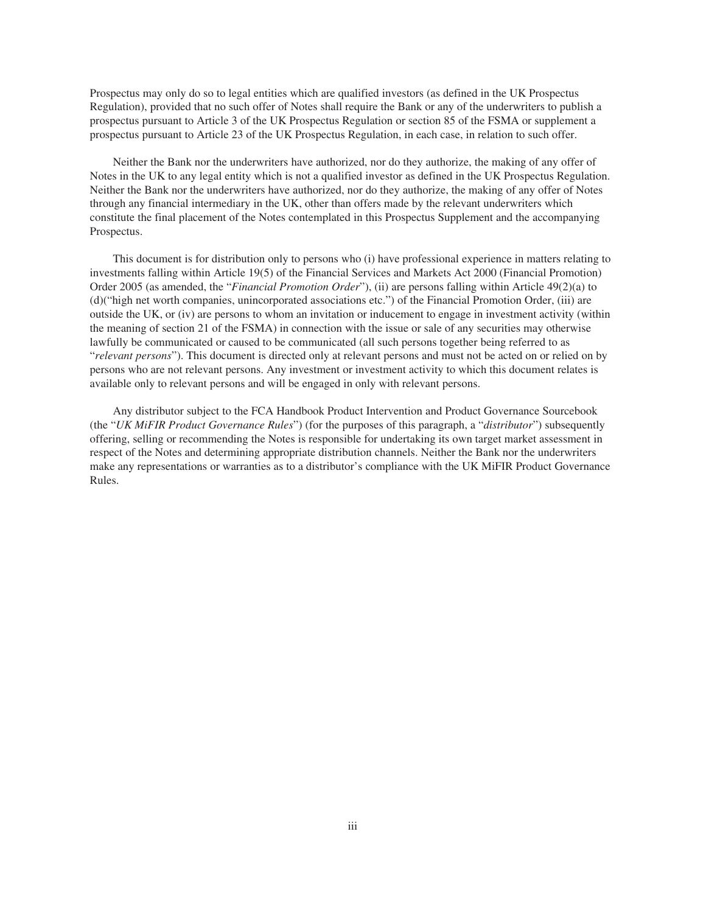Prospectus may only do so to legal entities which are qualified investors (as defined in the UK Prospectus Regulation), provided that no such offer of Notes shall require the Bank or any of the underwriters to publish a prospectus pursuant to Article 3 of the UK Prospectus Regulation or section 85 of the FSMA or supplement a prospectus pursuant to Article 23 of the UK Prospectus Regulation, in each case, in relation to such offer.

Neither the Bank nor the underwriters have authorized, nor do they authorize, the making of any offer of Notes in the UK to any legal entity which is not a qualified investor as defined in the UK Prospectus Regulation. Neither the Bank nor the underwriters have authorized, nor do they authorize, the making of any offer of Notes through any financial intermediary in the UK, other than offers made by the relevant underwriters which constitute the final placement of the Notes contemplated in this Prospectus Supplement and the accompanying Prospectus.

This document is for distribution only to persons who (i) have professional experience in matters relating to investments falling within Article 19(5) of the Financial Services and Markets Act 2000 (Financial Promotion) Order 2005 (as amended, the "*Financial Promotion Order*"), (ii) are persons falling within Article 49(2)(a) to (d)("high net worth companies, unincorporated associations etc.") of the Financial Promotion Order, (iii) are outside the UK, or (iv) are persons to whom an invitation or inducement to engage in investment activity (within the meaning of section 21 of the FSMA) in connection with the issue or sale of any securities may otherwise lawfully be communicated or caused to be communicated (all such persons together being referred to as "*relevant persons*"). This document is directed only at relevant persons and must not be acted on or relied on by persons who are not relevant persons. Any investment or investment activity to which this document relates is available only to relevant persons and will be engaged in only with relevant persons.

Any distributor subject to the FCA Handbook Product Intervention and Product Governance Sourcebook (the "*UK MiFIR Product Governance Rules*") (for the purposes of this paragraph, a "*distributor*") subsequently offering, selling or recommending the Notes is responsible for undertaking its own target market assessment in respect of the Notes and determining appropriate distribution channels. Neither the Bank nor the underwriters make any representations or warranties as to a distributor's compliance with the UK MiFIR Product Governance Rules.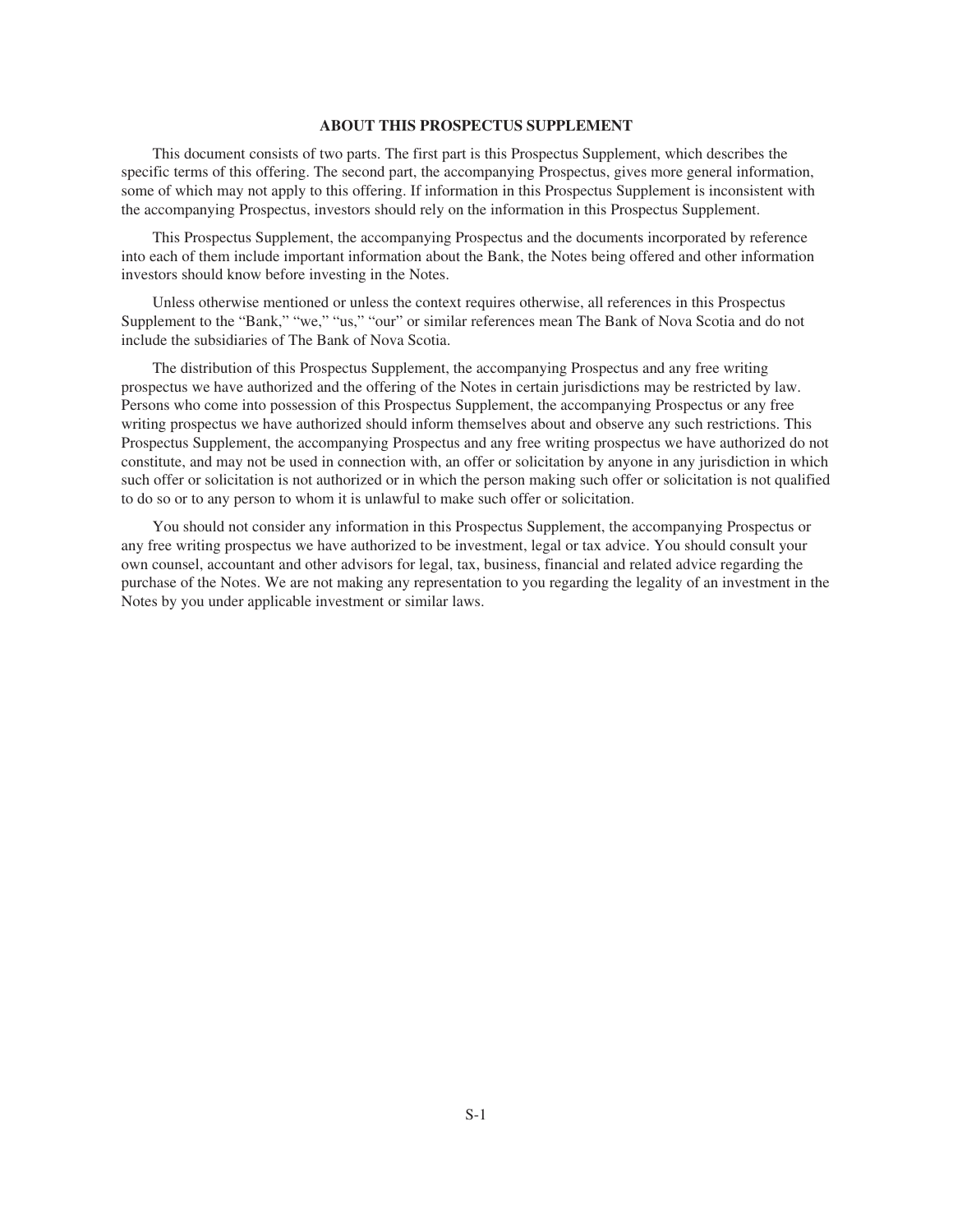## ABOUT THIS PROSPECTUS SUPPLEMENT

This document consists of two parts. The first part is this Prospectus Supplement, which describes the specific terms of this offering. The second part, the accompanying Prospectus, gives more general information, some of which may not apply to this offering. If information in this Prospectus Supplement is inconsistent with the accompanying Prospectus, investors should rely on the information in this Prospectus Supplement.

This Prospectus Supplement, the accompanying Prospectus and the documents incorporated by reference into each of them include important information about the Bank, the Notes being offered and other information investors should know before investing in the Notes.

Unless otherwise mentioned or unless the context requires otherwise, all references in this Prospectus Supplement to the "Bank," "we," "us," "our" or similar references mean The Bank of Nova Scotia and do not include the subsidiaries of The Bank of Nova Scotia.

The distribution of this Prospectus Supplement, the accompanying Prospectus and any free writing prospectus we have authorized and the offering of the Notes in certain jurisdictions may be restricted by law. Persons who come into possession of this Prospectus Supplement, the accompanying Prospectus or any free writing prospectus we have authorized should inform themselves about and observe any such restrictions. This Prospectus Supplement, the accompanying Prospectus and any free writing prospectus we have authorized do not constitute, and may not be used in connection with, an offer or solicitation by anyone in any jurisdiction in which such offer or solicitation is not authorized or in which the person making such offer or solicitation is not qualified to do so or to any person to whom it is unlawful to make such offer or solicitation.

You should not consider any information in this Prospectus Supplement, the accompanying Prospectus or any free writing prospectus we have authorized to be investment, legal or tax advice. You should consult your own counsel, accountant and other advisors for legal, tax, business, financial and related advice regarding the purchase of the Notes. We are not making any representation to you regarding the legality of an investment in the Notes by you under applicable investment or similar laws.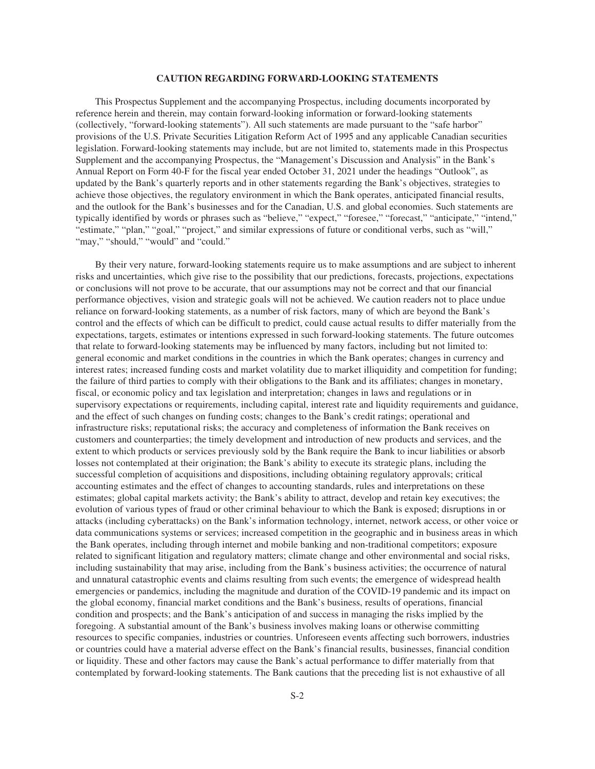## CAUTION REGARDING FORWARD-LOOKING STATEMENTS

This Prospectus Supplement and the accompanying Prospectus, including documents incorporated by reference herein and therein, may contain forward-looking information or forward-looking statements (collectively, "forward-looking statements"). All such statements are made pursuant to the "safe harbor" provisions of the U.S. Private Securities Litigation Reform Act of 1995 and any applicable Canadian securities legislation. Forward-looking statements may include, but are not limited to, statements made in this Prospectus Supplement and the accompanying Prospectus, the "Management's Discussion and Analysis" in the Bank's Annual Report on Form 40-F for the fiscal year ended October 31, 2021 under the headings "Outlook", as updated by the Bank's quarterly reports and in other statements regarding the Bank's objectives, strategies to achieve those objectives, the regulatory environment in which the Bank operates, anticipated financial results, and the outlook for the Bank's businesses and for the Canadian, U.S. and global economies. Such statements are typically identified by words or phrases such as "believe," "expect," "foresee," "forecast," "anticipate," "intend," "estimate," "plan," "goal," "project," and similar expressions of future or conditional verbs, such as "will," "may," "should," "would" and "could."

By their very nature, forward-looking statements require us to make assumptions and are subject to inherent risks and uncertainties, which give rise to the possibility that our predictions, forecasts, projections, expectations or conclusions will not prove to be accurate, that our assumptions may not be correct and that our financial performance objectives, vision and strategic goals will not be achieved. We caution readers not to place undue reliance on forward-looking statements, as a number of risk factors, many of which are beyond the Bank's control and the effects of which can be difficult to predict, could cause actual results to differ materially from the expectations, targets, estimates or intentions expressed in such forward-looking statements. The future outcomes that relate to forward-looking statements may be influenced by many factors, including but not limited to: general economic and market conditions in the countries in which the Bank operates; changes in currency and interest rates; increased funding costs and market volatility due to market illiquidity and competition for funding; the failure of third parties to comply with their obligations to the Bank and its affiliates; changes in monetary, fiscal, or economic policy and tax legislation and interpretation; changes in laws and regulations or in supervisory expectations or requirements, including capital, interest rate and liquidity requirements and guidance, and the effect of such changes on funding costs; changes to the Bank's credit ratings; operational and infrastructure risks; reputational risks; the accuracy and completeness of information the Bank receives on customers and counterparties; the timely development and introduction of new products and services, and the extent to which products or services previously sold by the Bank require the Bank to incur liabilities or absorb losses not contemplated at their origination; the Bank's ability to execute its strategic plans, including the successful completion of acquisitions and dispositions, including obtaining regulatory approvals; critical accounting estimates and the effect of changes to accounting standards, rules and interpretations on these estimates; global capital markets activity; the Bank's ability to attract, develop and retain key executives; the evolution of various types of fraud or other criminal behaviour to which the Bank is exposed; disruptions in or attacks (including cyberattacks) on the Bank's information technology, internet, network access, or other voice or data communications systems or services; increased competition in the geographic and in business areas in which the Bank operates, including through internet and mobile banking and non-traditional competitors; exposure related to significant litigation and regulatory matters; climate change and other environmental and social risks, including sustainability that may arise, including from the Bank's business activities; the occurrence of natural and unnatural catastrophic events and claims resulting from such events; the emergence of widespread health emergencies or pandemics, including the magnitude and duration of the COVID-19 pandemic and its impact on the global economy, financial market conditions and the Bank's business, results of operations, financial condition and prospects; and the Bank's anticipation of and success in managing the risks implied by the foregoing. A substantial amount of the Bank's business involves making loans or otherwise committing resources to specific companies, industries or countries. Unforeseen events affecting such borrowers, industries or countries could have a material adverse effect on the Bank's financial results, businesses, financial condition or liquidity. These and other factors may cause the Bank's actual performance to differ materially from that contemplated by forward-looking statements. The Bank cautions that the preceding list is not exhaustive of all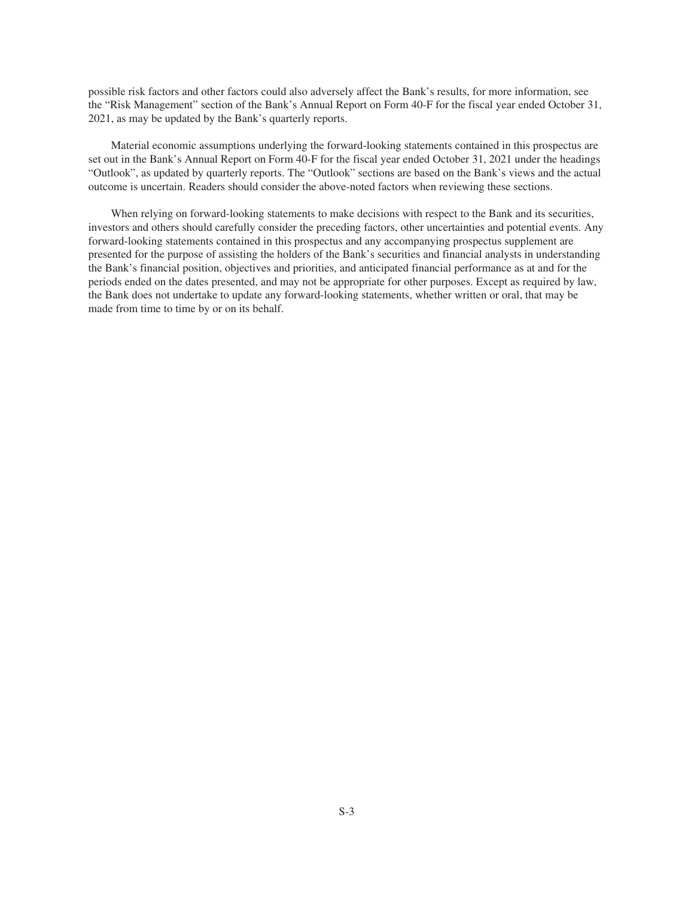possible risk factors and other factors could also adversely affect the Bank's results, for more information, see the "Risk Management" section of the Bank's Annual Report on Form 40-F for the fiscal year ended October 31, 2021, as may be updated by the Bank's quarterly reports.

Material economic assumptions underlying the forward-looking statements contained in this prospectus are set out in the Bank's Annual Report on Form 40-F for the fiscal year ended October 31, 2021 under the headings "Outlook", as updated by quarterly reports. The "Outlook" sections are based on the Bank's views and the actual outcome is uncertain. Readers should consider the above-noted factors when reviewing these sections.

When relying on forward-looking statements to make decisions with respect to the Bank and its securities, investors and others should carefully consider the preceding factors, other uncertainties and potential events. Any forward-looking statements contained in this prospectus and any accompanying prospectus supplement are presented for the purpose of assisting the holders of the Bank's securities and financial analysts in understanding the Bank's financial position, objectives and priorities, and anticipated financial performance as at and for the periods ended on the dates presented, and may not be appropriate for other purposes. Except as required by law, the Bank does not undertake to update any forward-looking statements, whether written or oral, that may be made from time to time by or on its behalf.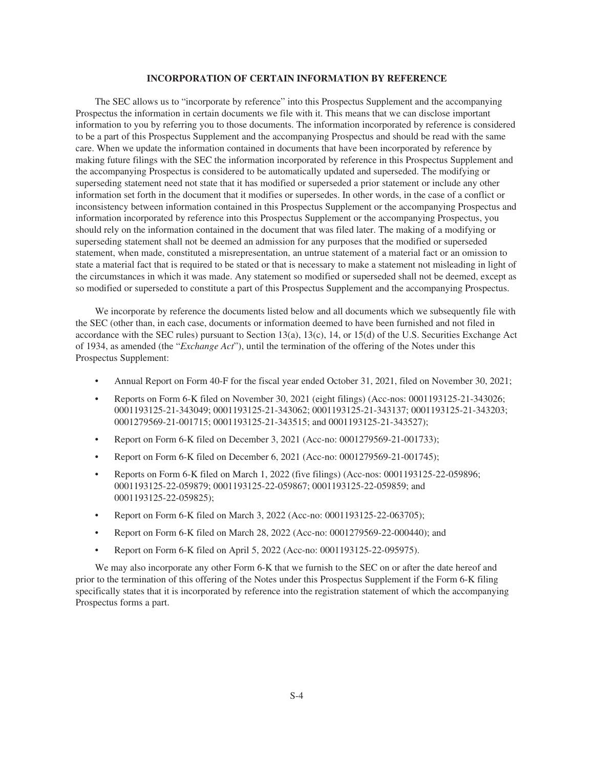## INCORPORATION OF CERTAIN INFORMATION BY REFERENCE

The SEC allows us to "incorporate by reference" into this Prospectus Supplement and the accompanying Prospectus the information in certain documents we file with it. This means that we can disclose important information to you by referring you to those documents. The information incorporated by reference is considered to be a part of this Prospectus Supplement and the accompanying Prospectus and should be read with the same care. When we update the information contained in documents that have been incorporated by reference by making future filings with the SEC the information incorporated by reference in this Prospectus Supplement and the accompanying Prospectus is considered to be automatically updated and superseded. The modifying or superseding statement need not state that it has modified or superseded a prior statement or include any other information set forth in the document that it modifies or supersedes. In other words, in the case of a conflict or inconsistency between information contained in this Prospectus Supplement or the accompanying Prospectus and information incorporated by reference into this Prospectus Supplement or the accompanying Prospectus, you should rely on the information contained in the document that was filed later. The making of a modifying or superseding statement shall not be deemed an admission for any purposes that the modified or superseded statement, when made, constituted a misrepresentation, an untrue statement of a material fact or an omission to state a material fact that is required to be stated or that is necessary to make a statement not misleading in light of the circumstances in which it was made. Any statement so modified or superseded shall not be deemed, except as so modified or superseded to constitute a part of this Prospectus Supplement and the accompanying Prospectus.

We incorporate by reference the documents listed below and all documents which we subsequently file with the SEC (other than, in each case, documents or information deemed to have been furnished and not filed in accordance with the SEC rules) pursuant to Section 13(a), 13(c), 14, or 15(d) of the U.S. Securities Exchange Act of 1934, as amended (the "*Exchange Act*"), until the termination of the offering of the Notes under this Prospectus Supplement:

- Annual Report on Form 40-F for the fiscal year ended October 31, 2021, filed on November 30, 2021;
- Reports on Form 6-K filed on November 30, 2021 (eight filings) (Acc-nos: 0001193125-21-343026; 0001193125-21-343049; 0001193125-21-343062; 0001193125-21-343137; 0001193125-21-343203; 0001279569-21-001715; 0001193125-21-343515; and 0001193125-21-343527);
- Report on Form 6-K filed on December 3, 2021 (Acc-no: 0001279569-21-001733);
- Report on Form 6-K filed on December 6, 2021 (Acc-no: 0001279569-21-001745);
- Reports on Form 6-K filed on March 1, 2022 (five filings) (Acc-nos: 0001193125-22-059896; 0001193125-22-059879; 0001193125-22-059867; 0001193125-22-059859; and 0001193125-22-059825);
- Report on Form 6-K filed on March 3, 2022 (Acc-no: 0001193125-22-063705);
- Report on Form 6-K filed on March 28, 2022 (Acc-no: 0001279569-22-000440); and
- Report on Form 6-K filed on April 5, 2022 (Acc-no: 0001193125-22-095975).

We may also incorporate any other Form 6-K that we furnish to the SEC on or after the date hereof and prior to the termination of this offering of the Notes under this Prospectus Supplement if the Form 6-K filing specifically states that it is incorporated by reference into the registration statement of which the accompanying Prospectus forms a part.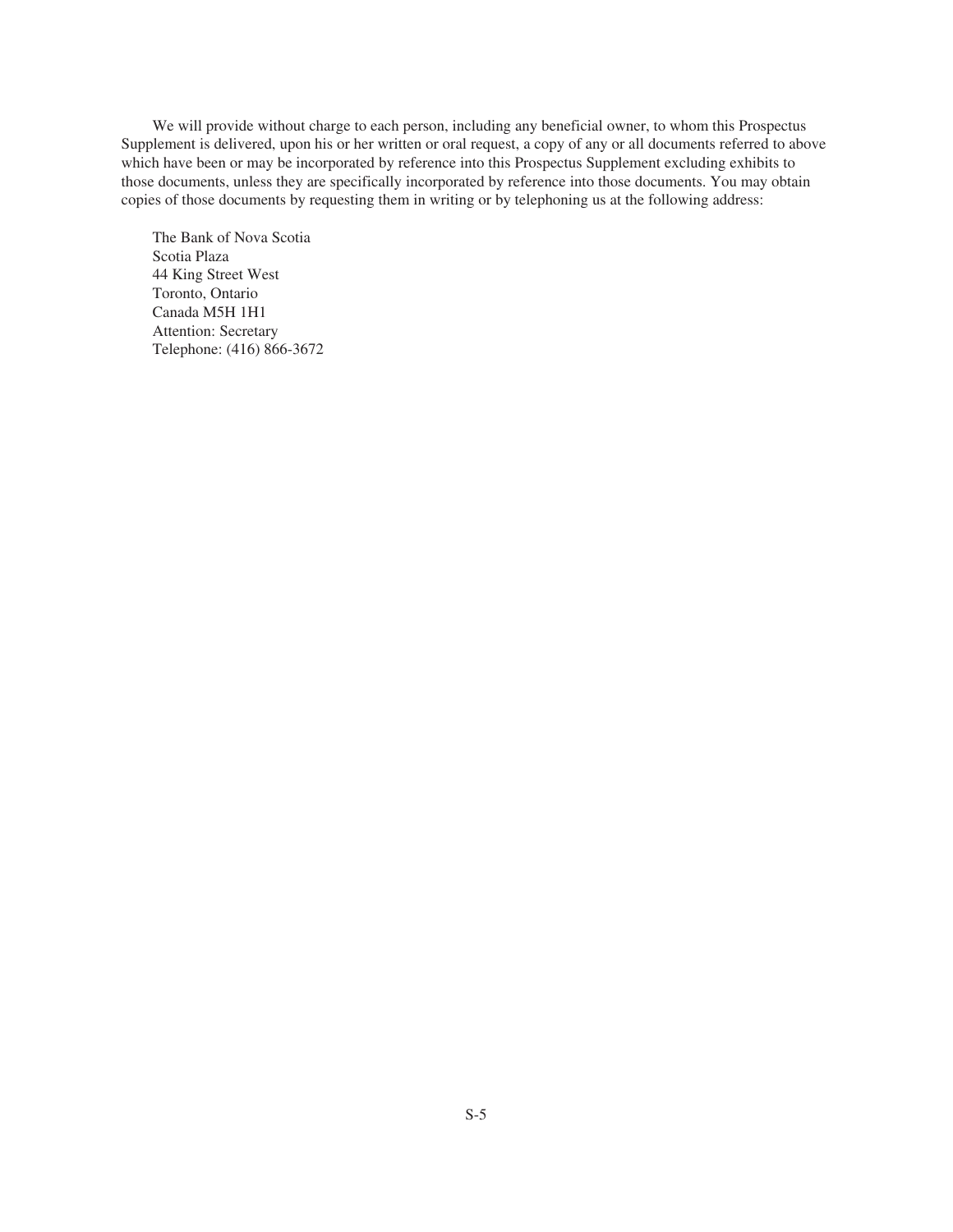We will provide without charge to each person, including any beneficial owner, to whom this Prospectus Supplement is delivered, upon his or her written or oral request, a copy of any or all documents referred to above which have been or may be incorporated by reference into this Prospectus Supplement excluding exhibits to those documents, unless they are specifically incorporated by reference into those documents. You may obtain copies of those documents by requesting them in writing or by telephoning us at the following address:

The Bank of Nova Scotia  
Scotia Plaza  
44 King Street West  
Toronto, Ontario  
Canada M5H 1H1  
Attention: Secretary  
Telephone: (416) 866-3672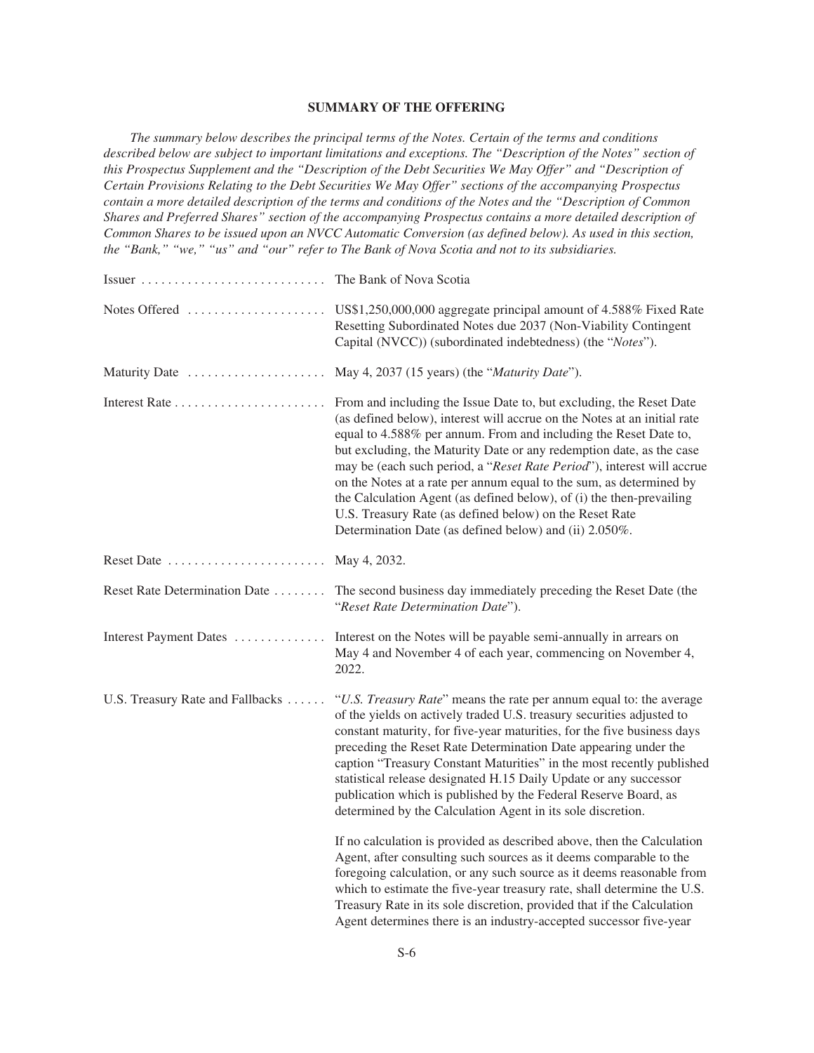## SUMMARY OF THE OFFERING

*The summary below describes the principal terms of the Notes. Certain of the terms and conditions described below are subject to important limitations and exceptions. The "Description of the Notes" section of this Prospectus Supplement and the "Description of the Debt Securities We May Offer" and "Description of Certain Provisions Relating to the Debt Securities We May Offer" sections of the accompanying Prospectus contain a more detailed description of the terms and conditions of the Notes and the "Description of Common Shares and Preferred Shares" section of the accompanying Prospectus contains a more detailed description of Common Shares to be issued upon an NVCC Automatic Conversion (as defined below). As used in this section, the "Bank," "we," "us" and "our" refer to The Bank of Nova Scotia and not to its subsidiaries.*

| | |
|---|---|
| Issuer | The Bank of Nova Scotia |
| Notes Offered | US$1,250,000,000 aggregate principal amount of 4.588% Fixed Rate Resetting Subordinated Notes due 2037 (Non-Viability Contingent Capital (NVCC)) (subordinated indebtedness) (the "*Notes*"). |
| Maturity Date | May 4, 2037 (15 years) (the "*Maturity Date*"). |
| Interest Rate | From and including the Issue Date to, but excluding, the Reset Date (as defined below), interest will accrue on the Notes at an initial rate equal to 4.588% per annum. From and including the Reset Date to, but excluding, the Maturity Date or any redemption date, as the case may be (each such period, a "*Reset Rate Period*"), interest will accrue on the Notes at a rate per annum equal to the sum, as determined by the Calculation Agent (as defined below), of (i) the then-prevailing U.S. Treasury Rate (as defined below) on the Reset Rate Determination Date (as defined below) and (ii) 2.050%. |
| Reset Date | May 4, 2032. |
| Reset Rate Determination Date | The second business day immediately preceding the Reset Date (the "*Reset Rate Determination Date*"). |
| Interest Payment Dates | Interest on the Notes will be payable semi-annually in arrears on May 4 and November 4 of each year, commencing on November 4, 2022. |
| U.S. Treasury Rate and Fallbacks | "*U.S. Treasury Rate*" means the rate per annum equal to: the average of the yields on actively traded U.S. treasury securities adjusted to constant maturity, for five-year maturities, for the five business days preceding the Reset Rate Determination Date appearing under the caption "Treasury Constant Maturities" in the most recently published statistical release designated H.15 Daily Update or any successor publication which is published by the Federal Reserve Board, as determined by the Calculation Agent in its sole discretion.<br><br>If no calculation is provided as described above, then the Calculation Agent, after consulting such sources as it deems comparable to the foregoing calculation, or any such source as it deems reasonable from which to estimate the five-year treasury rate, shall determine the U.S. Treasury Rate in its sole discretion, provided that if the Calculation Agent determines there is an industry-accepted successor five-year |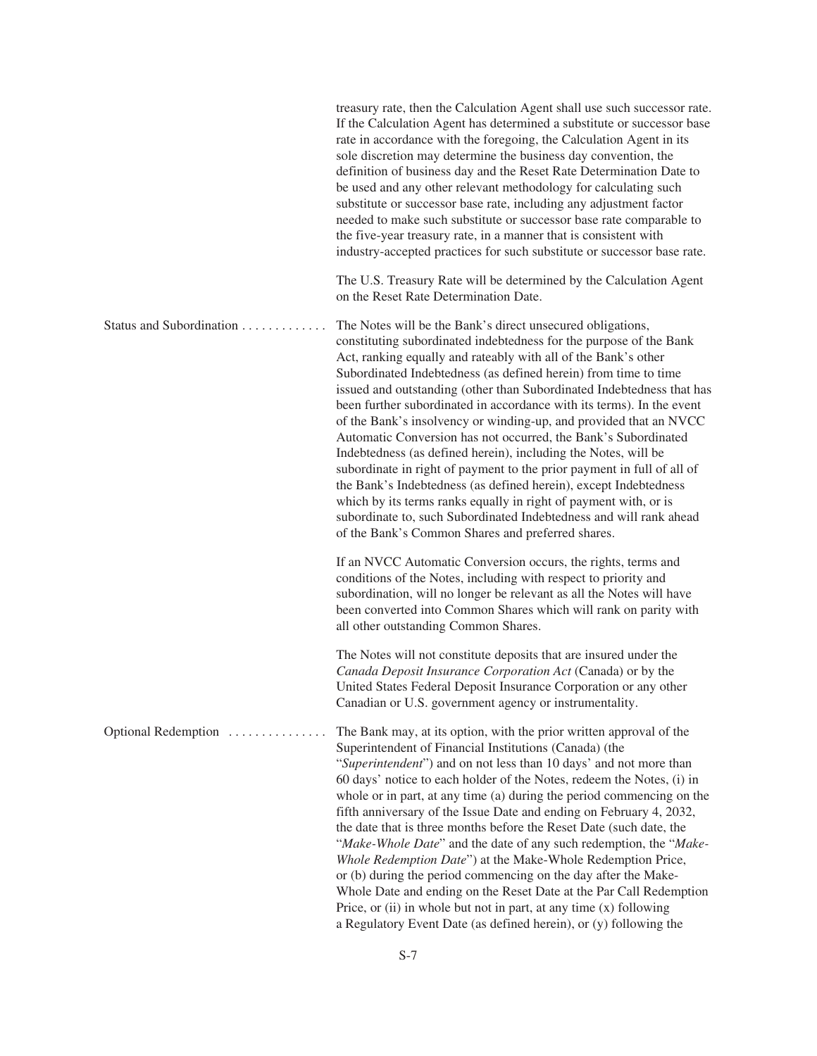treasury rate, then the Calculation Agent shall use such successor rate. If the Calculation Agent has determined a substitute or successor base rate in accordance with the foregoing, the Calculation Agent in its sole discretion may determine the business day convention, the definition of business day and the Reset Rate Determination Date to be used and any other relevant methodology for calculating such substitute or successor base rate, including any adjustment factor needed to make such substitute or successor base rate comparable to the five-year treasury rate, in a manner that is consistent with industry-accepted practices for such substitute or successor base rate.

The U.S. Treasury Rate will be determined by the Calculation Agent on the Reset Rate Determination Date.

**Status and Subordination**

The Notes will be the Bank's direct unsecured obligations, constituting subordinated indebtedness for the purpose of the Bank Act, ranking equally and rateably with all of the Bank's other Subordinated Indebtedness (as defined herein) from time to time issued and outstanding (other than Subordinated Indebtedness that has been further subordinated in accordance with its terms). In the event of the Bank's insolvency or winding-up, and provided that an NVCC Automatic Conversion has not occurred, the Bank's Subordinated Indebtedness (as defined herein), including the Notes, will be subordinate in right of payment to the prior payment in full of all of the Bank's Indebtedness (as defined herein), except Indebtedness which by its terms ranks equally in right of payment with, or is subordinate to, such Subordinated Indebtedness and will rank ahead of the Bank's Common Shares and preferred shares.

If an NVCC Automatic Conversion occurs, the rights, terms and conditions of the Notes, including with respect to priority and subordination, will no longer be relevant as all the Notes will have been converted into Common Shares which will rank on parity with all other outstanding Common Shares.

The Notes will not constitute deposits that are insured under the *Canada Deposit Insurance Corporation Act* (Canada) or by the United States Federal Deposit Insurance Corporation or any other Canadian or U.S. government agency or instrumentality.

**Optional Redemption**

The Bank may, at its option, with the prior written approval of the Superintendent of Financial Institutions (Canada) (the "*Superintendent*") and on not less than 10 days' and not more than 60 days' notice to each holder of the Notes, redeem the Notes, (i) in whole or in part, at any time (a) during the period commencing on the fifth anniversary of the Issue Date and ending on February 4, 2032, the date that is three months before the Reset Date (such date, the "*Make-Whole Date*" and the date of any such redemption, the "*Make-Whole Redemption Date*") at the Make-Whole Redemption Price, or (b) during the period commencing on the day after the Make-Whole Date and ending on the Reset Date at the Par Call Redemption Price, or (ii) in whole but not in part, at any time (x) following a Regulatory Event Date (as defined herein), or (y) following the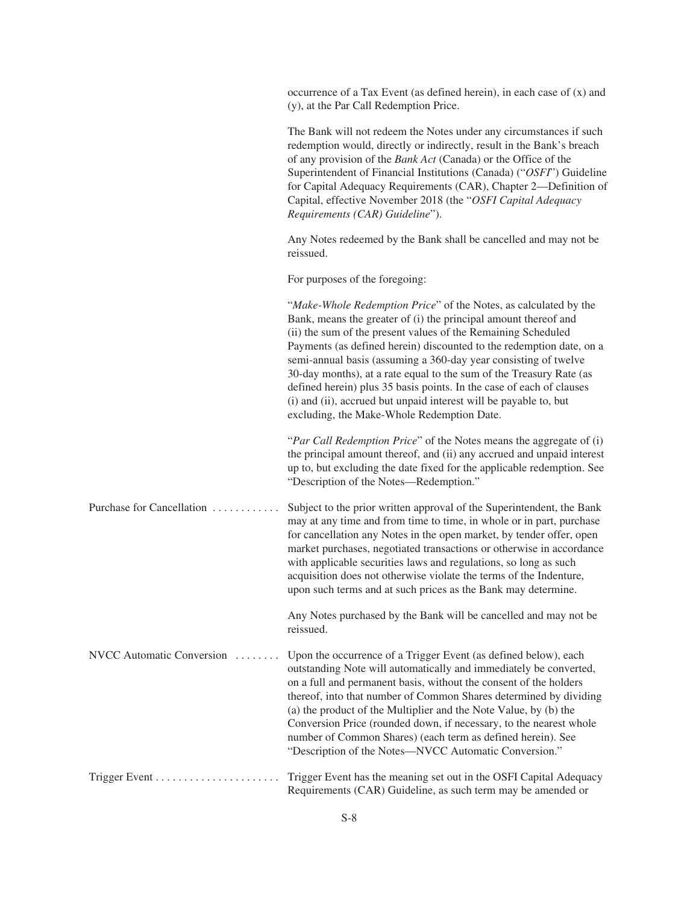occurrence of a Tax Event (as defined herein), in each case of (x) and (y), at the Par Call Redemption Price.

The Bank will not redeem the Notes under any circumstances if such redemption would, directly or indirectly, result in the Bank's breach of any provision of the *Bank Act* (Canada) or the Office of the Superintendent of Financial Institutions (Canada) ("*OSFI*") Guideline for Capital Adequacy Requirements (CAR), Chapter 2—Definition of Capital, effective November 2018 (the "*OSFI Capital Adequacy Requirements (CAR) Guideline*").

Any Notes redeemed by the Bank shall be cancelled and may not be reissued.

For purposes of the foregoing:

"*Make-Whole Redemption Price*" of the Notes, as calculated by the Bank, means the greater of (i) the principal amount thereof and (ii) the sum of the present values of the Remaining Scheduled Payments (as defined herein) discounted to the redemption date, on a semi-annual basis (assuming a 360-day year consisting of twelve 30-day months), at a rate equal to the sum of the Treasury Rate (as defined herein) plus 35 basis points. In the case of each of clauses (i) and (ii), accrued but unpaid interest will be payable to, but excluding, the Make-Whole Redemption Date.

"*Par Call Redemption Price*" of the Notes means the aggregate of (i) the principal amount thereof, and (ii) any accrued and unpaid interest up to, but excluding the date fixed for the applicable redemption. See "Description of the Notes—Redemption."

**Purchase for Cancellation** — Subject to the prior written approval of the Superintendent, the Bank may at any time and from time to time, in whole or in part, purchase for cancellation any Notes in the open market, by tender offer, open market purchases, negotiated transactions or otherwise in accordance with applicable securities laws and regulations, so long as such acquisition does not otherwise violate the terms of the Indenture, upon such terms and at such prices as the Bank may determine.

Any Notes purchased by the Bank will be cancelled and may not be reissued.

**NVCC Automatic Conversion** — Upon the occurrence of a Trigger Event (as defined below), each outstanding Note will automatically and immediately be converted, on a full and permanent basis, without the consent of the holders thereof, into that number of Common Shares determined by dividing (a) the product of the Multiplier and the Note Value, by (b) the Conversion Price (rounded down, if necessary, to the nearest whole number of Common Shares) (each term as defined herein). See "Description of the Notes—NVCC Automatic Conversion."

**Trigger Event** — Trigger Event has the meaning set out in the OSFI Capital Adequacy Requirements (CAR) Guideline, as such term may be amended or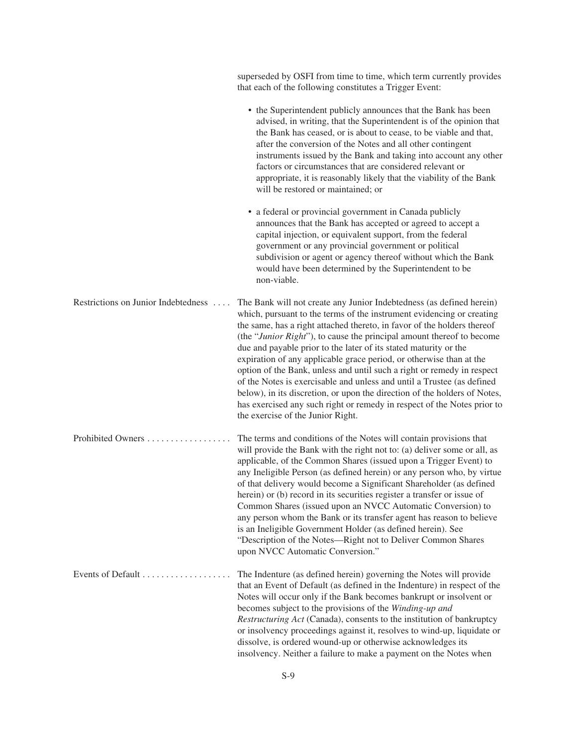superseded by OSFI from time to time, which term currently provides that each of the following constitutes a Trigger Event:

- the Superintendent publicly announces that the Bank has been advised, in writing, that the Superintendent is of the opinion that the Bank has ceased, or is about to cease, to be viable and that, after the conversion of the Notes and all other contingent instruments issued by the Bank and taking into account any other factors or circumstances that are considered relevant or appropriate, it is reasonably likely that the viability of the Bank will be restored or maintained; or

- a federal or provincial government in Canada publicly announces that the Bank has accepted or agreed to accept a capital injection, or equivalent support, from the federal government or any provincial government or political subdivision or agent or agency thereof without which the Bank would have been determined by the Superintendent to be non-viable.

**Restrictions on Junior Indebtedness** — The Bank will not create any Junior Indebtedness (as defined herein) which, pursuant to the terms of the instrument evidencing or creating the same, has a right attached thereto, in favor of the holders thereof (the "*Junior Right*"), to cause the principal amount thereof to become due and payable prior to the later of its stated maturity or the expiration of any applicable grace period, or otherwise than at the option of the Bank, unless and until such a right or remedy in respect of the Notes is exercisable and unless and until a Trustee (as defined below), in its discretion, or upon the direction of the holders of Notes, has exercised any such right or remedy in respect of the Notes prior to the exercise of the Junior Right.

**Prohibited Owners** — The terms and conditions of the Notes will contain provisions that will provide the Bank with the right not to: (a) deliver some or all, as applicable, of the Common Shares (issued upon a Trigger Event) to any Ineligible Person (as defined herein) or any person who, by virtue of that delivery would become a Significant Shareholder (as defined herein) or (b) record in its securities register a transfer or issue of Common Shares (issued upon an NVCC Automatic Conversion) to any person whom the Bank or its transfer agent has reason to believe is an Ineligible Government Holder (as defined herein). See "Description of the Notes—Right not to Deliver Common Shares upon NVCC Automatic Conversion."

**Events of Default** — The Indenture (as defined herein) governing the Notes will provide that an Event of Default (as defined in the Indenture) in respect of the Notes will occur only if the Bank becomes bankrupt or insolvent or becomes subject to the provisions of the *Winding-up and Restructuring Act* (Canada), consents to the institution of bankruptcy or insolvency proceedings against it, resolves to wind-up, liquidate or dissolve, is ordered wound-up or otherwise acknowledges its insolvency. Neither a failure to make a payment on the Notes when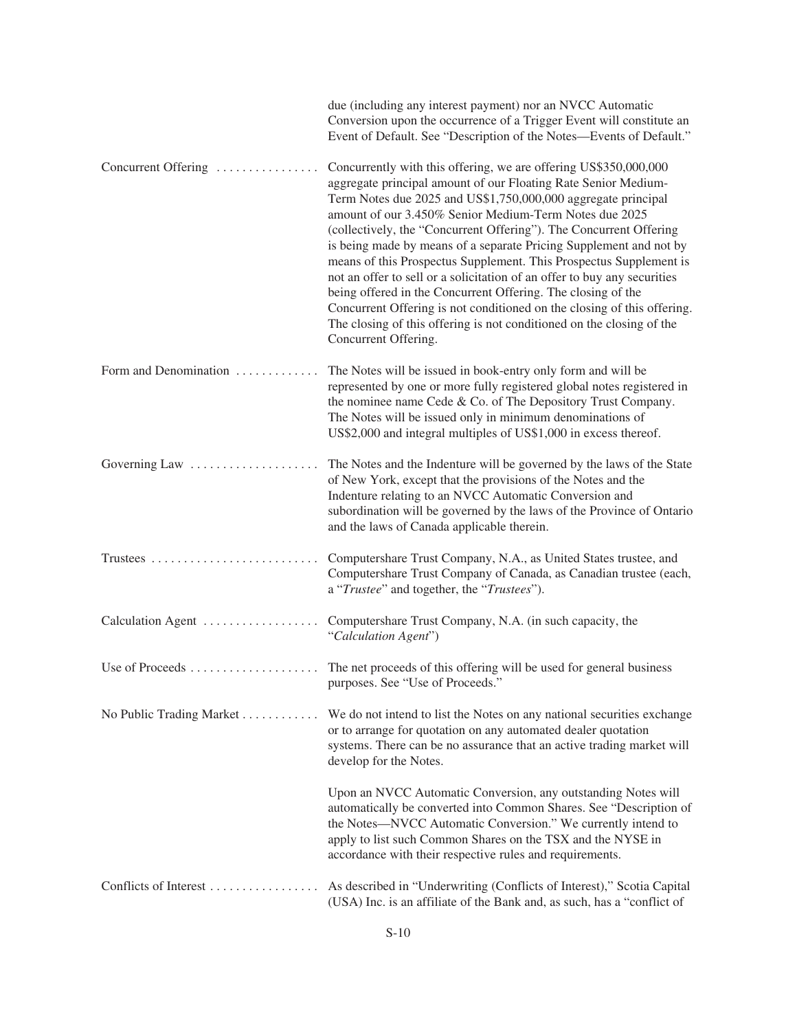| | |
|---|---|
| | due (including any interest payment) nor an NVCC Automatic Conversion upon the occurrence of a Trigger Event will constitute an Event of Default. See "Description of the Notes—Events of Default." |
| Concurrent Offering | Concurrently with this offering, we are offering US$350,000,000 aggregate principal amount of our Floating Rate Senior Medium-Term Notes due 2025 and US$1,750,000,000 aggregate principal amount of our 3.450% Senior Medium-Term Notes due 2025 (collectively, the "Concurrent Offering"). The Concurrent Offering is being made by means of a separate Pricing Supplement and not by means of this Prospectus Supplement. This Prospectus Supplement is not an offer to sell or a solicitation of an offer to buy any securities being offered in the Concurrent Offering. The closing of the Concurrent Offering is not conditioned on the closing of this offering. The closing of this offering is not conditioned on the closing of the Concurrent Offering. |
| Form and Denomination | The Notes will be issued in book-entry only form and will be represented by one or more fully registered global notes registered in the nominee name Cede & Co. of The Depository Trust Company. The Notes will be issued only in minimum denominations of US$2,000 and integral multiples of US$1,000 in excess thereof. |
| Governing Law | The Notes and the Indenture will be governed by the laws of the State of New York, except that the provisions of the Notes and the Indenture relating to an NVCC Automatic Conversion and subordination will be governed by the laws of the Province of Ontario and the laws of Canada applicable therein. |
| Trustees | Computershare Trust Company, N.A., as United States trustee, and Computershare Trust Company of Canada, as Canadian trustee (each, a "*Trustee*" and together, the "*Trustees*"). |
| Calculation Agent | Computershare Trust Company, N.A. (in such capacity, the "*Calculation Agent*") |
| Use of Proceeds | The net proceeds of this offering will be used for general business purposes. See "Use of Proceeds." |
| No Public Trading Market | We do not intend to list the Notes on any national securities exchange or to arrange for quotation on any automated dealer quotation systems. There can be no assurance that an active trading market will develop for the Notes.<br><br>Upon an NVCC Automatic Conversion, any outstanding Notes will automatically be converted into Common Shares. See "Description of the Notes—NVCC Automatic Conversion." We currently intend to apply to list such Common Shares on the TSX and the NYSE in accordance with their respective rules and requirements. |
| Conflicts of Interest | As described in "Underwriting (Conflicts of Interest)," Scotia Capital (USA) Inc. is an affiliate of the Bank and, as such, has a "conflict of |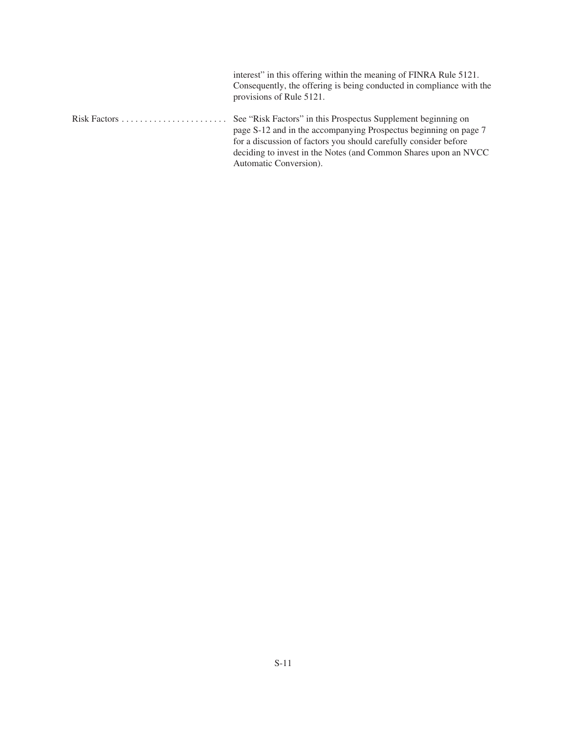| | |
|---|---|
| | interest" in this offering within the meaning of FINRA Rule 5121. Consequently, the offering is being conducted in compliance with the provisions of Rule 5121. |
| Risk Factors | See "Risk Factors" in this Prospectus Supplement beginning on page S-12 and in the accompanying Prospectus beginning on page 7 for a discussion of factors you should carefully consider before deciding to invest in the Notes (and Common Shares upon an NVCC Automatic Conversion). |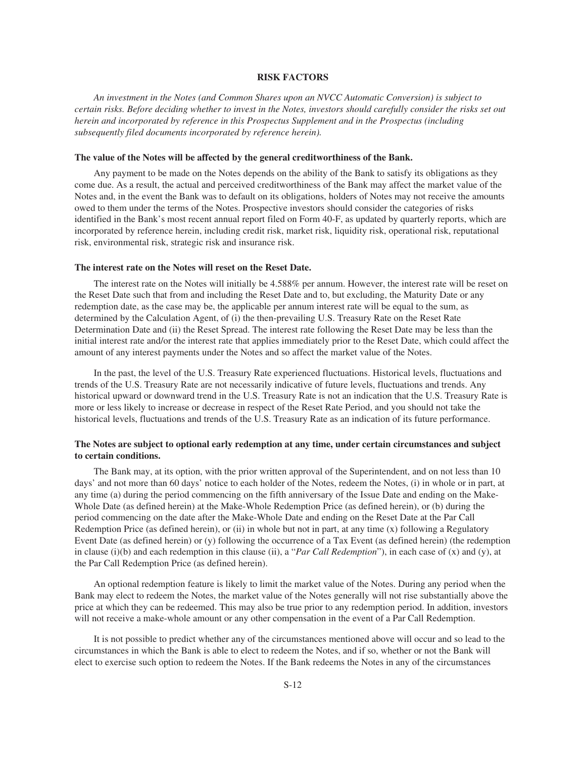## RISK FACTORS

*An investment in the Notes (and Common Shares upon an NVCC Automatic Conversion) is subject to certain risks. Before deciding whether to invest in the Notes, investors should carefully consider the risks set out herein and incorporated by reference in this Prospectus Supplement and in the Prospectus (including subsequently filed documents incorporated by reference herein).*

**The value of the Notes will be affected by the general creditworthiness of the Bank.**

Any payment to be made on the Notes depends on the ability of the Bank to satisfy its obligations as they come due. As a result, the actual and perceived creditworthiness of the Bank may affect the market value of the Notes and, in the event the Bank was to default on its obligations, holders of Notes may not receive the amounts owed to them under the terms of the Notes. Prospective investors should consider the categories of risks identified in the Bank's most recent annual report filed on Form 40-F, as updated by quarterly reports, which are incorporated by reference herein, including credit risk, market risk, liquidity risk, operational risk, reputational risk, environmental risk, strategic risk and insurance risk.

**The interest rate on the Notes will reset on the Reset Date.**

The interest rate on the Notes will initially be 4.588% per annum. However, the interest rate will be reset on the Reset Date such that from and including the Reset Date and to, but excluding, the Maturity Date or any redemption date, as the case may be, the applicable per annum interest rate will be equal to the sum, as determined by the Calculation Agent, of (i) the then-prevailing U.S. Treasury Rate on the Reset Rate Determination Date and (ii) the Reset Spread. The interest rate following the Reset Date may be less than the initial interest rate and/or the interest rate that applies immediately prior to the Reset Date, which could affect the amount of any interest payments under the Notes and so affect the market value of the Notes.

In the past, the level of the U.S. Treasury Rate experienced fluctuations. Historical levels, fluctuations and trends of the U.S. Treasury Rate are not necessarily indicative of future levels, fluctuations and trends. Any historical upward or downward trend in the U.S. Treasury Rate is not an indication that the U.S. Treasury Rate is more or less likely to increase or decrease in respect of the Reset Rate Period, and you should not take the historical levels, fluctuations and trends of the U.S. Treasury Rate as an indication of its future performance.

**The Notes are subject to optional early redemption at any time, under certain circumstances and subject to certain conditions.**

The Bank may, at its option, with the prior written approval of the Superintendent, and on not less than 10 days' and not more than 60 days' notice to each holder of the Notes, redeem the Notes, (i) in whole or in part, at any time (a) during the period commencing on the fifth anniversary of the Issue Date and ending on the Make-Whole Date (as defined herein) at the Make-Whole Redemption Price (as defined herein), or (b) during the period commencing on the date after the Make-Whole Date and ending on the Reset Date at the Par Call Redemption Price (as defined herein), or (ii) in whole but not in part, at any time (x) following a Regulatory Event Date (as defined herein) or (y) following the occurrence of a Tax Event (as defined herein) (the redemption in clause (i)(b) and each redemption in this clause (ii), a "*Par Call Redemption*"), in each case of (x) and (y), at the Par Call Redemption Price (as defined herein).

An optional redemption feature is likely to limit the market value of the Notes. During any period when the Bank may elect to redeem the Notes, the market value of the Notes generally will not rise substantially above the price at which they can be redeemed. This may also be true prior to any redemption period. In addition, investors will not receive a make-whole amount or any other compensation in the event of a Par Call Redemption.

It is not possible to predict whether any of the circumstances mentioned above will occur and so lead to the circumstances in which the Bank is able to elect to redeem the Notes, and if so, whether or not the Bank will elect to exercise such option to redeem the Notes. If the Bank redeems the Notes in any of the circumstances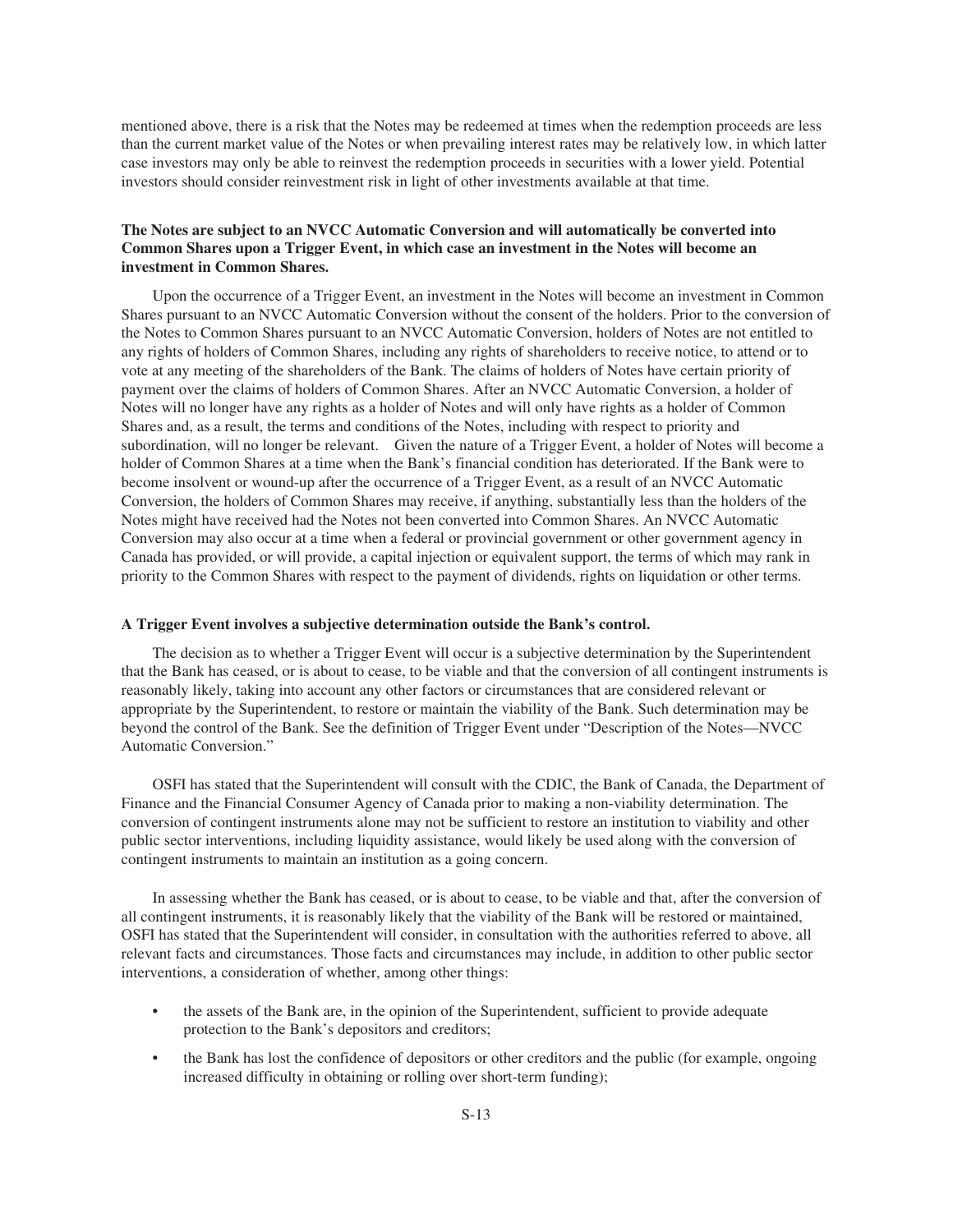mentioned above, there is a risk that the Notes may be redeemed at times when the redemption proceeds are less than the current market value of the Notes or when prevailing interest rates may be relatively low, in which latter case investors may only be able to reinvest the redemption proceeds in securities with a lower yield. Potential investors should consider reinvestment risk in light of other investments available at that time.

**The Notes are subject to an NVCC Automatic Conversion and will automatically be converted into Common Shares upon a Trigger Event, in which case an investment in the Notes will become an investment in Common Shares.**

Upon the occurrence of a Trigger Event, an investment in the Notes will become an investment in Common Shares pursuant to an NVCC Automatic Conversion without the consent of the holders. Prior to the conversion of the Notes to Common Shares pursuant to an NVCC Automatic Conversion, holders of Notes are not entitled to any rights of holders of Common Shares, including any rights of shareholders to receive notice, to attend or to vote at any meeting of the shareholders of the Bank. The claims of holders of Notes have certain priority of payment over the claims of holders of Common Shares. After an NVCC Automatic Conversion, a holder of Notes will no longer have any rights as a holder of Notes and will only have rights as a holder of Common Shares and, as a result, the terms and conditions of the Notes, including with respect to priority and subordination, will no longer be relevant. Given the nature of a Trigger Event, a holder of Notes will become a holder of Common Shares at a time when the Bank's financial condition has deteriorated. If the Bank were to become insolvent or wound-up after the occurrence of a Trigger Event, as a result of an NVCC Automatic Conversion, the holders of Common Shares may receive, if anything, substantially less than the holders of the Notes might have received had the Notes not been converted into Common Shares. An NVCC Automatic Conversion may also occur at a time when a federal or provincial government or other government agency in Canada has provided, or will provide, a capital injection or equivalent support, the terms of which may rank in priority to the Common Shares with respect to the payment of dividends, rights on liquidation or other terms.

**A Trigger Event involves a subjective determination outside the Bank's control.**

The decision as to whether a Trigger Event will occur is a subjective determination by the Superintendent that the Bank has ceased, or is about to cease, to be viable and that the conversion of all contingent instruments is reasonably likely, taking into account any other factors or circumstances that are considered relevant or appropriate by the Superintendent, to restore or maintain the viability of the Bank. Such determination may be beyond the control of the Bank. See the definition of Trigger Event under "Description of the Notes—NVCC Automatic Conversion."

OSFI has stated that the Superintendent will consult with the CDIC, the Bank of Canada, the Department of Finance and the Financial Consumer Agency of Canada prior to making a non-viability determination. The conversion of contingent instruments alone may not be sufficient to restore an institution to viability and other public sector interventions, including liquidity assistance, would likely be used along with the conversion of contingent instruments to maintain an institution as a going concern.

In assessing whether the Bank has ceased, or is about to cease, to be viable and that, after the conversion of all contingent instruments, it is reasonably likely that the viability of the Bank will be restored or maintained, OSFI has stated that the Superintendent will consider, in consultation with the authorities referred to above, all relevant facts and circumstances. Those facts and circumstances may include, in addition to other public sector interventions, a consideration of whether, among other things:

- the assets of the Bank are, in the opinion of the Superintendent, sufficient to provide adequate protection to the Bank's depositors and creditors;
- the Bank has lost the confidence of depositors or other creditors and the public (for example, ongoing increased difficulty in obtaining or rolling over short-term funding);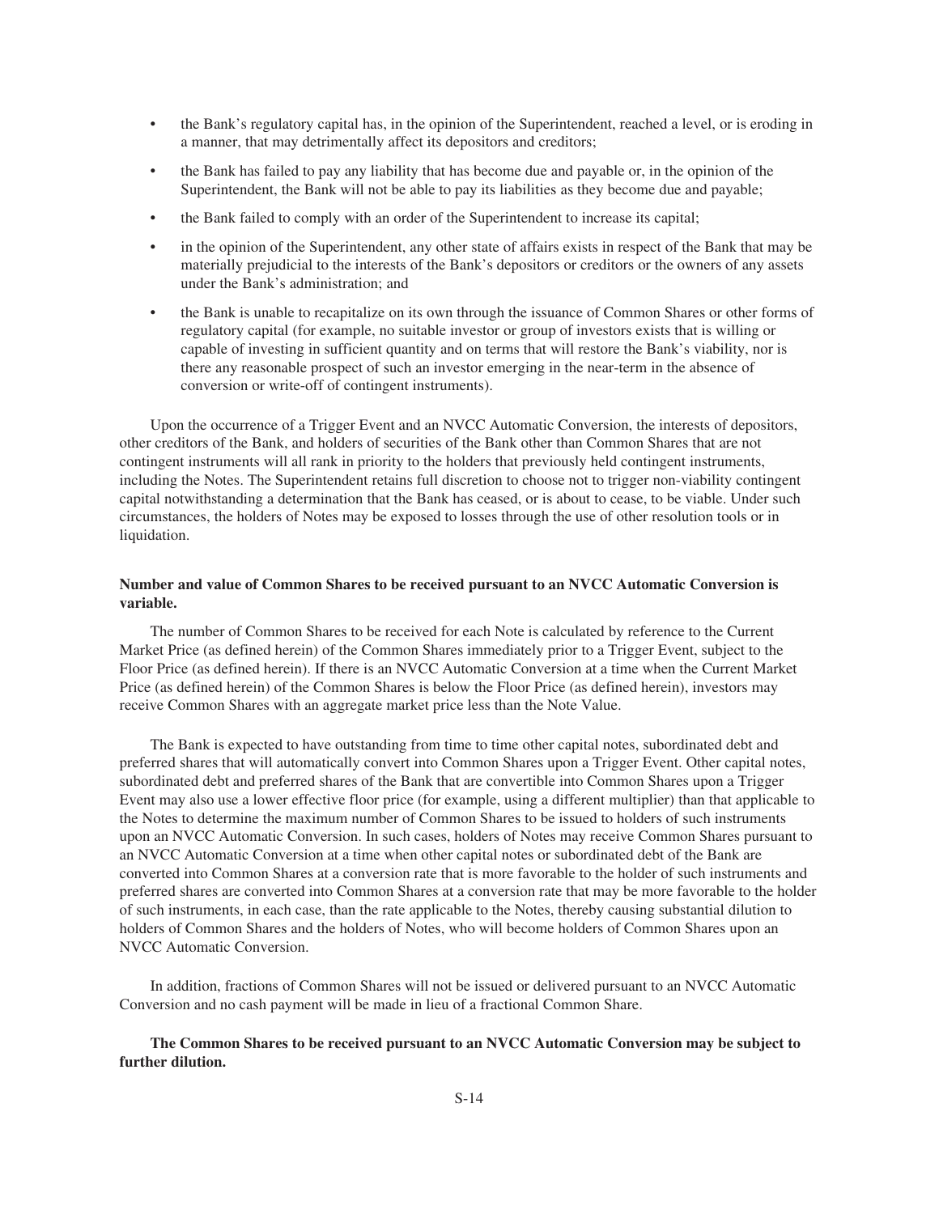- the Bank's regulatory capital has, in the opinion of the Superintendent, reached a level, or is eroding in a manner, that may detrimentally affect its depositors and creditors;
- the Bank has failed to pay any liability that has become due and payable or, in the opinion of the Superintendent, the Bank will not be able to pay its liabilities as they become due and payable;
- the Bank failed to comply with an order of the Superintendent to increase its capital;
- in the opinion of the Superintendent, any other state of affairs exists in respect of the Bank that may be materially prejudicial to the interests of the Bank's depositors or creditors or the owners of any assets under the Bank's administration; and
- the Bank is unable to recapitalize on its own through the issuance of Common Shares or other forms of regulatory capital (for example, no suitable investor or group of investors exists that is willing or capable of investing in sufficient quantity and on terms that will restore the Bank's viability, nor is there any reasonable prospect of such an investor emerging in the near-term in the absence of conversion or write-off of contingent instruments).

Upon the occurrence of a Trigger Event and an NVCC Automatic Conversion, the interests of depositors, other creditors of the Bank, and holders of securities of the Bank other than Common Shares that are not contingent instruments will all rank in priority to the holders that previously held contingent instruments, including the Notes. The Superintendent retains full discretion to choose not to trigger non-viability contingent capital notwithstanding a determination that the Bank has ceased, or is about to cease, to be viable. Under such circumstances, the holders of Notes may be exposed to losses through the use of other resolution tools or in liquidation.

**Number and value of Common Shares to be received pursuant to an NVCC Automatic Conversion is variable.**

The number of Common Shares to be received for each Note is calculated by reference to the Current Market Price (as defined herein) of the Common Shares immediately prior to a Trigger Event, subject to the Floor Price (as defined herein). If there is an NVCC Automatic Conversion at a time when the Current Market Price (as defined herein) of the Common Shares is below the Floor Price (as defined herein), investors may receive Common Shares with an aggregate market price less than the Note Value.

The Bank is expected to have outstanding from time to time other capital notes, subordinated debt and preferred shares that will automatically convert into Common Shares upon a Trigger Event. Other capital notes, subordinated debt and preferred shares of the Bank that are convertible into Common Shares upon a Trigger Event may also use a lower effective floor price (for example, using a different multiplier) than that applicable to the Notes to determine the maximum number of Common Shares to be issued to holders of such instruments upon an NVCC Automatic Conversion. In such cases, holders of Notes may receive Common Shares pursuant to an NVCC Automatic Conversion at a time when other capital notes or subordinated debt of the Bank are converted into Common Shares at a conversion rate that is more favorable to the holder of such instruments and preferred shares are converted into Common Shares at a conversion rate that may be more favorable to the holder of such instruments, in each case, than the rate applicable to the Notes, thereby causing substantial dilution to holders of Common Shares and the holders of Notes, who will become holders of Common Shares upon an NVCC Automatic Conversion.

In addition, fractions of Common Shares will not be issued or delivered pursuant to an NVCC Automatic Conversion and no cash payment will be made in lieu of a fractional Common Share.

**The Common Shares to be received pursuant to an NVCC Automatic Conversion may be subject to further dilution.**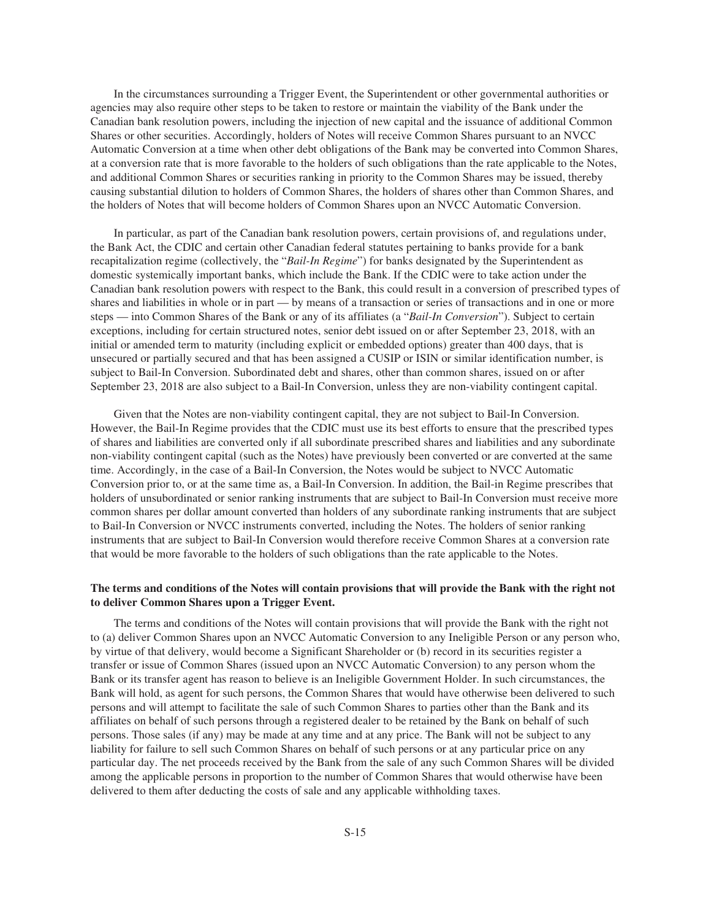In the circumstances surrounding a Trigger Event, the Superintendent or other governmental authorities or agencies may also require other steps to be taken to restore or maintain the viability of the Bank under the Canadian bank resolution powers, including the injection of new capital and the issuance of additional Common Shares or other securities. Accordingly, holders of Notes will receive Common Shares pursuant to an NVCC Automatic Conversion at a time when other debt obligations of the Bank may be converted into Common Shares, at a conversion rate that is more favorable to the holders of such obligations than the rate applicable to the Notes, and additional Common Shares or securities ranking in priority to the Common Shares may be issued, thereby causing substantial dilution to holders of Common Shares, the holders of shares other than Common Shares, and the holders of Notes that will become holders of Common Shares upon an NVCC Automatic Conversion.

In particular, as part of the Canadian bank resolution powers, certain provisions of, and regulations under, the Bank Act, the CDIC and certain other Canadian federal statutes pertaining to banks provide for a bank recapitalization regime (collectively, the "*Bail-In Regime*") for banks designated by the Superintendent as domestic systemically important banks, which include the Bank. If the CDIC were to take action under the Canadian bank resolution powers with respect to the Bank, this could result in a conversion of prescribed types of shares and liabilities in whole or in part — by means of a transaction or series of transactions and in one or more steps — into Common Shares of the Bank or any of its affiliates (a "*Bail-In Conversion*"). Subject to certain exceptions, including for certain structured notes, senior debt issued on or after September 23, 2018, with an initial or amended term to maturity (including explicit or embedded options) greater than 400 days, that is unsecured or partially secured and that has been assigned a CUSIP or ISIN or similar identification number, is subject to Bail-In Conversion. Subordinated debt and shares, other than common shares, issued on or after September 23, 2018 are also subject to a Bail-In Conversion, unless they are non-viability contingent capital.

Given that the Notes are non-viability contingent capital, they are not subject to Bail-In Conversion. However, the Bail-In Regime provides that the CDIC must use its best efforts to ensure that the prescribed types of shares and liabilities are converted only if all subordinate prescribed shares and liabilities and any subordinate non-viability contingent capital (such as the Notes) have previously been converted or are converted at the same time. Accordingly, in the case of a Bail-In Conversion, the Notes would be subject to NVCC Automatic Conversion prior to, or at the same time as, a Bail-In Conversion. In addition, the Bail-in Regime prescribes that holders of unsubordinated or senior ranking instruments that are subject to Bail-In Conversion must receive more common shares per dollar amount converted than holders of any subordinate ranking instruments that are subject to Bail-In Conversion or NVCC instruments converted, including the Notes. The holders of senior ranking instruments that are subject to Bail-In Conversion would therefore receive Common Shares at a conversion rate that would be more favorable to the holders of such obligations than the rate applicable to the Notes.

**The terms and conditions of the Notes will contain provisions that will provide the Bank with the right not to deliver Common Shares upon a Trigger Event.**

The terms and conditions of the Notes will contain provisions that will provide the Bank with the right not to (a) deliver Common Shares upon an NVCC Automatic Conversion to any Ineligible Person or any person who, by virtue of that delivery, would become a Significant Shareholder or (b) record in its securities register a transfer or issue of Common Shares (issued upon an NVCC Automatic Conversion) to any person whom the Bank or its transfer agent has reason to believe is an Ineligible Government Holder. In such circumstances, the Bank will hold, as agent for such persons, the Common Shares that would have otherwise been delivered to such persons and will attempt to facilitate the sale of such Common Shares to parties other than the Bank and its affiliates on behalf of such persons through a registered dealer to be retained by the Bank on behalf of such persons. Those sales (if any) may be made at any time and at any price. The Bank will not be subject to any liability for failure to sell such Common Shares on behalf of such persons or at any particular price on any particular day. The net proceeds received by the Bank from the sale of any such Common Shares will be divided among the applicable persons in proportion to the number of Common Shares that would otherwise have been delivered to them after deducting the costs of sale and any applicable withholding taxes.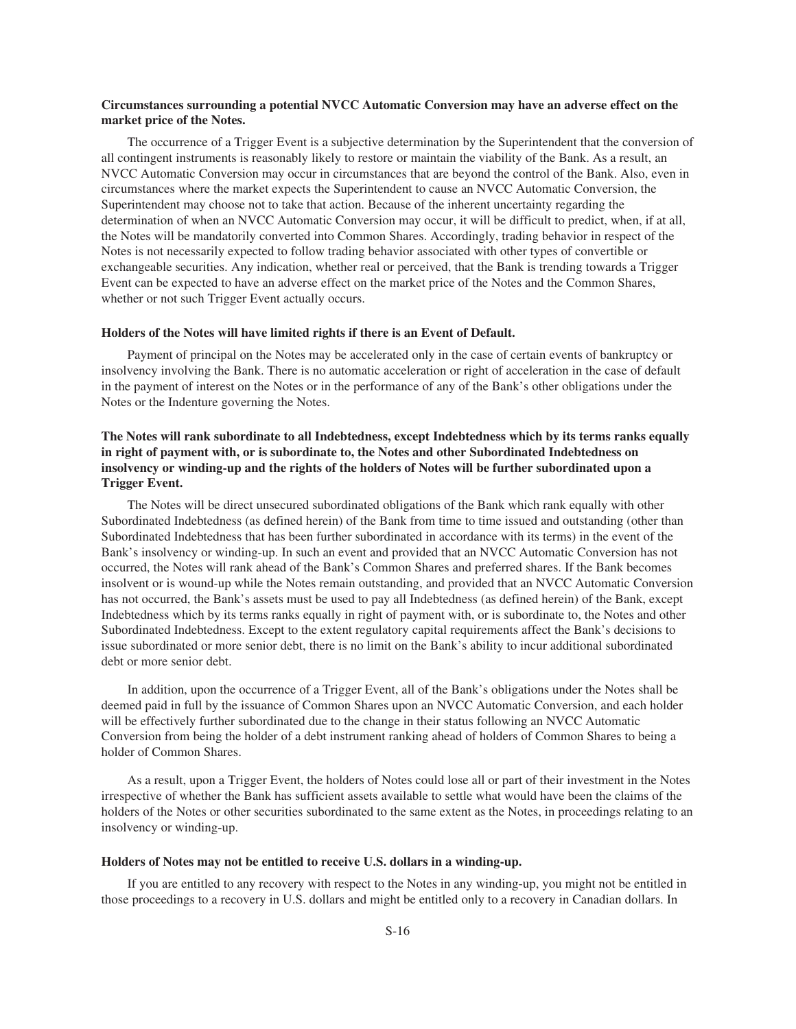**Circumstances surrounding a potential NVCC Automatic Conversion may have an adverse effect on the market price of the Notes.**

The occurrence of a Trigger Event is a subjective determination by the Superintendent that the conversion of all contingent instruments is reasonably likely to restore or maintain the viability of the Bank. As a result, an NVCC Automatic Conversion may occur in circumstances that are beyond the control of the Bank. Also, even in circumstances where the market expects the Superintendent to cause an NVCC Automatic Conversion, the Superintendent may choose not to take that action. Because of the inherent uncertainty regarding the determination of when an NVCC Automatic Conversion may occur, it will be difficult to predict, when, if at all, the Notes will be mandatorily converted into Common Shares. Accordingly, trading behavior in respect of the Notes is not necessarily expected to follow trading behavior associated with other types of convertible or exchangeable securities. Any indication, whether real or perceived, that the Bank is trending towards a Trigger Event can be expected to have an adverse effect on the market price of the Notes and the Common Shares, whether or not such Trigger Event actually occurs.

**Holders of the Notes will have limited rights if there is an Event of Default.**

Payment of principal on the Notes may be accelerated only in the case of certain events of bankruptcy or insolvency involving the Bank. There is no automatic acceleration or right of acceleration in the case of default in the payment of interest on the Notes or in the performance of any of the Bank's other obligations under the Notes or the Indenture governing the Notes.

**The Notes will rank subordinate to all Indebtedness, except Indebtedness which by its terms ranks equally in right of payment with, or is subordinate to, the Notes and other Subordinated Indebtedness on insolvency or winding-up and the rights of the holders of Notes will be further subordinated upon a Trigger Event.**

The Notes will be direct unsecured subordinated obligations of the Bank which rank equally with other Subordinated Indebtedness (as defined herein) of the Bank from time to time issued and outstanding (other than Subordinated Indebtedness that has been further subordinated in accordance with its terms) in the event of the Bank's insolvency or winding-up. In such an event and provided that an NVCC Automatic Conversion has not occurred, the Notes will rank ahead of the Bank's Common Shares and preferred shares. If the Bank becomes insolvent or is wound-up while the Notes remain outstanding, and provided that an NVCC Automatic Conversion has not occurred, the Bank's assets must be used to pay all Indebtedness (as defined herein) of the Bank, except Indebtedness which by its terms ranks equally in right of payment with, or is subordinate to, the Notes and other Subordinated Indebtedness. Except to the extent regulatory capital requirements affect the Bank's decisions to issue subordinated or more senior debt, there is no limit on the Bank's ability to incur additional subordinated debt or more senior debt.

In addition, upon the occurrence of a Trigger Event, all of the Bank's obligations under the Notes shall be deemed paid in full by the issuance of Common Shares upon an NVCC Automatic Conversion, and each holder will be effectively further subordinated due to the change in their status following an NVCC Automatic Conversion from being the holder of a debt instrument ranking ahead of holders of Common Shares to being a holder of Common Shares.

As a result, upon a Trigger Event, the holders of Notes could lose all or part of their investment in the Notes irrespective of whether the Bank has sufficient assets available to settle what would have been the claims of the holders of the Notes or other securities subordinated to the same extent as the Notes, in proceedings relating to an insolvency or winding-up.

**Holders of Notes may not be entitled to receive U.S. dollars in a winding-up.**

If you are entitled to any recovery with respect to the Notes in any winding-up, you might not be entitled in those proceedings to a recovery in U.S. dollars and might be entitled only to a recovery in Canadian dollars. In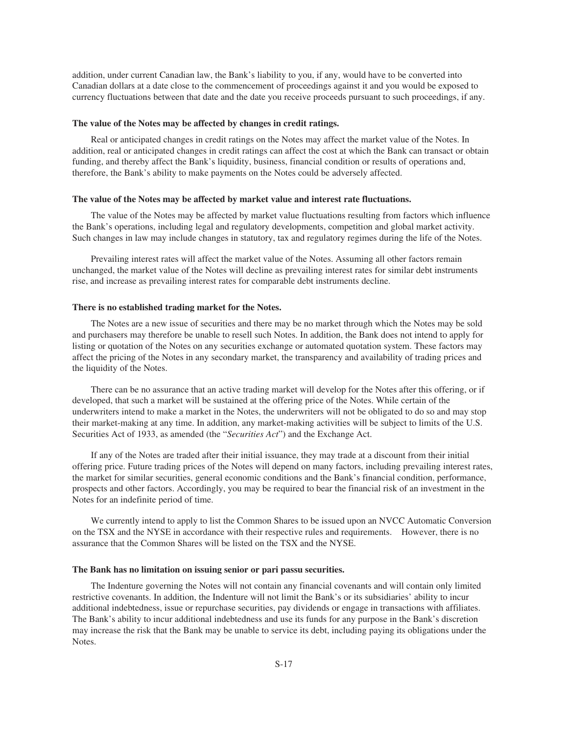addition, under current Canadian law, the Bank's liability to you, if any, would have to be converted into Canadian dollars at a date close to the commencement of proceedings against it and you would be exposed to currency fluctuations between that date and the date you receive proceeds pursuant to such proceedings, if any.

**The value of the Notes may be affected by changes in credit ratings.**

Real or anticipated changes in credit ratings on the Notes may affect the market value of the Notes. In addition, real or anticipated changes in credit ratings can affect the cost at which the Bank can transact or obtain funding, and thereby affect the Bank's liquidity, business, financial condition or results of operations and, therefore, the Bank's ability to make payments on the Notes could be adversely affected.

**The value of the Notes may be affected by market value and interest rate fluctuations.**

The value of the Notes may be affected by market value fluctuations resulting from factors which influence the Bank's operations, including legal and regulatory developments, competition and global market activity. Such changes in law may include changes in statutory, tax and regulatory regimes during the life of the Notes.

Prevailing interest rates will affect the market value of the Notes. Assuming all other factors remain unchanged, the market value of the Notes will decline as prevailing interest rates for similar debt instruments rise, and increase as prevailing interest rates for comparable debt instruments decline.

**There is no established trading market for the Notes.**

The Notes are a new issue of securities and there may be no market through which the Notes may be sold and purchasers may therefore be unable to resell such Notes. In addition, the Bank does not intend to apply for listing or quotation of the Notes on any securities exchange or automated quotation system. These factors may affect the pricing of the Notes in any secondary market, the transparency and availability of trading prices and the liquidity of the Notes.

There can be no assurance that an active trading market will develop for the Notes after this offering, or if developed, that such a market will be sustained at the offering price of the Notes. While certain of the underwriters intend to make a market in the Notes, the underwriters will not be obligated to do so and may stop their market-making at any time. In addition, any market-making activities will be subject to limits of the U.S. Securities Act of 1933, as amended (the "*Securities Act*") and the Exchange Act.

If any of the Notes are traded after their initial issuance, they may trade at a discount from their initial offering price. Future trading prices of the Notes will depend on many factors, including prevailing interest rates, the market for similar securities, general economic conditions and the Bank's financial condition, performance, prospects and other factors. Accordingly, you may be required to bear the financial risk of an investment in the Notes for an indefinite period of time.

We currently intend to apply to list the Common Shares to be issued upon an NVCC Automatic Conversion on the TSX and the NYSE in accordance with their respective rules and requirements. However, there is no assurance that the Common Shares will be listed on the TSX and the NYSE.

**The Bank has no limitation on issuing senior or pari passu securities.**

The Indenture governing the Notes will not contain any financial covenants and will contain only limited restrictive covenants. In addition, the Indenture will not limit the Bank's or its subsidiaries' ability to incur additional indebtedness, issue or repurchase securities, pay dividends or engage in transactions with affiliates. The Bank's ability to incur additional indebtedness and use its funds for any purpose in the Bank's discretion may increase the risk that the Bank may be unable to service its debt, including paying its obligations under the Notes.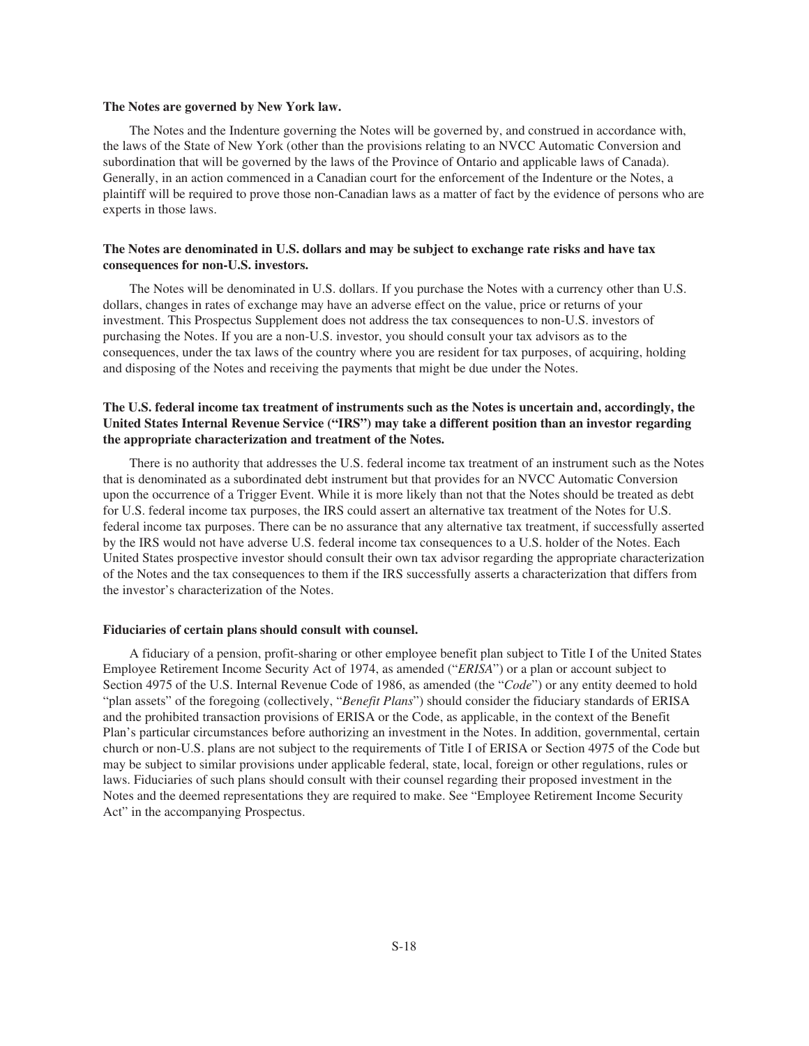**The Notes are governed by New York law.**

The Notes and the Indenture governing the Notes will be governed by, and construed in accordance with, the laws of the State of New York (other than the provisions relating to an NVCC Automatic Conversion and subordination that will be governed by the laws of the Province of Ontario and applicable laws of Canada). Generally, in an action commenced in a Canadian court for the enforcement of the Indenture or the Notes, a plaintiff will be required to prove those non-Canadian laws as a matter of fact by the evidence of persons who are experts in those laws.

**The Notes are denominated in U.S. dollars and may be subject to exchange rate risks and have tax consequences for non-U.S. investors.**

The Notes will be denominated in U.S. dollars. If you purchase the Notes with a currency other than U.S. dollars, changes in rates of exchange may have an adverse effect on the value, price or returns of your investment. This Prospectus Supplement does not address the tax consequences to non-U.S. investors of purchasing the Notes. If you are a non-U.S. investor, you should consult your tax advisors as to the consequences, under the tax laws of the country where you are resident for tax purposes, of acquiring, holding and disposing of the Notes and receiving the payments that might be due under the Notes.

**The U.S. federal income tax treatment of instruments such as the Notes is uncertain and, accordingly, the United States Internal Revenue Service ("IRS") may take a different position than an investor regarding the appropriate characterization and treatment of the Notes.**

There is no authority that addresses the U.S. federal income tax treatment of an instrument such as the Notes that is denominated as a subordinated debt instrument but that provides for an NVCC Automatic Conversion upon the occurrence of a Trigger Event. While it is more likely than not that the Notes should be treated as debt for U.S. federal income tax purposes, the IRS could assert an alternative tax treatment of the Notes for U.S. federal income tax purposes. There can be no assurance that any alternative tax treatment, if successfully asserted by the IRS would not have adverse U.S. federal income tax consequences to a U.S. holder of the Notes. Each United States prospective investor should consult their own tax advisor regarding the appropriate characterization of the Notes and the tax consequences to them if the IRS successfully asserts a characterization that differs from the investor's characterization of the Notes.

**Fiduciaries of certain plans should consult with counsel.**

A fiduciary of a pension, profit-sharing or other employee benefit plan subject to Title I of the United States Employee Retirement Income Security Act of 1974, as amended ("*ERISA*") or a plan or account subject to Section 4975 of the U.S. Internal Revenue Code of 1986, as amended (the "*Code*") or any entity deemed to hold "plan assets" of the foregoing (collectively, "*Benefit Plans*") should consider the fiduciary standards of ERISA and the prohibited transaction provisions of ERISA or the Code, as applicable, in the context of the Benefit Plan's particular circumstances before authorizing an investment in the Notes. In addition, governmental, certain church or non-U.S. plans are not subject to the requirements of Title I of ERISA or Section 4975 of the Code but may be subject to similar provisions under applicable federal, state, local, foreign or other regulations, rules or laws. Fiduciaries of such plans should consult with their counsel regarding their proposed investment in the Notes and the deemed representations they are required to make. See "Employee Retirement Income Security Act" in the accompanying Prospectus.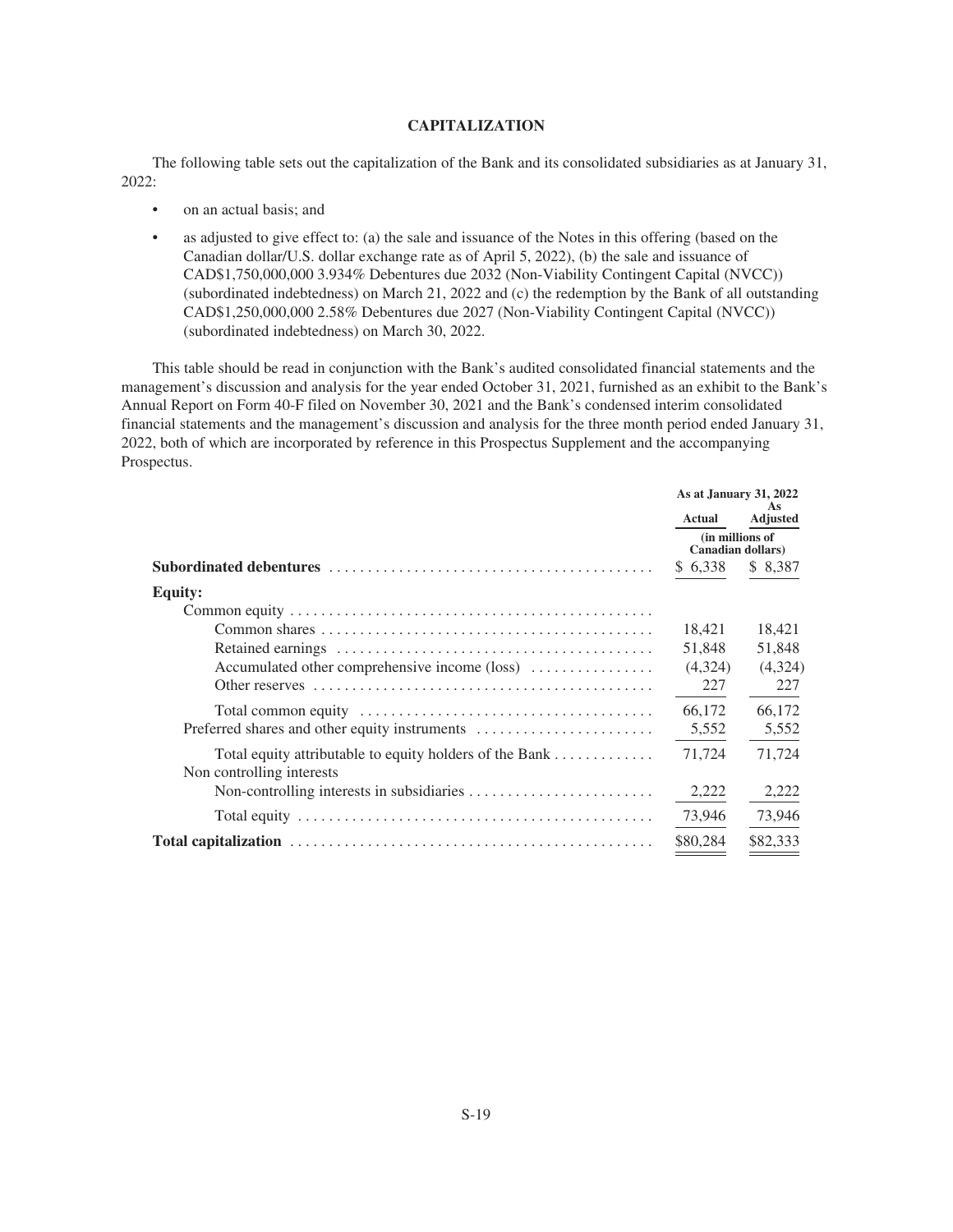# CAPITALIZATION

The following table sets out the capitalization of the Bank and its consolidated subsidiaries as at January 31, 2022:

- on an actual basis; and
- as adjusted to give effect to: (a) the sale and issuance of the Notes in this offering (based on the Canadian dollar/U.S. dollar exchange rate as of April 5, 2022), (b) the sale and issuance of CAD$1,750,000,000 3.934% Debentures due 2032 (Non-Viability Contingent Capital (NVCC)) (subordinated indebtedness) on March 21, 2022 and (c) the redemption by the Bank of all outstanding CAD$1,250,000,000 2.58% Debentures due 2027 (Non-Viability Contingent Capital (NVCC)) (subordinated indebtedness) on March 30, 2022.

This table should be read in conjunction with the Bank's audited consolidated financial statements and the management's discussion and analysis for the year ended October 31, 2021, furnished as an exhibit to the Bank's Annual Report on Form 40-F filed on November 30, 2021 and the Bank's condensed interim consolidated financial statements and the management's discussion and analysis for the three month period ended January 31, 2022, both of which are incorporated by reference in this Prospectus Supplement and the accompanying Prospectus.

| | As at January 31, 2022 | |
|---|---|---|
| | Actual | As Adjusted |
| | (in millions of Canadian dollars) | |
| **Subordinated debentures** | $ 6,338 | $ 8,387 |
| **Equity:** | | |
| Common equity | | |
| Common shares | 18,421 | 18,421 |
| Retained earnings | 51,848 | 51,848 |
| Accumulated other comprehensive income (loss) | (4,324) | (4,324) |
| Other reserves | 227 | 227 |
| Total common equity | 66,172 | 66,172 |
| Preferred shares and other equity instruments | 5,552 | 5,552 |
| Total equity attributable to equity holders of the Bank | 71,724 | 71,724 |
| Non controlling interests | | |
| Non-controlling interests in subsidiaries | 2,222 | 2,222 |
| Total equity | 73,946 | 73,946 |
| **Total capitalization** | $80,284 | $82,333 |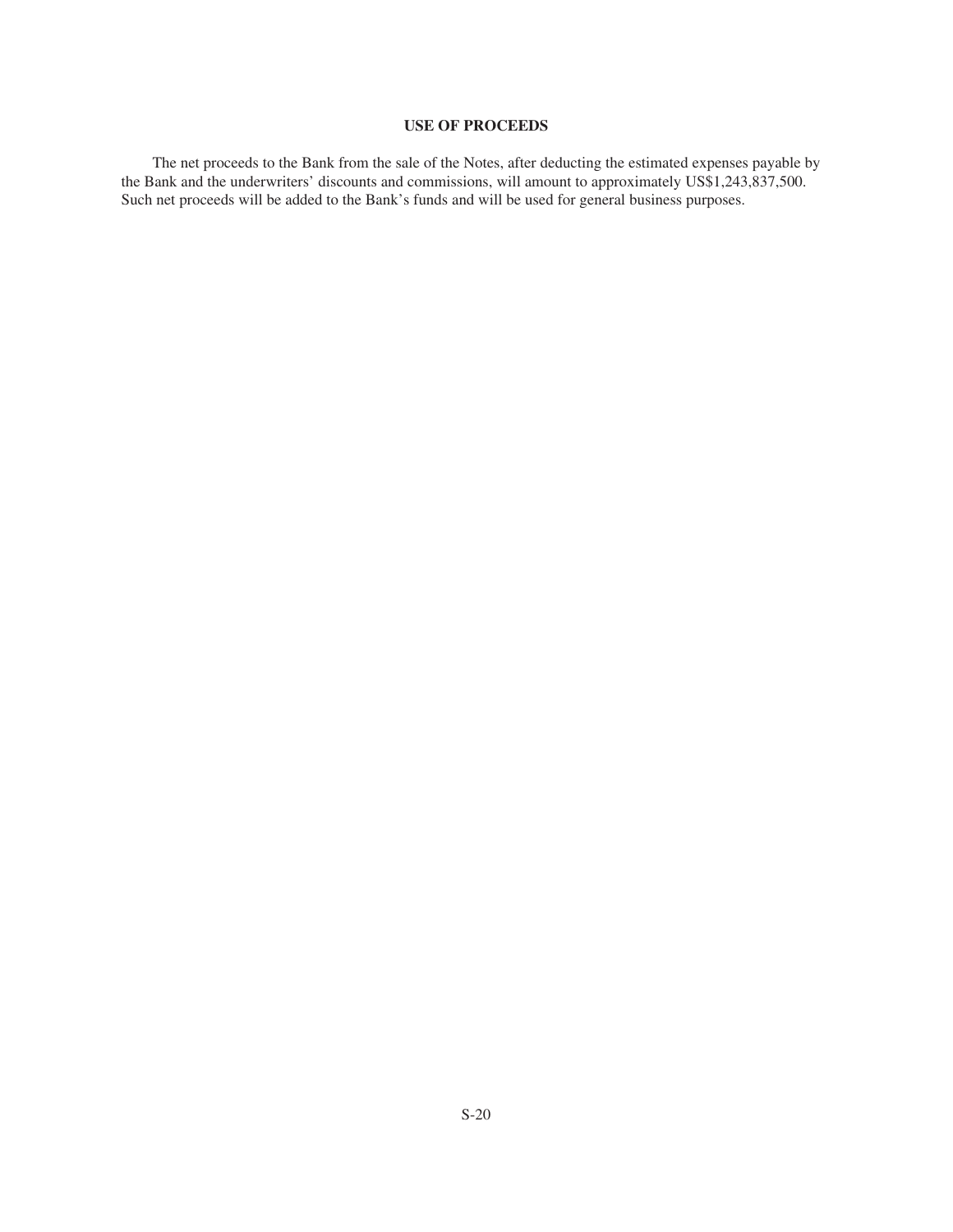# USE OF PROCEEDS

The net proceeds to the Bank from the sale of the Notes, after deducting the estimated expenses payable by the Bank and the underwriters' discounts and commissions, will amount to approximately US$1,243,837,500. Such net proceeds will be added to the Bank's funds and will be used for general business purposes.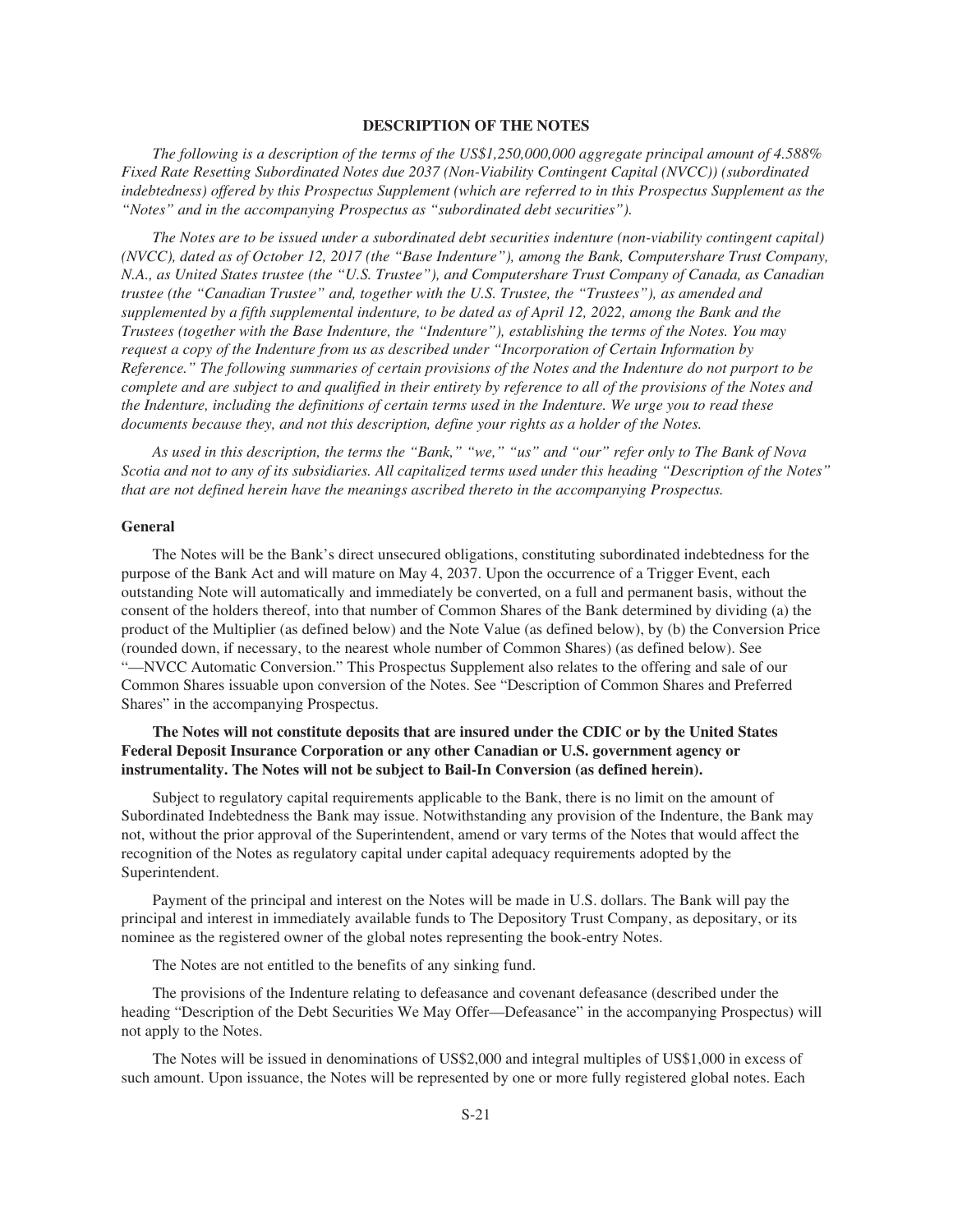## DESCRIPTION OF THE NOTES

*The following is a description of the terms of the US$1,250,000,000 aggregate principal amount of 4.588% Fixed Rate Resetting Subordinated Notes due 2037 (Non-Viability Contingent Capital (NVCC)) (subordinated indebtedness) offered by this Prospectus Supplement (which are referred to in this Prospectus Supplement as the "Notes" and in the accompanying Prospectus as "subordinated debt securities").*

*The Notes are to be issued under a subordinated debt securities indenture (non-viability contingent capital) (NVCC), dated as of October 12, 2017 (the "Base Indenture"), among the Bank, Computershare Trust Company, N.A., as United States trustee (the "U.S. Trustee"), and Computershare Trust Company of Canada, as Canadian trustee (the "Canadian Trustee" and, together with the U.S. Trustee, the "Trustees"), as amended and supplemented by a fifth supplemental indenture, to be dated as of April 12, 2022, among the Bank and the Trustees (together with the Base Indenture, the "Indenture"), establishing the terms of the Notes. You may request a copy of the Indenture from us as described under "Incorporation of Certain Information by Reference." The following summaries of certain provisions of the Notes and the Indenture do not purport to be complete and are subject to and qualified in their entirety by reference to all of the provisions of the Notes and the Indenture, including the definitions of certain terms used in the Indenture. We urge you to read these documents because they, and not this description, define your rights as a holder of the Notes.*

*As used in this description, the terms the "Bank," "we," "us" and "our" refer only to The Bank of Nova Scotia and not to any of its subsidiaries. All capitalized terms used under this heading "Description of the Notes" that are not defined herein have the meanings ascribed thereto in the accompanying Prospectus.*

### General

The Notes will be the Bank's direct unsecured obligations, constituting subordinated indebtedness for the purpose of the Bank Act and will mature on May 4, 2037. Upon the occurrence of a Trigger Event, each outstanding Note will automatically and immediately be converted, on a full and permanent basis, without the consent of the holders thereof, into that number of Common Shares of the Bank determined by dividing (a) the product of the Multiplier (as defined below) and the Note Value (as defined below), by (b) the Conversion Price (rounded down, if necessary, to the nearest whole number of Common Shares) (as defined below). See "—NVCC Automatic Conversion." This Prospectus Supplement also relates to the offering and sale of our Common Shares issuable upon conversion of the Notes. See "Description of Common Shares and Preferred Shares" in the accompanying Prospectus.

**The Notes will not constitute deposits that are insured under the CDIC or by the United States Federal Deposit Insurance Corporation or any other Canadian or U.S. government agency or instrumentality. The Notes will not be subject to Bail-In Conversion (as defined herein).**

Subject to regulatory capital requirements applicable to the Bank, there is no limit on the amount of Subordinated Indebtedness the Bank may issue. Notwithstanding any provision of the Indenture, the Bank may not, without the prior approval of the Superintendent, amend or vary terms of the Notes that would affect the recognition of the Notes as regulatory capital under capital adequacy requirements adopted by the Superintendent.

Payment of the principal and interest on the Notes will be made in U.S. dollars. The Bank will pay the principal and interest in immediately available funds to The Depository Trust Company, as depositary, or its nominee as the registered owner of the global notes representing the book-entry Notes.

The Notes are not entitled to the benefits of any sinking fund.

The provisions of the Indenture relating to defeasance and covenant defeasance (described under the heading "Description of the Debt Securities We May Offer—Defeasance" in the accompanying Prospectus) will not apply to the Notes.

The Notes will be issued in denominations of US$2,000 and integral multiples of US$1,000 in excess of such amount. Upon issuance, the Notes will be represented by one or more fully registered global notes. Each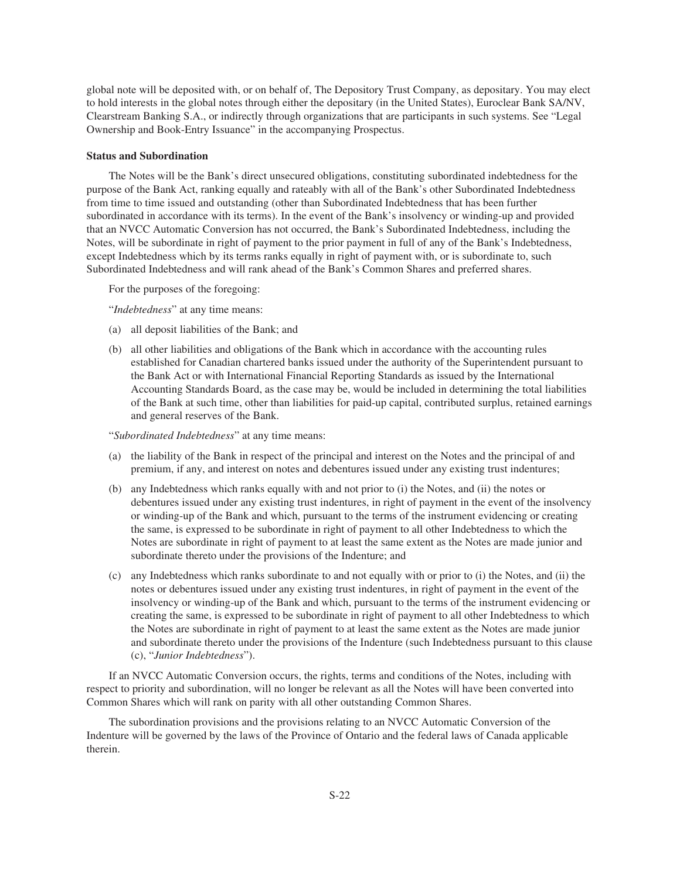global note will be deposited with, or on behalf of, The Depository Trust Company, as depositary. You may elect to hold interests in the global notes through either the depositary (in the United States), Euroclear Bank SA/NV, Clearstream Banking S.A., or indirectly through organizations that are participants in such systems. See "Legal Ownership and Book-Entry Issuance" in the accompanying Prospectus.

**Status and Subordination**

The Notes will be the Bank's direct unsecured obligations, constituting subordinated indebtedness for the purpose of the Bank Act, ranking equally and rateably with all of the Bank's other Subordinated Indebtedness from time to time issued and outstanding (other than Subordinated Indebtedness that has been further subordinated in accordance with its terms). In the event of the Bank's insolvency or winding-up and provided that an NVCC Automatic Conversion has not occurred, the Bank's Subordinated Indebtedness, including the Notes, will be subordinate in right of payment to the prior payment in full of any of the Bank's Indebtedness, except Indebtedness which by its terms ranks equally in right of payment with, or is subordinate to, such Subordinated Indebtedness and will rank ahead of the Bank's Common Shares and preferred shares.

For the purposes of the foregoing:

"*Indebtedness*" at any time means:

(a) all deposit liabilities of the Bank; and

(b) all other liabilities and obligations of the Bank which in accordance with the accounting rules established for Canadian chartered banks issued under the authority of the Superintendent pursuant to the Bank Act or with International Financial Reporting Standards as issued by the International Accounting Standards Board, as the case may be, would be included in determining the total liabilities of the Bank at such time, other than liabilities for paid-up capital, contributed surplus, retained earnings and general reserves of the Bank.

"*Subordinated Indebtedness*" at any time means:

(a) the liability of the Bank in respect of the principal and interest on the Notes and the principal of and premium, if any, and interest on notes and debentures issued under any existing trust indentures;

(b) any Indebtedness which ranks equally with and not prior to (i) the Notes, and (ii) the notes or debentures issued under any existing trust indentures, in right of payment in the event of the insolvency or winding-up of the Bank and which, pursuant to the terms of the instrument evidencing or creating the same, is expressed to be subordinate in right of payment to all other Indebtedness to which the Notes are subordinate in right of payment to at least the same extent as the Notes are made junior and subordinate thereto under the provisions of the Indenture; and

(c) any Indebtedness which ranks subordinate to and not equally with or prior to (i) the Notes, and (ii) the notes or debentures issued under any existing trust indentures, in right of payment in the event of the insolvency or winding-up of the Bank and which, pursuant to the terms of the instrument evidencing or creating the same, is expressed to be subordinate in right of payment to all other Indebtedness to which the Notes are subordinate in right of payment to at least the same extent as the Notes are made junior and subordinate thereto under the provisions of the Indenture (such Indebtedness pursuant to this clause (c), "*Junior Indebtedness*").

If an NVCC Automatic Conversion occurs, the rights, terms and conditions of the Notes, including with respect to priority and subordination, will no longer be relevant as all the Notes will have been converted into Common Shares which will rank on parity with all other outstanding Common Shares.

The subordination provisions and the provisions relating to an NVCC Automatic Conversion of the Indenture will be governed by the laws of the Province of Ontario and the federal laws of Canada applicable therein.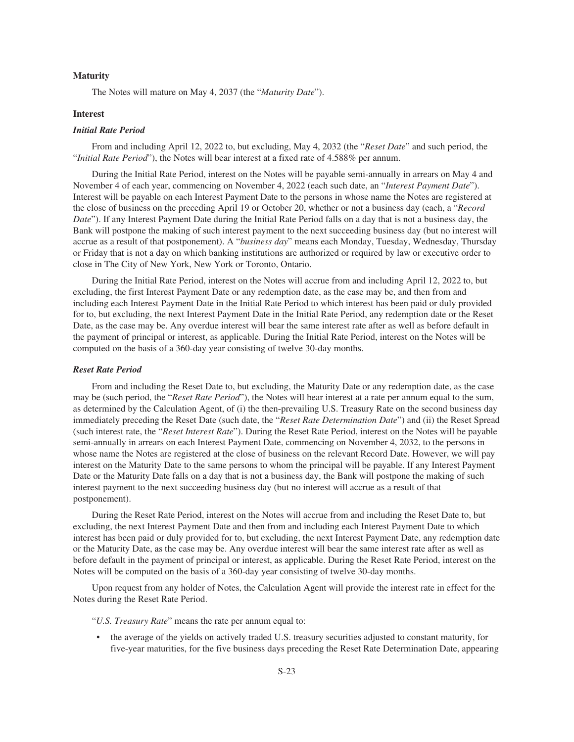### Maturity

The Notes will mature on May 4, 2037 (the "*Maturity Date*").

### Interest

#### *Initial Rate Period*

From and including April 12, 2022 to, but excluding, May 4, 2032 (the "*Reset Date*" and such period, the "*Initial Rate Period*"), the Notes will bear interest at a fixed rate of 4.588% per annum.

During the Initial Rate Period, interest on the Notes will be payable semi-annually in arrears on May 4 and November 4 of each year, commencing on November 4, 2022 (each such date, an "*Interest Payment Date*"). Interest will be payable on each Interest Payment Date to the persons in whose name the Notes are registered at the close of business on the preceding April 19 or October 20, whether or not a business day (each, a "*Record Date*"). If any Interest Payment Date during the Initial Rate Period falls on a day that is not a business day, the Bank will postpone the making of such interest payment to the next succeeding business day (but no interest will accrue as a result of that postponement). A "*business day*" means each Monday, Tuesday, Wednesday, Thursday or Friday that is not a day on which banking institutions are authorized or required by law or executive order to close in The City of New York, New York or Toronto, Ontario.

During the Initial Rate Period, interest on the Notes will accrue from and including April 12, 2022 to, but excluding, the first Interest Payment Date or any redemption date, as the case may be, and then from and including each Interest Payment Date in the Initial Rate Period to which interest has been paid or duly provided for to, but excluding, the next Interest Payment Date in the Initial Rate Period, any redemption date or the Reset Date, as the case may be. Any overdue interest will bear the same interest rate after as well as before default in the payment of principal or interest, as applicable. During the Initial Rate Period, interest on the Notes will be computed on the basis of a 360-day year consisting of twelve 30-day months.

#### *Reset Rate Period*

From and including the Reset Date to, but excluding, the Maturity Date or any redemption date, as the case may be (such period, the "*Reset Rate Period*"), the Notes will bear interest at a rate per annum equal to the sum, as determined by the Calculation Agent, of (i) the then-prevailing U.S. Treasury Rate on the second business day immediately preceding the Reset Date (such date, the "*Reset Rate Determination Date*") and (ii) the Reset Spread (such interest rate, the "*Reset Interest Rate*"). During the Reset Rate Period, interest on the Notes will be payable semi-annually in arrears on each Interest Payment Date, commencing on November 4, 2032, to the persons in whose name the Notes are registered at the close of business on the relevant Record Date. However, we will pay interest on the Maturity Date to the same persons to whom the principal will be payable. If any Interest Payment Date or the Maturity Date falls on a day that is not a business day, the Bank will postpone the making of such interest payment to the next succeeding business day (but no interest will accrue as a result of that postponement).

During the Reset Rate Period, interest on the Notes will accrue from and including the Reset Date to, but excluding, the next Interest Payment Date and then from and including each Interest Payment Date to which interest has been paid or duly provided for to, but excluding, the next Interest Payment Date, any redemption date or the Maturity Date, as the case may be. Any overdue interest will bear the same interest rate after as well as before default in the payment of principal or interest, as applicable. During the Reset Rate Period, interest on the Notes will be computed on the basis of a 360-day year consisting of twelve 30-day months.

Upon request from any holder of Notes, the Calculation Agent will provide the interest rate in effect for the Notes during the Reset Rate Period.

"*U.S. Treasury Rate*" means the rate per annum equal to:

- the average of the yields on actively traded U.S. treasury securities adjusted to constant maturity, for five-year maturities, for the five business days preceding the Reset Rate Determination Date, appearing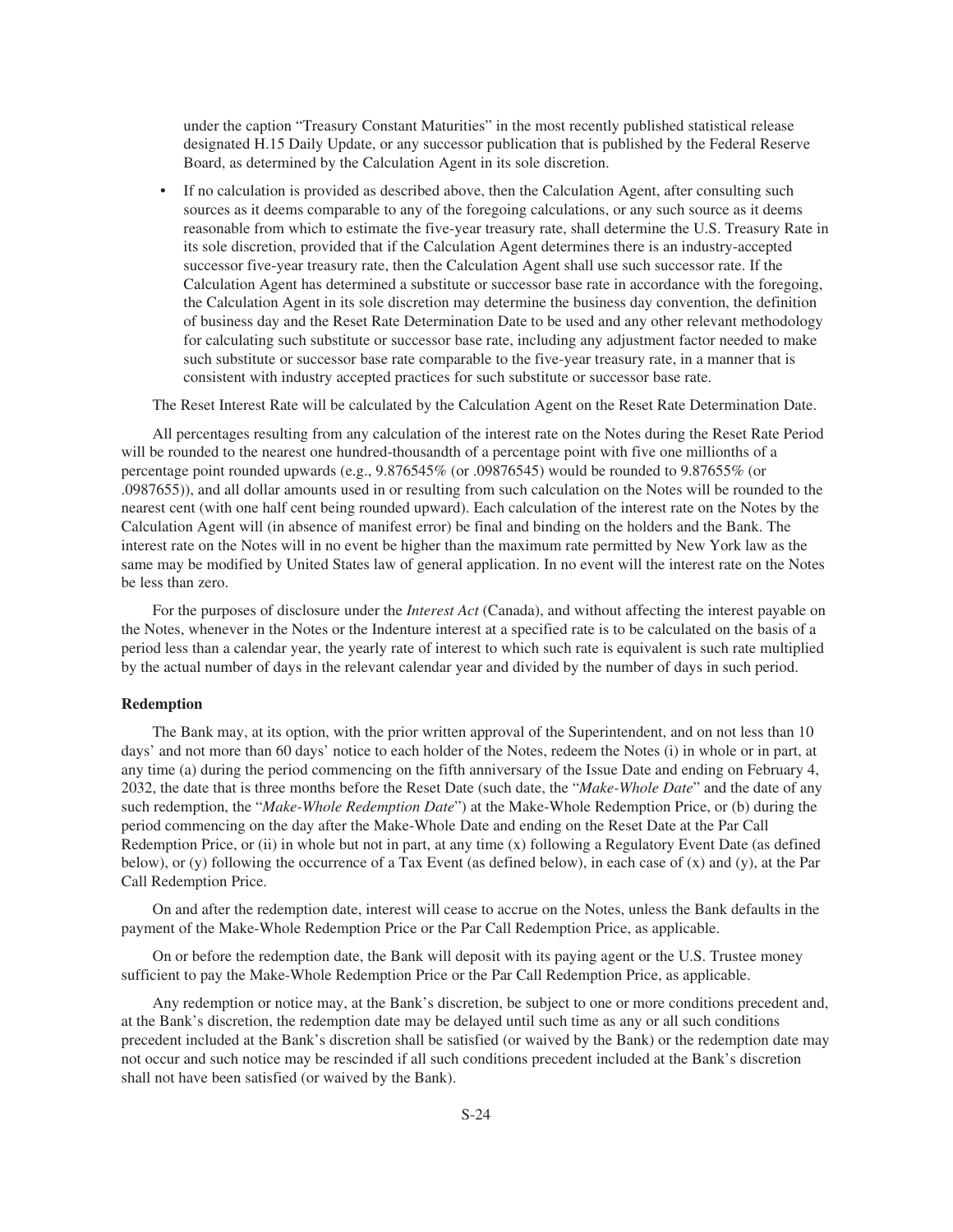under the caption "Treasury Constant Maturities" in the most recently published statistical release designated H.15 Daily Update, or any successor publication that is published by the Federal Reserve Board, as determined by the Calculation Agent in its sole discretion.

- If no calculation is provided as described above, then the Calculation Agent, after consulting such sources as it deems comparable to any of the foregoing calculations, or any such source as it deems reasonable from which to estimate the five-year treasury rate, shall determine the U.S. Treasury Rate in its sole discretion, provided that if the Calculation Agent determines there is an industry-accepted successor five-year treasury rate, then the Calculation Agent shall use such successor rate. If the Calculation Agent has determined a substitute or successor base rate in accordance with the foregoing, the Calculation Agent in its sole discretion may determine the business day convention, the definition of business day and the Reset Rate Determination Date to be used and any other relevant methodology for calculating such substitute or successor base rate, including any adjustment factor needed to make such substitute or successor base rate comparable to the five-year treasury rate, in a manner that is consistent with industry accepted practices for such substitute or successor base rate.

The Reset Interest Rate will be calculated by the Calculation Agent on the Reset Rate Determination Date.

All percentages resulting from any calculation of the interest rate on the Notes during the Reset Rate Period will be rounded to the nearest one hundred-thousandth of a percentage point with five one millionths of a percentage point rounded upwards (e.g., 9.876545% (or .09876545) would be rounded to 9.87655% (or .0987655)), and all dollar amounts used in or resulting from such calculation on the Notes will be rounded to the nearest cent (with one half cent being rounded upward). Each calculation of the interest rate on the Notes by the Calculation Agent will (in absence of manifest error) be final and binding on the holders and the Bank. The interest rate on the Notes will in no event be higher than the maximum rate permitted by New York law as the same may be modified by United States law of general application. In no event will the interest rate on the Notes be less than zero.

For the purposes of disclosure under the *Interest Act* (Canada), and without affecting the interest payable on the Notes, whenever in the Notes or the Indenture interest at a specified rate is to be calculated on the basis of a period less than a calendar year, the yearly rate of interest to which such rate is equivalent is such rate multiplied by the actual number of days in the relevant calendar year and divided by the number of days in such period.

**Redemption**

The Bank may, at its option, with the prior written approval of the Superintendent, and on not less than 10 days' and not more than 60 days' notice to each holder of the Notes, redeem the Notes (i) in whole or in part, at any time (a) during the period commencing on the fifth anniversary of the Issue Date and ending on February 4, 2032, the date that is three months before the Reset Date (such date, the "*Make-Whole Date*" and the date of any such redemption, the "*Make-Whole Redemption Date*") at the Make-Whole Redemption Price, or (b) during the period commencing on the day after the Make-Whole Date and ending on the Reset Date at the Par Call Redemption Price, or (ii) in whole but not in part, at any time (x) following a Regulatory Event Date (as defined below), or (y) following the occurrence of a Tax Event (as defined below), in each case of (x) and (y), at the Par Call Redemption Price.

On and after the redemption date, interest will cease to accrue on the Notes, unless the Bank defaults in the payment of the Make-Whole Redemption Price or the Par Call Redemption Price, as applicable.

On or before the redemption date, the Bank will deposit with its paying agent or the U.S. Trustee money sufficient to pay the Make-Whole Redemption Price or the Par Call Redemption Price, as applicable.

Any redemption or notice may, at the Bank's discretion, be subject to one or more conditions precedent and, at the Bank's discretion, the redemption date may be delayed until such time as any or all such conditions precedent included at the Bank's discretion shall be satisfied (or waived by the Bank) or the redemption date may not occur and such notice may be rescinded if all such conditions precedent included at the Bank's discretion shall not have been satisfied (or waived by the Bank).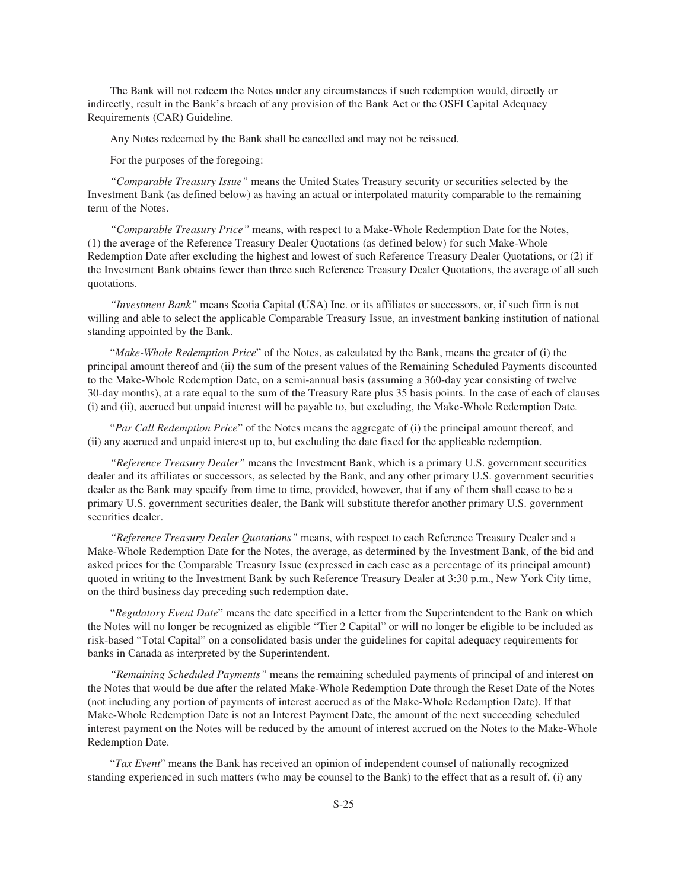The Bank will not redeem the Notes under any circumstances if such redemption would, directly or indirectly, result in the Bank's breach of any provision of the Bank Act or the OSFI Capital Adequacy Requirements (CAR) Guideline.

Any Notes redeemed by the Bank shall be cancelled and may not be reissued.

For the purposes of the foregoing:

*"Comparable Treasury Issue"* means the United States Treasury security or securities selected by the Investment Bank (as defined below) as having an actual or interpolated maturity comparable to the remaining term of the Notes.

*"Comparable Treasury Price"* means, with respect to a Make-Whole Redemption Date for the Notes, (1) the average of the Reference Treasury Dealer Quotations (as defined below) for such Make-Whole Redemption Date after excluding the highest and lowest of such Reference Treasury Dealer Quotations, or (2) if the Investment Bank obtains fewer than three such Reference Treasury Dealer Quotations, the average of all such quotations.

*"Investment Bank"* means Scotia Capital (USA) Inc. or its affiliates or successors, or, if such firm is not willing and able to select the applicable Comparable Treasury Issue, an investment banking institution of national standing appointed by the Bank.

"*Make-Whole Redemption Price*" of the Notes, as calculated by the Bank, means the greater of (i) the principal amount thereof and (ii) the sum of the present values of the Remaining Scheduled Payments discounted to the Make-Whole Redemption Date, on a semi-annual basis (assuming a 360-day year consisting of twelve 30-day months), at a rate equal to the sum of the Treasury Rate plus 35 basis points. In the case of each of clauses (i) and (ii), accrued but unpaid interest will be payable to, but excluding, the Make-Whole Redemption Date.

"*Par Call Redemption Price*" of the Notes means the aggregate of (i) the principal amount thereof, and (ii) any accrued and unpaid interest up to, but excluding the date fixed for the applicable redemption.

*"Reference Treasury Dealer"* means the Investment Bank, which is a primary U.S. government securities dealer and its affiliates or successors, as selected by the Bank, and any other primary U.S. government securities dealer as the Bank may specify from time to time, provided, however, that if any of them shall cease to be a primary U.S. government securities dealer, the Bank will substitute therefor another primary U.S. government securities dealer.

*"Reference Treasury Dealer Quotations"* means, with respect to each Reference Treasury Dealer and a Make-Whole Redemption Date for the Notes, the average, as determined by the Investment Bank, of the bid and asked prices for the Comparable Treasury Issue (expressed in each case as a percentage of its principal amount) quoted in writing to the Investment Bank by such Reference Treasury Dealer at 3:30 p.m., New York City time, on the third business day preceding such redemption date.

"*Regulatory Event Date*" means the date specified in a letter from the Superintendent to the Bank on which the Notes will no longer be recognized as eligible "Tier 2 Capital" or will no longer be eligible to be included as risk-based "Total Capital" on a consolidated basis under the guidelines for capital adequacy requirements for banks in Canada as interpreted by the Superintendent.

*"Remaining Scheduled Payments"* means the remaining scheduled payments of principal of and interest on the Notes that would be due after the related Make-Whole Redemption Date through the Reset Date of the Notes (not including any portion of payments of interest accrued as of the Make-Whole Redemption Date). If that Make-Whole Redemption Date is not an Interest Payment Date, the amount of the next succeeding scheduled interest payment on the Notes will be reduced by the amount of interest accrued on the Notes to the Make-Whole Redemption Date.

"*Tax Event*" means the Bank has received an opinion of independent counsel of nationally recognized standing experienced in such matters (who may be counsel to the Bank) to the effect that as a result of, (i) any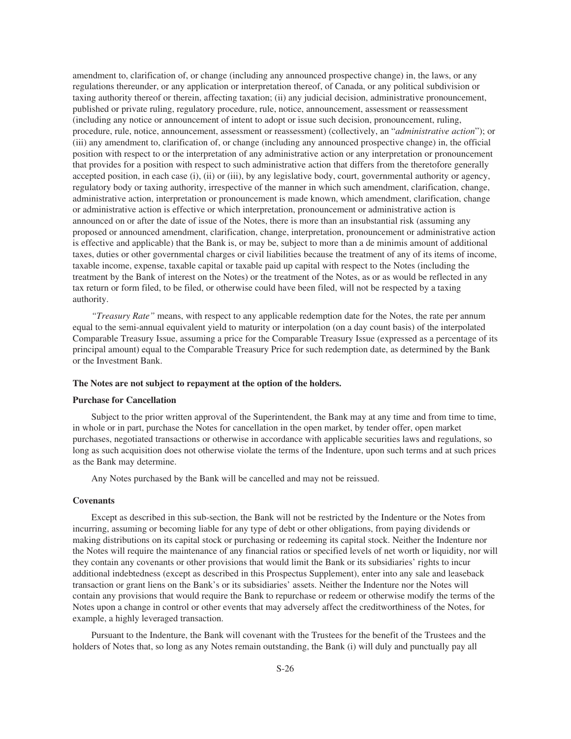amendment to, clarification of, or change (including any announced prospective change) in, the laws, or any regulations thereunder, or any application or interpretation thereof, of Canada, or any political subdivision or taxing authority thereof or therein, affecting taxation; (ii) any judicial decision, administrative pronouncement, published or private ruling, regulatory procedure, rule, notice, announcement, assessment or reassessment (including any notice or announcement of intent to adopt or issue such decision, pronouncement, ruling, procedure, rule, notice, announcement, assessment or reassessment) (collectively, an "*administrative action*"); or (iii) any amendment to, clarification of, or change (including any announced prospective change) in, the official position with respect to or the interpretation of any administrative action or any interpretation or pronouncement that provides for a position with respect to such administrative action that differs from the theretofore generally accepted position, in each case (i), (ii) or (iii), by any legislative body, court, governmental authority or agency, regulatory body or taxing authority, irrespective of the manner in which such amendment, clarification, change, administrative action, interpretation or pronouncement is made known, which amendment, clarification, change or administrative action is effective or which interpretation, pronouncement or administrative action is announced on or after the date of issue of the Notes, there is more than an insubstantial risk (assuming any proposed or announced amendment, clarification, change, interpretation, pronouncement or administrative action is effective and applicable) that the Bank is, or may be, subject to more than a de minimis amount of additional taxes, duties or other governmental charges or civil liabilities because the treatment of any of its items of income, taxable income, expense, taxable capital or taxable paid up capital with respect to the Notes (including the treatment by the Bank of interest on the Notes) or the treatment of the Notes, as or as would be reflected in any tax return or form filed, to be filed, or otherwise could have been filed, will not be respected by a taxing authority.

*"Treasury Rate"* means, with respect to any applicable redemption date for the Notes, the rate per annum equal to the semi-annual equivalent yield to maturity or interpolation (on a day count basis) of the interpolated Comparable Treasury Issue, assuming a price for the Comparable Treasury Issue (expressed as a percentage of its principal amount) equal to the Comparable Treasury Price for such redemption date, as determined by the Bank or the Investment Bank.

**The Notes are not subject to repayment at the option of the holders.**

**Purchase for Cancellation**

Subject to the prior written approval of the Superintendent, the Bank may at any time and from time to time, in whole or in part, purchase the Notes for cancellation in the open market, by tender offer, open market purchases, negotiated transactions or otherwise in accordance with applicable securities laws and regulations, so long as such acquisition does not otherwise violate the terms of the Indenture, upon such terms and at such prices as the Bank may determine.

Any Notes purchased by the Bank will be cancelled and may not be reissued.

**Covenants**

Except as described in this sub-section, the Bank will not be restricted by the Indenture or the Notes from incurring, assuming or becoming liable for any type of debt or other obligations, from paying dividends or making distributions on its capital stock or purchasing or redeeming its capital stock. Neither the Indenture nor the Notes will require the maintenance of any financial ratios or specified levels of net worth or liquidity, nor will they contain any covenants or other provisions that would limit the Bank or its subsidiaries' rights to incur additional indebtedness (except as described in this Prospectus Supplement), enter into any sale and leaseback transaction or grant liens on the Bank's or its subsidiaries' assets. Neither the Indenture nor the Notes will contain any provisions that would require the Bank to repurchase or redeem or otherwise modify the terms of the Notes upon a change in control or other events that may adversely affect the creditworthiness of the Notes, for example, a highly leveraged transaction.

Pursuant to the Indenture, the Bank will covenant with the Trustees for the benefit of the Trustees and the holders of Notes that, so long as any Notes remain outstanding, the Bank (i) will duly and punctually pay all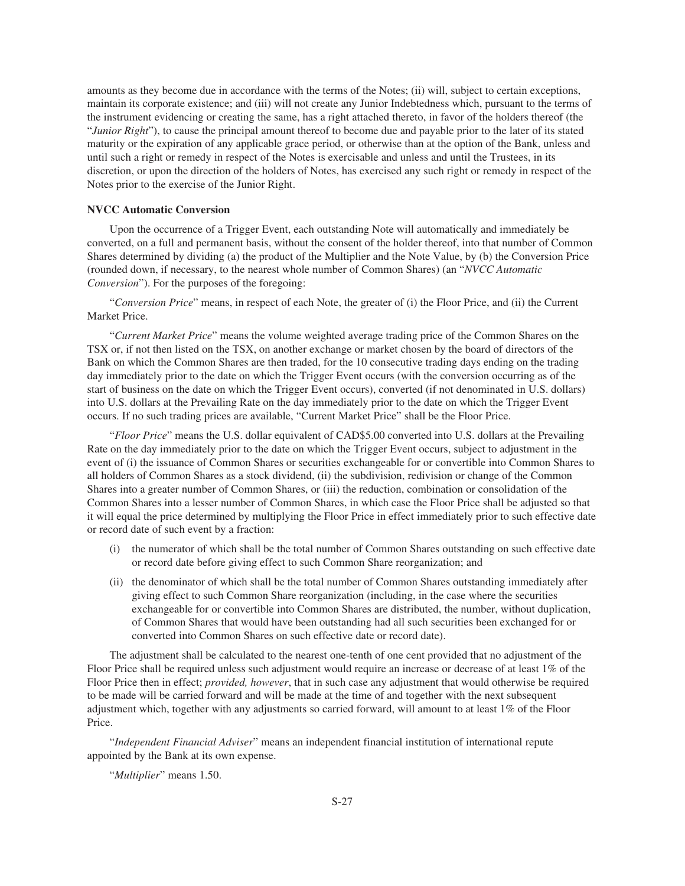amounts as they become due in accordance with the terms of the Notes; (ii) will, subject to certain exceptions, maintain its corporate existence; and (iii) will not create any Junior Indebtedness which, pursuant to the terms of the instrument evidencing or creating the same, has a right attached thereto, in favor of the holders thereof (the "*Junior Right*"), to cause the principal amount thereof to become due and payable prior to the later of its stated maturity or the expiration of any applicable grace period, or otherwise than at the option of the Bank, unless and until such a right or remedy in respect of the Notes is exercisable and unless and until the Trustees, in its discretion, or upon the direction of the holders of Notes, has exercised any such right or remedy in respect of the Notes prior to the exercise of the Junior Right.

**NVCC Automatic Conversion**

Upon the occurrence of a Trigger Event, each outstanding Note will automatically and immediately be converted, on a full and permanent basis, without the consent of the holder thereof, into that number of Common Shares determined by dividing (a) the product of the Multiplier and the Note Value, by (b) the Conversion Price (rounded down, if necessary, to the nearest whole number of Common Shares) (an "*NVCC Automatic Conversion*"). For the purposes of the foregoing:

"*Conversion Price*" means, in respect of each Note, the greater of (i) the Floor Price, and (ii) the Current Market Price.

"*Current Market Price*" means the volume weighted average trading price of the Common Shares on the TSX or, if not then listed on the TSX, on another exchange or market chosen by the board of directors of the Bank on which the Common Shares are then traded, for the 10 consecutive trading days ending on the trading day immediately prior to the date on which the Trigger Event occurs (with the conversion occurring as of the start of business on the date on which the Trigger Event occurs), converted (if not denominated in U.S. dollars) into U.S. dollars at the Prevailing Rate on the day immediately prior to the date on which the Trigger Event occurs. If no such trading prices are available, "Current Market Price" shall be the Floor Price.

"*Floor Price*" means the U.S. dollar equivalent of CAD$5.00 converted into U.S. dollars at the Prevailing Rate on the day immediately prior to the date on which the Trigger Event occurs, subject to adjustment in the event of (i) the issuance of Common Shares or securities exchangeable for or convertible into Common Shares to all holders of Common Shares as a stock dividend, (ii) the subdivision, redivision or change of the Common Shares into a greater number of Common Shares, or (iii) the reduction, combination or consolidation of the Common Shares into a lesser number of Common Shares, in which case the Floor Price shall be adjusted so that it will equal the price determined by multiplying the Floor Price in effect immediately prior to such effective date or record date of such event by a fraction:

(i) the numerator of which shall be the total number of Common Shares outstanding on such effective date or record date before giving effect to such Common Share reorganization; and

(ii) the denominator of which shall be the total number of Common Shares outstanding immediately after giving effect to such Common Share reorganization (including, in the case where the securities exchangeable for or convertible into Common Shares are distributed, the number, without duplication, of Common Shares that would have been outstanding had all such securities been exchanged for or converted into Common Shares on such effective date or record date).

The adjustment shall be calculated to the nearest one-tenth of one cent provided that no adjustment of the Floor Price shall be required unless such adjustment would require an increase or decrease of at least 1% of the Floor Price then in effect; *provided, however*, that in such case any adjustment that would otherwise be required to be made will be carried forward and will be made at the time of and together with the next subsequent adjustment which, together with any adjustments so carried forward, will amount to at least 1% of the Floor Price.

"*Independent Financial Adviser*" means an independent financial institution of international repute appointed by the Bank at its own expense.

"*Multiplier*" means 1.50.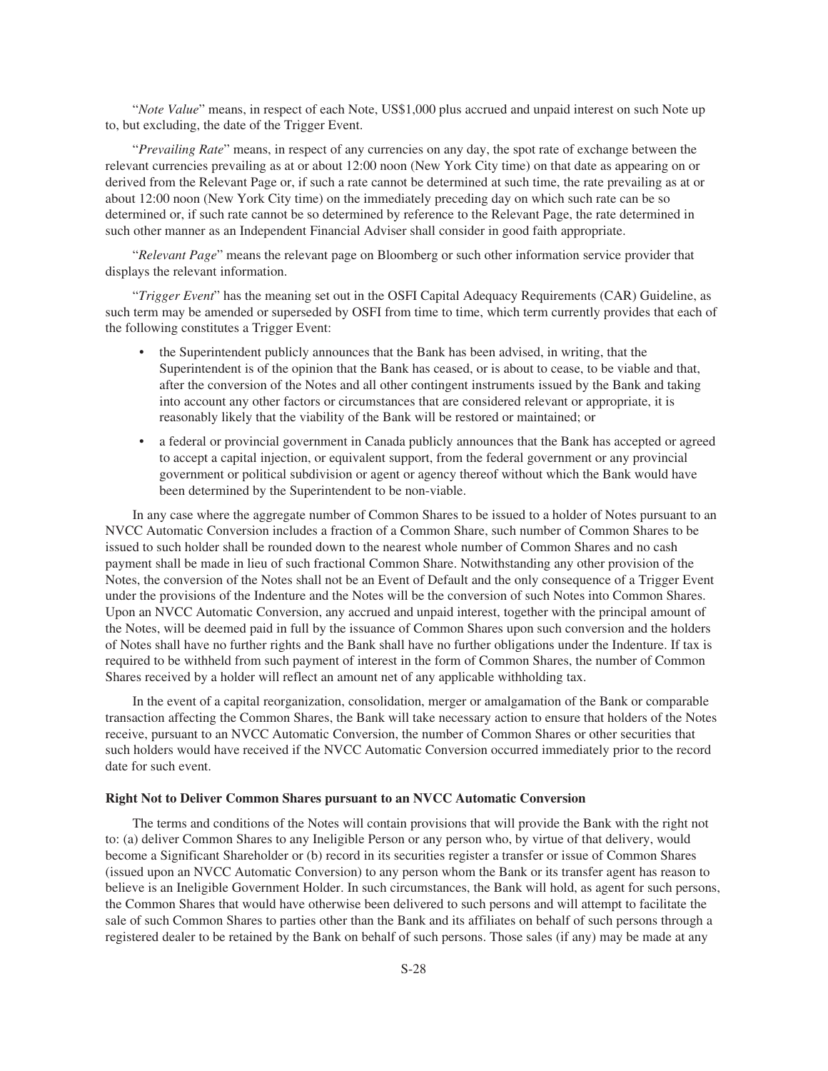"*Note Value*" means, in respect of each Note, US$1,000 plus accrued and unpaid interest on such Note up to, but excluding, the date of the Trigger Event.

"*Prevailing Rate*" means, in respect of any currencies on any day, the spot rate of exchange between the relevant currencies prevailing as at or about 12:00 noon (New York City time) on that date as appearing on or derived from the Relevant Page or, if such a rate cannot be determined at such time, the rate prevailing as at or about 12:00 noon (New York City time) on the immediately preceding day on which such rate can be so determined or, if such rate cannot be so determined by reference to the Relevant Page, the rate determined in such other manner as an Independent Financial Adviser shall consider in good faith appropriate.

"*Relevant Page*" means the relevant page on Bloomberg or such other information service provider that displays the relevant information.

"*Trigger Event*" has the meaning set out in the OSFI Capital Adequacy Requirements (CAR) Guideline, as such term may be amended or superseded by OSFI from time to time, which term currently provides that each of the following constitutes a Trigger Event:

- the Superintendent publicly announces that the Bank has been advised, in writing, that the Superintendent is of the opinion that the Bank has ceased, or is about to cease, to be viable and that, after the conversion of the Notes and all other contingent instruments issued by the Bank and taking into account any other factors or circumstances that are considered relevant or appropriate, it is reasonably likely that the viability of the Bank will be restored or maintained; or
- a federal or provincial government in Canada publicly announces that the Bank has accepted or agreed to accept a capital injection, or equivalent support, from the federal government or any provincial government or political subdivision or agent or agency thereof without which the Bank would have been determined by the Superintendent to be non-viable.

In any case where the aggregate number of Common Shares to be issued to a holder of Notes pursuant to an NVCC Automatic Conversion includes a fraction of a Common Share, such number of Common Shares to be issued to such holder shall be rounded down to the nearest whole number of Common Shares and no cash payment shall be made in lieu of such fractional Common Share. Notwithstanding any other provision of the Notes, the conversion of the Notes shall not be an Event of Default and the only consequence of a Trigger Event under the provisions of the Indenture and the Notes will be the conversion of such Notes into Common Shares. Upon an NVCC Automatic Conversion, any accrued and unpaid interest, together with the principal amount of the Notes, will be deemed paid in full by the issuance of Common Shares upon such conversion and the holders of Notes shall have no further rights and the Bank shall have no further obligations under the Indenture. If tax is required to be withheld from such payment of interest in the form of Common Shares, the number of Common Shares received by a holder will reflect an amount net of any applicable withholding tax.

In the event of a capital reorganization, consolidation, merger or amalgamation of the Bank or comparable transaction affecting the Common Shares, the Bank will take necessary action to ensure that holders of the Notes receive, pursuant to an NVCC Automatic Conversion, the number of Common Shares or other securities that such holders would have received if the NVCC Automatic Conversion occurred immediately prior to the record date for such event.

**Right Not to Deliver Common Shares pursuant to an NVCC Automatic Conversion**

The terms and conditions of the Notes will contain provisions that will provide the Bank with the right not to: (a) deliver Common Shares to any Ineligible Person or any person who, by virtue of that delivery, would become a Significant Shareholder or (b) record in its securities register a transfer or issue of Common Shares (issued upon an NVCC Automatic Conversion) to any person whom the Bank or its transfer agent has reason to believe is an Ineligible Government Holder. In such circumstances, the Bank will hold, as agent for such persons, the Common Shares that would have otherwise been delivered to such persons and will attempt to facilitate the sale of such Common Shares to parties other than the Bank and its affiliates on behalf of such persons through a registered dealer to be retained by the Bank on behalf of such persons. Those sales (if any) may be made at any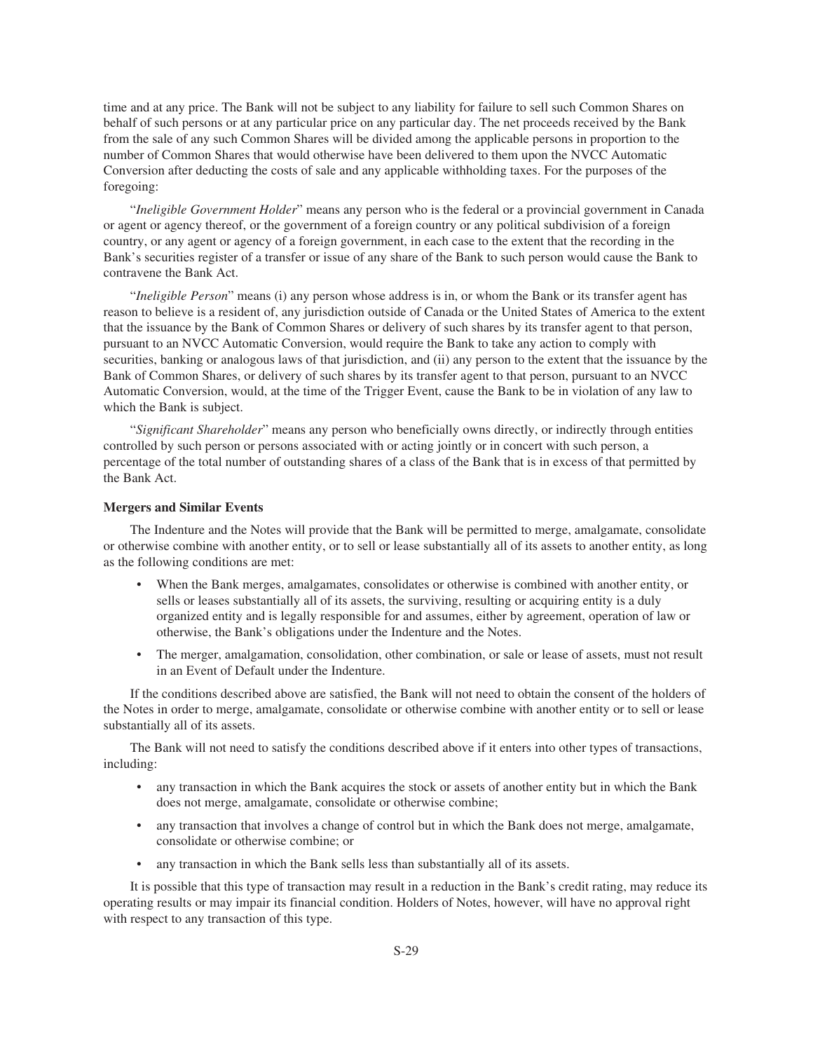time and at any price. The Bank will not be subject to any liability for failure to sell such Common Shares on behalf of such persons or at any particular price on any particular day. The net proceeds received by the Bank from the sale of any such Common Shares will be divided among the applicable persons in proportion to the number of Common Shares that would otherwise have been delivered to them upon the NVCC Automatic Conversion after deducting the costs of sale and any applicable withholding taxes. For the purposes of the foregoing:

"*Ineligible Government Holder*" means any person who is the federal or a provincial government in Canada or agent or agency thereof, or the government of a foreign country or any political subdivision of a foreign country, or any agent or agency of a foreign government, in each case to the extent that the recording in the Bank's securities register of a transfer or issue of any share of the Bank to such person would cause the Bank to contravene the Bank Act.

"*Ineligible Person*" means (i) any person whose address is in, or whom the Bank or its transfer agent has reason to believe is a resident of, any jurisdiction outside of Canada or the United States of America to the extent that the issuance by the Bank of Common Shares or delivery of such shares by its transfer agent to that person, pursuant to an NVCC Automatic Conversion, would require the Bank to take any action to comply with securities, banking or analogous laws of that jurisdiction, and (ii) any person to the extent that the issuance by the Bank of Common Shares, or delivery of such shares by its transfer agent to that person, pursuant to an NVCC Automatic Conversion, would, at the time of the Trigger Event, cause the Bank to be in violation of any law to which the Bank is subject.

"*Significant Shareholder*" means any person who beneficially owns directly, or indirectly through entities controlled by such person or persons associated with or acting jointly or in concert with such person, a percentage of the total number of outstanding shares of a class of the Bank that is in excess of that permitted by the Bank Act.

**Mergers and Similar Events**

The Indenture and the Notes will provide that the Bank will be permitted to merge, amalgamate, consolidate or otherwise combine with another entity, or to sell or lease substantially all of its assets to another entity, as long as the following conditions are met:

- When the Bank merges, amalgamates, consolidates or otherwise is combined with another entity, or sells or leases substantially all of its assets, the surviving, resulting or acquiring entity is a duly organized entity and is legally responsible for and assumes, either by agreement, operation of law or otherwise, the Bank's obligations under the Indenture and the Notes.
- The merger, amalgamation, consolidation, other combination, or sale or lease of assets, must not result in an Event of Default under the Indenture.

If the conditions described above are satisfied, the Bank will not need to obtain the consent of the holders of the Notes in order to merge, amalgamate, consolidate or otherwise combine with another entity or to sell or lease substantially all of its assets.

The Bank will not need to satisfy the conditions described above if it enters into other types of transactions, including:

- any transaction in which the Bank acquires the stock or assets of another entity but in which the Bank does not merge, amalgamate, consolidate or otherwise combine;
- any transaction that involves a change of control but in which the Bank does not merge, amalgamate, consolidate or otherwise combine; or
- any transaction in which the Bank sells less than substantially all of its assets.

It is possible that this type of transaction may result in a reduction in the Bank's credit rating, may reduce its operating results or may impair its financial condition. Holders of Notes, however, will have no approval right with respect to any transaction of this type.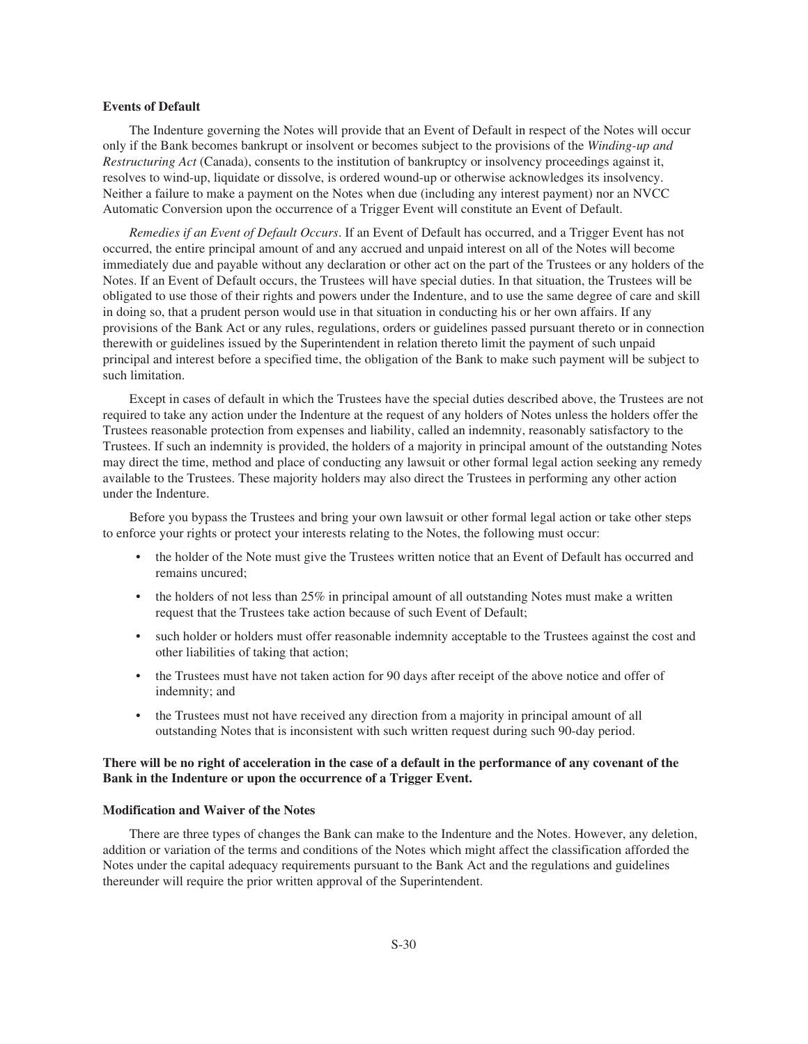### Events of Default

The Indenture governing the Notes will provide that an Event of Default in respect of the Notes will occur only if the Bank becomes bankrupt or insolvent or becomes subject to the provisions of the *Winding-up and Restructuring Act* (Canada), consents to the institution of bankruptcy or insolvency proceedings against it, resolves to wind-up, liquidate or dissolve, is ordered wound-up or otherwise acknowledges its insolvency. Neither a failure to make a payment on the Notes when due (including any interest payment) nor an NVCC Automatic Conversion upon the occurrence of a Trigger Event will constitute an Event of Default.

*Remedies if an Event of Default Occurs*. If an Event of Default has occurred, and a Trigger Event has not occurred, the entire principal amount of and any accrued and unpaid interest on all of the Notes will become immediately due and payable without any declaration or other act on the part of the Trustees or any holders of the Notes. If an Event of Default occurs, the Trustees will have special duties. In that situation, the Trustees will be obligated to use those of their rights and powers under the Indenture, and to use the same degree of care and skill in doing so, that a prudent person would use in that situation in conducting his or her own affairs. If any provisions of the Bank Act or any rules, regulations, orders or guidelines passed pursuant thereto or in connection therewith or guidelines issued by the Superintendent in relation thereto limit the payment of such unpaid principal and interest before a specified time, the obligation of the Bank to make such payment will be subject to such limitation.

Except in cases of default in which the Trustees have the special duties described above, the Trustees are not required to take any action under the Indenture at the request of any holders of Notes unless the holders offer the Trustees reasonable protection from expenses and liability, called an indemnity, reasonably satisfactory to the Trustees. If such an indemnity is provided, the holders of a majority in principal amount of the outstanding Notes may direct the time, method and place of conducting any lawsuit or other formal legal action seeking any remedy available to the Trustees. These majority holders may also direct the Trustees in performing any other action under the Indenture.

Before you bypass the Trustees and bring your own lawsuit or other formal legal action or take other steps to enforce your rights or protect your interests relating to the Notes, the following must occur:

- the holder of the Note must give the Trustees written notice that an Event of Default has occurred and remains uncured;
- the holders of not less than 25% in principal amount of all outstanding Notes must make a written request that the Trustees take action because of such Event of Default;
- such holder or holders must offer reasonable indemnity acceptable to the Trustees against the cost and other liabilities of taking that action;
- the Trustees must have not taken action for 90 days after receipt of the above notice and offer of indemnity; and
- the Trustees must not have received any direction from a majority in principal amount of all outstanding Notes that is inconsistent with such written request during such 90-day period.

**There will be no right of acceleration in the case of a default in the performance of any covenant of the Bank in the Indenture or upon the occurrence of a Trigger Event.**

### Modification and Waiver of the Notes

There are three types of changes the Bank can make to the Indenture and the Notes. However, any deletion, addition or variation of the terms and conditions of the Notes which might affect the classification afforded the Notes under the capital adequacy requirements pursuant to the Bank Act and the regulations and guidelines thereunder will require the prior written approval of the Superintendent.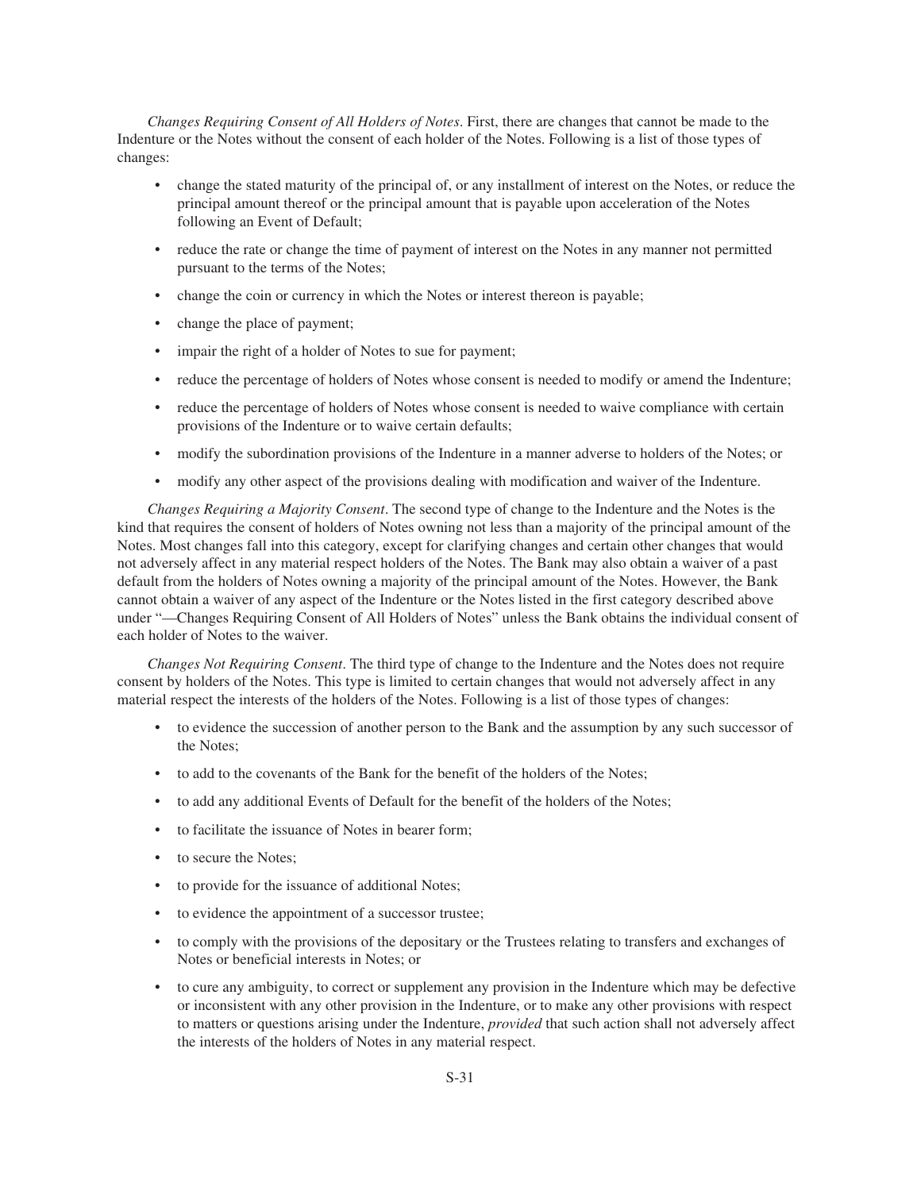*Changes Requiring Consent of All Holders of Notes*. First, there are changes that cannot be made to the Indenture or the Notes without the consent of each holder of the Notes. Following is a list of those types of changes:

- change the stated maturity of the principal of, or any installment of interest on the Notes, or reduce the principal amount thereof or the principal amount that is payable upon acceleration of the Notes following an Event of Default;
- reduce the rate or change the time of payment of interest on the Notes in any manner not permitted pursuant to the terms of the Notes;
- change the coin or currency in which the Notes or interest thereon is payable;
- change the place of payment;
- impair the right of a holder of Notes to sue for payment;
- reduce the percentage of holders of Notes whose consent is needed to modify or amend the Indenture;
- reduce the percentage of holders of Notes whose consent is needed to waive compliance with certain provisions of the Indenture or to waive certain defaults;
- modify the subordination provisions of the Indenture in a manner adverse to holders of the Notes; or
- modify any other aspect of the provisions dealing with modification and waiver of the Indenture.

*Changes Requiring a Majority Consent*. The second type of change to the Indenture and the Notes is the kind that requires the consent of holders of Notes owning not less than a majority of the principal amount of the Notes. Most changes fall into this category, except for clarifying changes and certain other changes that would not adversely affect in any material respect holders of the Notes. The Bank may also obtain a waiver of a past default from the holders of Notes owning a majority of the principal amount of the Notes. However, the Bank cannot obtain a waiver of any aspect of the Indenture or the Notes listed in the first category described above under "—Changes Requiring Consent of All Holders of Notes" unless the Bank obtains the individual consent of each holder of Notes to the waiver.

*Changes Not Requiring Consent*. The third type of change to the Indenture and the Notes does not require consent by holders of the Notes. This type is limited to certain changes that would not adversely affect in any material respect the interests of the holders of the Notes. Following is a list of those types of changes:

- to evidence the succession of another person to the Bank and the assumption by any such successor of the Notes;
- to add to the covenants of the Bank for the benefit of the holders of the Notes;
- to add any additional Events of Default for the benefit of the holders of the Notes;
- to facilitate the issuance of Notes in bearer form;
- to secure the Notes;
- to provide for the issuance of additional Notes;
- to evidence the appointment of a successor trustee;
- to comply with the provisions of the depositary or the Trustees relating to transfers and exchanges of Notes or beneficial interests in Notes; or
- to cure any ambiguity, to correct or supplement any provision in the Indenture which may be defective or inconsistent with any other provision in the Indenture, or to make any other provisions with respect to matters or questions arising under the Indenture, *provided* that such action shall not adversely affect the interests of the holders of Notes in any material respect.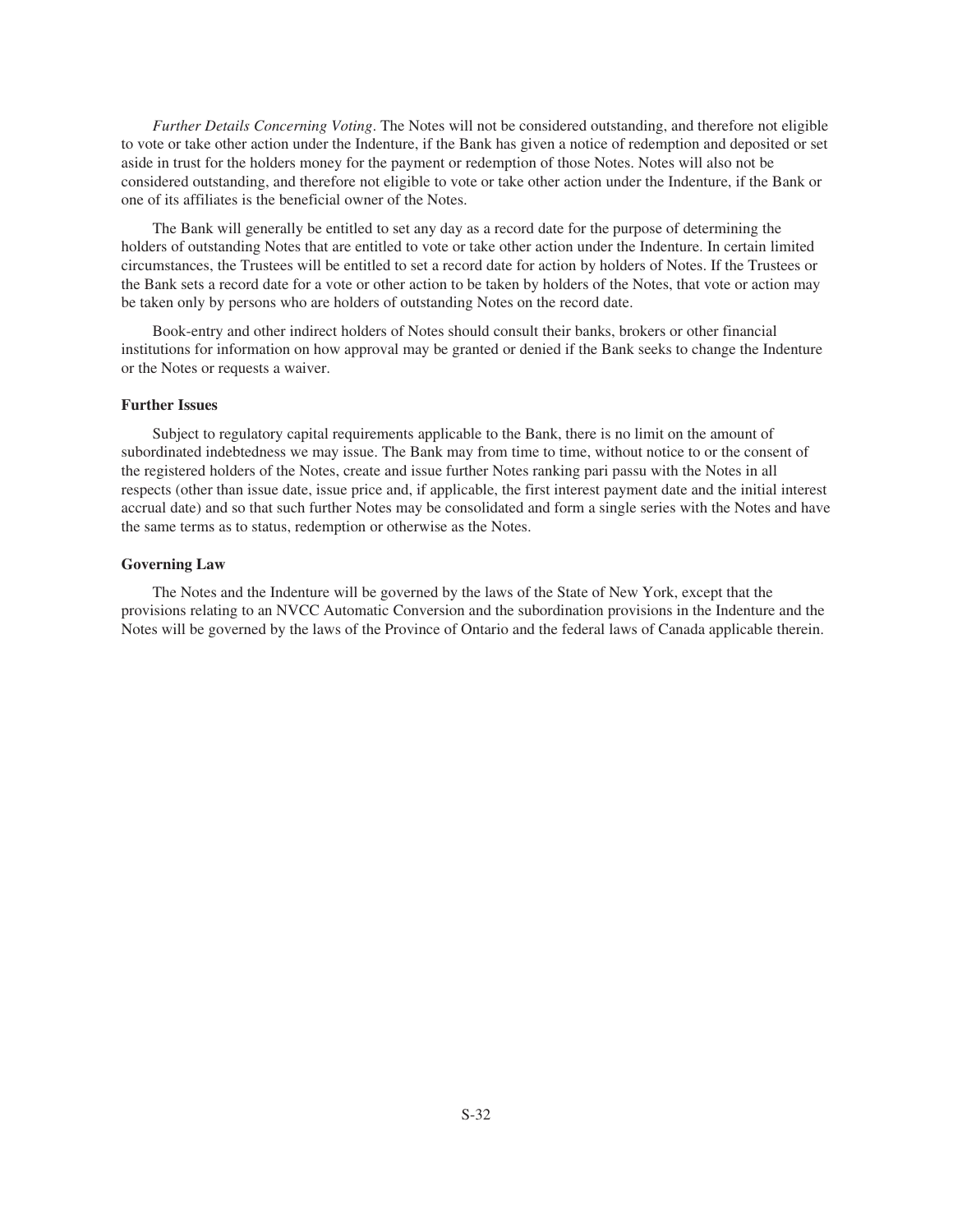*Further Details Concerning Voting*. The Notes will not be considered outstanding, and therefore not eligible to vote or take other action under the Indenture, if the Bank has given a notice of redemption and deposited or set aside in trust for the holders money for the payment or redemption of those Notes. Notes will also not be considered outstanding, and therefore not eligible to vote or take other action under the Indenture, if the Bank or one of its affiliates is the beneficial owner of the Notes.

The Bank will generally be entitled to set any day as a record date for the purpose of determining the holders of outstanding Notes that are entitled to vote or take other action under the Indenture. In certain limited circumstances, the Trustees will be entitled to set a record date for action by holders of Notes. If the Trustees or the Bank sets a record date for a vote or other action to be taken by holders of the Notes, that vote or action may be taken only by persons who are holders of outstanding Notes on the record date.

Book-entry and other indirect holders of Notes should consult their banks, brokers or other financial institutions for information on how approval may be granted or denied if the Bank seeks to change the Indenture or the Notes or requests a waiver.

### Further Issues

Subject to regulatory capital requirements applicable to the Bank, there is no limit on the amount of subordinated indebtedness we may issue. The Bank may from time to time, without notice to or the consent of the registered holders of the Notes, create and issue further Notes ranking pari passu with the Notes in all respects (other than issue date, issue price and, if applicable, the first interest payment date and the initial interest accrual date) and so that such further Notes may be consolidated and form a single series with the Notes and have the same terms as to status, redemption or otherwise as the Notes.

### Governing Law

The Notes and the Indenture will be governed by the laws of the State of New York, except that the provisions relating to an NVCC Automatic Conversion and the subordination provisions in the Indenture and the Notes will be governed by the laws of the Province of Ontario and the federal laws of Canada applicable therein.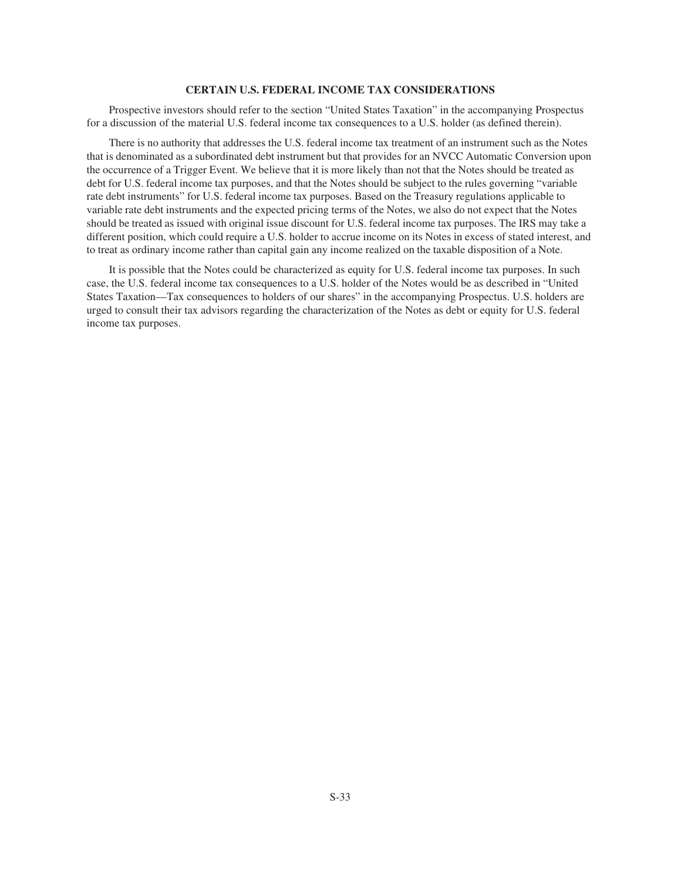## CERTAIN U.S. FEDERAL INCOME TAX CONSIDERATIONS

Prospective investors should refer to the section "United States Taxation" in the accompanying Prospectus for a discussion of the material U.S. federal income tax consequences to a U.S. holder (as defined therein).

There is no authority that addresses the U.S. federal income tax treatment of an instrument such as the Notes that is denominated as a subordinated debt instrument but that provides for an NVCC Automatic Conversion upon the occurrence of a Trigger Event. We believe that it is more likely than not that the Notes should be treated as debt for U.S. federal income tax purposes, and that the Notes should be subject to the rules governing "variable rate debt instruments" for U.S. federal income tax purposes. Based on the Treasury regulations applicable to variable rate debt instruments and the expected pricing terms of the Notes, we also do not expect that the Notes should be treated as issued with original issue discount for U.S. federal income tax purposes. The IRS may take a different position, which could require a U.S. holder to accrue income on its Notes in excess of stated interest, and to treat as ordinary income rather than capital gain any income realized on the taxable disposition of a Note.

It is possible that the Notes could be characterized as equity for U.S. federal income tax purposes. In such case, the U.S. federal income tax consequences to a U.S. holder of the Notes would be as described in "United States Taxation—Tax consequences to holders of our shares" in the accompanying Prospectus. U.S. holders are urged to consult their tax advisors regarding the characterization of the Notes as debt or equity for U.S. federal income tax purposes.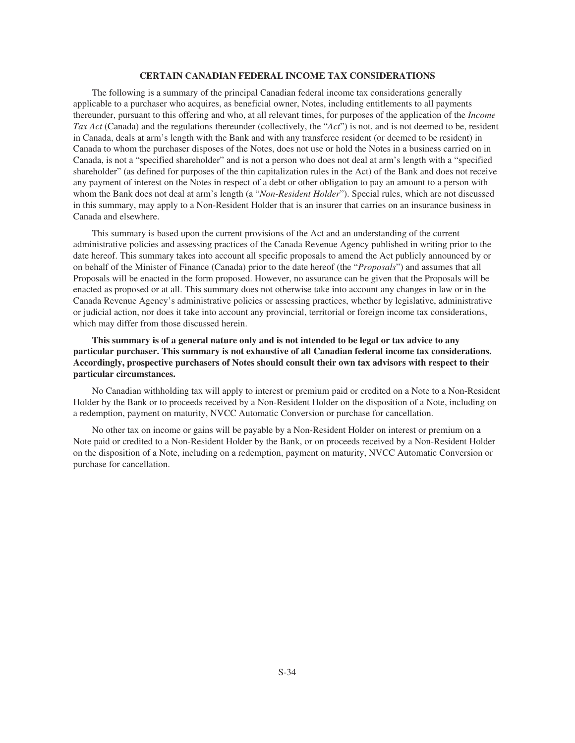## CERTAIN CANADIAN FEDERAL INCOME TAX CONSIDERATIONS

The following is a summary of the principal Canadian federal income tax considerations generally applicable to a purchaser who acquires, as beneficial owner, Notes, including entitlements to all payments thereunder, pursuant to this offering and who, at all relevant times, for purposes of the application of the *Income Tax Act* (Canada) and the regulations thereunder (collectively, the "*Act*") is not, and is not deemed to be, resident in Canada, deals at arm's length with the Bank and with any transferee resident (or deemed to be resident) in Canada to whom the purchaser disposes of the Notes, does not use or hold the Notes in a business carried on in Canada, is not a "specified shareholder" and is not a person who does not deal at arm's length with a "specified shareholder" (as defined for purposes of the thin capitalization rules in the Act) of the Bank and does not receive any payment of interest on the Notes in respect of a debt or other obligation to pay an amount to a person with whom the Bank does not deal at arm's length (a "*Non-Resident Holder*"). Special rules, which are not discussed in this summary, may apply to a Non-Resident Holder that is an insurer that carries on an insurance business in Canada and elsewhere.

This summary is based upon the current provisions of the Act and an understanding of the current administrative policies and assessing practices of the Canada Revenue Agency published in writing prior to the date hereof. This summary takes into account all specific proposals to amend the Act publicly announced by or on behalf of the Minister of Finance (Canada) prior to the date hereof (the "*Proposals*") and assumes that all Proposals will be enacted in the form proposed. However, no assurance can be given that the Proposals will be enacted as proposed or at all. This summary does not otherwise take into account any changes in law or in the Canada Revenue Agency's administrative policies or assessing practices, whether by legislative, administrative or judicial action, nor does it take into account any provincial, territorial or foreign income tax considerations, which may differ from those discussed herein.

**This summary is of a general nature only and is not intended to be legal or tax advice to any particular purchaser. This summary is not exhaustive of all Canadian federal income tax considerations. Accordingly, prospective purchasers of Notes should consult their own tax advisors with respect to their particular circumstances.**

No Canadian withholding tax will apply to interest or premium paid or credited on a Note to a Non-Resident Holder by the Bank or to proceeds received by a Non-Resident Holder on the disposition of a Note, including on a redemption, payment on maturity, NVCC Automatic Conversion or purchase for cancellation.

No other tax on income or gains will be payable by a Non-Resident Holder on interest or premium on a Note paid or credited to a Non-Resident Holder by the Bank, or on proceeds received by a Non-Resident Holder on the disposition of a Note, including on a redemption, payment on maturity, NVCC Automatic Conversion or purchase for cancellation.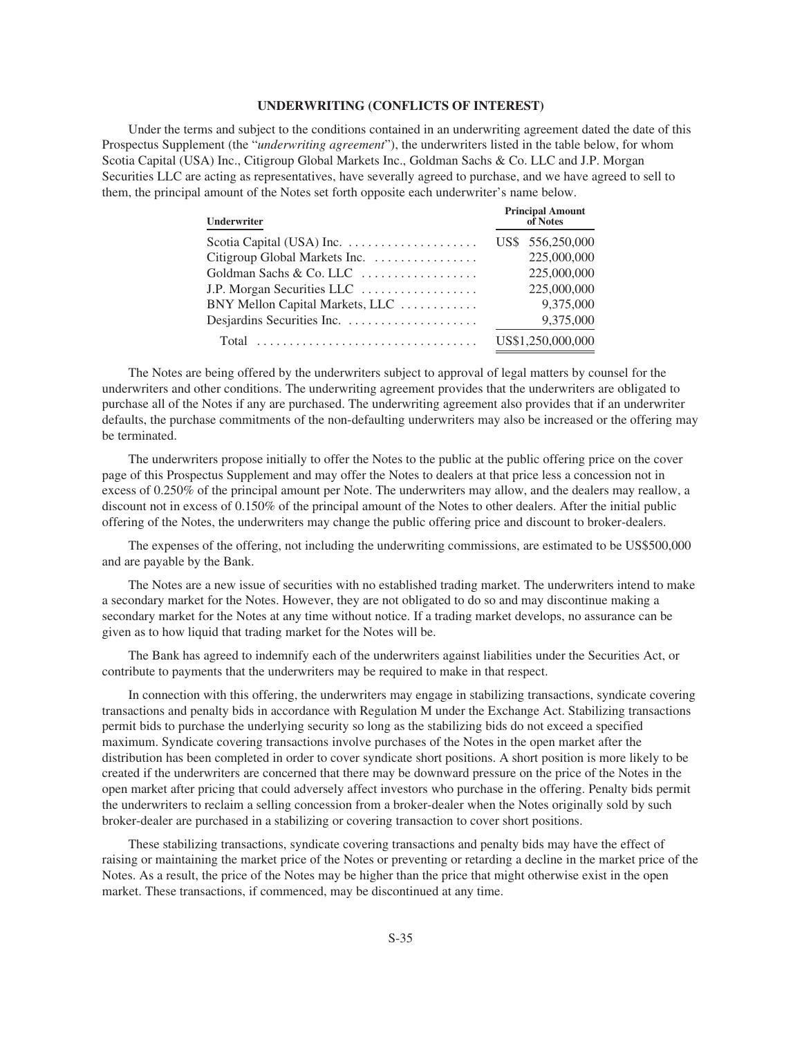## UNDERWRITING (CONFLICTS OF INTEREST)

Under the terms and subject to the conditions contained in an underwriting agreement dated the date of this Prospectus Supplement (the "*underwriting agreement*"), the underwriters listed in the table below, for whom Scotia Capital (USA) Inc., Citigroup Global Markets Inc., Goldman Sachs & Co. LLC and J.P. Morgan Securities LLC are acting as representatives, have severally agreed to purchase, and we have agreed to sell to them, the principal amount of the Notes set forth opposite each underwriter's name below.

| Underwriter | Principal Amount of Notes |
|---|---|
| Scotia Capital (USA) Inc. | US$ 556,250,000 |
| Citigroup Global Markets Inc. | 225,000,000 |
| Goldman Sachs & Co. LLC | 225,000,000 |
| J.P. Morgan Securities LLC | 225,000,000 |
| BNY Mellon Capital Markets, LLC | 9,375,000 |
| Desjardins Securities Inc. | 9,375,000 |
| Total | US$1,250,000,000 |

The Notes are being offered by the underwriters subject to approval of legal matters by counsel for the underwriters and other conditions. The underwriting agreement provides that the underwriters are obligated to purchase all of the Notes if any are purchased. The underwriting agreement also provides that if an underwriter defaults, the purchase commitments of the non-defaulting underwriters may also be increased or the offering may be terminated.

The underwriters propose initially to offer the Notes to the public at the public offering price on the cover page of this Prospectus Supplement and may offer the Notes to dealers at that price less a concession not in excess of 0.250% of the principal amount per Note. The underwriters may allow, and the dealers may reallow, a discount not in excess of 0.150% of the principal amount of the Notes to other dealers. After the initial public offering of the Notes, the underwriters may change the public offering price and discount to broker-dealers.

The expenses of the offering, not including the underwriting commissions, are estimated to be US$500,000 and are payable by the Bank.

The Notes are a new issue of securities with no established trading market. The underwriters intend to make a secondary market for the Notes. However, they are not obligated to do so and may discontinue making a secondary market for the Notes at any time without notice. If a trading market develops, no assurance can be given as to how liquid that trading market for the Notes will be.

The Bank has agreed to indemnify each of the underwriters against liabilities under the Securities Act, or contribute to payments that the underwriters may be required to make in that respect.

In connection with this offering, the underwriters may engage in stabilizing transactions, syndicate covering transactions and penalty bids in accordance with Regulation M under the Exchange Act. Stabilizing transactions permit bids to purchase the underlying security so long as the stabilizing bids do not exceed a specified maximum. Syndicate covering transactions involve purchases of the Notes in the open market after the distribution has been completed in order to cover syndicate short positions. A short position is more likely to be created if the underwriters are concerned that there may be downward pressure on the price of the Notes in the open market after pricing that could adversely affect investors who purchase in the offering. Penalty bids permit the underwriters to reclaim a selling concession from a broker-dealer when the Notes originally sold by such broker-dealer are purchased in a stabilizing or covering transaction to cover short positions.

These stabilizing transactions, syndicate covering transactions and penalty bids may have the effect of raising or maintaining the market price of the Notes or preventing or retarding a decline in the market price of the Notes. As a result, the price of the Notes may be higher than the price that might otherwise exist in the open market. These transactions, if commenced, may be discontinued at any time.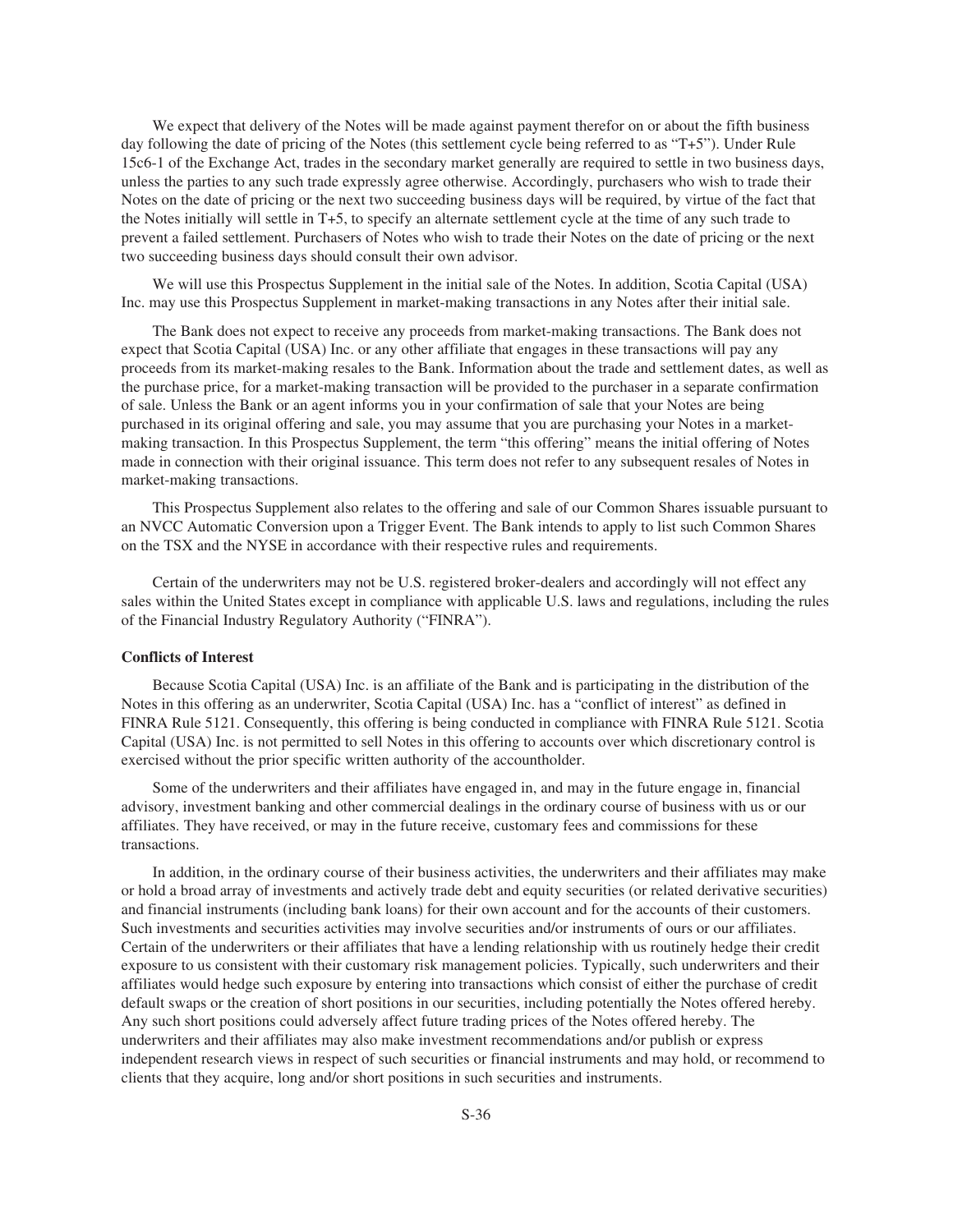We expect that delivery of the Notes will be made against payment therefor on or about the fifth business day following the date of pricing of the Notes (this settlement cycle being referred to as "T+5"). Under Rule 15c6-1 of the Exchange Act, trades in the secondary market generally are required to settle in two business days, unless the parties to any such trade expressly agree otherwise. Accordingly, purchasers who wish to trade their Notes on the date of pricing or the next two succeeding business days will be required, by virtue of the fact that the Notes initially will settle in T+5, to specify an alternate settlement cycle at the time of any such trade to prevent a failed settlement. Purchasers of Notes who wish to trade their Notes on the date of pricing or the next two succeeding business days should consult their own advisor.

We will use this Prospectus Supplement in the initial sale of the Notes. In addition, Scotia Capital (USA) Inc. may use this Prospectus Supplement in market-making transactions in any Notes after their initial sale.

The Bank does not expect to receive any proceeds from market-making transactions. The Bank does not expect that Scotia Capital (USA) Inc. or any other affiliate that engages in these transactions will pay any proceeds from its market-making resales to the Bank. Information about the trade and settlement dates, as well as the purchase price, for a market-making transaction will be provided to the purchaser in a separate confirmation of sale. Unless the Bank or an agent informs you in your confirmation of sale that your Notes are being purchased in its original offering and sale, you may assume that you are purchasing your Notes in a market-making transaction. In this Prospectus Supplement, the term "this offering" means the initial offering of Notes made in connection with their original issuance. This term does not refer to any subsequent resales of Notes in market-making transactions.

This Prospectus Supplement also relates to the offering and sale of our Common Shares issuable pursuant to an NVCC Automatic Conversion upon a Trigger Event. The Bank intends to apply to list such Common Shares on the TSX and the NYSE in accordance with their respective rules and requirements.

Certain of the underwriters may not be U.S. registered broker-dealers and accordingly will not effect any sales within the United States except in compliance with applicable U.S. laws and regulations, including the rules of the Financial Industry Regulatory Authority ("FINRA").

**Conflicts of Interest**

Because Scotia Capital (USA) Inc. is an affiliate of the Bank and is participating in the distribution of the Notes in this offering as an underwriter, Scotia Capital (USA) Inc. has a "conflict of interest" as defined in FINRA Rule 5121. Consequently, this offering is being conducted in compliance with FINRA Rule 5121. Scotia Capital (USA) Inc. is not permitted to sell Notes in this offering to accounts over which discretionary control is exercised without the prior specific written authority of the accountholder.

Some of the underwriters and their affiliates have engaged in, and may in the future engage in, financial advisory, investment banking and other commercial dealings in the ordinary course of business with us or our affiliates. They have received, or may in the future receive, customary fees and commissions for these transactions.

In addition, in the ordinary course of their business activities, the underwriters and their affiliates may make or hold a broad array of investments and actively trade debt and equity securities (or related derivative securities) and financial instruments (including bank loans) for their own account and for the accounts of their customers. Such investments and securities activities may involve securities and/or instruments of ours or our affiliates. Certain of the underwriters or their affiliates that have a lending relationship with us routinely hedge their credit exposure to us consistent with their customary risk management policies. Typically, such underwriters and their affiliates would hedge such exposure by entering into transactions which consist of either the purchase of credit default swaps or the creation of short positions in our securities, including potentially the Notes offered hereby. Any such short positions could adversely affect future trading prices of the Notes offered hereby. The underwriters and their affiliates may also make investment recommendations and/or publish or express independent research views in respect of such securities or financial instruments and may hold, or recommend to clients that they acquire, long and/or short positions in such securities and instruments.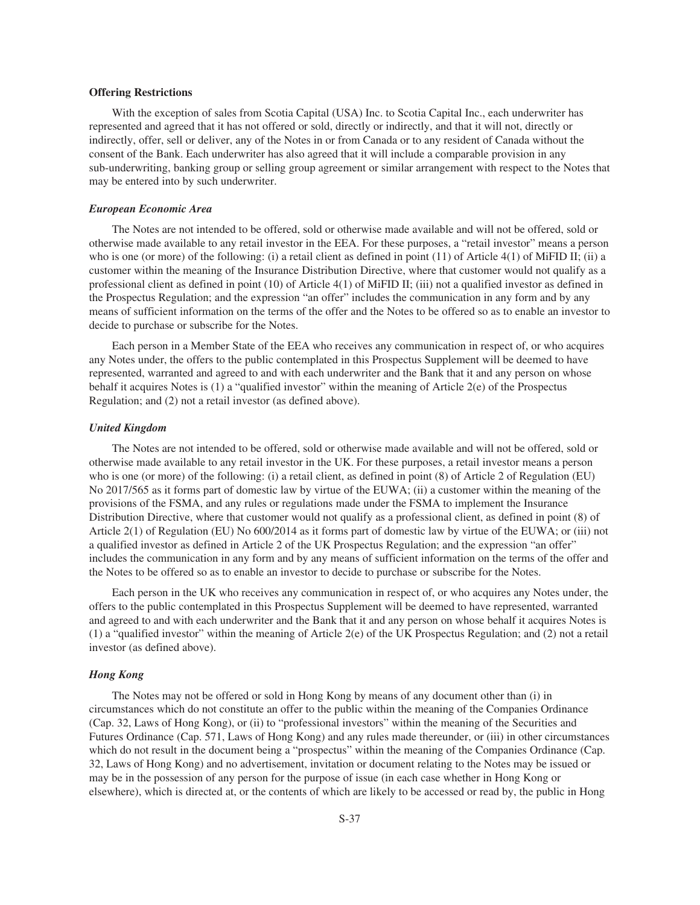**Offering Restrictions**

With the exception of sales from Scotia Capital (USA) Inc. to Scotia Capital Inc., each underwriter has represented and agreed that it has not offered or sold, directly or indirectly, and that it will not, directly or indirectly, offer, sell or deliver, any of the Notes in or from Canada or to any resident of Canada without the consent of the Bank. Each underwriter has also agreed that it will include a comparable provision in any sub-underwriting, banking group or selling group agreement or similar arrangement with respect to the Notes that may be entered into by such underwriter.

***European Economic Area***

The Notes are not intended to be offered, sold or otherwise made available and will not be offered, sold or otherwise made available to any retail investor in the EEA. For these purposes, a "retail investor" means a person who is one (or more) of the following: (i) a retail client as defined in point (11) of Article 4(1) of MiFID II; (ii) a customer within the meaning of the Insurance Distribution Directive, where that customer would not qualify as a professional client as defined in point (10) of Article 4(1) of MiFID II; (iii) not a qualified investor as defined in the Prospectus Regulation; and the expression "an offer" includes the communication in any form and by any means of sufficient information on the terms of the offer and the Notes to be offered so as to enable an investor to decide to purchase or subscribe for the Notes.

Each person in a Member State of the EEA who receives any communication in respect of, or who acquires any Notes under, the offers to the public contemplated in this Prospectus Supplement will be deemed to have represented, warranted and agreed to and with each underwriter and the Bank that it and any person on whose behalf it acquires Notes is (1) a "qualified investor" within the meaning of Article 2(e) of the Prospectus Regulation; and (2) not a retail investor (as defined above).

***United Kingdom***

The Notes are not intended to be offered, sold or otherwise made available and will not be offered, sold or otherwise made available to any retail investor in the UK. For these purposes, a retail investor means a person who is one (or more) of the following: (i) a retail client, as defined in point (8) of Article 2 of Regulation (EU) No 2017/565 as it forms part of domestic law by virtue of the EUWA; (ii) a customer within the meaning of the provisions of the FSMA, and any rules or regulations made under the FSMA to implement the Insurance Distribution Directive, where that customer would not qualify as a professional client, as defined in point (8) of Article 2(1) of Regulation (EU) No 600/2014 as it forms part of domestic law by virtue of the EUWA; or (iii) not a qualified investor as defined in Article 2 of the UK Prospectus Regulation; and the expression "an offer" includes the communication in any form and by any means of sufficient information on the terms of the offer and the Notes to be offered so as to enable an investor to decide to purchase or subscribe for the Notes.

Each person in the UK who receives any communication in respect of, or who acquires any Notes under, the offers to the public contemplated in this Prospectus Supplement will be deemed to have represented, warranted and agreed to and with each underwriter and the Bank that it and any person on whose behalf it acquires Notes is (1) a "qualified investor" within the meaning of Article 2(e) of the UK Prospectus Regulation; and (2) not a retail investor (as defined above).

***Hong Kong***

The Notes may not be offered or sold in Hong Kong by means of any document other than (i) in circumstances which do not constitute an offer to the public within the meaning of the Companies Ordinance (Cap. 32, Laws of Hong Kong), or (ii) to "professional investors" within the meaning of the Securities and Futures Ordinance (Cap. 571, Laws of Hong Kong) and any rules made thereunder, or (iii) in other circumstances which do not result in the document being a "prospectus" within the meaning of the Companies Ordinance (Cap. 32, Laws of Hong Kong) and no advertisement, invitation or document relating to the Notes may be issued or may be in the possession of any person for the purpose of issue (in each case whether in Hong Kong or elsewhere), which is directed at, or the contents of which are likely to be accessed or read by, the public in Hong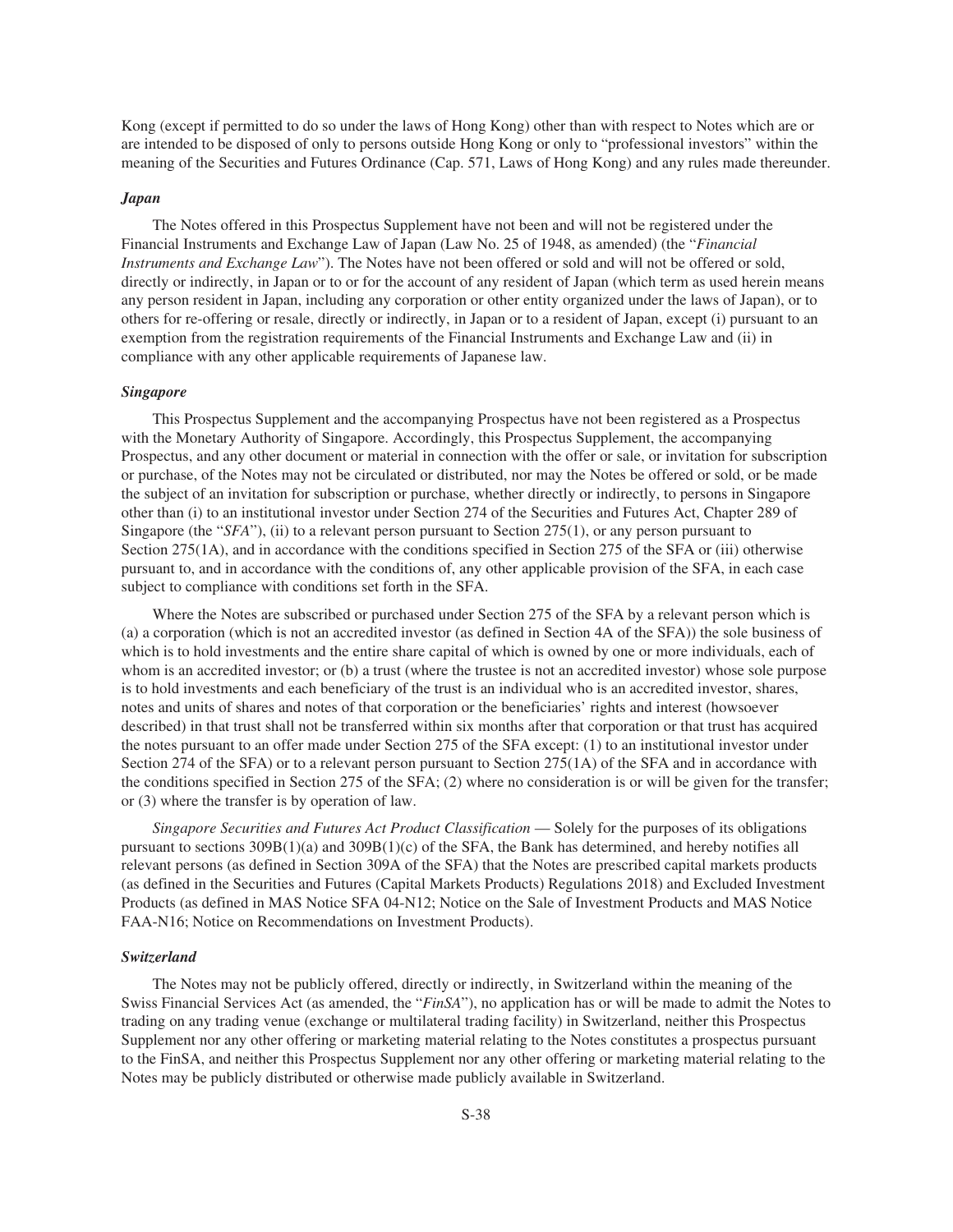Kong (except if permitted to do so under the laws of Hong Kong) other than with respect to Notes which are or are intended to be disposed of only to persons outside Hong Kong or only to "professional investors" within the meaning of the Securities and Futures Ordinance (Cap. 571, Laws of Hong Kong) and any rules made thereunder.

### *Japan*

The Notes offered in this Prospectus Supplement have not been and will not be registered under the Financial Instruments and Exchange Law of Japan (Law No. 25 of 1948, as amended) (the "*Financial Instruments and Exchange Law*"). The Notes have not been offered or sold and will not be offered or sold, directly or indirectly, in Japan or to or for the account of any resident of Japan (which term as used herein means any person resident in Japan, including any corporation or other entity organized under the laws of Japan), or to others for re-offering or resale, directly or indirectly, in Japan or to a resident of Japan, except (i) pursuant to an exemption from the registration requirements of the Financial Instruments and Exchange Law and (ii) in compliance with any other applicable requirements of Japanese law.

### *Singapore*

This Prospectus Supplement and the accompanying Prospectus have not been registered as a Prospectus with the Monetary Authority of Singapore. Accordingly, this Prospectus Supplement, the accompanying Prospectus, and any other document or material in connection with the offer or sale, or invitation for subscription or purchase, of the Notes may not be circulated or distributed, nor may the Notes be offered or sold, or be made the subject of an invitation for subscription or purchase, whether directly or indirectly, to persons in Singapore other than (i) to an institutional investor under Section 274 of the Securities and Futures Act, Chapter 289 of Singapore (the "*SFA*"), (ii) to a relevant person pursuant to Section 275(1), or any person pursuant to Section 275(1A), and in accordance with the conditions specified in Section 275 of the SFA or (iii) otherwise pursuant to, and in accordance with the conditions of, any other applicable provision of the SFA, in each case subject to compliance with conditions set forth in the SFA.

Where the Notes are subscribed or purchased under Section 275 of the SFA by a relevant person which is (a) a corporation (which is not an accredited investor (as defined in Section 4A of the SFA)) the sole business of which is to hold investments and the entire share capital of which is owned by one or more individuals, each of whom is an accredited investor; or (b) a trust (where the trustee is not an accredited investor) whose sole purpose is to hold investments and each beneficiary of the trust is an individual who is an accredited investor, shares, notes and units of shares and notes of that corporation or the beneficiaries' rights and interest (howsoever described) in that trust shall not be transferred within six months after that corporation or that trust has acquired the notes pursuant to an offer made under Section 275 of the SFA except: (1) to an institutional investor under Section 274 of the SFA) or to a relevant person pursuant to Section 275(1A) of the SFA and in accordance with the conditions specified in Section 275 of the SFA; (2) where no consideration is or will be given for the transfer; or (3) where the transfer is by operation of law.

*Singapore Securities and Futures Act Product Classification* — Solely for the purposes of its obligations pursuant to sections 309B(1)(a) and 309B(1)(c) of the SFA, the Bank has determined, and hereby notifies all relevant persons (as defined in Section 309A of the SFA) that the Notes are prescribed capital markets products (as defined in the Securities and Futures (Capital Markets Products) Regulations 2018) and Excluded Investment Products (as defined in MAS Notice SFA 04-N12; Notice on the Sale of Investment Products and MAS Notice FAA-N16; Notice on Recommendations on Investment Products).

### *Switzerland*

The Notes may not be publicly offered, directly or indirectly, in Switzerland within the meaning of the Swiss Financial Services Act (as amended, the "*FinSA*"), no application has or will be made to admit the Notes to trading on any trading venue (exchange or multilateral trading facility) in Switzerland, neither this Prospectus Supplement nor any other offering or marketing material relating to the Notes constitutes a prospectus pursuant to the FinSA, and neither this Prospectus Supplement nor any other offering or marketing material relating to the Notes may be publicly distributed or otherwise made publicly available in Switzerland.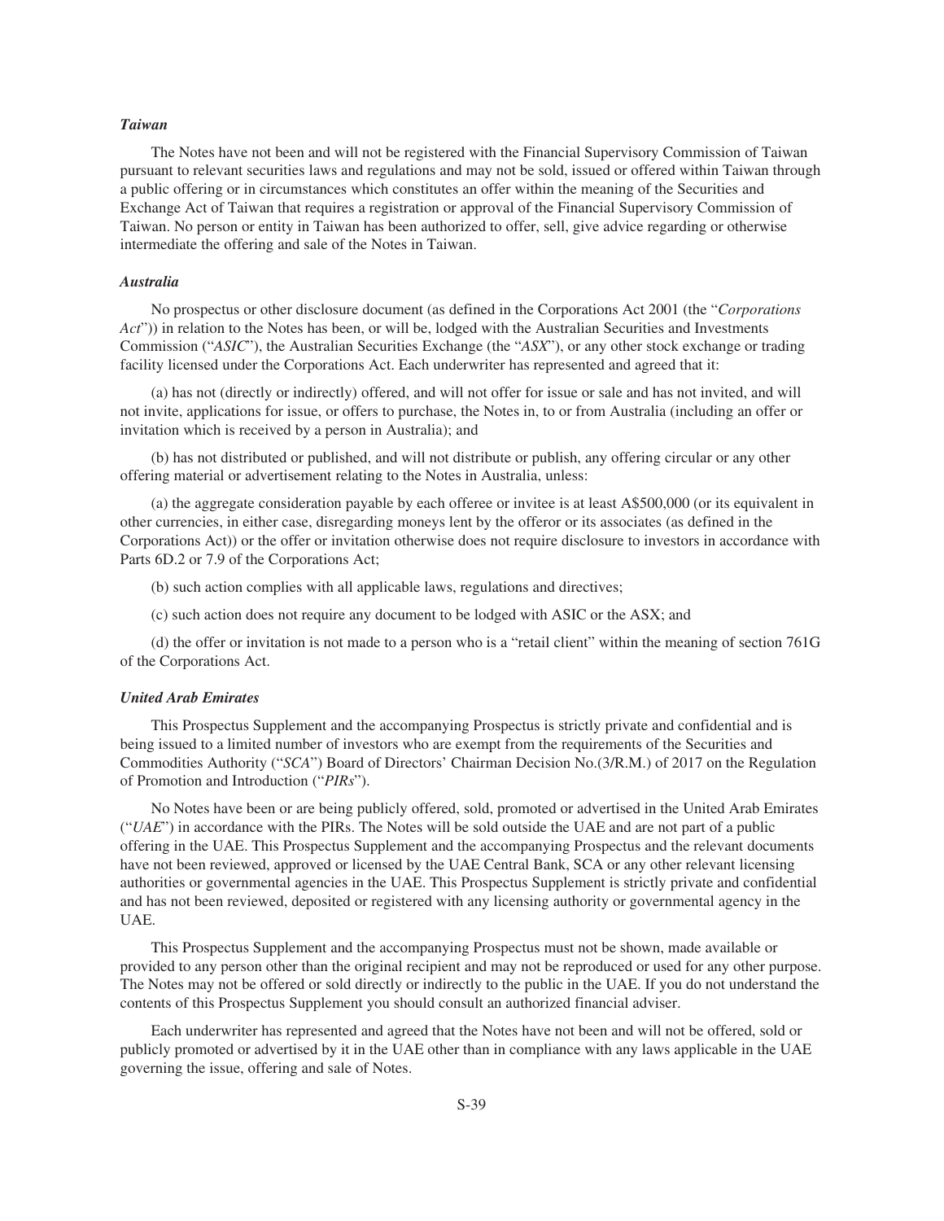***Taiwan***

The Notes have not been and will not be registered with the Financial Supervisory Commission of Taiwan pursuant to relevant securities laws and regulations and may not be sold, issued or offered within Taiwan through a public offering or in circumstances which constitutes an offer within the meaning of the Securities and Exchange Act of Taiwan that requires a registration or approval of the Financial Supervisory Commission of Taiwan. No person or entity in Taiwan has been authorized to offer, sell, give advice regarding or otherwise intermediate the offering and sale of the Notes in Taiwan.

***Australia***

No prospectus or other disclosure document (as defined in the Corporations Act 2001 (the "*Corporations Act*")) in relation to the Notes has been, or will be, lodged with the Australian Securities and Investments Commission ("*ASIC*"), the Australian Securities Exchange (the "*ASX*"), or any other stock exchange or trading facility licensed under the Corporations Act. Each underwriter has represented and agreed that it:

(a) has not (directly or indirectly) offered, and will not offer for issue or sale and has not invited, and will not invite, applications for issue, or offers to purchase, the Notes in, to or from Australia (including an offer or invitation which is received by a person in Australia); and

(b) has not distributed or published, and will not distribute or publish, any offering circular or any other offering material or advertisement relating to the Notes in Australia, unless:

(a) the aggregate consideration payable by each offeree or invitee is at least A$500,000 (or its equivalent in other currencies, in either case, disregarding moneys lent by the offeror or its associates (as defined in the Corporations Act)) or the offer or invitation otherwise does not require disclosure to investors in accordance with Parts 6D.2 or 7.9 of the Corporations Act;

(b) such action complies with all applicable laws, regulations and directives;

(c) such action does not require any document to be lodged with ASIC or the ASX; and

(d) the offer or invitation is not made to a person who is a "retail client" within the meaning of section 761G of the Corporations Act.

***United Arab Emirates***

This Prospectus Supplement and the accompanying Prospectus is strictly private and confidential and is being issued to a limited number of investors who are exempt from the requirements of the Securities and Commodities Authority ("*SCA*") Board of Directors' Chairman Decision No.(3/R.M.) of 2017 on the Regulation of Promotion and Introduction ("*PIRs*").

No Notes have been or are being publicly offered, sold, promoted or advertised in the United Arab Emirates ("*UAE*") in accordance with the PIRs. The Notes will be sold outside the UAE and are not part of a public offering in the UAE. This Prospectus Supplement and the accompanying Prospectus and the relevant documents have not been reviewed, approved or licensed by the UAE Central Bank, SCA or any other relevant licensing authorities or governmental agencies in the UAE. This Prospectus Supplement is strictly private and confidential and has not been reviewed, deposited or registered with any licensing authority or governmental agency in the UAE.

This Prospectus Supplement and the accompanying Prospectus must not be shown, made available or provided to any person other than the original recipient and may not be reproduced or used for any other purpose. The Notes may not be offered or sold directly or indirectly to the public in the UAE. If you do not understand the contents of this Prospectus Supplement you should consult an authorized financial adviser.

Each underwriter has represented and agreed that the Notes have not been and will not be offered, sold or publicly promoted or advertised by it in the UAE other than in compliance with any laws applicable in the UAE governing the issue, offering and sale of Notes.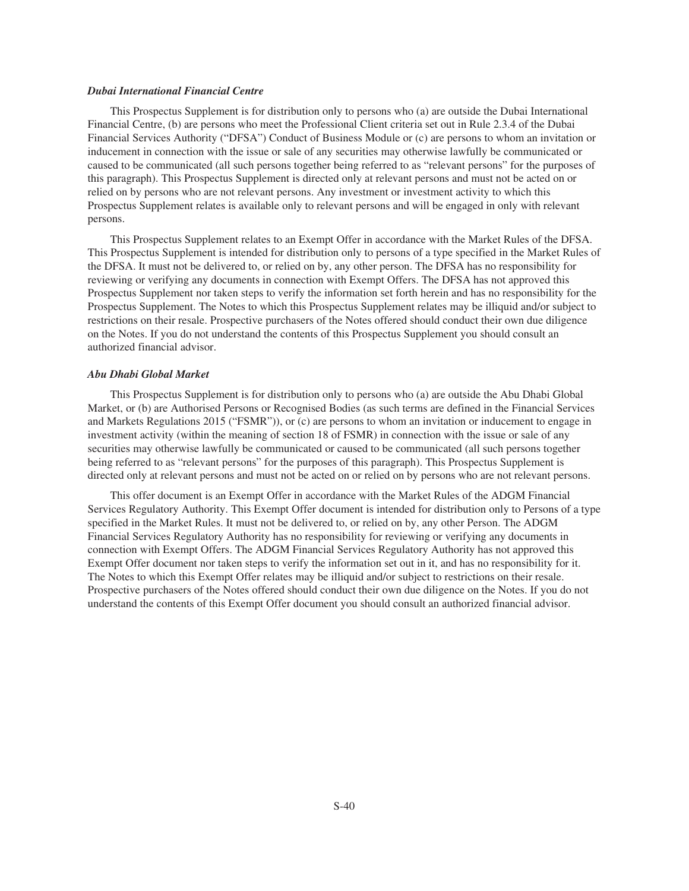***Dubai International Financial Centre***

This Prospectus Supplement is for distribution only to persons who (a) are outside the Dubai International Financial Centre, (b) are persons who meet the Professional Client criteria set out in Rule 2.3.4 of the Dubai Financial Services Authority ("DFSA") Conduct of Business Module or (c) are persons to whom an invitation or inducement in connection with the issue or sale of any securities may otherwise lawfully be communicated or caused to be communicated (all such persons together being referred to as "relevant persons" for the purposes of this paragraph). This Prospectus Supplement is directed only at relevant persons and must not be acted on or relied on by persons who are not relevant persons. Any investment or investment activity to which this Prospectus Supplement relates is available only to relevant persons and will be engaged in only with relevant persons.

This Prospectus Supplement relates to an Exempt Offer in accordance with the Market Rules of the DFSA. This Prospectus Supplement is intended for distribution only to persons of a type specified in the Market Rules of the DFSA. It must not be delivered to, or relied on by, any other person. The DFSA has no responsibility for reviewing or verifying any documents in connection with Exempt Offers. The DFSA has not approved this Prospectus Supplement nor taken steps to verify the information set forth herein and has no responsibility for the Prospectus Supplement. The Notes to which this Prospectus Supplement relates may be illiquid and/or subject to restrictions on their resale. Prospective purchasers of the Notes offered should conduct their own due diligence on the Notes. If you do not understand the contents of this Prospectus Supplement you should consult an authorized financial advisor.

***Abu Dhabi Global Market***

This Prospectus Supplement is for distribution only to persons who (a) are outside the Abu Dhabi Global Market, or (b) are Authorised Persons or Recognised Bodies (as such terms are defined in the Financial Services and Markets Regulations 2015 ("FSMR")), or (c) are persons to whom an invitation or inducement to engage in investment activity (within the meaning of section 18 of FSMR) in connection with the issue or sale of any securities may otherwise lawfully be communicated or caused to be communicated (all such persons together being referred to as "relevant persons" for the purposes of this paragraph). This Prospectus Supplement is directed only at relevant persons and must not be acted on or relied on by persons who are not relevant persons.

This offer document is an Exempt Offer in accordance with the Market Rules of the ADGM Financial Services Regulatory Authority. This Exempt Offer document is intended for distribution only to Persons of a type specified in the Market Rules. It must not be delivered to, or relied on by, any other Person. The ADGM Financial Services Regulatory Authority has no responsibility for reviewing or verifying any documents in connection with Exempt Offers. The ADGM Financial Services Regulatory Authority has not approved this Exempt Offer document nor taken steps to verify the information set out in it, and has no responsibility for it. The Notes to which this Exempt Offer relates may be illiquid and/or subject to restrictions on their resale. Prospective purchasers of the Notes offered should conduct their own due diligence on the Notes. If you do not understand the contents of this Exempt Offer document you should consult an authorized financial advisor.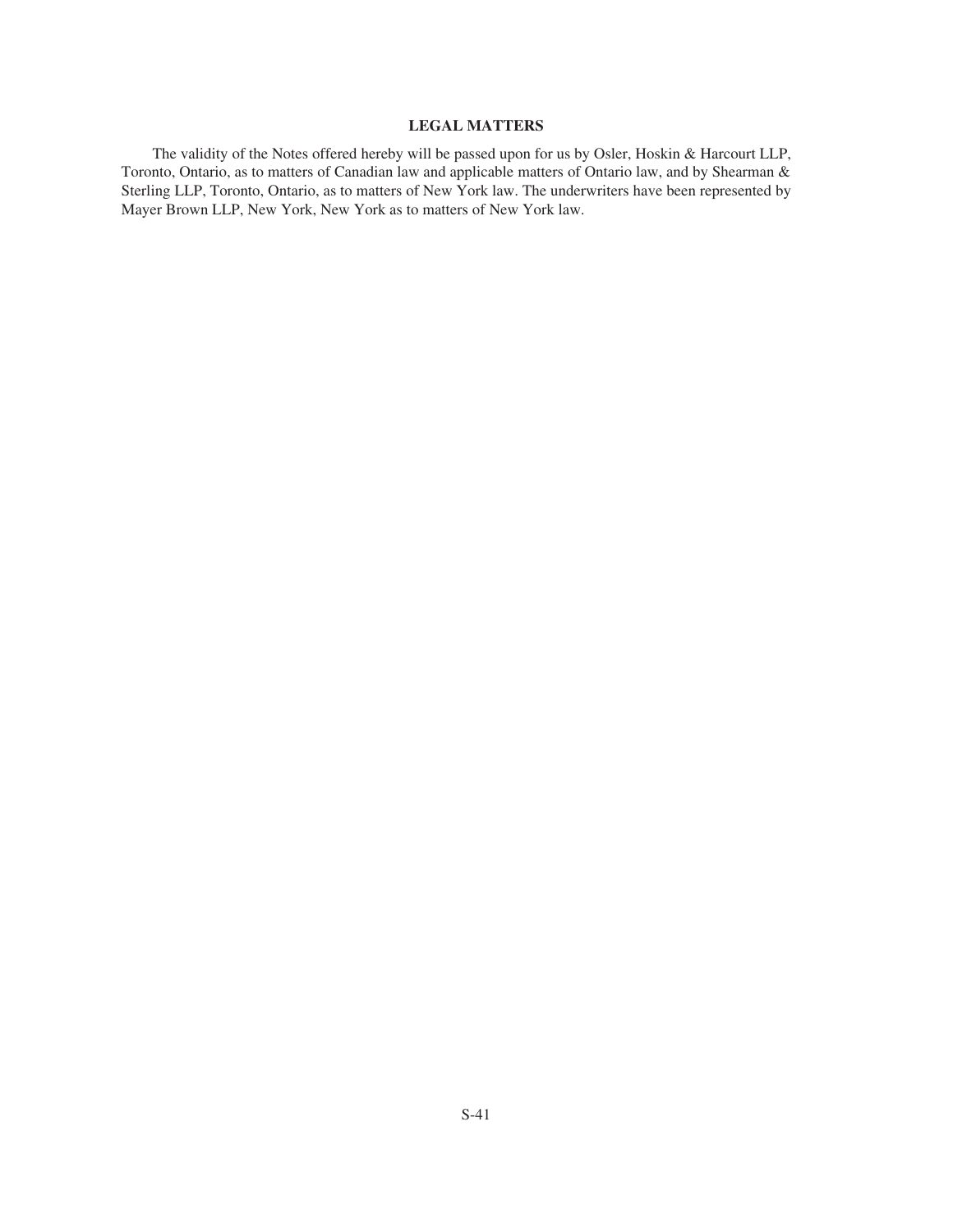## LEGAL MATTERS

The validity of the Notes offered hereby will be passed upon for us by Osler, Hoskin & Harcourt LLP, Toronto, Ontario, as to matters of Canadian law and applicable matters of Ontario law, and by Shearman & Sterling LLP, Toronto, Ontario, as to matters of New York law. The underwriters have been represented by Mayer Brown LLP, New York, New York as to matters of New York law.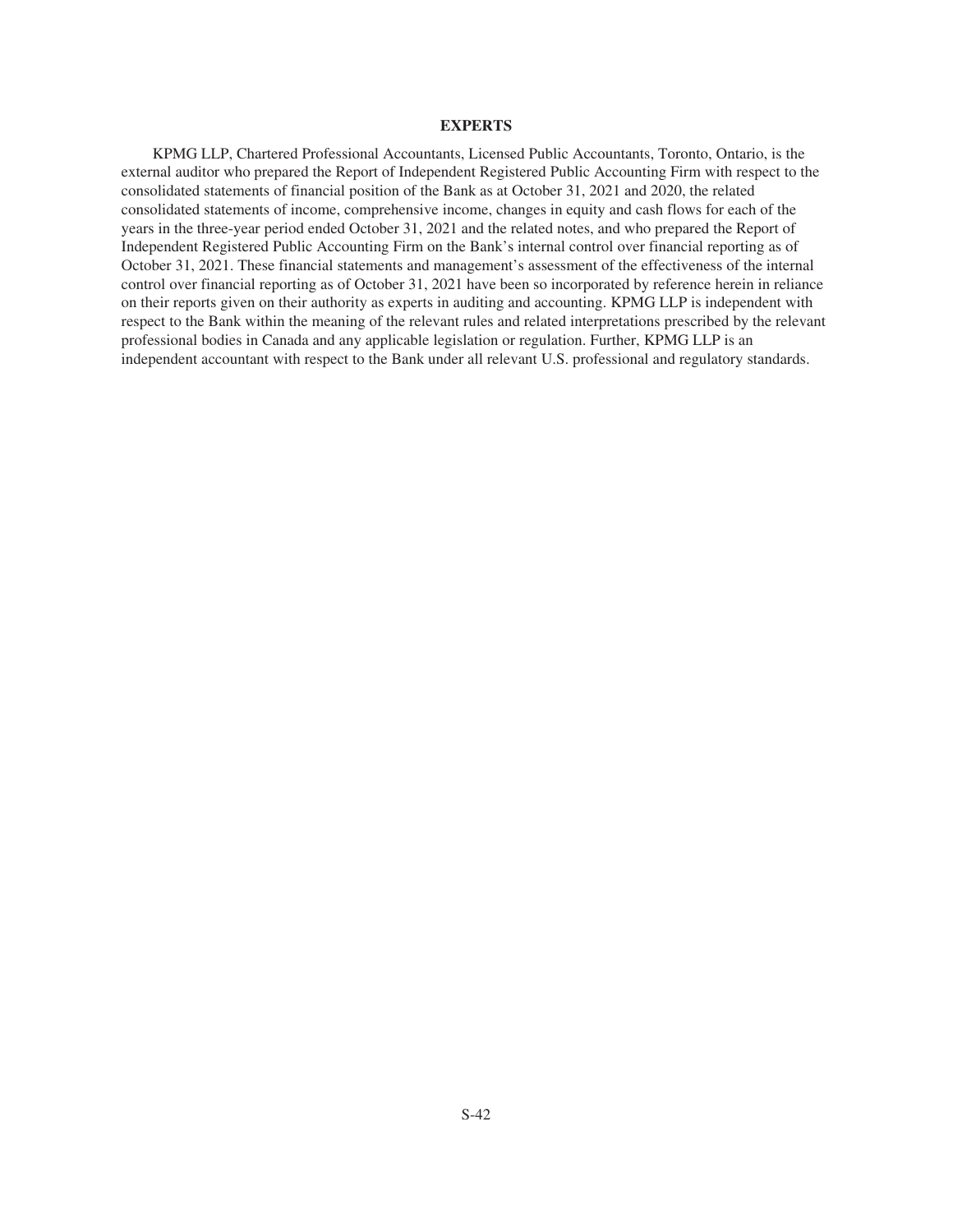## EXPERTS

KPMG LLP, Chartered Professional Accountants, Licensed Public Accountants, Toronto, Ontario, is the external auditor who prepared the Report of Independent Registered Public Accounting Firm with respect to the consolidated statements of financial position of the Bank as at October 31, 2021 and 2020, the related consolidated statements of income, comprehensive income, changes in equity and cash flows for each of the years in the three-year period ended October 31, 2021 and the related notes, and who prepared the Report of Independent Registered Public Accounting Firm on the Bank's internal control over financial reporting as of October 31, 2021. These financial statements and management's assessment of the effectiveness of the internal control over financial reporting as of October 31, 2021 have been so incorporated by reference herein in reliance on their reports given on their authority as experts in auditing and accounting. KPMG LLP is independent with respect to the Bank within the meaning of the relevant rules and related interpretations prescribed by the relevant professional bodies in Canada and any applicable legislation or regulation. Further, KPMG LLP is an independent accountant with respect to the Bank under all relevant U.S. professional and regulatory standards.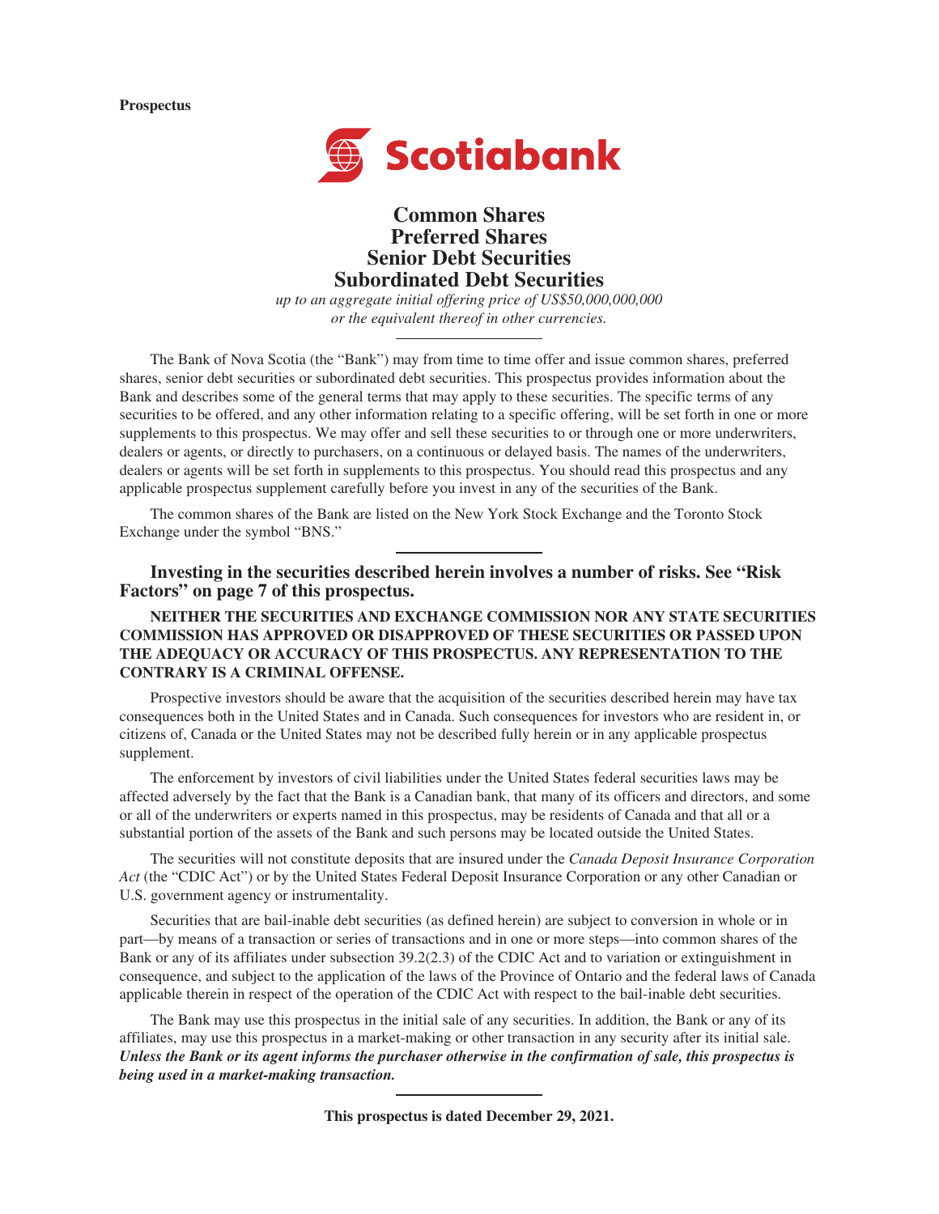**Prospectus**

Scotiabank

# Common Shares
# Preferred Shares
# Senior Debt Securities
# Subordinated Debt Securities

*up to an aggregate initial offering price of US$50,000,000,000*
*or the equivalent thereof in other currencies.*

---

The Bank of Nova Scotia (the "Bank") may from time to time offer and issue common shares, preferred shares, senior debt securities or subordinated debt securities. This prospectus provides information about the Bank and describes some of the general terms that may apply to these securities. The specific terms of any securities to be offered, and any other information relating to a specific offering, will be set forth in one or more supplements to this prospectus. We may offer and sell these securities to or through one or more underwriters, dealers or agents, or directly to purchasers, on a continuous or delayed basis. The names of the underwriters, dealers or agents will be set forth in supplements to this prospectus. You should read this prospectus and any applicable prospectus supplement carefully before you invest in any of the securities of the Bank.

The common shares of the Bank are listed on the New York Stock Exchange and the Toronto Stock Exchange under the symbol "BNS."

---

**Investing in the securities described herein involves a number of risks. See "Risk Factors" on page 7 of this prospectus.**

**NEITHER THE SECURITIES AND EXCHANGE COMMISSION NOR ANY STATE SECURITIES COMMISSION HAS APPROVED OR DISAPPROVED OF THESE SECURITIES OR PASSED UPON THE ADEQUACY OR ACCURACY OF THIS PROSPECTUS. ANY REPRESENTATION TO THE CONTRARY IS A CRIMINAL OFFENSE.**

Prospective investors should be aware that the acquisition of the securities described herein may have tax consequences both in the United States and in Canada. Such consequences for investors who are resident in, or citizens of, Canada or the United States may not be described fully herein or in any applicable prospectus supplement.

The enforcement by investors of civil liabilities under the United States federal securities laws may be affected adversely by the fact that the Bank is a Canadian bank, that many of its officers and directors, and some or all of the underwriters or experts named in this prospectus, may be residents of Canada and that all or a substantial portion of the assets of the Bank and such persons may be located outside the United States.

The securities will not constitute deposits that are insured under the *Canada Deposit Insurance Corporation Act* (the "CDIC Act") or by the United States Federal Deposit Insurance Corporation or any other Canadian or U.S. government agency or instrumentality.

Securities that are bail-inable debt securities (as defined herein) are subject to conversion in whole or in part—by means of a transaction or series of transactions and in one or more steps—into common shares of the Bank or any of its affiliates under subsection 39.2(2.3) of the CDIC Act and to variation or extinguishment in consequence, and subject to the application of the laws of the Province of Ontario and the federal laws of Canada applicable therein in respect of the operation of the CDIC Act with respect to the bail-inable debt securities.

The Bank may use this prospectus in the initial sale of any securities. In addition, the Bank or any of its affiliates, may use this prospectus in a market-making or other transaction in any security after its initial sale. ***Unless the Bank or its agent informs the purchaser otherwise in the confirmation of sale, this prospectus is being used in a market-making transaction.***

---

**This prospectus is dated December 29, 2021.**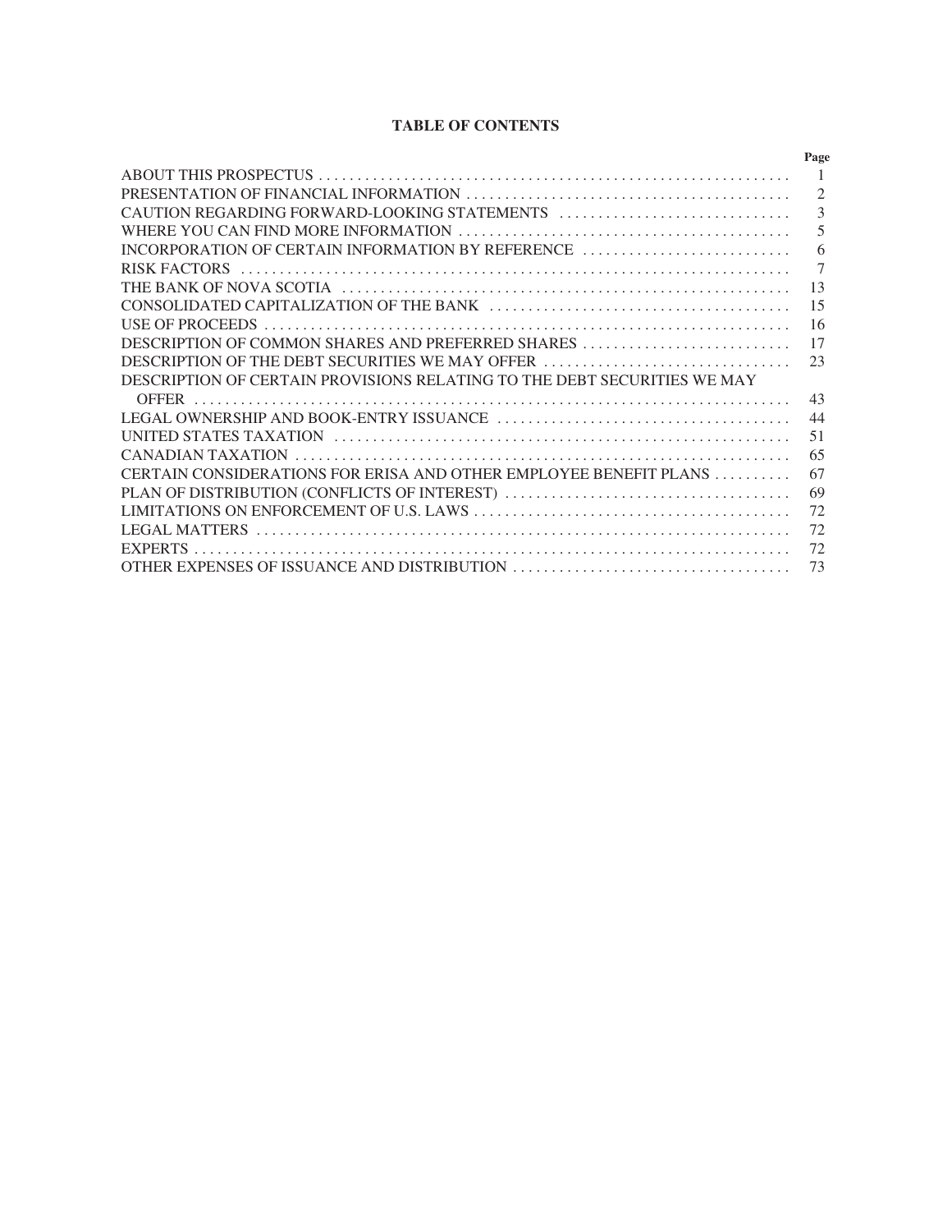## TABLE OF CONTENTS

| | Page |
|---|---|
| ABOUT THIS PROSPECTUS | 1 |
| PRESENTATION OF FINANCIAL INFORMATION | 2 |
| CAUTION REGARDING FORWARD-LOOKING STATEMENTS | 3 |
| WHERE YOU CAN FIND MORE INFORMATION | 5 |
| INCORPORATION OF CERTAIN INFORMATION BY REFERENCE | 6 |
| RISK FACTORS | 7 |
| THE BANK OF NOVA SCOTIA | 13 |
| CONSOLIDATED CAPITALIZATION OF THE BANK | 15 |
| USE OF PROCEEDS | 16 |
| DESCRIPTION OF COMMON SHARES AND PREFERRED SHARES | 17 |
| DESCRIPTION OF THE DEBT SECURITIES WE MAY OFFER | 23 |
| DESCRIPTION OF CERTAIN PROVISIONS RELATING TO THE DEBT SECURITIES WE MAY OFFER | 43 |
| LEGAL OWNERSHIP AND BOOK-ENTRY ISSUANCE | 44 |
| UNITED STATES TAXATION | 51 |
| CANADIAN TAXATION | 65 |
| CERTAIN CONSIDERATIONS FOR ERISA AND OTHER EMPLOYEE BENEFIT PLANS | 67 |
| PLAN OF DISTRIBUTION (CONFLICTS OF INTEREST) | 69 |
| LIMITATIONS ON ENFORCEMENT OF U.S. LAWS | 72 |
| LEGAL MATTERS | 72 |
| EXPERTS | 72 |
| OTHER EXPENSES OF ISSUANCE AND DISTRIBUTION | 73 |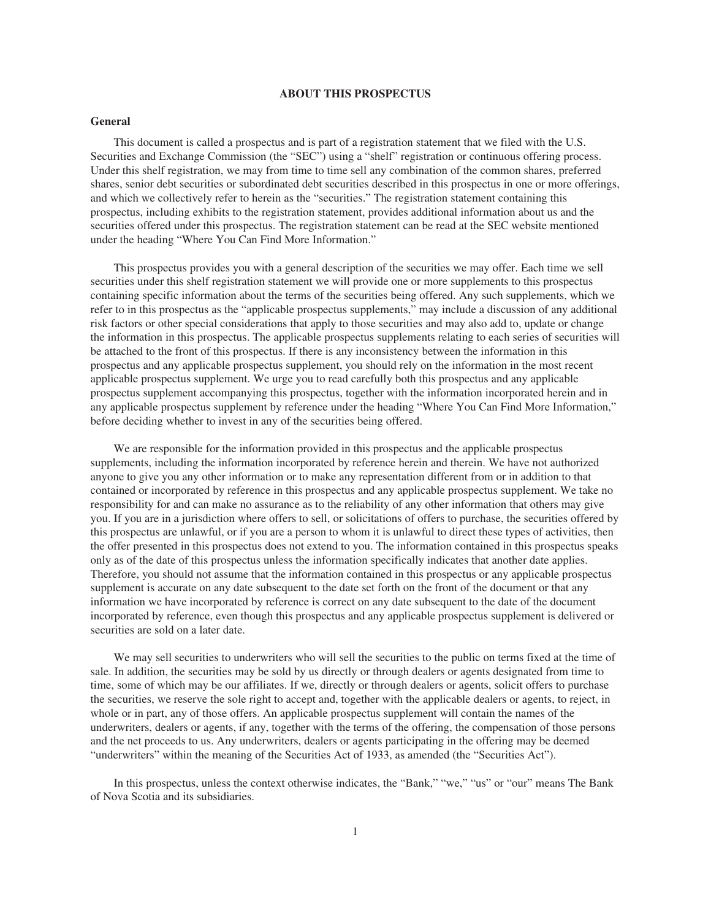## ABOUT THIS PROSPECTUS

### General

This document is called a prospectus and is part of a registration statement that we filed with the U.S. Securities and Exchange Commission (the "SEC") using a "shelf" registration or continuous offering process. Under this shelf registration, we may from time to time sell any combination of the common shares, preferred shares, senior debt securities or subordinated debt securities described in this prospectus in one or more offerings, and which we collectively refer to herein as the "securities." The registration statement containing this prospectus, including exhibits to the registration statement, provides additional information about us and the securities offered under this prospectus. The registration statement can be read at the SEC website mentioned under the heading "Where You Can Find More Information."

This prospectus provides you with a general description of the securities we may offer. Each time we sell securities under this shelf registration statement we will provide one or more supplements to this prospectus containing specific information about the terms of the securities being offered. Any such supplements, which we refer to in this prospectus as the "applicable prospectus supplements," may include a discussion of any additional risk factors or other special considerations that apply to those securities and may also add to, update or change the information in this prospectus. The applicable prospectus supplements relating to each series of securities will be attached to the front of this prospectus. If there is any inconsistency between the information in this prospectus and any applicable prospectus supplement, you should rely on the information in the most recent applicable prospectus supplement. We urge you to read carefully both this prospectus and any applicable prospectus supplement accompanying this prospectus, together with the information incorporated herein and in any applicable prospectus supplement by reference under the heading "Where You Can Find More Information," before deciding whether to invest in any of the securities being offered.

We are responsible for the information provided in this prospectus and the applicable prospectus supplements, including the information incorporated by reference herein and therein. We have not authorized anyone to give you any other information or to make any representation different from or in addition to that contained or incorporated by reference in this prospectus and any applicable prospectus supplement. We take no responsibility for and can make no assurance as to the reliability of any other information that others may give you. If you are in a jurisdiction where offers to sell, or solicitations of offers to purchase, the securities offered by this prospectus are unlawful, or if you are a person to whom it is unlawful to direct these types of activities, then the offer presented in this prospectus does not extend to you. The information contained in this prospectus speaks only as of the date of this prospectus unless the information specifically indicates that another date applies. Therefore, you should not assume that the information contained in this prospectus or any applicable prospectus supplement is accurate on any date subsequent to the date set forth on the front of the document or that any information we have incorporated by reference is correct on any date subsequent to the date of the document incorporated by reference, even though this prospectus and any applicable prospectus supplement is delivered or securities are sold on a later date.

We may sell securities to underwriters who will sell the securities to the public on terms fixed at the time of sale. In addition, the securities may be sold by us directly or through dealers or agents designated from time to time, some of which may be our affiliates. If we, directly or through dealers or agents, solicit offers to purchase the securities, we reserve the sole right to accept and, together with the applicable dealers or agents, to reject, in whole or in part, any of those offers. An applicable prospectus supplement will contain the names of the underwriters, dealers or agents, if any, together with the terms of the offering, the compensation of those persons and the net proceeds to us. Any underwriters, dealers or agents participating in the offering may be deemed "underwriters" within the meaning of the Securities Act of 1933, as amended (the "Securities Act").

In this prospectus, unless the context otherwise indicates, the "Bank," "we," "us" or "our" means The Bank of Nova Scotia and its subsidiaries.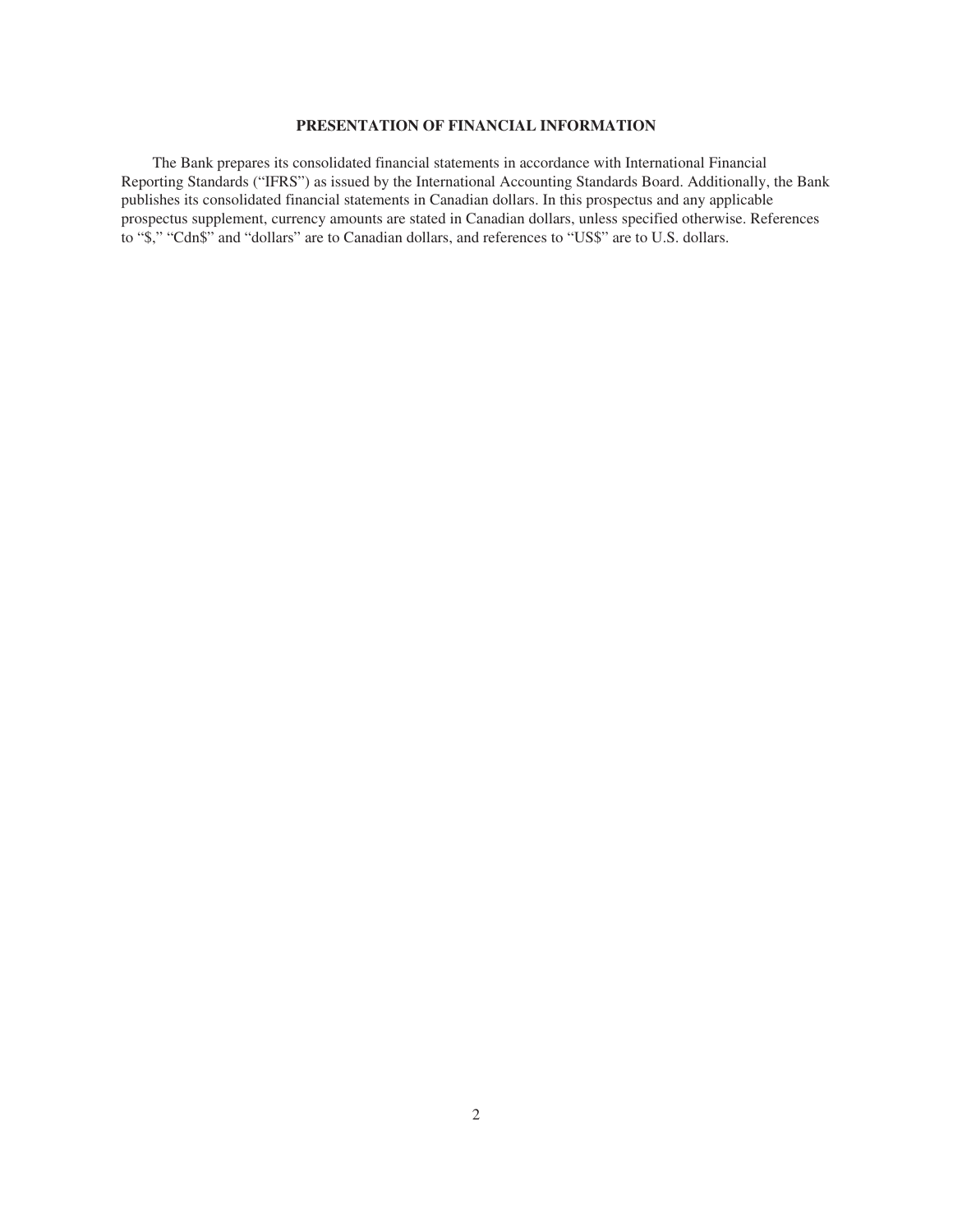## PRESENTATION OF FINANCIAL INFORMATION

The Bank prepares its consolidated financial statements in accordance with International Financial Reporting Standards ("IFRS") as issued by the International Accounting Standards Board. Additionally, the Bank publishes its consolidated financial statements in Canadian dollars. In this prospectus and any applicable prospectus supplement, currency amounts are stated in Canadian dollars, unless specified otherwise. References to "$," "Cdn$" and "dollars" are to Canadian dollars, and references to "US$" are to U.S. dollars.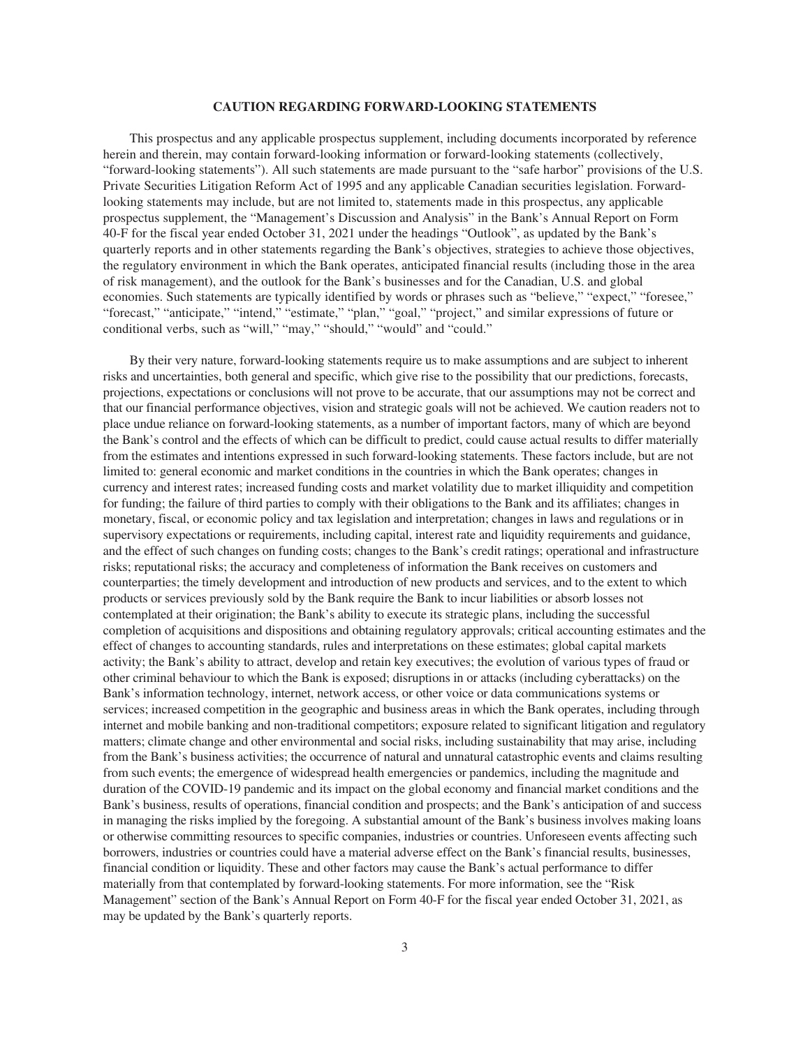## CAUTION REGARDING FORWARD-LOOKING STATEMENTS

This prospectus and any applicable prospectus supplement, including documents incorporated by reference herein and therein, may contain forward-looking information or forward-looking statements (collectively, "forward-looking statements"). All such statements are made pursuant to the "safe harbor" provisions of the U.S. Private Securities Litigation Reform Act of 1995 and any applicable Canadian securities legislation. Forward-looking statements may include, but are not limited to, statements made in this prospectus, any applicable prospectus supplement, the "Management's Discussion and Analysis" in the Bank's Annual Report on Form 40-F for the fiscal year ended October 31, 2021 under the headings "Outlook", as updated by the Bank's quarterly reports and in other statements regarding the Bank's objectives, strategies to achieve those objectives, the regulatory environment in which the Bank operates, anticipated financial results (including those in the area of risk management), and the outlook for the Bank's businesses and for the Canadian, U.S. and global economies. Such statements are typically identified by words or phrases such as "believe," "expect," "foresee," "forecast," "anticipate," "intend," "estimate," "plan," "goal," "project," and similar expressions of future or conditional verbs, such as "will," "may," "should," "would" and "could."

By their very nature, forward-looking statements require us to make assumptions and are subject to inherent risks and uncertainties, both general and specific, which give rise to the possibility that our predictions, forecasts, projections, expectations or conclusions will not prove to be accurate, that our assumptions may not be correct and that our financial performance objectives, vision and strategic goals will not be achieved. We caution readers not to place undue reliance on forward-looking statements, as a number of important factors, many of which are beyond the Bank's control and the effects of which can be difficult to predict, could cause actual results to differ materially from the estimates and intentions expressed in such forward-looking statements. These factors include, but are not limited to: general economic and market conditions in the countries in which the Bank operates; changes in currency and interest rates; increased funding costs and market volatility due to market illiquidity and competition for funding; the failure of third parties to comply with their obligations to the Bank and its affiliates; changes in monetary, fiscal, or economic policy and tax legislation and interpretation; changes in laws and regulations or in supervisory expectations or requirements, including capital, interest rate and liquidity requirements and guidance, and the effect of such changes on funding costs; changes to the Bank's credit ratings; operational and infrastructure risks; reputational risks; the accuracy and completeness of information the Bank receives on customers and counterparties; the timely development and introduction of new products and services, and to the extent to which products or services previously sold by the Bank require the Bank to incur liabilities or absorb losses not contemplated at their origination; the Bank's ability to execute its strategic plans, including the successful completion of acquisitions and dispositions and obtaining regulatory approvals; critical accounting estimates and the effect of changes to accounting standards, rules and interpretations on these estimates; global capital markets activity; the Bank's ability to attract, develop and retain key executives; the evolution of various types of fraud or other criminal behaviour to which the Bank is exposed; disruptions in or attacks (including cyberattacks) on the Bank's information technology, internet, network access, or other voice or data communications systems or services; increased competition in the geographic and business areas in which the Bank operates, including through internet and mobile banking and non-traditional competitors; exposure related to significant litigation and regulatory matters; climate change and other environmental and social risks, including sustainability that may arise, including from the Bank's business activities; the occurrence of natural and unnatural catastrophic events and claims resulting from such events; the emergence of widespread health emergencies or pandemics, including the magnitude and duration of the COVID-19 pandemic and its impact on the global economy and financial market conditions and the Bank's business, results of operations, financial condition and prospects; and the Bank's anticipation of and success in managing the risks implied by the foregoing. A substantial amount of the Bank's business involves making loans or otherwise committing resources to specific companies, industries or countries. Unforeseen events affecting such borrowers, industries or countries could have a material adverse effect on the Bank's financial results, businesses, financial condition or liquidity. These and other factors may cause the Bank's actual performance to differ materially from that contemplated by forward-looking statements. For more information, see the "Risk Management" section of the Bank's Annual Report on Form 40-F for the fiscal year ended October 31, 2021, as may be updated by the Bank's quarterly reports.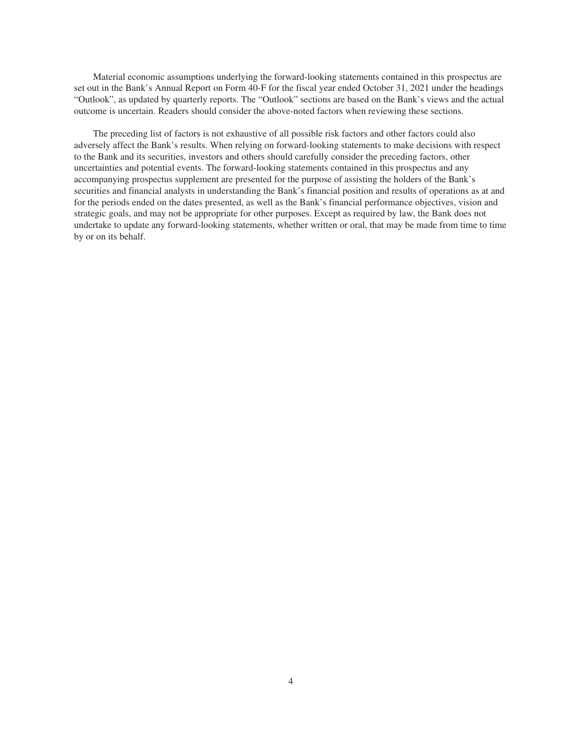Material economic assumptions underlying the forward-looking statements contained in this prospectus are set out in the Bank's Annual Report on Form 40-F for the fiscal year ended October 31, 2021 under the headings "Outlook", as updated by quarterly reports. The "Outlook" sections are based on the Bank's views and the actual outcome is uncertain. Readers should consider the above-noted factors when reviewing these sections.

The preceding list of factors is not exhaustive of all possible risk factors and other factors could also adversely affect the Bank's results. When relying on forward-looking statements to make decisions with respect to the Bank and its securities, investors and others should carefully consider the preceding factors, other uncertainties and potential events. The forward-looking statements contained in this prospectus and any accompanying prospectus supplement are presented for the purpose of assisting the holders of the Bank's securities and financial analysts in understanding the Bank's financial position and results of operations as at and for the periods ended on the dates presented, as well as the Bank's financial performance objectives, vision and strategic goals, and may not be appropriate for other purposes. Except as required by law, the Bank does not undertake to update any forward-looking statements, whether written or oral, that may be made from time to time by or on its behalf.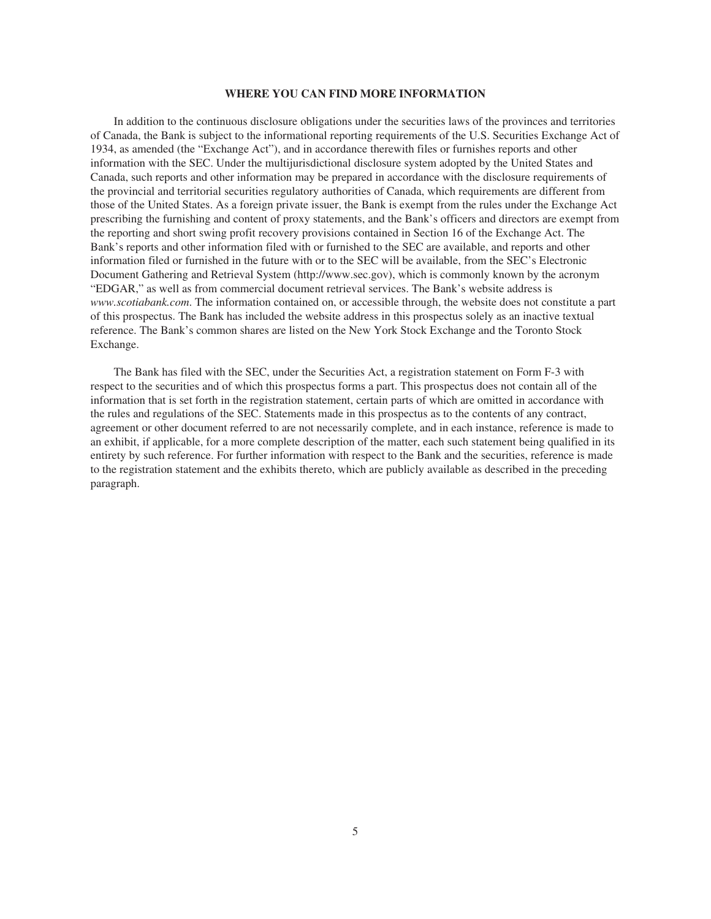## WHERE YOU CAN FIND MORE INFORMATION

In addition to the continuous disclosure obligations under the securities laws of the provinces and territories of Canada, the Bank is subject to the informational reporting requirements of the U.S. Securities Exchange Act of 1934, as amended (the "Exchange Act"), and in accordance therewith files or furnishes reports and other information with the SEC. Under the multijurisdictional disclosure system adopted by the United States and Canada, such reports and other information may be prepared in accordance with the disclosure requirements of the provincial and territorial securities regulatory authorities of Canada, which requirements are different from those of the United States. As a foreign private issuer, the Bank is exempt from the rules under the Exchange Act prescribing the furnishing and content of proxy statements, and the Bank's officers and directors are exempt from the reporting and short swing profit recovery provisions contained in Section 16 of the Exchange Act. The Bank's reports and other information filed with or furnished to the SEC are available, and reports and other information filed or furnished in the future with or to the SEC will be available, from the SEC's Electronic Document Gathering and Retrieval System (http://www.sec.gov), which is commonly known by the acronym "EDGAR," as well as from commercial document retrieval services. The Bank's website address is *www.scotiabank.com*. The information contained on, or accessible through, the website does not constitute a part of this prospectus. The Bank has included the website address in this prospectus solely as an inactive textual reference. The Bank's common shares are listed on the New York Stock Exchange and the Toronto Stock Exchange.

The Bank has filed with the SEC, under the Securities Act, a registration statement on Form F-3 with respect to the securities and of which this prospectus forms a part. This prospectus does not contain all of the information that is set forth in the registration statement, certain parts of which are omitted in accordance with the rules and regulations of the SEC. Statements made in this prospectus as to the contents of any contract, agreement or other document referred to are not necessarily complete, and in each instance, reference is made to an exhibit, if applicable, for a more complete description of the matter, each such statement being qualified in its entirety by such reference. For further information with respect to the Bank and the securities, reference is made to the registration statement and the exhibits thereto, which are publicly available as described in the preceding paragraph.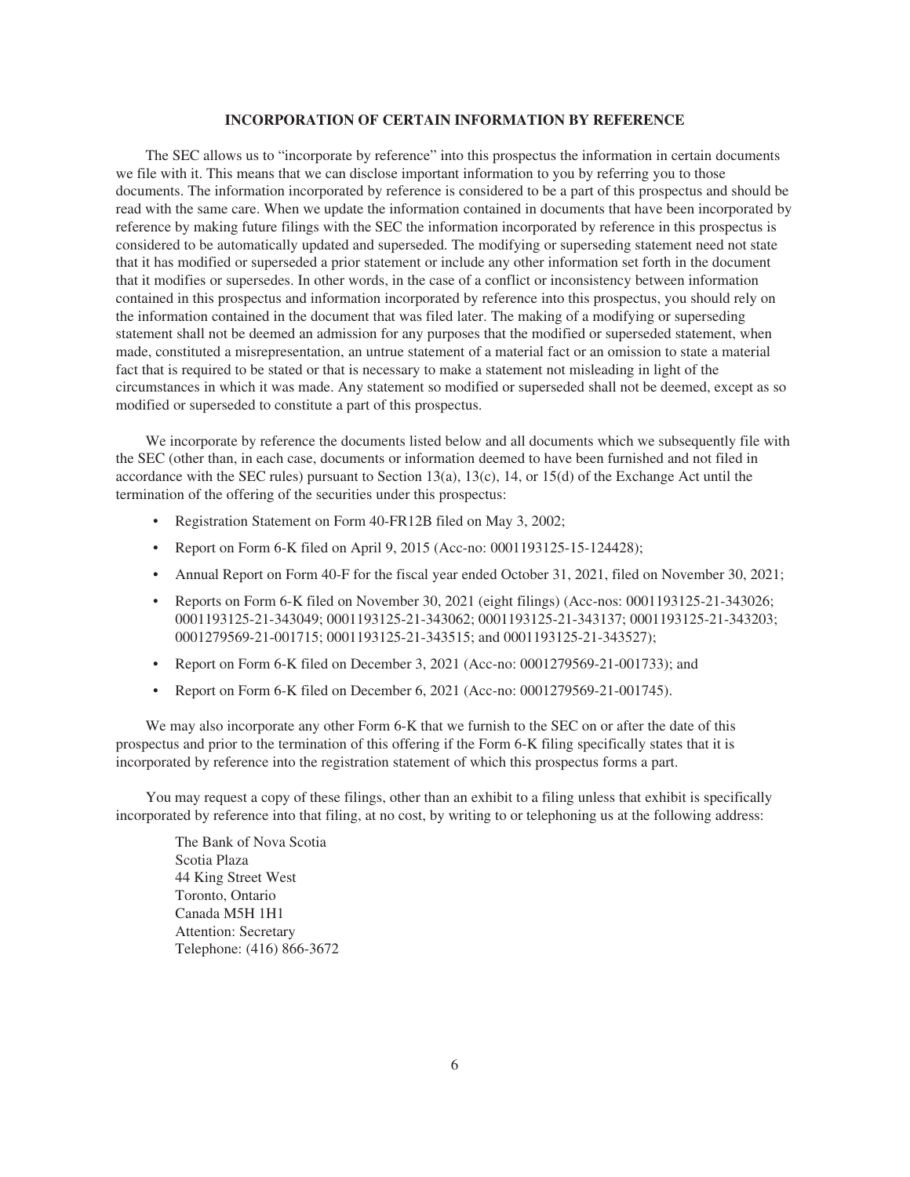## INCORPORATION OF CERTAIN INFORMATION BY REFERENCE

The SEC allows us to "incorporate by reference" into this prospectus the information in certain documents we file with it. This means that we can disclose important information to you by referring you to those documents. The information incorporated by reference is considered to be a part of this prospectus and should be read with the same care. When we update the information contained in documents that have been incorporated by reference by making future filings with the SEC the information incorporated by reference in this prospectus is considered to be automatically updated and superseded. The modifying or superseding statement need not state that it has modified or superseded a prior statement or include any other information set forth in the document that it modifies or supersedes. In other words, in the case of a conflict or inconsistency between information contained in this prospectus and information incorporated by reference into this prospectus, you should rely on the information contained in the document that was filed later. The making of a modifying or superseding statement shall not be deemed an admission for any purposes that the modified or superseded statement, when made, constituted a misrepresentation, an untrue statement of a material fact or an omission to state a material fact that is required to be stated or that is necessary to make a statement not misleading in light of the circumstances in which it was made. Any statement so modified or superseded shall not be deemed, except as so modified or superseded to constitute a part of this prospectus.

We incorporate by reference the documents listed below and all documents which we subsequently file with the SEC (other than, in each case, documents or information deemed to have been furnished and not filed in accordance with the SEC rules) pursuant to Section 13(a), 13(c), 14, or 15(d) of the Exchange Act until the termination of the offering of the securities under this prospectus:

- Registration Statement on Form 40-FR12B filed on May 3, 2002;
- Report on Form 6-K filed on April 9, 2015 (Acc-no: 0001193125-15-124428);
- Annual Report on Form 40-F for the fiscal year ended October 31, 2021, filed on November 30, 2021;
- Reports on Form 6-K filed on November 30, 2021 (eight filings) (Acc-nos: 0001193125-21-343026; 0001193125-21-343049; 0001193125-21-343062; 0001193125-21-343137; 0001193125-21-343203; 0001279569-21-001715; 0001193125-21-343515; and 0001193125-21-343527);
- Report on Form 6-K filed on December 3, 2021 (Acc-no: 0001279569-21-001733); and
- Report on Form 6-K filed on December 6, 2021 (Acc-no: 0001279569-21-001745).

We may also incorporate any other Form 6-K that we furnish to the SEC on or after the date of this prospectus and prior to the termination of this offering if the Form 6-K filing specifically states that it is incorporated by reference into the registration statement of which this prospectus forms a part.

You may request a copy of these filings, other than an exhibit to a filing unless that exhibit is specifically incorporated by reference into that filing, at no cost, by writing to or telephoning us at the following address:

The Bank of Nova Scotia
Scotia Plaza
44 King Street West
Toronto, Ontario
Canada M5H 1H1
Attention: Secretary
Telephone: (416) 866-3672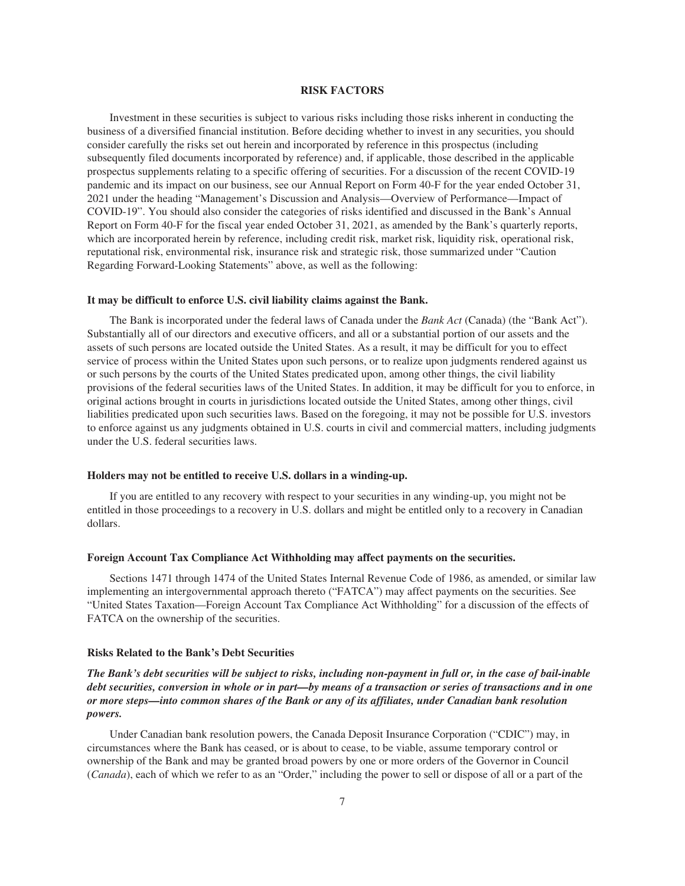# RISK FACTORS

Investment in these securities is subject to various risks including those risks inherent in conducting the business of a diversified financial institution. Before deciding whether to invest in any securities, you should consider carefully the risks set out herein and incorporated by reference in this prospectus (including subsequently filed documents incorporated by reference) and, if applicable, those described in the applicable prospectus supplements relating to a specific offering of securities. For a discussion of the recent COVID-19 pandemic and its impact on our business, see our Annual Report on Form 40-F for the year ended October 31, 2021 under the heading "Management's Discussion and Analysis—Overview of Performance—Impact of COVID-19". You should also consider the categories of risks identified and discussed in the Bank's Annual Report on Form 40-F for the fiscal year ended October 31, 2021, as amended by the Bank's quarterly reports, which are incorporated herein by reference, including credit risk, market risk, liquidity risk, operational risk, reputational risk, environmental risk, insurance risk and strategic risk, those summarized under "Caution Regarding Forward-Looking Statements" above, as well as the following:

### It may be difficult to enforce U.S. civil liability claims against the Bank.

The Bank is incorporated under the federal laws of Canada under the *Bank Act* (Canada) (the "Bank Act"). Substantially all of our directors and executive officers, and all or a substantial portion of our assets and the assets of such persons are located outside the United States. As a result, it may be difficult for you to effect service of process within the United States upon such persons, or to realize upon judgments rendered against us or such persons by the courts of the United States predicated upon, among other things, the civil liability provisions of the federal securities laws of the United States. In addition, it may be difficult for you to enforce, in original actions brought in courts in jurisdictions located outside the United States, among other things, civil liabilities predicated upon such securities laws. Based on the foregoing, it may not be possible for U.S. investors to enforce against us any judgments obtained in U.S. courts in civil and commercial matters, including judgments under the U.S. federal securities laws.

### Holders may not be entitled to receive U.S. dollars in a winding-up.

If you are entitled to any recovery with respect to your securities in any winding-up, you might not be entitled in those proceedings to a recovery in U.S. dollars and might be entitled only to a recovery in Canadian dollars.

### Foreign Account Tax Compliance Act Withholding may affect payments on the securities.

Sections 1471 through 1474 of the United States Internal Revenue Code of 1986, as amended, or similar law implementing an intergovernmental approach thereto ("FATCA") may affect payments on the securities. See "United States Taxation—Foreign Account Tax Compliance Act Withholding" for a discussion of the effects of FATCA on the ownership of the securities.

## Risks Related to the Bank's Debt Securities

***The Bank's debt securities will be subject to risks, including non-payment in full or, in the case of bail-inable debt securities, conversion in whole or in part—by means of a transaction or series of transactions and in one or more steps—into common shares of the Bank or any of its affiliates, under Canadian bank resolution powers.***

Under Canadian bank resolution powers, the Canada Deposit Insurance Corporation ("CDIC") may, in circumstances where the Bank has ceased, or is about to cease, to be viable, assume temporary control or ownership of the Bank and may be granted broad powers by one or more orders of the Governor in Council (*Canada*), each of which we refer to as an "Order," including the power to sell or dispose of all or a part of the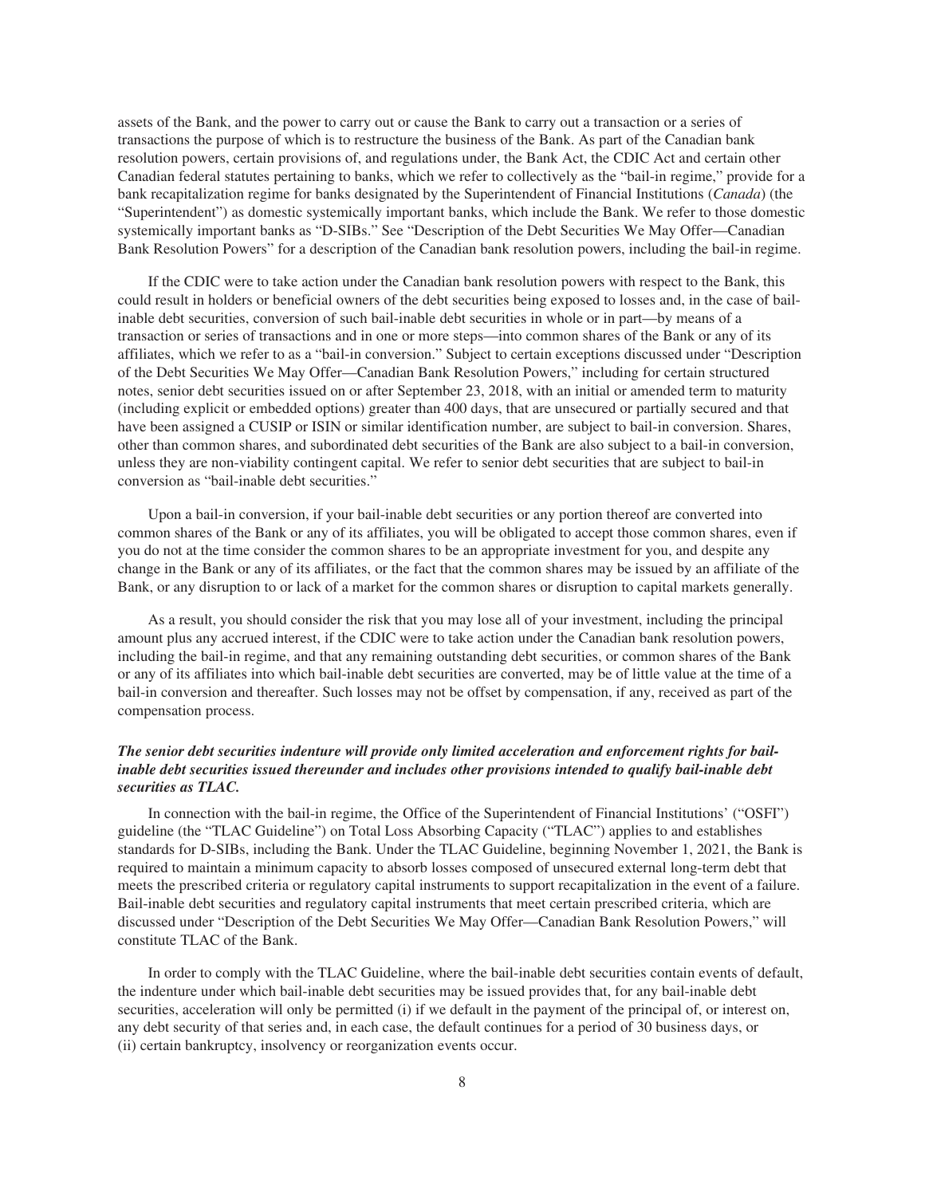assets of the Bank, and the power to carry out or cause the Bank to carry out a transaction or a series of transactions the purpose of which is to restructure the business of the Bank. As part of the Canadian bank resolution powers, certain provisions of, and regulations under, the Bank Act, the CDIC Act and certain other Canadian federal statutes pertaining to banks, which we refer to collectively as the "bail-in regime," provide for a bank recapitalization regime for banks designated by the Superintendent of Financial Institutions (*Canada*) (the "Superintendent") as domestic systemically important banks, which include the Bank. We refer to those domestic systemically important banks as "D-SIBs." See "Description of the Debt Securities We May Offer—Canadian Bank Resolution Powers" for a description of the Canadian bank resolution powers, including the bail-in regime.

If the CDIC were to take action under the Canadian bank resolution powers with respect to the Bank, this could result in holders or beneficial owners of the debt securities being exposed to losses and, in the case of bail-inable debt securities, conversion of such bail-inable debt securities in whole or in part—by means of a transaction or series of transactions and in one or more steps—into common shares of the Bank or any of its affiliates, which we refer to as a "bail-in conversion." Subject to certain exceptions discussed under "Description of the Debt Securities We May Offer—Canadian Bank Resolution Powers," including for certain structured notes, senior debt securities issued on or after September 23, 2018, with an initial or amended term to maturity (including explicit or embedded options) greater than 400 days, that are unsecured or partially secured and that have been assigned a CUSIP or ISIN or similar identification number, are subject to bail-in conversion. Shares, other than common shares, and subordinated debt securities of the Bank are also subject to a bail-in conversion, unless they are non-viability contingent capital. We refer to senior debt securities that are subject to bail-in conversion as "bail-inable debt securities."

Upon a bail-in conversion, if your bail-inable debt securities or any portion thereof are converted into common shares of the Bank or any of its affiliates, you will be obligated to accept those common shares, even if you do not at the time consider the common shares to be an appropriate investment for you, and despite any change in the Bank or any of its affiliates, or the fact that the common shares may be issued by an affiliate of the Bank, or any disruption to or lack of a market for the common shares or disruption to capital markets generally.

As a result, you should consider the risk that you may lose all of your investment, including the principal amount plus any accrued interest, if the CDIC were to take action under the Canadian bank resolution powers, including the bail-in regime, and that any remaining outstanding debt securities, or common shares of the Bank or any of its affiliates into which bail-inable debt securities are converted, may be of little value at the time of a bail-in conversion and thereafter. Such losses may not be offset by compensation, if any, received as part of the compensation process.

***The senior debt securities indenture will provide only limited acceleration and enforcement rights for bail-inable debt securities issued thereunder and includes other provisions intended to qualify bail-inable debt securities as TLAC.***

In connection with the bail-in regime, the Office of the Superintendent of Financial Institutions' ("OSFI") guideline (the "TLAC Guideline") on Total Loss Absorbing Capacity ("TLAC") applies to and establishes standards for D-SIBs, including the Bank. Under the TLAC Guideline, beginning November 1, 2021, the Bank is required to maintain a minimum capacity to absorb losses composed of unsecured external long-term debt that meets the prescribed criteria or regulatory capital instruments to support recapitalization in the event of a failure. Bail-inable debt securities and regulatory capital instruments that meet certain prescribed criteria, which are discussed under "Description of the Debt Securities We May Offer—Canadian Bank Resolution Powers," will constitute TLAC of the Bank.

In order to comply with the TLAC Guideline, where the bail-inable debt securities contain events of default, the indenture under which bail-inable debt securities may be issued provides that, for any bail-inable debt securities, acceleration will only be permitted (i) if we default in the payment of the principal of, or interest on, any debt security of that series and, in each case, the default continues for a period of 30 business days, or (ii) certain bankruptcy, insolvency or reorganization events occur.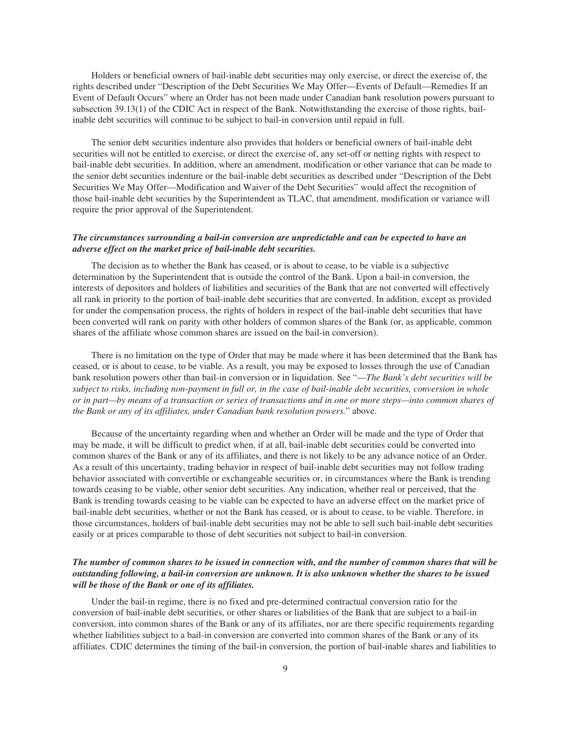Holders or beneficial owners of bail-inable debt securities may only exercise, or direct the exercise of, the rights described under "Description of the Debt Securities We May Offer—Events of Default—Remedies If an Event of Default Occurs" where an Order has not been made under Canadian bank resolution powers pursuant to subsection 39.13(1) of the CDIC Act in respect of the Bank. Notwithstanding the exercise of those rights, bail-inable debt securities will continue to be subject to bail-in conversion until repaid in full.

The senior debt securities indenture also provides that holders or beneficial owners of bail-inable debt securities will not be entitled to exercise, or direct the exercise of, any set-off or netting rights with respect to bail-inable debt securities. In addition, where an amendment, modification or other variance that can be made to the senior debt securities indenture or the bail-inable debt securities as described under "Description of the Debt Securities We May Offer—Modification and Waiver of the Debt Securities" would affect the recognition of those bail-inable debt securities by the Superintendent as TLAC, that amendment, modification or variance will require the prior approval of the Superintendent.

***The circumstances surrounding a bail-in conversion are unpredictable and can be expected to have an adverse effect on the market price of bail-inable debt securities.***

The decision as to whether the Bank has ceased, or is about to cease, to be viable is a subjective determination by the Superintendent that is outside the control of the Bank. Upon a bail-in conversion, the interests of depositors and holders of liabilities and securities of the Bank that are not converted will effectively all rank in priority to the portion of bail-inable debt securities that are converted. In addition, except as provided for under the compensation process, the rights of holders in respect of the bail-inable debt securities that have been converted will rank on parity with other holders of common shares of the Bank (or, as applicable, common shares of the affiliate whose common shares are issued on the bail-in conversion).

There is no limitation on the type of Order that may be made where it has been determined that the Bank has ceased, or is about to cease, to be viable. As a result, you may be exposed to losses through the use of Canadian bank resolution powers other than bail-in conversion or in liquidation. See "*—The Bank's debt securities will be subject to risks, including non-payment in full or, in the case of bail-inable debt securities, conversion in whole or in part—by means of a transaction or series of transactions and in one or more steps—into common shares of the Bank or any of its affiliates, under Canadian bank resolution powers.*" above.

Because of the uncertainty regarding when and whether an Order will be made and the type of Order that may be made, it will be difficult to predict when, if at all, bail-inable debt securities could be converted into common shares of the Bank or any of its affiliates, and there is not likely to be any advance notice of an Order. As a result of this uncertainty, trading behavior in respect of bail-inable debt securities may not follow trading behavior associated with convertible or exchangeable securities or, in circumstances where the Bank is trending towards ceasing to be viable, other senior debt securities. Any indication, whether real or perceived, that the Bank is trending towards ceasing to be viable can be expected to have an adverse effect on the market price of bail-inable debt securities, whether or not the Bank has ceased, or is about to cease, to be viable. Therefore, in those circumstances, holders of bail-inable debt securities may not be able to sell such bail-inable debt securities easily or at prices comparable to those of debt securities not subject to bail-in conversion.

***The number of common shares to be issued in connection with, and the number of common shares that will be outstanding following, a bail-in conversion are unknown. It is also unknown whether the shares to be issued will be those of the Bank or one of its affiliates.***

Under the bail-in regime, there is no fixed and pre-determined contractual conversion ratio for the conversion of bail-inable debt securities, or other shares or liabilities of the Bank that are subject to a bail-in conversion, into common shares of the Bank or any of its affiliates, nor are there specific requirements regarding whether liabilities subject to a bail-in conversion are converted into common shares of the Bank or any of its affiliates. CDIC determines the timing of the bail-in conversion, the portion of bail-inable shares and liabilities to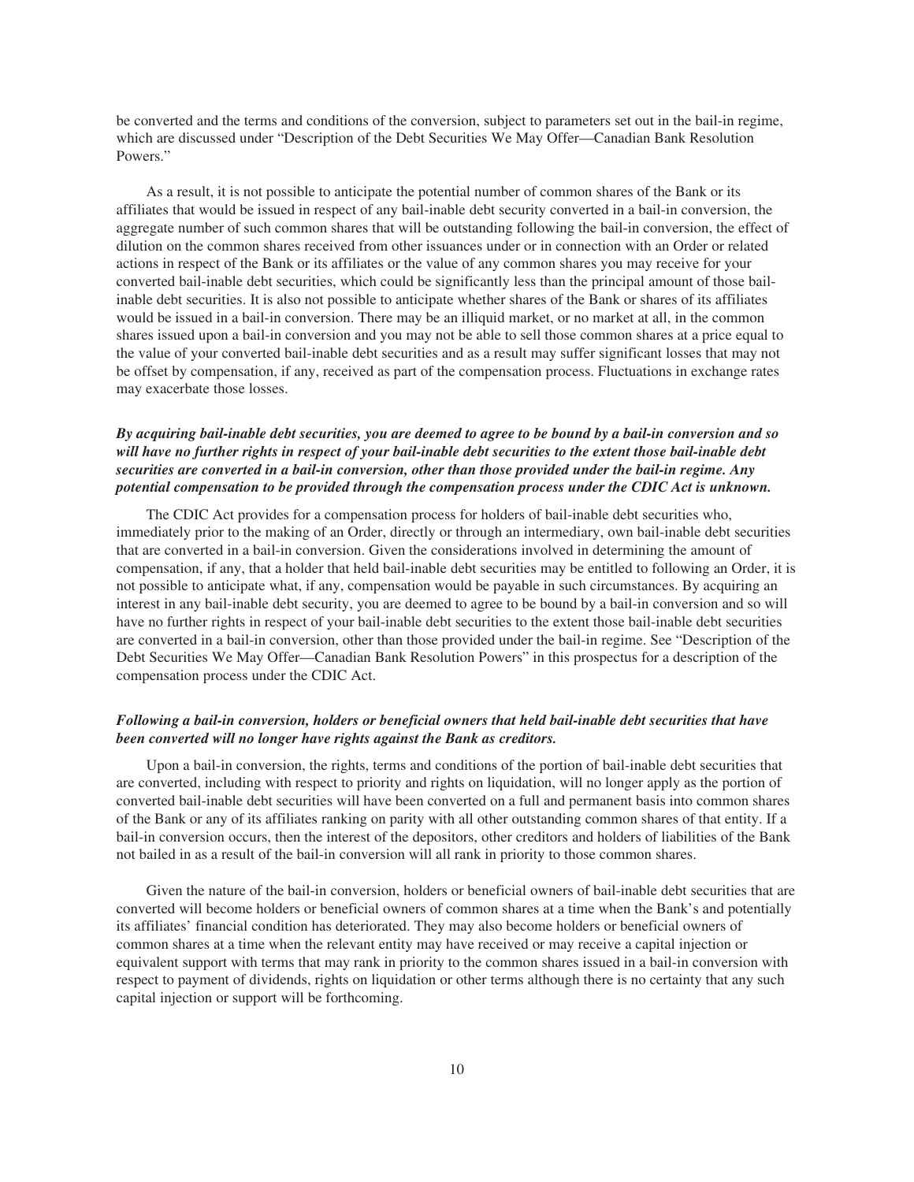be converted and the terms and conditions of the conversion, subject to parameters set out in the bail-in regime, which are discussed under "Description of the Debt Securities We May Offer—Canadian Bank Resolution Powers."

As a result, it is not possible to anticipate the potential number of common shares of the Bank or its affiliates that would be issued in respect of any bail-inable debt security converted in a bail-in conversion, the aggregate number of such common shares that will be outstanding following the bail-in conversion, the effect of dilution on the common shares received from other issuances under or in connection with an Order or related actions in respect of the Bank or its affiliates or the value of any common shares you may receive for your converted bail-inable debt securities, which could be significantly less than the principal amount of those bail-inable debt securities. It is also not possible to anticipate whether shares of the Bank or shares of its affiliates would be issued in a bail-in conversion. There may be an illiquid market, or no market at all, in the common shares issued upon a bail-in conversion and you may not be able to sell those common shares at a price equal to the value of your converted bail-inable debt securities and as a result may suffer significant losses that may not be offset by compensation, if any, received as part of the compensation process. Fluctuations in exchange rates may exacerbate those losses.

***By acquiring bail-inable debt securities, you are deemed to agree to be bound by a bail-in conversion and so will have no further rights in respect of your bail-inable debt securities to the extent those bail-inable debt securities are converted in a bail-in conversion, other than those provided under the bail-in regime. Any potential compensation to be provided through the compensation process under the CDIC Act is unknown.***

The CDIC Act provides for a compensation process for holders of bail-inable debt securities who, immediately prior to the making of an Order, directly or through an intermediary, own bail-inable debt securities that are converted in a bail-in conversion. Given the considerations involved in determining the amount of compensation, if any, that a holder that held bail-inable debt securities may be entitled to following an Order, it is not possible to anticipate what, if any, compensation would be payable in such circumstances. By acquiring an interest in any bail-inable debt security, you are deemed to agree to be bound by a bail-in conversion and so will have no further rights in respect of your bail-inable debt securities to the extent those bail-inable debt securities are converted in a bail-in conversion, other than those provided under the bail-in regime. See "Description of the Debt Securities We May Offer—Canadian Bank Resolution Powers" in this prospectus for a description of the compensation process under the CDIC Act.

***Following a bail-in conversion, holders or beneficial owners that held bail-inable debt securities that have been converted will no longer have rights against the Bank as creditors.***

Upon a bail-in conversion, the rights, terms and conditions of the portion of bail-inable debt securities that are converted, including with respect to priority and rights on liquidation, will no longer apply as the portion of converted bail-inable debt securities will have been converted on a full and permanent basis into common shares of the Bank or any of its affiliates ranking on parity with all other outstanding common shares of that entity. If a bail-in conversion occurs, then the interest of the depositors, other creditors and holders of liabilities of the Bank not bailed in as a result of the bail-in conversion will all rank in priority to those common shares.

Given the nature of the bail-in conversion, holders or beneficial owners of bail-inable debt securities that are converted will become holders or beneficial owners of common shares at a time when the Bank's and potentially its affiliates' financial condition has deteriorated. They may also become holders or beneficial owners of common shares at a time when the relevant entity may have received or may receive a capital injection or equivalent support with terms that may rank in priority to the common shares issued in a bail-in conversion with respect to payment of dividends, rights on liquidation or other terms although there is no certainty that any such capital injection or support will be forthcoming.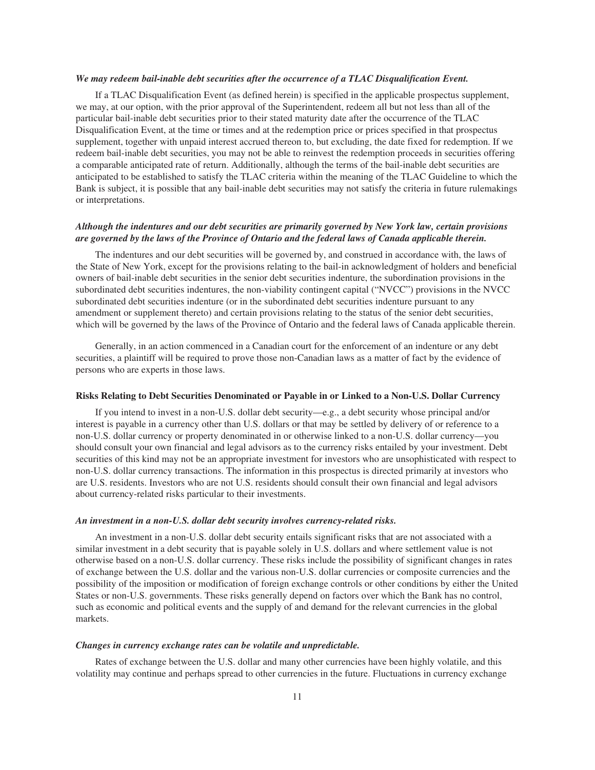***We may redeem bail-inable debt securities after the occurrence of a TLAC Disqualification Event.***

If a TLAC Disqualification Event (as defined herein) is specified in the applicable prospectus supplement, we may, at our option, with the prior approval of the Superintendent, redeem all but not less than all of the particular bail-inable debt securities prior to their stated maturity date after the occurrence of the TLAC Disqualification Event, at the time or times and at the redemption price or prices specified in that prospectus supplement, together with unpaid interest accrued thereon to, but excluding, the date fixed for redemption. If we redeem bail-inable debt securities, you may not be able to reinvest the redemption proceeds in securities offering a comparable anticipated rate of return. Additionally, although the terms of the bail-inable debt securities are anticipated to be established to satisfy the TLAC criteria within the meaning of the TLAC Guideline to which the Bank is subject, it is possible that any bail-inable debt securities may not satisfy the criteria in future rulemakings or interpretations.

***Although the indentures and our debt securities are primarily governed by New York law, certain provisions are governed by the laws of the Province of Ontario and the federal laws of Canada applicable therein.***

The indentures and our debt securities will be governed by, and construed in accordance with, the laws of the State of New York, except for the provisions relating to the bail-in acknowledgment of holders and beneficial owners of bail-inable debt securities in the senior debt securities indenture, the subordination provisions in the subordinated debt securities indentures, the non-viability contingent capital ("NVCC") provisions in the NVCC subordinated debt securities indenture (or in the subordinated debt securities indenture pursuant to any amendment or supplement thereto) and certain provisions relating to the status of the senior debt securities, which will be governed by the laws of the Province of Ontario and the federal laws of Canada applicable therein.

Generally, in an action commenced in a Canadian court for the enforcement of an indenture or any debt securities, a plaintiff will be required to prove those non-Canadian laws as a matter of fact by the evidence of persons who are experts in those laws.

**Risks Relating to Debt Securities Denominated or Payable in or Linked to a Non-U.S. Dollar Currency**

If you intend to invest in a non-U.S. dollar debt security—e.g., a debt security whose principal and/or interest is payable in a currency other than U.S. dollars or that may be settled by delivery of or reference to a non-U.S. dollar currency or property denominated in or otherwise linked to a non-U.S. dollar currency—you should consult your own financial and legal advisors as to the currency risks entailed by your investment. Debt securities of this kind may not be an appropriate investment for investors who are unsophisticated with respect to non-U.S. dollar currency transactions. The information in this prospectus is directed primarily at investors who are U.S. residents. Investors who are not U.S. residents should consult their own financial and legal advisors about currency-related risks particular to their investments.

***An investment in a non-U.S. dollar debt security involves currency-related risks.***

An investment in a non-U.S. dollar debt security entails significant risks that are not associated with a similar investment in a debt security that is payable solely in U.S. dollars and where settlement value is not otherwise based on a non-U.S. dollar currency. These risks include the possibility of significant changes in rates of exchange between the U.S. dollar and the various non-U.S. dollar currencies or composite currencies and the possibility of the imposition or modification of foreign exchange controls or other conditions by either the United States or non-U.S. governments. These risks generally depend on factors over which the Bank has no control, such as economic and political events and the supply of and demand for the relevant currencies in the global markets.

***Changes in currency exchange rates can be volatile and unpredictable.***

Rates of exchange between the U.S. dollar and many other currencies have been highly volatile, and this volatility may continue and perhaps spread to other currencies in the future. Fluctuations in currency exchange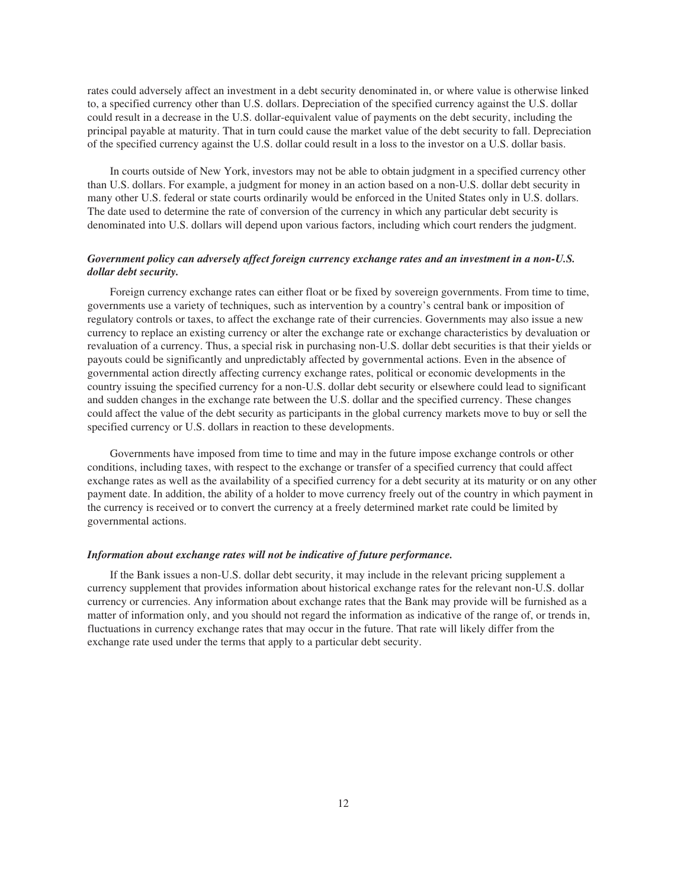rates could adversely affect an investment in a debt security denominated in, or where value is otherwise linked to, a specified currency other than U.S. dollars. Depreciation of the specified currency against the U.S. dollar could result in a decrease in the U.S. dollar-equivalent value of payments on the debt security, including the principal payable at maturity. That in turn could cause the market value of the debt security to fall. Depreciation of the specified currency against the U.S. dollar could result in a loss to the investor on a U.S. dollar basis.

In courts outside of New York, investors may not be able to obtain judgment in a specified currency other than U.S. dollars. For example, a judgment for money in an action based on a non-U.S. dollar debt security in many other U.S. federal or state courts ordinarily would be enforced in the United States only in U.S. dollars. The date used to determine the rate of conversion of the currency in which any particular debt security is denominated into U.S. dollars will depend upon various factors, including which court renders the judgment.

***Government policy can adversely affect foreign currency exchange rates and an investment in a non-U.S. dollar debt security.***

Foreign currency exchange rates can either float or be fixed by sovereign governments. From time to time, governments use a variety of techniques, such as intervention by a country's central bank or imposition of regulatory controls or taxes, to affect the exchange rate of their currencies. Governments may also issue a new currency to replace an existing currency or alter the exchange rate or exchange characteristics by devaluation or revaluation of a currency. Thus, a special risk in purchasing non-U.S. dollar debt securities is that their yields or payouts could be significantly and unpredictably affected by governmental actions. Even in the absence of governmental action directly affecting currency exchange rates, political or economic developments in the country issuing the specified currency for a non-U.S. dollar debt security or elsewhere could lead to significant and sudden changes in the exchange rate between the U.S. dollar and the specified currency. These changes could affect the value of the debt security as participants in the global currency markets move to buy or sell the specified currency or U.S. dollars in reaction to these developments.

Governments have imposed from time to time and may in the future impose exchange controls or other conditions, including taxes, with respect to the exchange or transfer of a specified currency that could affect exchange rates as well as the availability of a specified currency for a debt security at its maturity or on any other payment date. In addition, the ability of a holder to move currency freely out of the country in which payment in the currency is received or to convert the currency at a freely determined market rate could be limited by governmental actions.

***Information about exchange rates will not be indicative of future performance.***

If the Bank issues a non-U.S. dollar debt security, it may include in the relevant pricing supplement a currency supplement that provides information about historical exchange rates for the relevant non-U.S. dollar currency or currencies. Any information about exchange rates that the Bank may provide will be furnished as a matter of information only, and you should not regard the information as indicative of the range of, or trends in, fluctuations in currency exchange rates that may occur in the future. That rate will likely differ from the exchange rate used under the terms that apply to a particular debt security.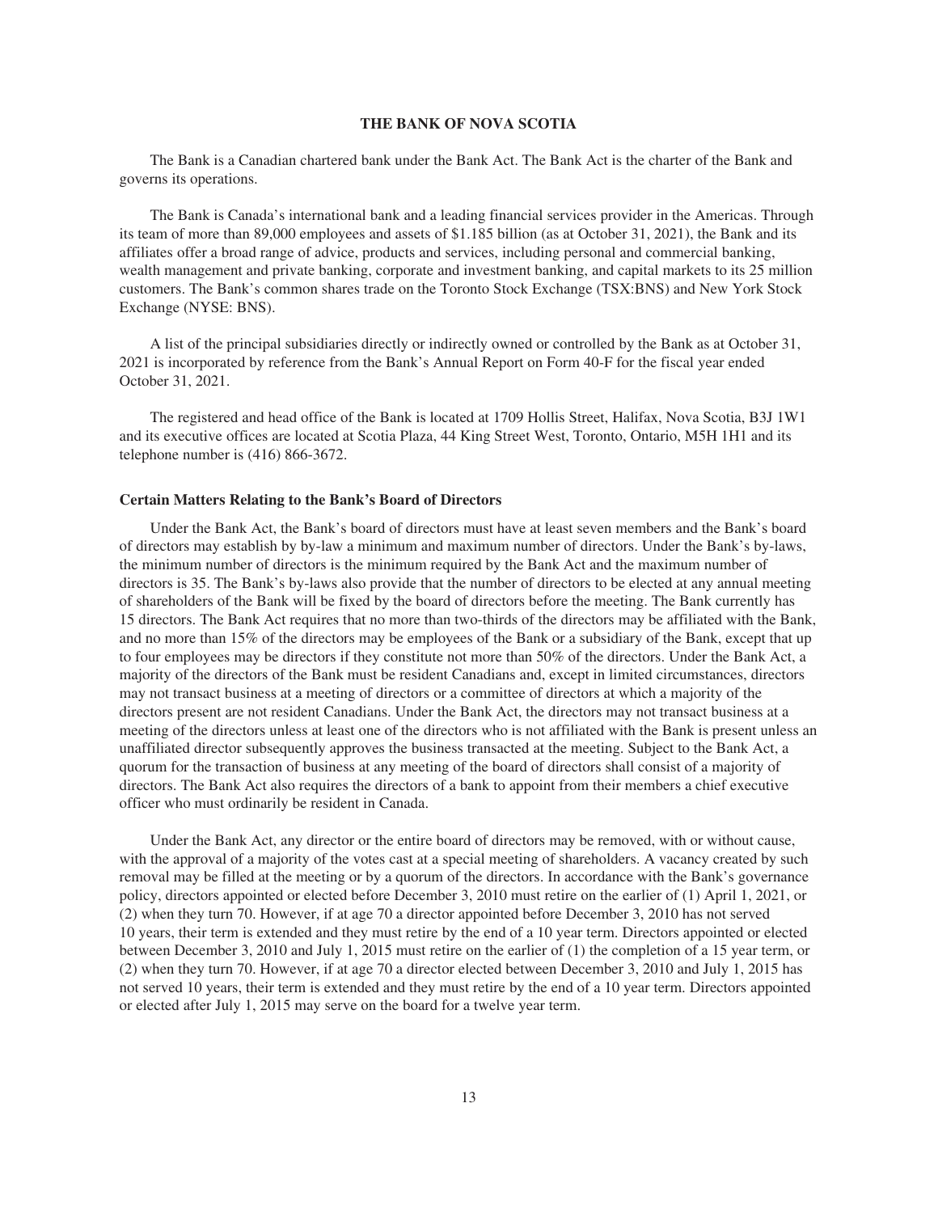## THE BANK OF NOVA SCOTIA

The Bank is a Canadian chartered bank under the Bank Act. The Bank Act is the charter of the Bank and governs its operations.

The Bank is Canada's international bank and a leading financial services provider in the Americas. Through its team of more than 89,000 employees and assets of $1.185 billion (as at October 31, 2021), the Bank and its affiliates offer a broad range of advice, products and services, including personal and commercial banking, wealth management and private banking, corporate and investment banking, and capital markets to its 25 million customers. The Bank's common shares trade on the Toronto Stock Exchange (TSX:BNS) and New York Stock Exchange (NYSE: BNS).

A list of the principal subsidiaries directly or indirectly owned or controlled by the Bank as at October 31, 2021 is incorporated by reference from the Bank's Annual Report on Form 40-F for the fiscal year ended October 31, 2021.

The registered and head office of the Bank is located at 1709 Hollis Street, Halifax, Nova Scotia, B3J 1W1 and its executive offices are located at Scotia Plaza, 44 King Street West, Toronto, Ontario, M5H 1H1 and its telephone number is (416) 866-3672.

### Certain Matters Relating to the Bank's Board of Directors

Under the Bank Act, the Bank's board of directors must have at least seven members and the Bank's board of directors may establish by by-law a minimum and maximum number of directors. Under the Bank's by-laws, the minimum number of directors is the minimum required by the Bank Act and the maximum number of directors is 35. The Bank's by-laws also provide that the number of directors to be elected at any annual meeting of shareholders of the Bank will be fixed by the board of directors before the meeting. The Bank currently has 15 directors. The Bank Act requires that no more than two-thirds of the directors may be affiliated with the Bank, and no more than 15% of the directors may be employees of the Bank or a subsidiary of the Bank, except that up to four employees may be directors if they constitute not more than 50% of the directors. Under the Bank Act, a majority of the directors of the Bank must be resident Canadians and, except in limited circumstances, directors may not transact business at a meeting of directors or a committee of directors at which a majority of the directors present are not resident Canadians. Under the Bank Act, the directors may not transact business at a meeting of the directors unless at least one of the directors who is not affiliated with the Bank is present unless an unaffiliated director subsequently approves the business transacted at the meeting. Subject to the Bank Act, a quorum for the transaction of business at any meeting of the board of directors shall consist of a majority of directors. The Bank Act also requires the directors of a bank to appoint from their members a chief executive officer who must ordinarily be resident in Canada.

Under the Bank Act, any director or the entire board of directors may be removed, with or without cause, with the approval of a majority of the votes cast at a special meeting of shareholders. A vacancy created by such removal may be filled at the meeting or by a quorum of the directors. In accordance with the Bank's governance policy, directors appointed or elected before December 3, 2010 must retire on the earlier of (1) April 1, 2021, or (2) when they turn 70. However, if at age 70 a director appointed before December 3, 2010 has not served 10 years, their term is extended and they must retire by the end of a 10 year term. Directors appointed or elected between December 3, 2010 and July 1, 2015 must retire on the earlier of (1) the completion of a 15 year term, or (2) when they turn 70. However, if at age 70 a director elected between December 3, 2010 and July 1, 2015 has not served 10 years, their term is extended and they must retire by the end of a 10 year term. Directors appointed or elected after July 1, 2015 may serve on the board for a twelve year term.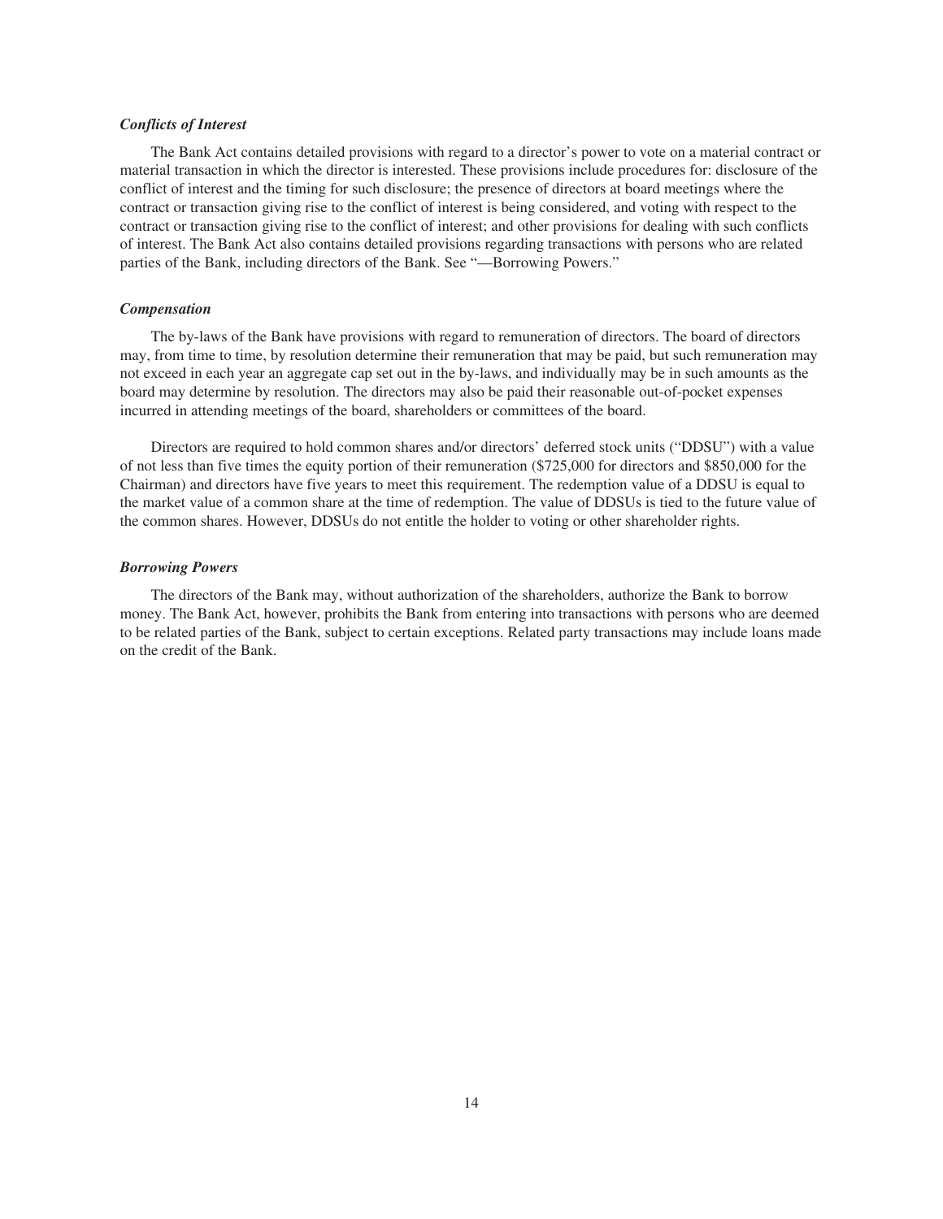#### *Conflicts of Interest*

The Bank Act contains detailed provisions with regard to a director's power to vote on a material contract or material transaction in which the director is interested. These provisions include procedures for: disclosure of the conflict of interest and the timing for such disclosure; the presence of directors at board meetings where the contract or transaction giving rise to the conflict of interest is being considered, and voting with respect to the contract or transaction giving rise to the conflict of interest; and other provisions for dealing with such conflicts of interest. The Bank Act also contains detailed provisions regarding transactions with persons who are related parties of the Bank, including directors of the Bank. See "—Borrowing Powers."

#### *Compensation*

The by-laws of the Bank have provisions with regard to remuneration of directors. The board of directors may, from time to time, by resolution determine their remuneration that may be paid, but such remuneration may not exceed in each year an aggregate cap set out in the by-laws, and individually may be in such amounts as the board may determine by resolution. The directors may also be paid their reasonable out-of-pocket expenses incurred in attending meetings of the board, shareholders or committees of the board.

Directors are required to hold common shares and/or directors' deferred stock units ("DDSU") with a value of not less than five times the equity portion of their remuneration ($725,000 for directors and $850,000 for the Chairman) and directors have five years to meet this requirement. The redemption value of a DDSU is equal to the market value of a common share at the time of redemption. The value of DDSUs is tied to the future value of the common shares. However, DDSUs do not entitle the holder to voting or other shareholder rights.

#### *Borrowing Powers*

The directors of the Bank may, without authorization of the shareholders, authorize the Bank to borrow money. The Bank Act, however, prohibits the Bank from entering into transactions with persons who are deemed to be related parties of the Bank, subject to certain exceptions. Related party transactions may include loans made on the credit of the Bank.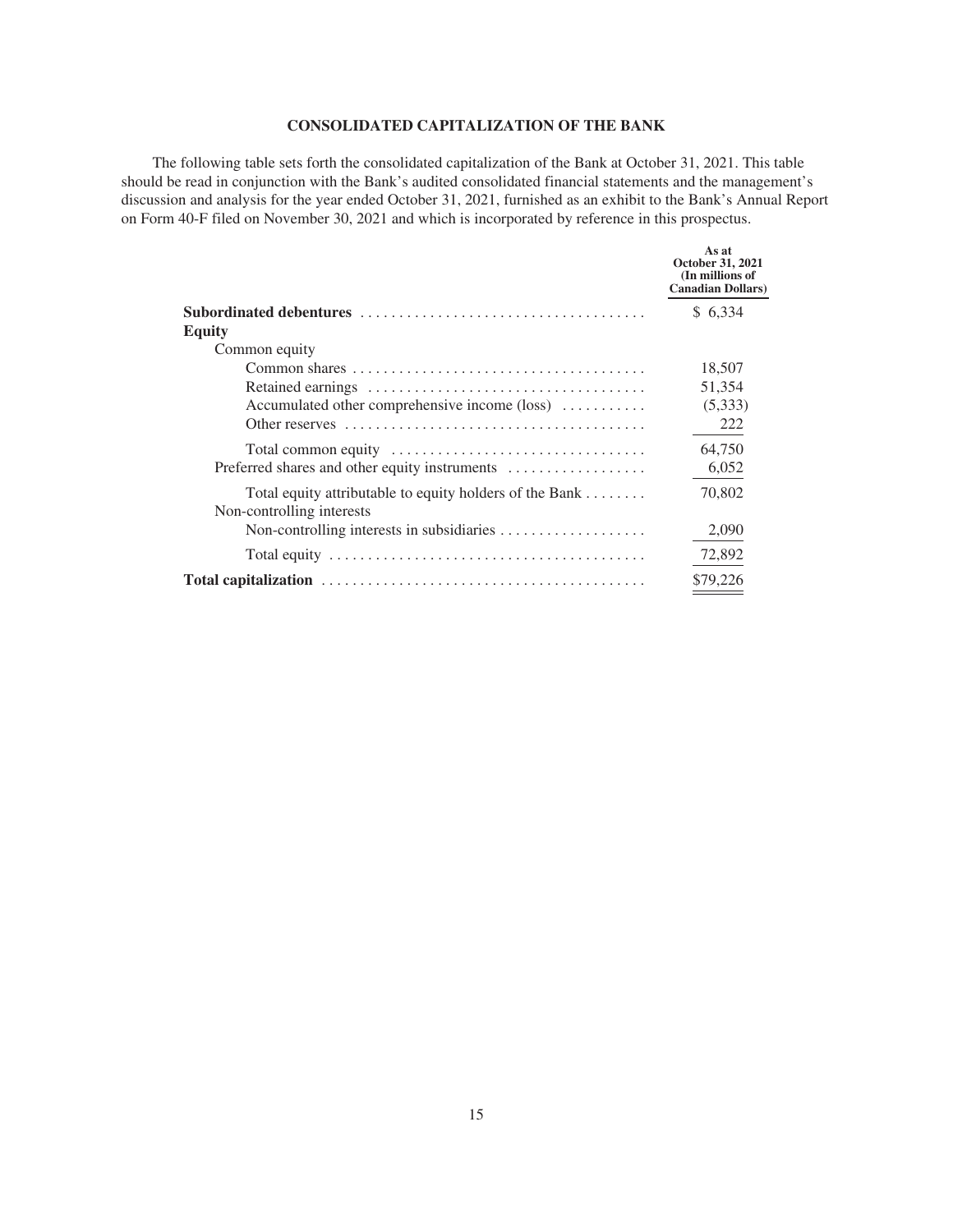## CONSOLIDATED CAPITALIZATION OF THE BANK

The following table sets forth the consolidated capitalization of the Bank at October 31, 2021. This table should be read in conjunction with the Bank's audited consolidated financial statements and the management's discussion and analysis for the year ended October 31, 2021, furnished as an exhibit to the Bank's Annual Report on Form 40-F filed on November 30, 2021 and which is incorporated by reference in this prospectus.

| | As at October 31, 2021 (In millions of Canadian Dollars) |
|---|---|
| **Subordinated debentures** | $ 6,334 |
| **Equity** | |
| Common equity | |
| Common shares | 18,507 |
| Retained earnings | 51,354 |
| Accumulated other comprehensive income (loss) | (5,333) |
| Other reserves | 222 |
| Total common equity | 64,750 |
| Preferred shares and other equity instruments | 6,052 |
| Total equity attributable to equity holders of the Bank | 70,802 |
| Non-controlling interests | |
| Non-controlling interests in subsidiaries | 2,090 |
| Total equity | 72,892 |
| **Total capitalization** | $79,226 |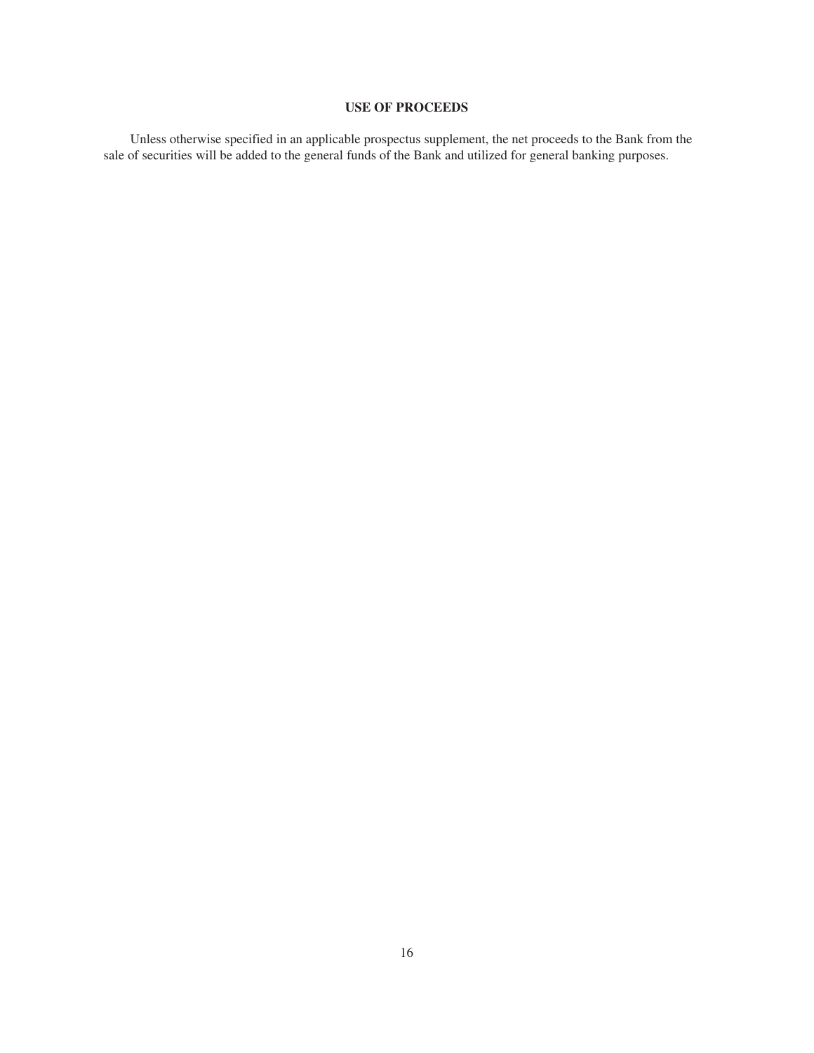## USE OF PROCEEDS

Unless otherwise specified in an applicable prospectus supplement, the net proceeds to the Bank from the sale of securities will be added to the general funds of the Bank and utilized for general banking purposes.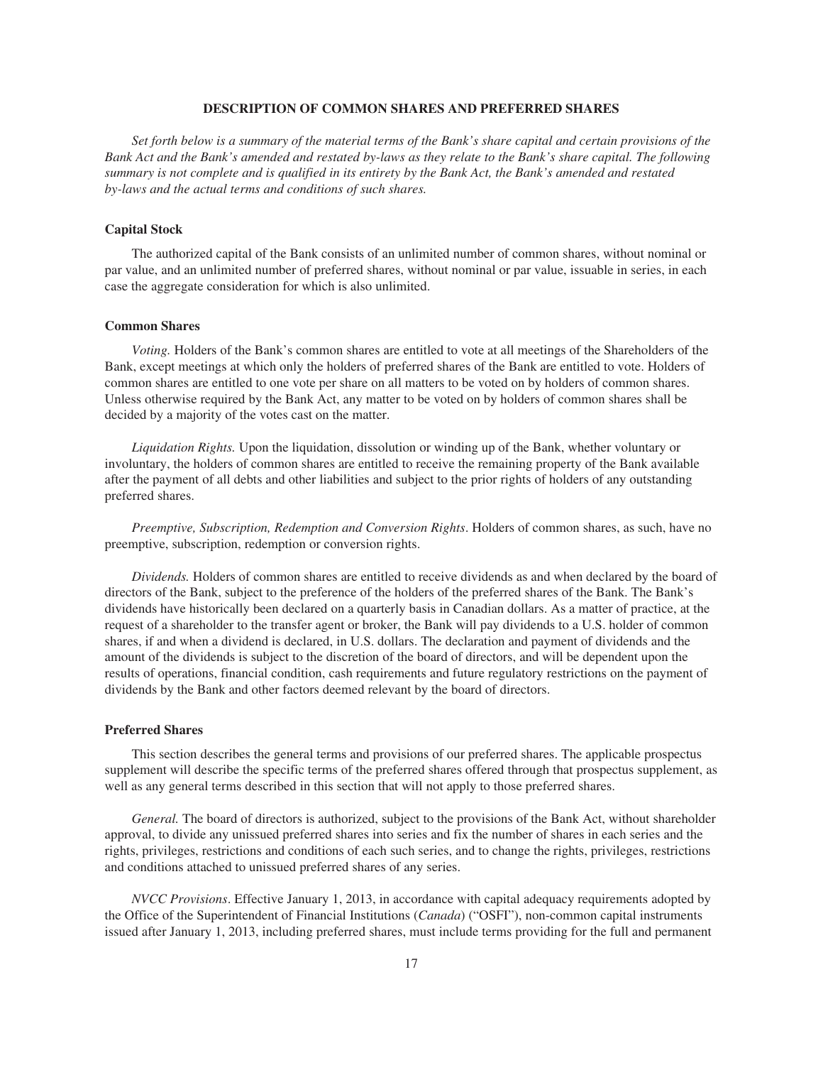## DESCRIPTION OF COMMON SHARES AND PREFERRED SHARES

*Set forth below is a summary of the material terms of the Bank's share capital and certain provisions of the Bank Act and the Bank's amended and restated by-laws as they relate to the Bank's share capital. The following summary is not complete and is qualified in its entirety by the Bank Act, the Bank's amended and restated by-laws and the actual terms and conditions of such shares.*

### Capital Stock

The authorized capital of the Bank consists of an unlimited number of common shares, without nominal or par value, and an unlimited number of preferred shares, without nominal or par value, issuable in series, in each case the aggregate consideration for which is also unlimited.

### Common Shares

*Voting.* Holders of the Bank's common shares are entitled to vote at all meetings of the Shareholders of the Bank, except meetings at which only the holders of preferred shares of the Bank are entitled to vote. Holders of common shares are entitled to one vote per share on all matters to be voted on by holders of common shares. Unless otherwise required by the Bank Act, any matter to be voted on by holders of common shares shall be decided by a majority of the votes cast on the matter.

*Liquidation Rights.* Upon the liquidation, dissolution or winding up of the Bank, whether voluntary or involuntary, the holders of common shares are entitled to receive the remaining property of the Bank available after the payment of all debts and other liabilities and subject to the prior rights of holders of any outstanding preferred shares.

*Preemptive, Subscription, Redemption and Conversion Rights*. Holders of common shares, as such, have no preemptive, subscription, redemption or conversion rights.

*Dividends.* Holders of common shares are entitled to receive dividends as and when declared by the board of directors of the Bank, subject to the preference of the holders of the preferred shares of the Bank. The Bank's dividends have historically been declared on a quarterly basis in Canadian dollars. As a matter of practice, at the request of a shareholder to the transfer agent or broker, the Bank will pay dividends to a U.S. holder of common shares, if and when a dividend is declared, in U.S. dollars. The declaration and payment of dividends and the amount of the dividends is subject to the discretion of the board of directors, and will be dependent upon the results of operations, financial condition, cash requirements and future regulatory restrictions on the payment of dividends by the Bank and other factors deemed relevant by the board of directors.

### Preferred Shares

This section describes the general terms and provisions of our preferred shares. The applicable prospectus supplement will describe the specific terms of the preferred shares offered through that prospectus supplement, as well as any general terms described in this section that will not apply to those preferred shares.

*General.* The board of directors is authorized, subject to the provisions of the Bank Act, without shareholder approval, to divide any unissued preferred shares into series and fix the number of shares in each series and the rights, privileges, restrictions and conditions of each such series, and to change the rights, privileges, restrictions and conditions attached to unissued preferred shares of any series.

*NVCC Provisions*. Effective January 1, 2013, in accordance with capital adequacy requirements adopted by the Office of the Superintendent of Financial Institutions (*Canada*) ("OSFI"), non-common capital instruments issued after January 1, 2013, including preferred shares, must include terms providing for the full and permanent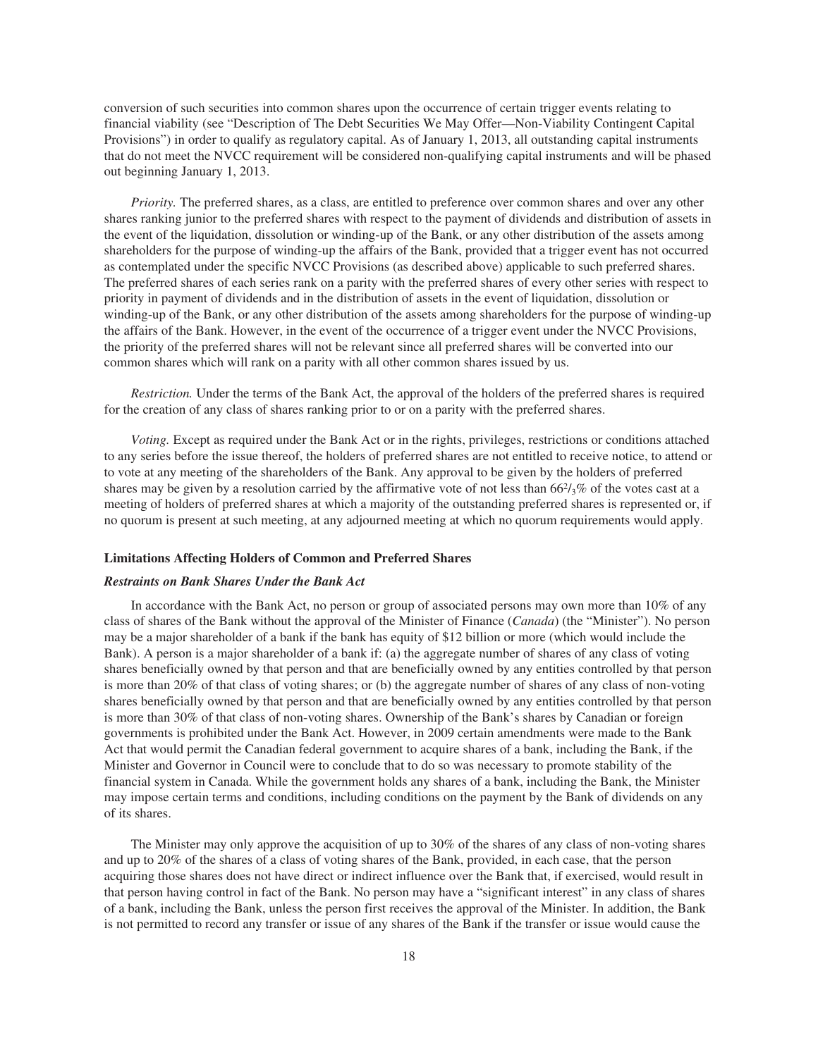conversion of such securities into common shares upon the occurrence of certain trigger events relating to financial viability (see "Description of The Debt Securities We May Offer—Non-Viability Contingent Capital Provisions") in order to qualify as regulatory capital. As of January 1, 2013, all outstanding capital instruments that do not meet the NVCC requirement will be considered non-qualifying capital instruments and will be phased out beginning January 1, 2013.

*Priority.* The preferred shares, as a class, are entitled to preference over common shares and over any other shares ranking junior to the preferred shares with respect to the payment of dividends and distribution of assets in the event of the liquidation, dissolution or winding-up of the Bank, or any other distribution of the assets among shareholders for the purpose of winding-up the affairs of the Bank, provided that a trigger event has not occurred as contemplated under the specific NVCC Provisions (as described above) applicable to such preferred shares. The preferred shares of each series rank on a parity with the preferred shares of every other series with respect to priority in payment of dividends and in the distribution of assets in the event of liquidation, dissolution or winding-up of the Bank, or any other distribution of the assets among shareholders for the purpose of winding-up the affairs of the Bank. However, in the event of the occurrence of a trigger event under the NVCC Provisions, the priority of the preferred shares will not be relevant since all preferred shares will be converted into our common shares which will rank on a parity with all other common shares issued by us.

*Restriction.* Under the terms of the Bank Act, the approval of the holders of the preferred shares is required for the creation of any class of shares ranking prior to or on a parity with the preferred shares.

*Voting.* Except as required under the Bank Act or in the rights, privileges, restrictions or conditions attached to any series before the issue thereof, the holders of preferred shares are not entitled to receive notice, to attend or to vote at any meeting of the shareholders of the Bank. Any approval to be given by the holders of preferred shares may be given by a resolution carried by the affirmative vote of not less than 66⅔% of the votes cast at a meeting of holders of preferred shares at which a majority of the outstanding preferred shares is represented or, if no quorum is present at such meeting, at any adjourned meeting at which no quorum requirements would apply.

**Limitations Affecting Holders of Common and Preferred Shares**

***Restraints on Bank Shares Under the Bank Act***

In accordance with the Bank Act, no person or group of associated persons may own more than 10% of any class of shares of the Bank without the approval of the Minister of Finance (*Canada*) (the "Minister"). No person may be a major shareholder of a bank if the bank has equity of $12 billion or more (which would include the Bank). A person is a major shareholder of a bank if: (a) the aggregate number of shares of any class of voting shares beneficially owned by that person and that are beneficially owned by any entities controlled by that person is more than 20% of that class of voting shares; or (b) the aggregate number of shares of any class of non-voting shares beneficially owned by that person and that are beneficially owned by any entities controlled by that person is more than 30% of that class of non-voting shares. Ownership of the Bank's shares by Canadian or foreign governments is prohibited under the Bank Act. However, in 2009 certain amendments were made to the Bank Act that would permit the Canadian federal government to acquire shares of a bank, including the Bank, if the Minister and Governor in Council were to conclude that to do so was necessary to promote stability of the financial system in Canada. While the government holds any shares of a bank, including the Bank, the Minister may impose certain terms and conditions, including conditions on the payment by the Bank of dividends on any of its shares.

The Minister may only approve the acquisition of up to 30% of the shares of any class of non-voting shares and up to 20% of the shares of a class of voting shares of the Bank, provided, in each case, that the person acquiring those shares does not have direct or indirect influence over the Bank that, if exercised, would result in that person having control in fact of the Bank. No person may have a "significant interest" in any class of shares of a bank, including the Bank, unless the person first receives the approval of the Minister. In addition, the Bank is not permitted to record any transfer or issue of any shares of the Bank if the transfer or issue would cause the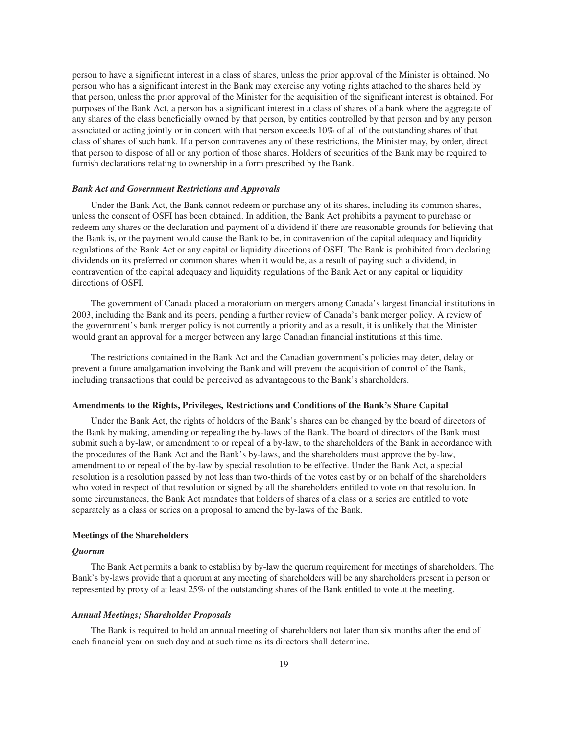person to have a significant interest in a class of shares, unless the prior approval of the Minister is obtained. No person who has a significant interest in the Bank may exercise any voting rights attached to the shares held by that person, unless the prior approval of the Minister for the acquisition of the significant interest is obtained. For purposes of the Bank Act, a person has a significant interest in a class of shares of a bank where the aggregate of any shares of the class beneficially owned by that person, by entities controlled by that person and by any person associated or acting jointly or in concert with that person exceeds 10% of all of the outstanding shares of that class of shares of such bank. If a person contravenes any of these restrictions, the Minister may, by order, direct that person to dispose of all or any portion of those shares. Holders of securities of the Bank may be required to furnish declarations relating to ownership in a form prescribed by the Bank.

#### *Bank Act and Government Restrictions and Approvals*

Under the Bank Act, the Bank cannot redeem or purchase any of its shares, including its common shares, unless the consent of OSFI has been obtained. In addition, the Bank Act prohibits a payment to purchase or redeem any shares or the declaration and payment of a dividend if there are reasonable grounds for believing that the Bank is, or the payment would cause the Bank to be, in contravention of the capital adequacy and liquidity regulations of the Bank Act or any capital or liquidity directions of OSFI. The Bank is prohibited from declaring dividends on its preferred or common shares when it would be, as a result of paying such a dividend, in contravention of the capital adequacy and liquidity regulations of the Bank Act or any capital or liquidity directions of OSFI.

The government of Canada placed a moratorium on mergers among Canada's largest financial institutions in 2003, including the Bank and its peers, pending a further review of Canada's bank merger policy. A review of the government's bank merger policy is not currently a priority and as a result, it is unlikely that the Minister would grant an approval for a merger between any large Canadian financial institutions at this time.

The restrictions contained in the Bank Act and the Canadian government's policies may deter, delay or prevent a future amalgamation involving the Bank and will prevent the acquisition of control of the Bank, including transactions that could be perceived as advantageous to the Bank's shareholders.

### Amendments to the Rights, Privileges, Restrictions and Conditions of the Bank's Share Capital

Under the Bank Act, the rights of holders of the Bank's shares can be changed by the board of directors of the Bank by making, amending or repealing the by-laws of the Bank. The board of directors of the Bank must submit such a by-law, or amendment to or repeal of a by-law, to the shareholders of the Bank in accordance with the procedures of the Bank Act and the Bank's by-laws, and the shareholders must approve the by-law, amendment to or repeal of the by-law by special resolution to be effective. Under the Bank Act, a special resolution is a resolution passed by not less than two-thirds of the votes cast by or on behalf of the shareholders who voted in respect of that resolution or signed by all the shareholders entitled to vote on that resolution. In some circumstances, the Bank Act mandates that holders of shares of a class or a series are entitled to vote separately as a class or series on a proposal to amend the by-laws of the Bank.

### Meetings of the Shareholders

#### *Quorum*

The Bank Act permits a bank to establish by by-law the quorum requirement for meetings of shareholders. The Bank's by-laws provide that a quorum at any meeting of shareholders will be any shareholders present in person or represented by proxy of at least 25% of the outstanding shares of the Bank entitled to vote at the meeting.

#### *Annual Meetings; Shareholder Proposals*

The Bank is required to hold an annual meeting of shareholders not later than six months after the end of each financial year on such day and at such time as its directors shall determine.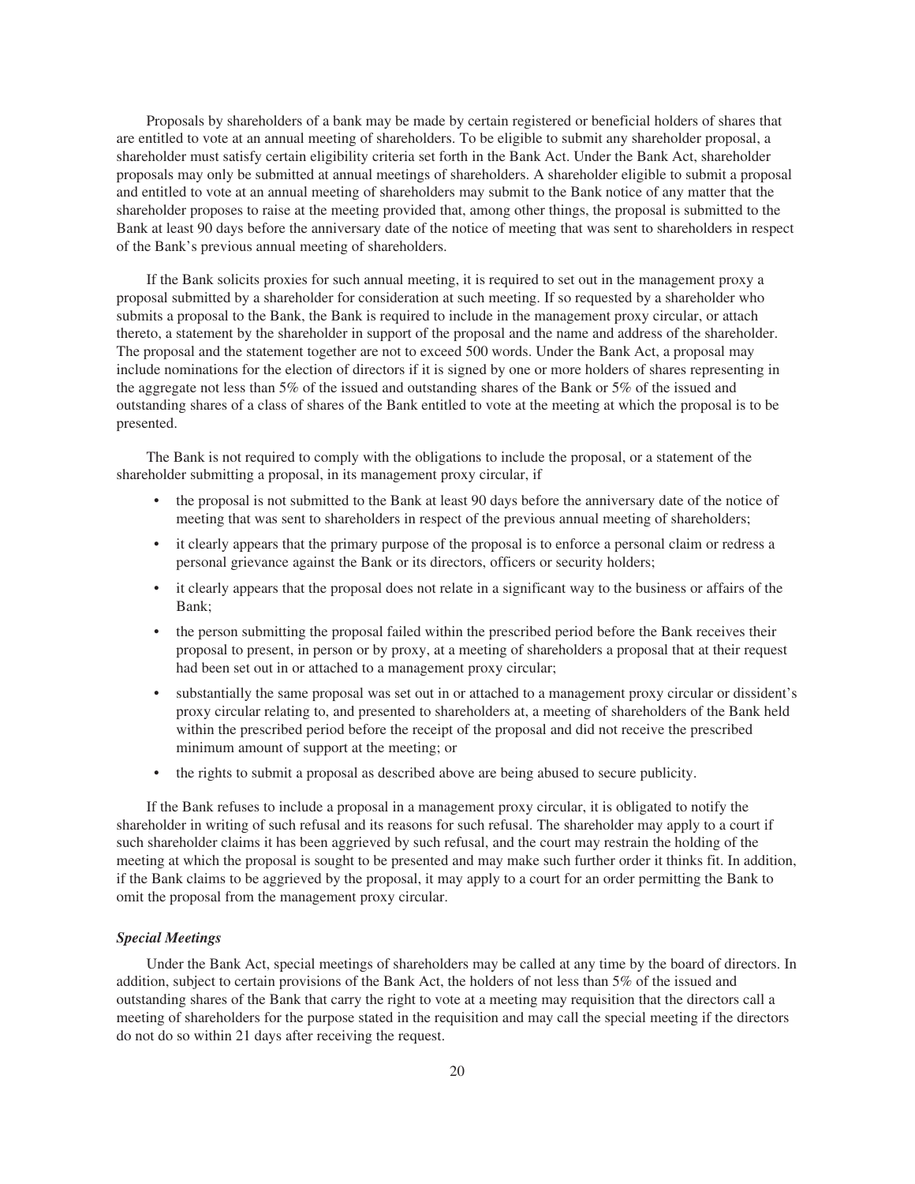Proposals by shareholders of a bank may be made by certain registered or beneficial holders of shares that are entitled to vote at an annual meeting of shareholders. To be eligible to submit any shareholder proposal, a shareholder must satisfy certain eligibility criteria set forth in the Bank Act. Under the Bank Act, shareholder proposals may only be submitted at annual meetings of shareholders. A shareholder eligible to submit a proposal and entitled to vote at an annual meeting of shareholders may submit to the Bank notice of any matter that the shareholder proposes to raise at the meeting provided that, among other things, the proposal is submitted to the Bank at least 90 days before the anniversary date of the notice of meeting that was sent to shareholders in respect of the Bank's previous annual meeting of shareholders.

If the Bank solicits proxies for such annual meeting, it is required to set out in the management proxy a proposal submitted by a shareholder for consideration at such meeting. If so requested by a shareholder who submits a proposal to the Bank, the Bank is required to include in the management proxy circular, or attach thereto, a statement by the shareholder in support of the proposal and the name and address of the shareholder. The proposal and the statement together are not to exceed 500 words. Under the Bank Act, a proposal may include nominations for the election of directors if it is signed by one or more holders of shares representing in the aggregate not less than 5% of the issued and outstanding shares of the Bank or 5% of the issued and outstanding shares of a class of shares of the Bank entitled to vote at the meeting at which the proposal is to be presented.

The Bank is not required to comply with the obligations to include the proposal, or a statement of the shareholder submitting a proposal, in its management proxy circular, if

- the proposal is not submitted to the Bank at least 90 days before the anniversary date of the notice of meeting that was sent to shareholders in respect of the previous annual meeting of shareholders;
- it clearly appears that the primary purpose of the proposal is to enforce a personal claim or redress a personal grievance against the Bank or its directors, officers or security holders;
- it clearly appears that the proposal does not relate in a significant way to the business or affairs of the Bank;
- the person submitting the proposal failed within the prescribed period before the Bank receives their proposal to present, in person or by proxy, at a meeting of shareholders a proposal that at their request had been set out in or attached to a management proxy circular;
- substantially the same proposal was set out in or attached to a management proxy circular or dissident's proxy circular relating to, and presented to shareholders at, a meeting of shareholders of the Bank held within the prescribed period before the receipt of the proposal and did not receive the prescribed minimum amount of support at the meeting; or
- the rights to submit a proposal as described above are being abused to secure publicity.

If the Bank refuses to include a proposal in a management proxy circular, it is obligated to notify the shareholder in writing of such refusal and its reasons for such refusal. The shareholder may apply to a court if such shareholder claims it has been aggrieved by such refusal, and the court may restrain the holding of the meeting at which the proposal is sought to be presented and may make such further order it thinks fit. In addition, if the Bank claims to be aggrieved by the proposal, it may apply to a court for an order permitting the Bank to omit the proposal from the management proxy circular.

***Special Meetings***

Under the Bank Act, special meetings of shareholders may be called at any time by the board of directors. In addition, subject to certain provisions of the Bank Act, the holders of not less than 5% of the issued and outstanding shares of the Bank that carry the right to vote at a meeting may requisition that the directors call a meeting of shareholders for the purpose stated in the requisition and may call the special meeting if the directors do not do so within 21 days after receiving the request.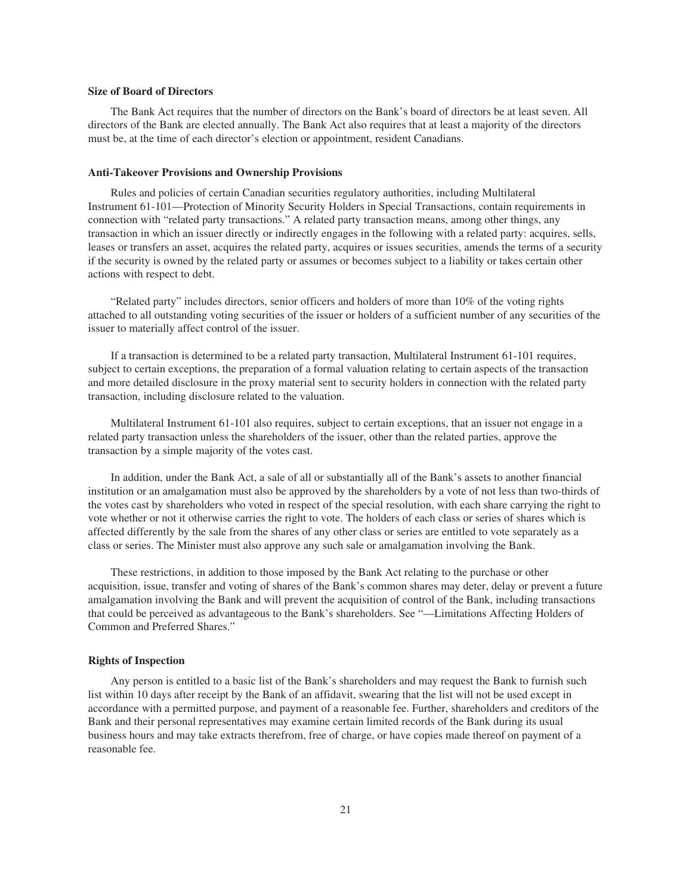**Size of Board of Directors**

The Bank Act requires that the number of directors on the Bank's board of directors be at least seven. All directors of the Bank are elected annually. The Bank Act also requires that at least a majority of the directors must be, at the time of each director's election or appointment, resident Canadians.

**Anti-Takeover Provisions and Ownership Provisions**

Rules and policies of certain Canadian securities regulatory authorities, including Multilateral Instrument 61-101—Protection of Minority Security Holders in Special Transactions, contain requirements in connection with "related party transactions." A related party transaction means, among other things, any transaction in which an issuer directly or indirectly engages in the following with a related party: acquires, sells, leases or transfers an asset, acquires the related party, acquires or issues securities, amends the terms of a security if the security is owned by the related party or assumes or becomes subject to a liability or takes certain other actions with respect to debt.

"Related party" includes directors, senior officers and holders of more than 10% of the voting rights attached to all outstanding voting securities of the issuer or holders of a sufficient number of any securities of the issuer to materially affect control of the issuer.

If a transaction is determined to be a related party transaction, Multilateral Instrument 61-101 requires, subject to certain exceptions, the preparation of a formal valuation relating to certain aspects of the transaction and more detailed disclosure in the proxy material sent to security holders in connection with the related party transaction, including disclosure related to the valuation.

Multilateral Instrument 61-101 also requires, subject to certain exceptions, that an issuer not engage in a related party transaction unless the shareholders of the issuer, other than the related parties, approve the transaction by a simple majority of the votes cast.

In addition, under the Bank Act, a sale of all or substantially all of the Bank's assets to another financial institution or an amalgamation must also be approved by the shareholders by a vote of not less than two-thirds of the votes cast by shareholders who voted in respect of the special resolution, with each share carrying the right to vote whether or not it otherwise carries the right to vote. The holders of each class or series of shares which is affected differently by the sale from the shares of any other class or series are entitled to vote separately as a class or series. The Minister must also approve any such sale or amalgamation involving the Bank.

These restrictions, in addition to those imposed by the Bank Act relating to the purchase or other acquisition, issue, transfer and voting of shares of the Bank's common shares may deter, delay or prevent a future amalgamation involving the Bank and will prevent the acquisition of control of the Bank, including transactions that could be perceived as advantageous to the Bank's shareholders. See "—Limitations Affecting Holders of Common and Preferred Shares."

**Rights of Inspection**

Any person is entitled to a basic list of the Bank's shareholders and may request the Bank to furnish such list within 10 days after receipt by the Bank of an affidavit, swearing that the list will not be used except in accordance with a permitted purpose, and payment of a reasonable fee. Further, shareholders and creditors of the Bank and their personal representatives may examine certain limited records of the Bank during its usual business hours and may take extracts therefrom, free of charge, or have copies made thereof on payment of a reasonable fee.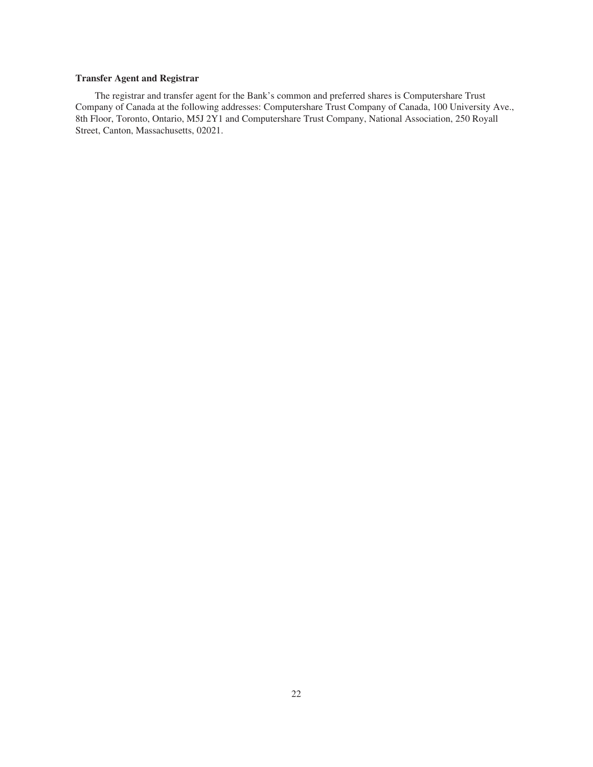**Transfer Agent and Registrar**

The registrar and transfer agent for the Bank's common and preferred shares is Computershare Trust Company of Canada at the following addresses: Computershare Trust Company of Canada, 100 University Ave., 8th Floor, Toronto, Ontario, M5J 2Y1 and Computershare Trust Company, National Association, 250 Royall Street, Canton, Massachusetts, 02021.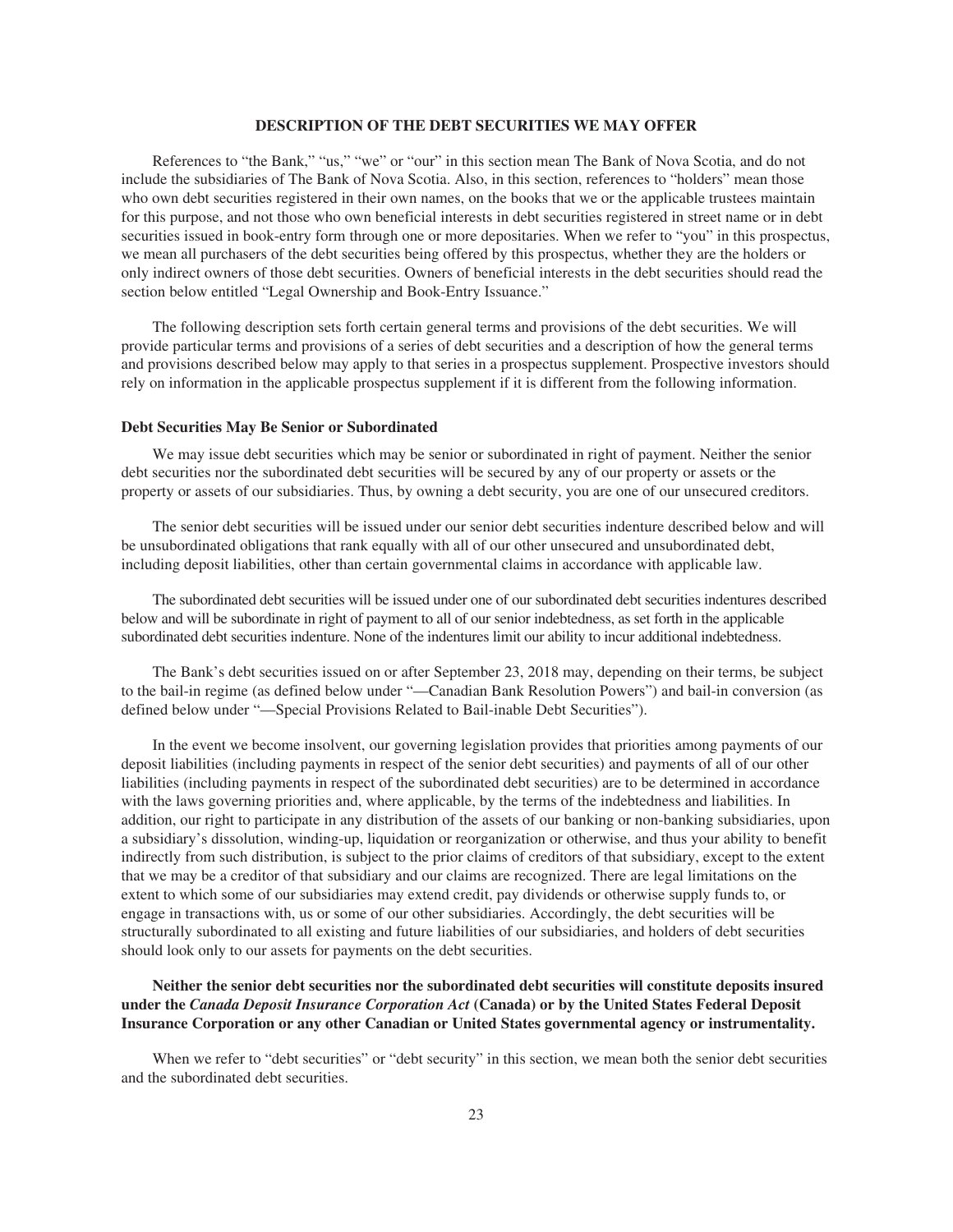## DESCRIPTION OF THE DEBT SECURITIES WE MAY OFFER

References to "the Bank," "us," "we" or "our" in this section mean The Bank of Nova Scotia, and do not include the subsidiaries of The Bank of Nova Scotia. Also, in this section, references to "holders" mean those who own debt securities registered in their own names, on the books that we or the applicable trustees maintain for this purpose, and not those who own beneficial interests in debt securities registered in street name or in debt securities issued in book-entry form through one or more depositaries. When we refer to "you" in this prospectus, we mean all purchasers of the debt securities being offered by this prospectus, whether they are the holders or only indirect owners of those debt securities. Owners of beneficial interests in the debt securities should read the section below entitled "Legal Ownership and Book-Entry Issuance."

The following description sets forth certain general terms and provisions of the debt securities. We will provide particular terms and provisions of a series of debt securities and a description of how the general terms and provisions described below may apply to that series in a prospectus supplement. Prospective investors should rely on information in the applicable prospectus supplement if it is different from the following information.

### Debt Securities May Be Senior or Subordinated

We may issue debt securities which may be senior or subordinated in right of payment. Neither the senior debt securities nor the subordinated debt securities will be secured by any of our property or assets or the property or assets of our subsidiaries. Thus, by owning a debt security, you are one of our unsecured creditors.

The senior debt securities will be issued under our senior debt securities indenture described below and will be unsubordinated obligations that rank equally with all of our other unsecured and unsubordinated debt, including deposit liabilities, other than certain governmental claims in accordance with applicable law.

The subordinated debt securities will be issued under one of our subordinated debt securities indentures described below and will be subordinate in right of payment to all of our senior indebtedness, as set forth in the applicable subordinated debt securities indenture. None of the indentures limit our ability to incur additional indebtedness.

The Bank's debt securities issued on or after September 23, 2018 may, depending on their terms, be subject to the bail-in regime (as defined below under "—Canadian Bank Resolution Powers") and bail-in conversion (as defined below under "—Special Provisions Related to Bail-inable Debt Securities").

In the event we become insolvent, our governing legislation provides that priorities among payments of our deposit liabilities (including payments in respect of the senior debt securities) and payments of all of our other liabilities (including payments in respect of the subordinated debt securities) are to be determined in accordance with the laws governing priorities and, where applicable, by the terms of the indebtedness and liabilities. In addition, our right to participate in any distribution of the assets of our banking or non-banking subsidiaries, upon a subsidiary's dissolution, winding-up, liquidation or reorganization or otherwise, and thus your ability to benefit indirectly from such distribution, is subject to the prior claims of creditors of that subsidiary, except to the extent that we may be a creditor of that subsidiary and our claims are recognized. There are legal limitations on the extent to which some of our subsidiaries may extend credit, pay dividends or otherwise supply funds to, or engage in transactions with, us or some of our other subsidiaries. Accordingly, the debt securities will be structurally subordinated to all existing and future liabilities of our subsidiaries, and holders of debt securities should look only to our assets for payments on the debt securities.

**Neither the senior debt securities nor the subordinated debt securities will constitute deposits insured under the *Canada Deposit Insurance Corporation Act* (Canada) or by the United States Federal Deposit Insurance Corporation or any other Canadian or United States governmental agency or instrumentality.**

When we refer to "debt securities" or "debt security" in this section, we mean both the senior debt securities and the subordinated debt securities.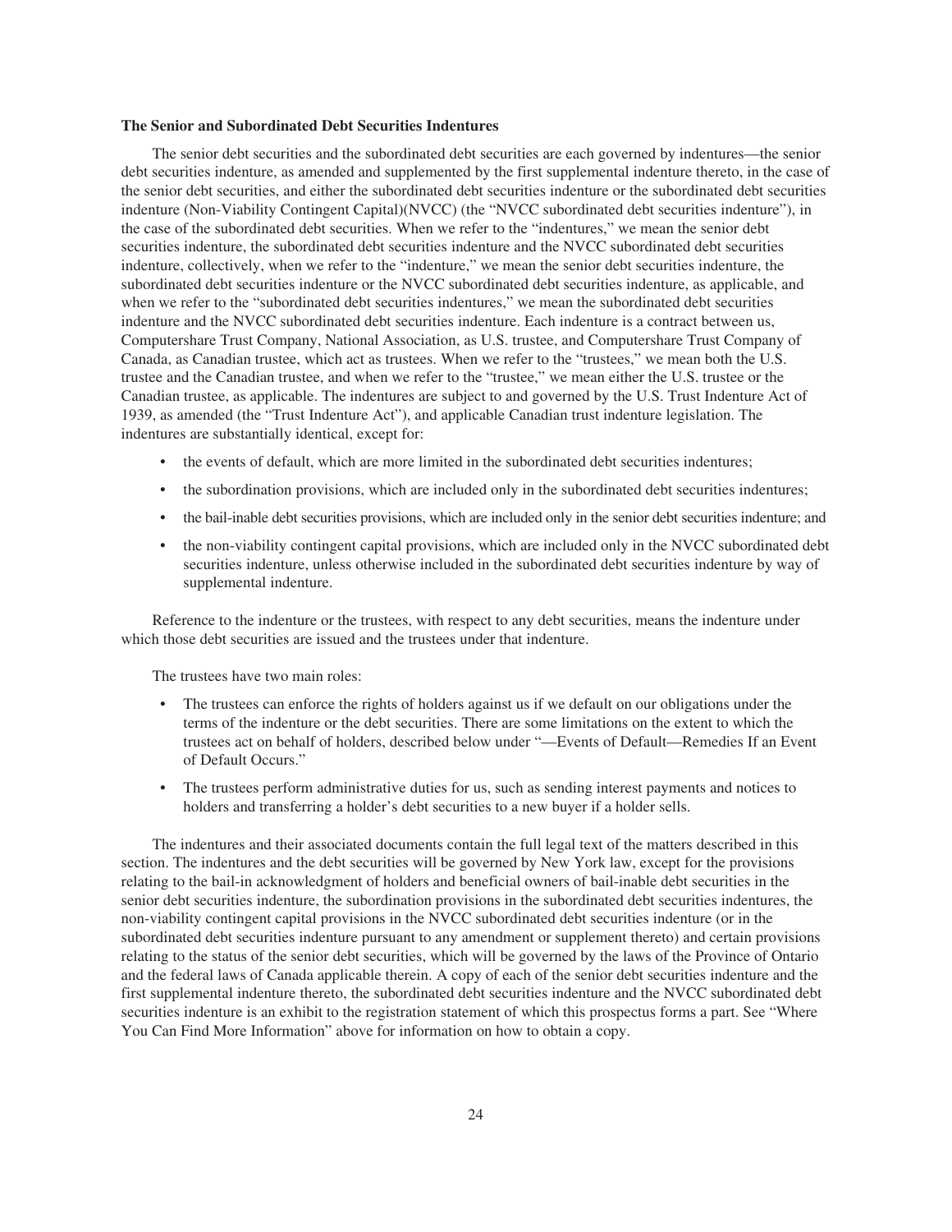### The Senior and Subordinated Debt Securities Indentures

The senior debt securities and the subordinated debt securities are each governed by indentures—the senior debt securities indenture, as amended and supplemented by the first supplemental indenture thereto, in the case of the senior debt securities, and either the subordinated debt securities indenture or the subordinated debt securities indenture (Non-Viability Contingent Capital)(NVCC) (the "NVCC subordinated debt securities indenture"), in the case of the subordinated debt securities. When we refer to the "indentures," we mean the senior debt securities indenture, the subordinated debt securities indenture and the NVCC subordinated debt securities indenture, collectively, when we refer to the "indenture," we mean the senior debt securities indenture, the subordinated debt securities indenture or the NVCC subordinated debt securities indenture, as applicable, and when we refer to the "subordinated debt securities indentures," we mean the subordinated debt securities indenture and the NVCC subordinated debt securities indenture. Each indenture is a contract between us, Computershare Trust Company, National Association, as U.S. trustee, and Computershare Trust Company of Canada, as Canadian trustee, which act as trustees. When we refer to the "trustees," we mean both the U.S. trustee and the Canadian trustee, and when we refer to the "trustee," we mean either the U.S. trustee or the Canadian trustee, as applicable. The indentures are subject to and governed by the U.S. Trust Indenture Act of 1939, as amended (the "Trust Indenture Act"), and applicable Canadian trust indenture legislation. The indentures are substantially identical, except for:

- the events of default, which are more limited in the subordinated debt securities indentures;
- the subordination provisions, which are included only in the subordinated debt securities indentures;
- the bail-inable debt securities provisions, which are included only in the senior debt securities indenture; and
- the non-viability contingent capital provisions, which are included only in the NVCC subordinated debt securities indenture, unless otherwise included in the subordinated debt securities indenture by way of supplemental indenture.

Reference to the indenture or the trustees, with respect to any debt securities, means the indenture under which those debt securities are issued and the trustees under that indenture.

The trustees have two main roles:

- The trustees can enforce the rights of holders against us if we default on our obligations under the terms of the indenture or the debt securities. There are some limitations on the extent to which the trustees act on behalf of holders, described below under "—Events of Default—Remedies If an Event of Default Occurs."
- The trustees perform administrative duties for us, such as sending interest payments and notices to holders and transferring a holder's debt securities to a new buyer if a holder sells.

The indentures and their associated documents contain the full legal text of the matters described in this section. The indentures and the debt securities will be governed by New York law, except for the provisions relating to the bail-in acknowledgment of holders and beneficial owners of bail-inable debt securities in the senior debt securities indenture, the subordination provisions in the subordinated debt securities indentures, the non-viability contingent capital provisions in the NVCC subordinated debt securities indenture (or in the subordinated debt securities indenture pursuant to any amendment or supplement thereto) and certain provisions relating to the status of the senior debt securities, which will be governed by the laws of the Province of Ontario and the federal laws of Canada applicable therein. A copy of each of the senior debt securities indenture and the first supplemental indenture thereto, the subordinated debt securities indenture and the NVCC subordinated debt securities indenture is an exhibit to the registration statement of which this prospectus forms a part. See "Where You Can Find More Information" above for information on how to obtain a copy.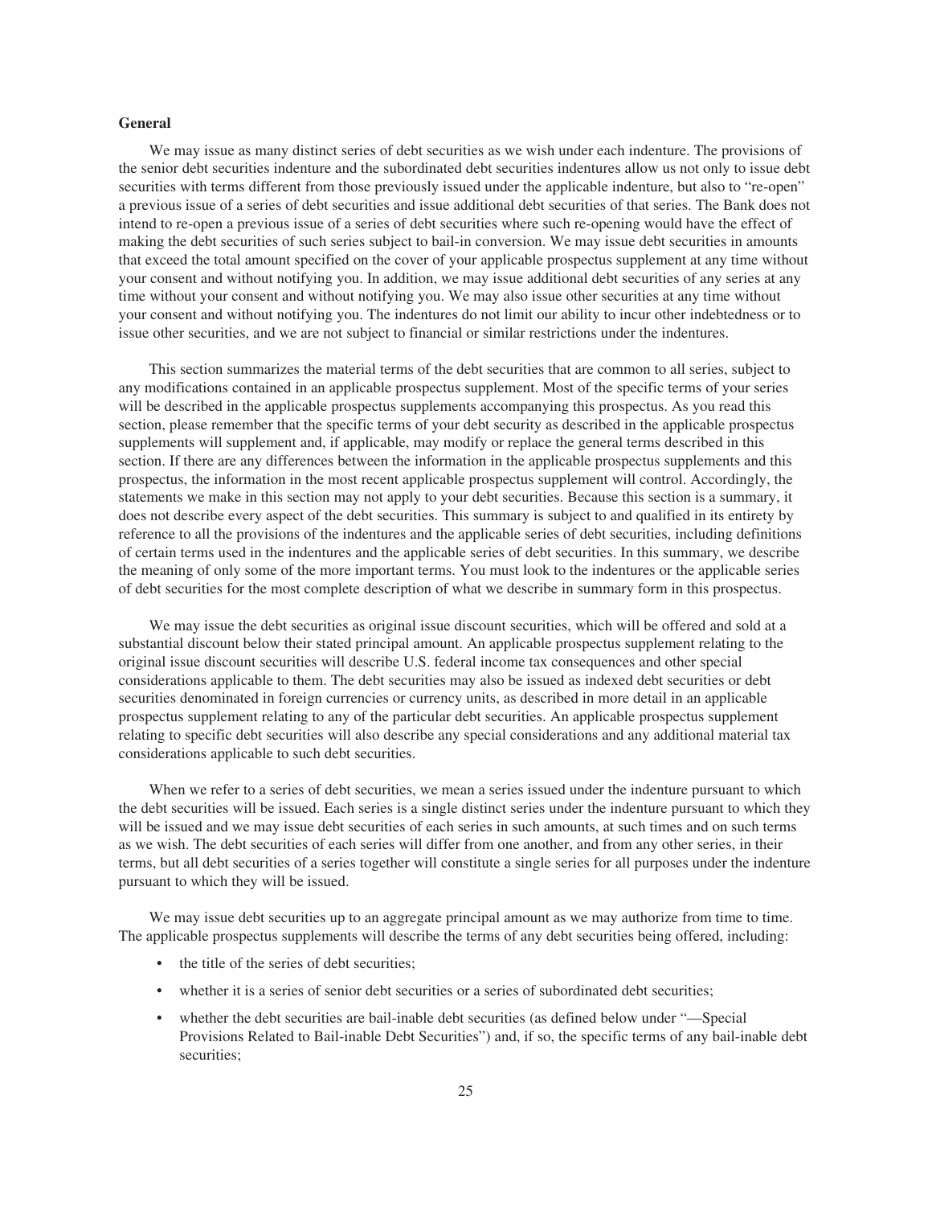**General**

We may issue as many distinct series of debt securities as we wish under each indenture. The provisions of the senior debt securities indenture and the subordinated debt securities indentures allow us not only to issue debt securities with terms different from those previously issued under the applicable indenture, but also to "re-open" a previous issue of a series of debt securities and issue additional debt securities of that series. The Bank does not intend to re-open a previous issue of a series of debt securities where such re-opening would have the effect of making the debt securities of such series subject to bail-in conversion. We may issue debt securities in amounts that exceed the total amount specified on the cover of your applicable prospectus supplement at any time without your consent and without notifying you. In addition, we may issue additional debt securities of any series at any time without your consent and without notifying you. We may also issue other securities at any time without your consent and without notifying you. The indentures do not limit our ability to incur other indebtedness or to issue other securities, and we are not subject to financial or similar restrictions under the indentures.

This section summarizes the material terms of the debt securities that are common to all series, subject to any modifications contained in an applicable prospectus supplement. Most of the specific terms of your series will be described in the applicable prospectus supplements accompanying this prospectus. As you read this section, please remember that the specific terms of your debt security as described in the applicable prospectus supplements will supplement and, if applicable, may modify or replace the general terms described in this section. If there are any differences between the information in the applicable prospectus supplements and this prospectus, the information in the most recent applicable prospectus supplement will control. Accordingly, the statements we make in this section may not apply to your debt securities. Because this section is a summary, it does not describe every aspect of the debt securities. This summary is subject to and qualified in its entirety by reference to all the provisions of the indentures and the applicable series of debt securities, including definitions of certain terms used in the indentures and the applicable series of debt securities. In this summary, we describe the meaning of only some of the more important terms. You must look to the indentures or the applicable series of debt securities for the most complete description of what we describe in summary form in this prospectus.

We may issue the debt securities as original issue discount securities, which will be offered and sold at a substantial discount below their stated principal amount. An applicable prospectus supplement relating to the original issue discount securities will describe U.S. federal income tax consequences and other special considerations applicable to them. The debt securities may also be issued as indexed debt securities or debt securities denominated in foreign currencies or currency units, as described in more detail in an applicable prospectus supplement relating to any of the particular debt securities. An applicable prospectus supplement relating to specific debt securities will also describe any special considerations and any additional material tax considerations applicable to such debt securities.

When we refer to a series of debt securities, we mean a series issued under the indenture pursuant to which the debt securities will be issued. Each series is a single distinct series under the indenture pursuant to which they will be issued and we may issue debt securities of each series in such amounts, at such times and on such terms as we wish. The debt securities of each series will differ from one another, and from any other series, in their terms, but all debt securities of a series together will constitute a single series for all purposes under the indenture pursuant to which they will be issued.

We may issue debt securities up to an aggregate principal amount as we may authorize from time to time. The applicable prospectus supplements will describe the terms of any debt securities being offered, including:

- the title of the series of debt securities;
- whether it is a series of senior debt securities or a series of subordinated debt securities;
- whether the debt securities are bail-inable debt securities (as defined below under "—Special Provisions Related to Bail-inable Debt Securities") and, if so, the specific terms of any bail-inable debt securities;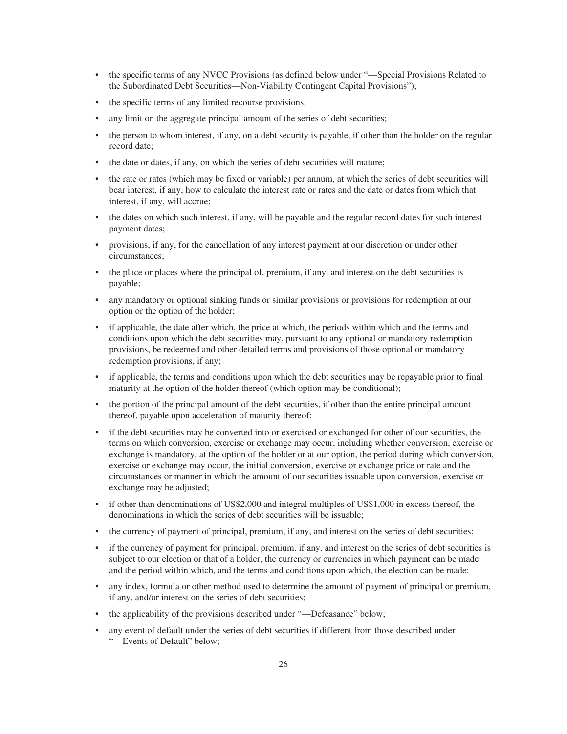- the specific terms of any NVCC Provisions (as defined below under "—Special Provisions Related to the Subordinated Debt Securities—Non-Viability Contingent Capital Provisions");
- the specific terms of any limited recourse provisions;
- any limit on the aggregate principal amount of the series of debt securities;
- the person to whom interest, if any, on a debt security is payable, if other than the holder on the regular record date;
- the date or dates, if any, on which the series of debt securities will mature;
- the rate or rates (which may be fixed or variable) per annum, at which the series of debt securities will bear interest, if any, how to calculate the interest rate or rates and the date or dates from which that interest, if any, will accrue;
- the dates on which such interest, if any, will be payable and the regular record dates for such interest payment dates;
- provisions, if any, for the cancellation of any interest payment at our discretion or under other circumstances;
- the place or places where the principal of, premium, if any, and interest on the debt securities is payable;
- any mandatory or optional sinking funds or similar provisions or provisions for redemption at our option or the option of the holder;
- if applicable, the date after which, the price at which, the periods within which and the terms and conditions upon which the debt securities may, pursuant to any optional or mandatory redemption provisions, be redeemed and other detailed terms and provisions of those optional or mandatory redemption provisions, if any;
- if applicable, the terms and conditions upon which the debt securities may be repayable prior to final maturity at the option of the holder thereof (which option may be conditional);
- the portion of the principal amount of the debt securities, if other than the entire principal amount thereof, payable upon acceleration of maturity thereof;
- if the debt securities may be converted into or exercised or exchanged for other of our securities, the terms on which conversion, exercise or exchange may occur, including whether conversion, exercise or exchange is mandatory, at the option of the holder or at our option, the period during which conversion, exercise or exchange may occur, the initial conversion, exercise or exchange price or rate and the circumstances or manner in which the amount of our securities issuable upon conversion, exercise or exchange may be adjusted;
- if other than denominations of US$2,000 and integral multiples of US$1,000 in excess thereof, the denominations in which the series of debt securities will be issuable;
- the currency of payment of principal, premium, if any, and interest on the series of debt securities;
- if the currency of payment for principal, premium, if any, and interest on the series of debt securities is subject to our election or that of a holder, the currency or currencies in which payment can be made and the period within which, and the terms and conditions upon which, the election can be made;
- any index, formula or other method used to determine the amount of payment of principal or premium, if any, and/or interest on the series of debt securities;
- the applicability of the provisions described under "—Defeasance" below;
- any event of default under the series of debt securities if different from those described under "—Events of Default" below;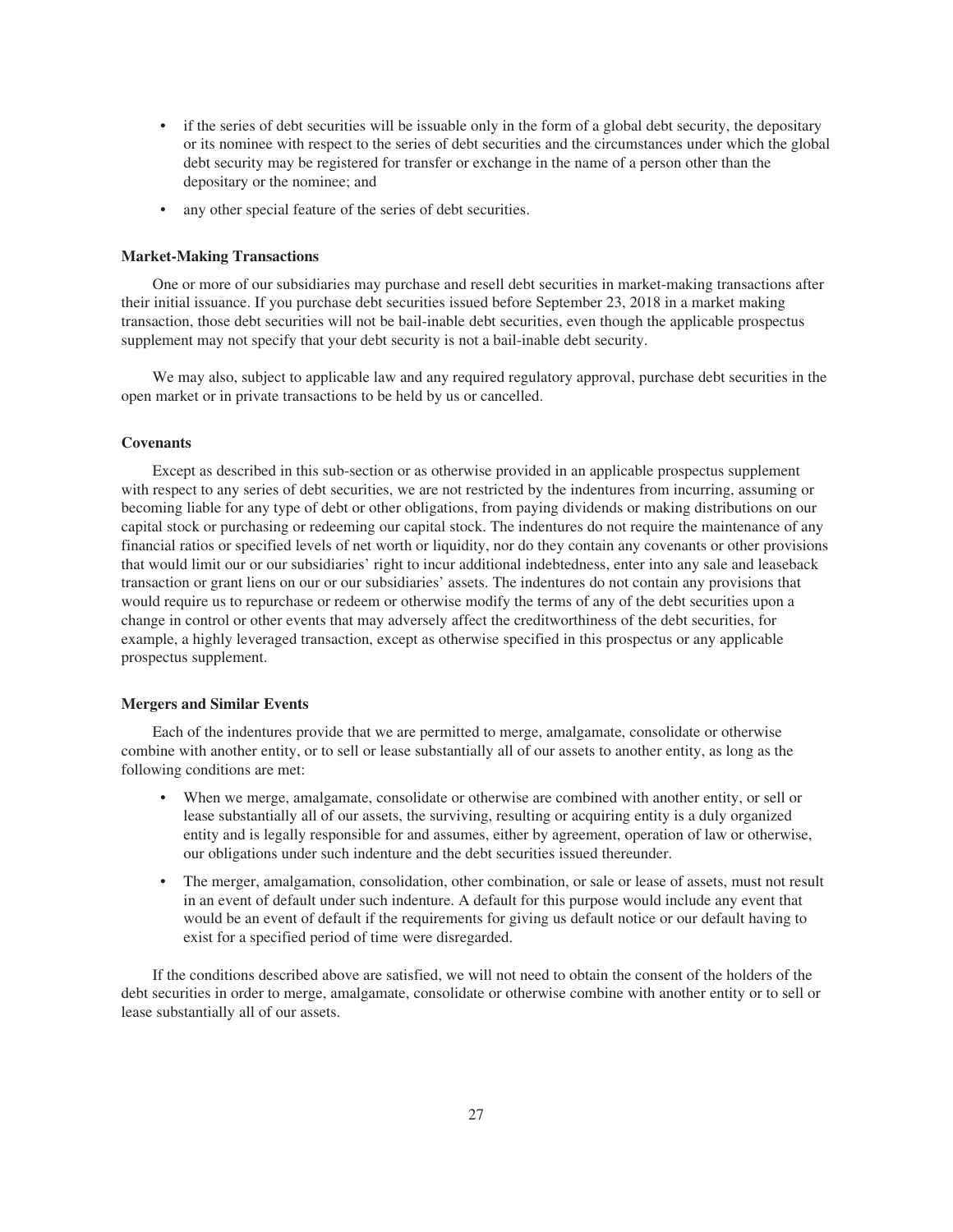- if the series of debt securities will be issuable only in the form of a global debt security, the depositary or its nominee with respect to the series of debt securities and the circumstances under which the global debt security may be registered for transfer or exchange in the name of a person other than the depositary or the nominee; and
- any other special feature of the series of debt securities.

**Market-Making Transactions**

One or more of our subsidiaries may purchase and resell debt securities in market-making transactions after their initial issuance. If you purchase debt securities issued before September 23, 2018 in a market making transaction, those debt securities will not be bail-inable debt securities, even though the applicable prospectus supplement may not specify that your debt security is not a bail-inable debt security.

We may also, subject to applicable law and any required regulatory approval, purchase debt securities in the open market or in private transactions to be held by us or cancelled.

**Covenants**

Except as described in this sub-section or as otherwise provided in an applicable prospectus supplement with respect to any series of debt securities, we are not restricted by the indentures from incurring, assuming or becoming liable for any type of debt or other obligations, from paying dividends or making distributions on our capital stock or purchasing or redeeming our capital stock. The indentures do not require the maintenance of any financial ratios or specified levels of net worth or liquidity, nor do they contain any covenants or other provisions that would limit our or our subsidiaries' right to incur additional indebtedness, enter into any sale and leaseback transaction or grant liens on our or our subsidiaries' assets. The indentures do not contain any provisions that would require us to repurchase or redeem or otherwise modify the terms of any of the debt securities upon a change in control or other events that may adversely affect the creditworthiness of the debt securities, for example, a highly leveraged transaction, except as otherwise specified in this prospectus or any applicable prospectus supplement.

**Mergers and Similar Events**

Each of the indentures provide that we are permitted to merge, amalgamate, consolidate or otherwise combine with another entity, or to sell or lease substantially all of our assets to another entity, as long as the following conditions are met:

- When we merge, amalgamate, consolidate or otherwise are combined with another entity, or sell or lease substantially all of our assets, the surviving, resulting or acquiring entity is a duly organized entity and is legally responsible for and assumes, either by agreement, operation of law or otherwise, our obligations under such indenture and the debt securities issued thereunder.
- The merger, amalgamation, consolidation, other combination, or sale or lease of assets, must not result in an event of default under such indenture. A default for this purpose would include any event that would be an event of default if the requirements for giving us default notice or our default having to exist for a specified period of time were disregarded.

If the conditions described above are satisfied, we will not need to obtain the consent of the holders of the debt securities in order to merge, amalgamate, consolidate or otherwise combine with another entity or to sell or lease substantially all of our assets.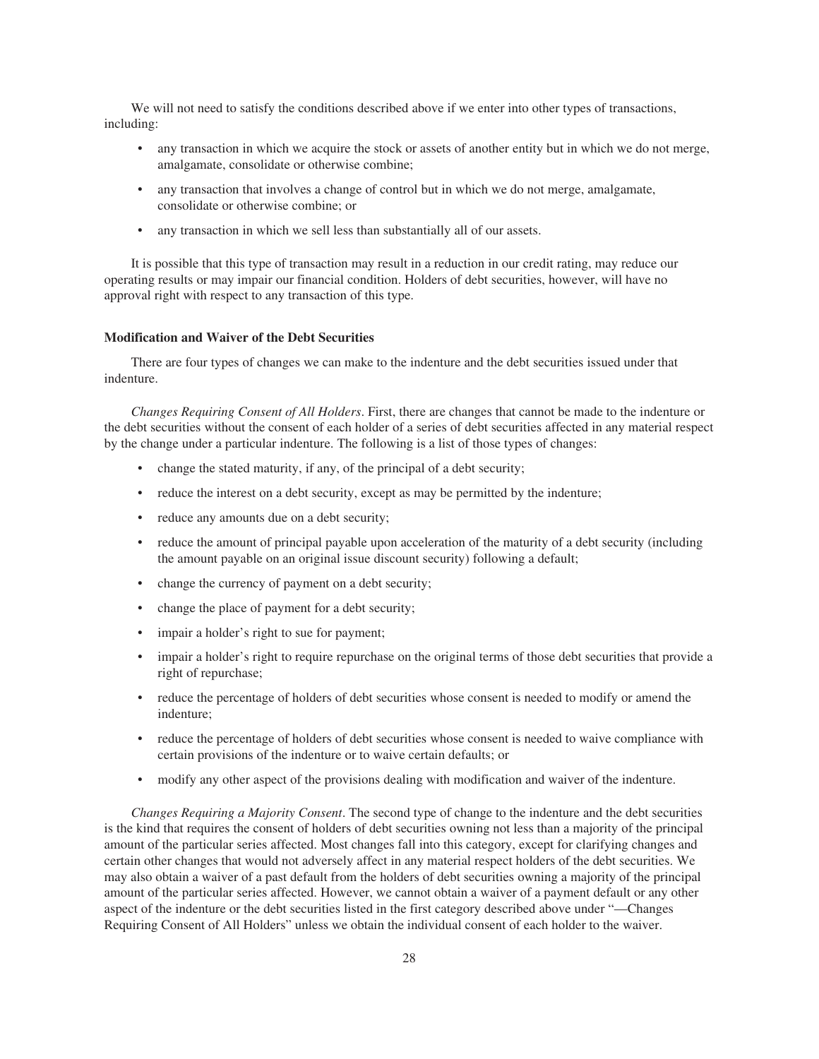We will not need to satisfy the conditions described above if we enter into other types of transactions, including:

- any transaction in which we acquire the stock or assets of another entity but in which we do not merge, amalgamate, consolidate or otherwise combine;
- any transaction that involves a change of control but in which we do not merge, amalgamate, consolidate or otherwise combine; or
- any transaction in which we sell less than substantially all of our assets.

It is possible that this type of transaction may result in a reduction in our credit rating, may reduce our operating results or may impair our financial condition. Holders of debt securities, however, will have no approval right with respect to any transaction of this type.

**Modification and Waiver of the Debt Securities**

There are four types of changes we can make to the indenture and the debt securities issued under that indenture.

*Changes Requiring Consent of All Holders*. First, there are changes that cannot be made to the indenture or the debt securities without the consent of each holder of a series of debt securities affected in any material respect by the change under a particular indenture. The following is a list of those types of changes:

- change the stated maturity, if any, of the principal of a debt security;
- reduce the interest on a debt security, except as may be permitted by the indenture;
- reduce any amounts due on a debt security;
- reduce the amount of principal payable upon acceleration of the maturity of a debt security (including the amount payable on an original issue discount security) following a default;
- change the currency of payment on a debt security;
- change the place of payment for a debt security;
- impair a holder's right to sue for payment;
- impair a holder's right to require repurchase on the original terms of those debt securities that provide a right of repurchase;
- reduce the percentage of holders of debt securities whose consent is needed to modify or amend the indenture;
- reduce the percentage of holders of debt securities whose consent is needed to waive compliance with certain provisions of the indenture or to waive certain defaults; or
- modify any other aspect of the provisions dealing with modification and waiver of the indenture.

*Changes Requiring a Majority Consent*. The second type of change to the indenture and the debt securities is the kind that requires the consent of holders of debt securities owning not less than a majority of the principal amount of the particular series affected. Most changes fall into this category, except for clarifying changes and certain other changes that would not adversely affect in any material respect holders of the debt securities. We may also obtain a waiver of a past default from the holders of debt securities owning a majority of the principal amount of the particular series affected. However, we cannot obtain a waiver of a payment default or any other aspect of the indenture or the debt securities listed in the first category described above under "—Changes Requiring Consent of All Holders" unless we obtain the individual consent of each holder to the waiver.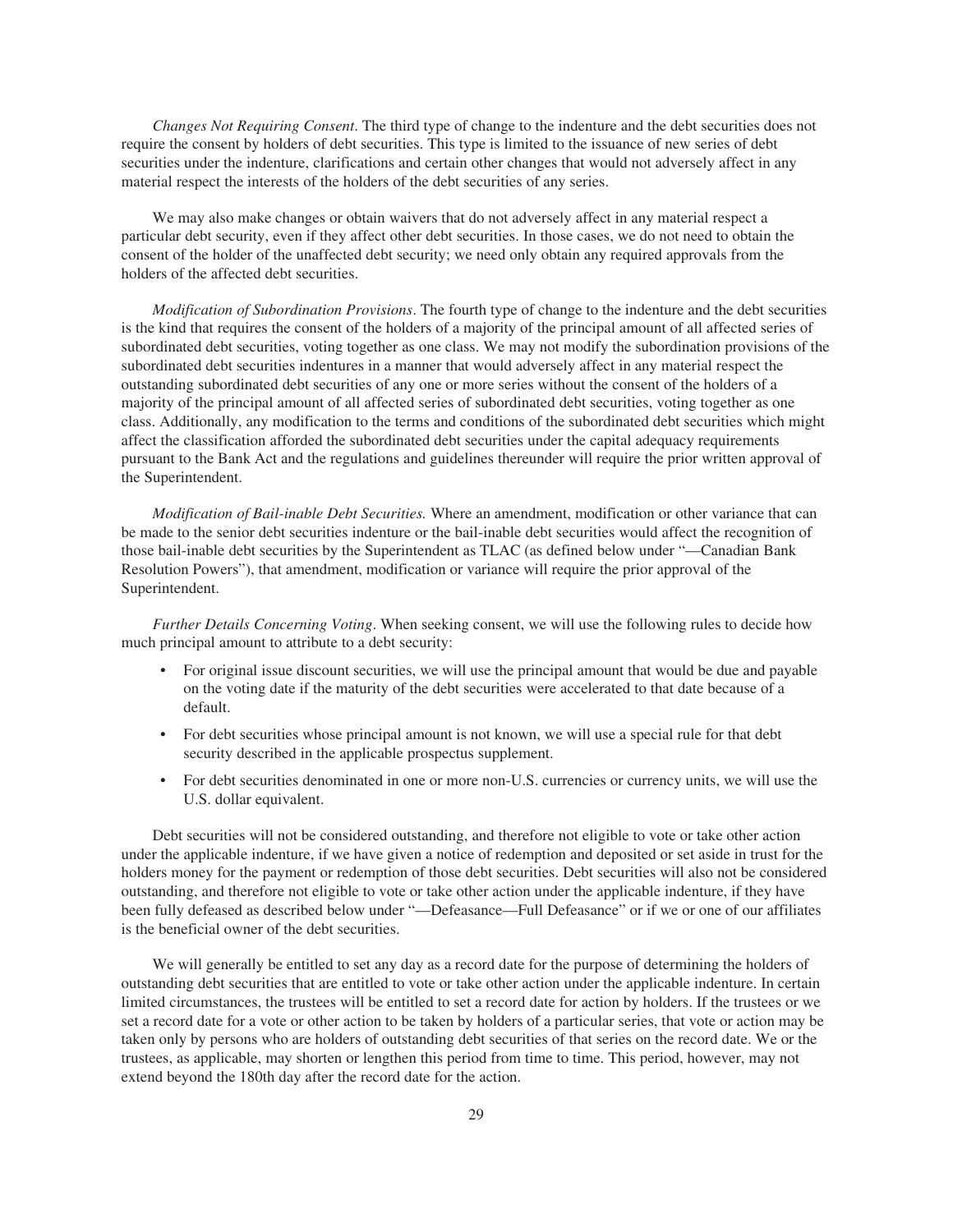*Changes Not Requiring Consent*. The third type of change to the indenture and the debt securities does not require the consent by holders of debt securities. This type is limited to the issuance of new series of debt securities under the indenture, clarifications and certain other changes that would not adversely affect in any material respect the interests of the holders of the debt securities of any series.

We may also make changes or obtain waivers that do not adversely affect in any material respect a particular debt security, even if they affect other debt securities. In those cases, we do not need to obtain the consent of the holder of the unaffected debt security; we need only obtain any required approvals from the holders of the affected debt securities.

*Modification of Subordination Provisions*. The fourth type of change to the indenture and the debt securities is the kind that requires the consent of the holders of a majority of the principal amount of all affected series of subordinated debt securities, voting together as one class. We may not modify the subordination provisions of the subordinated debt securities indentures in a manner that would adversely affect in any material respect the outstanding subordinated debt securities of any one or more series without the consent of the holders of a majority of the principal amount of all affected series of subordinated debt securities, voting together as one class. Additionally, any modification to the terms and conditions of the subordinated debt securities which might affect the classification afforded the subordinated debt securities under the capital adequacy requirements pursuant to the Bank Act and the regulations and guidelines thereunder will require the prior written approval of the Superintendent.

*Modification of Bail-inable Debt Securities.* Where an amendment, modification or other variance that can be made to the senior debt securities indenture or the bail-inable debt securities would affect the recognition of those bail-inable debt securities by the Superintendent as TLAC (as defined below under "—Canadian Bank Resolution Powers"), that amendment, modification or variance will require the prior approval of the Superintendent.

*Further Details Concerning Voting*. When seeking consent, we will use the following rules to decide how much principal amount to attribute to a debt security:

- For original issue discount securities, we will use the principal amount that would be due and payable on the voting date if the maturity of the debt securities were accelerated to that date because of a default.
- For debt securities whose principal amount is not known, we will use a special rule for that debt security described in the applicable prospectus supplement.
- For debt securities denominated in one or more non-U.S. currencies or currency units, we will use the U.S. dollar equivalent.

Debt securities will not be considered outstanding, and therefore not eligible to vote or take other action under the applicable indenture, if we have given a notice of redemption and deposited or set aside in trust for the holders money for the payment or redemption of those debt securities. Debt securities will also not be considered outstanding, and therefore not eligible to vote or take other action under the applicable indenture, if they have been fully defeased as described below under "—Defeasance—Full Defeasance" or if we or one of our affiliates is the beneficial owner of the debt securities.

We will generally be entitled to set any day as a record date for the purpose of determining the holders of outstanding debt securities that are entitled to vote or take other action under the applicable indenture. In certain limited circumstances, the trustees will be entitled to set a record date for action by holders. If the trustees or we set a record date for a vote or other action to be taken by holders of a particular series, that vote or action may be taken only by persons who are holders of outstanding debt securities of that series on the record date. We or the trustees, as applicable, may shorten or lengthen this period from time to time. This period, however, may not extend beyond the 180th day after the record date for the action.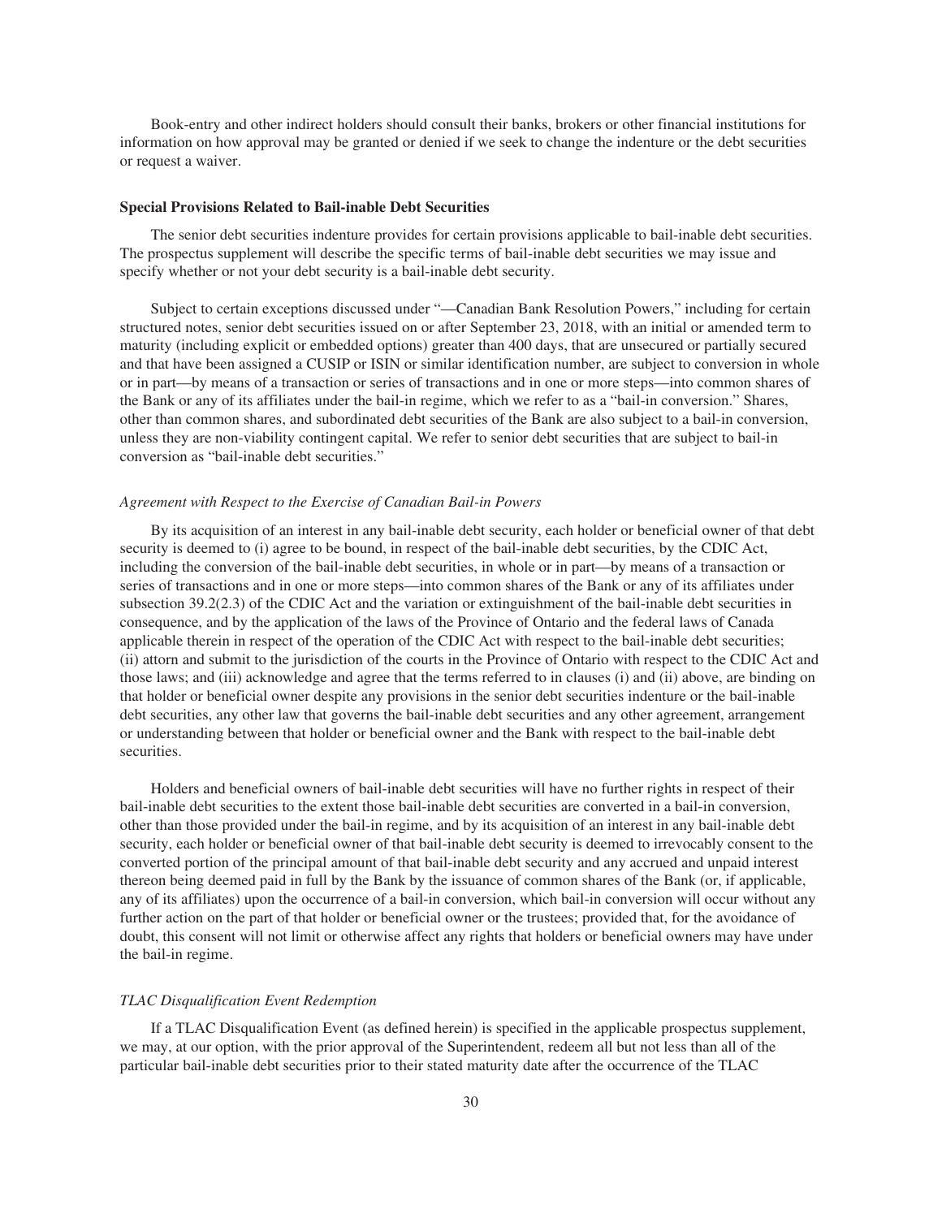Book-entry and other indirect holders should consult their banks, brokers or other financial institutions for information on how approval may be granted or denied if we seek to change the indenture or the debt securities or request a waiver.

**Special Provisions Related to Bail-inable Debt Securities**

The senior debt securities indenture provides for certain provisions applicable to bail-inable debt securities. The prospectus supplement will describe the specific terms of bail-inable debt securities we may issue and specify whether or not your debt security is a bail-inable debt security.

Subject to certain exceptions discussed under "—Canadian Bank Resolution Powers," including for certain structured notes, senior debt securities issued on or after September 23, 2018, with an initial or amended term to maturity (including explicit or embedded options) greater than 400 days, that are unsecured or partially secured and that have been assigned a CUSIP or ISIN or similar identification number, are subject to conversion in whole or in part—by means of a transaction or series of transactions and in one or more steps—into common shares of the Bank or any of its affiliates under the bail-in regime, which we refer to as a "bail-in conversion." Shares, other than common shares, and subordinated debt securities of the Bank are also subject to a bail-in conversion, unless they are non-viability contingent capital. We refer to senior debt securities that are subject to bail-in conversion as "bail-inable debt securities."

*Agreement with Respect to the Exercise of Canadian Bail-in Powers*

By its acquisition of an interest in any bail-inable debt security, each holder or beneficial owner of that debt security is deemed to (i) agree to be bound, in respect of the bail-inable debt securities, by the CDIC Act, including the conversion of the bail-inable debt securities, in whole or in part—by means of a transaction or series of transactions and in one or more steps—into common shares of the Bank or any of its affiliates under subsection 39.2(2.3) of the CDIC Act and the variation or extinguishment of the bail-inable debt securities in consequence, and by the application of the laws of the Province of Ontario and the federal laws of Canada applicable therein in respect of the operation of the CDIC Act with respect to the bail-inable debt securities; (ii) attorn and submit to the jurisdiction of the courts in the Province of Ontario with respect to the CDIC Act and those laws; and (iii) acknowledge and agree that the terms referred to in clauses (i) and (ii) above, are binding on that holder or beneficial owner despite any provisions in the senior debt securities indenture or the bail-inable debt securities, any other law that governs the bail-inable debt securities and any other agreement, arrangement or understanding between that holder or beneficial owner and the Bank with respect to the bail-inable debt securities.

Holders and beneficial owners of bail-inable debt securities will have no further rights in respect of their bail-inable debt securities to the extent those bail-inable debt securities are converted in a bail-in conversion, other than those provided under the bail-in regime, and by its acquisition of an interest in any bail-inable debt security, each holder or beneficial owner of that bail-inable debt security is deemed to irrevocably consent to the converted portion of the principal amount of that bail-inable debt security and any accrued and unpaid interest thereon being deemed paid in full by the Bank by the issuance of common shares of the Bank (or, if applicable, any of its affiliates) upon the occurrence of a bail-in conversion, which bail-in conversion will occur without any further action on the part of that holder or beneficial owner or the trustees; provided that, for the avoidance of doubt, this consent will not limit or otherwise affect any rights that holders or beneficial owners may have under the bail-in regime.

*TLAC Disqualification Event Redemption*

If a TLAC Disqualification Event (as defined herein) is specified in the applicable prospectus supplement, we may, at our option, with the prior approval of the Superintendent, redeem all but not less than all of the particular bail-inable debt securities prior to their stated maturity date after the occurrence of the TLAC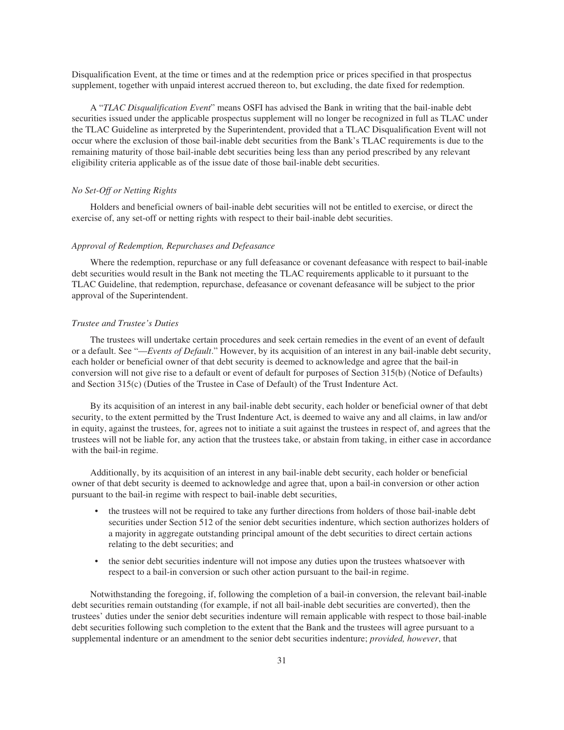Disqualification Event, at the time or times and at the redemption price or prices specified in that prospectus supplement, together with unpaid interest accrued thereon to, but excluding, the date fixed for redemption.

A "*TLAC Disqualification Event*" means OSFI has advised the Bank in writing that the bail-inable debt securities issued under the applicable prospectus supplement will no longer be recognized in full as TLAC under the TLAC Guideline as interpreted by the Superintendent, provided that a TLAC Disqualification Event will not occur where the exclusion of those bail-inable debt securities from the Bank's TLAC requirements is due to the remaining maturity of those bail-inable debt securities being less than any period prescribed by any relevant eligibility criteria applicable as of the issue date of those bail-inable debt securities.

*No Set-Off or Netting Rights*

Holders and beneficial owners of bail-inable debt securities will not be entitled to exercise, or direct the exercise of, any set-off or netting rights with respect to their bail-inable debt securities.

*Approval of Redemption, Repurchases and Defeasance*

Where the redemption, repurchase or any full defeasance or covenant defeasance with respect to bail-inable debt securities would result in the Bank not meeting the TLAC requirements applicable to it pursuant to the TLAC Guideline, that redemption, repurchase, defeasance or covenant defeasance will be subject to the prior approval of the Superintendent.

*Trustee and Trustee's Duties*

The trustees will undertake certain procedures and seek certain remedies in the event of an event of default or a default. See "—*Events of Default*." However, by its acquisition of an interest in any bail-inable debt security, each holder or beneficial owner of that debt security is deemed to acknowledge and agree that the bail-in conversion will not give rise to a default or event of default for purposes of Section 315(b) (Notice of Defaults) and Section 315(c) (Duties of the Trustee in Case of Default) of the Trust Indenture Act.

By its acquisition of an interest in any bail-inable debt security, each holder or beneficial owner of that debt security, to the extent permitted by the Trust Indenture Act, is deemed to waive any and all claims, in law and/or in equity, against the trustees, for, agrees not to initiate a suit against the trustees in respect of, and agrees that the trustees will not be liable for, any action that the trustees take, or abstain from taking, in either case in accordance with the bail-in regime.

Additionally, by its acquisition of an interest in any bail-inable debt security, each holder or beneficial owner of that debt security is deemed to acknowledge and agree that, upon a bail-in conversion or other action pursuant to the bail-in regime with respect to bail-inable debt securities,

- the trustees will not be required to take any further directions from holders of those bail-inable debt securities under Section 512 of the senior debt securities indenture, which section authorizes holders of a majority in aggregate outstanding principal amount of the debt securities to direct certain actions relating to the debt securities; and
- the senior debt securities indenture will not impose any duties upon the trustees whatsoever with respect to a bail-in conversion or such other action pursuant to the bail-in regime.

Notwithstanding the foregoing, if, following the completion of a bail-in conversion, the relevant bail-inable debt securities remain outstanding (for example, if not all bail-inable debt securities are converted), then the trustees' duties under the senior debt securities indenture will remain applicable with respect to those bail-inable debt securities following such completion to the extent that the Bank and the trustees will agree pursuant to a supplemental indenture or an amendment to the senior debt securities indenture; *provided, however*, that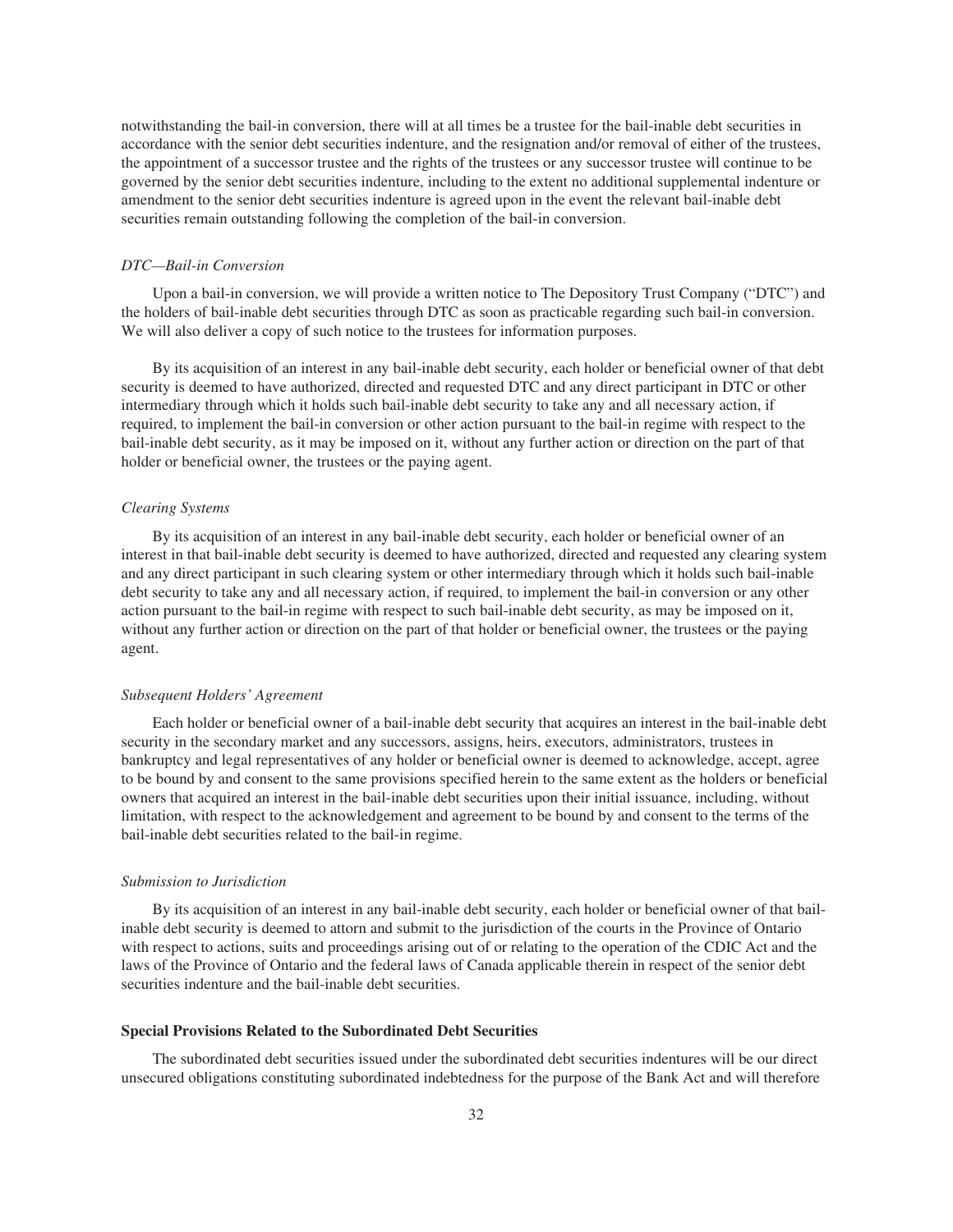notwithstanding the bail-in conversion, there will at all times be a trustee for the bail-inable debt securities in accordance with the senior debt securities indenture, and the resignation and/or removal of either of the trustees, the appointment of a successor trustee and the rights of the trustees or any successor trustee will continue to be governed by the senior debt securities indenture, including to the extent no additional supplemental indenture or amendment to the senior debt securities indenture is agreed upon in the event the relevant bail-inable debt securities remain outstanding following the completion of the bail-in conversion.

*DTC—Bail-in Conversion*

Upon a bail-in conversion, we will provide a written notice to The Depository Trust Company ("DTC") and the holders of bail-inable debt securities through DTC as soon as practicable regarding such bail-in conversion. We will also deliver a copy of such notice to the trustees for information purposes.

By its acquisition of an interest in any bail-inable debt security, each holder or beneficial owner of that debt security is deemed to have authorized, directed and requested DTC and any direct participant in DTC or other intermediary through which it holds such bail-inable debt security to take any and all necessary action, if required, to implement the bail-in conversion or other action pursuant to the bail-in regime with respect to the bail-inable debt security, as it may be imposed on it, without any further action or direction on the part of that holder or beneficial owner, the trustees or the paying agent.

*Clearing Systems*

By its acquisition of an interest in any bail-inable debt security, each holder or beneficial owner of an interest in that bail-inable debt security is deemed to have authorized, directed and requested any clearing system and any direct participant in such clearing system or other intermediary through which it holds such bail-inable debt security to take any and all necessary action, if required, to implement the bail-in conversion or any other action pursuant to the bail-in regime with respect to such bail-inable debt security, as may be imposed on it, without any further action or direction on the part of that holder or beneficial owner, the trustees or the paying agent.

*Subsequent Holders' Agreement*

Each holder or beneficial owner of a bail-inable debt security that acquires an interest in the bail-inable debt security in the secondary market and any successors, assigns, heirs, executors, administrators, trustees in bankruptcy and legal representatives of any holder or beneficial owner is deemed to acknowledge, accept, agree to be bound by and consent to the same provisions specified herein to the same extent as the holders or beneficial owners that acquired an interest in the bail-inable debt securities upon their initial issuance, including, without limitation, with respect to the acknowledgement and agreement to be bound by and consent to the terms of the bail-inable debt securities related to the bail-in regime.

*Submission to Jurisdiction*

By its acquisition of an interest in any bail-inable debt security, each holder or beneficial owner of that bail-inable debt security is deemed to attorn and submit to the jurisdiction of the courts in the Province of Ontario with respect to actions, suits and proceedings arising out of or relating to the operation of the CDIC Act and the laws of the Province of Ontario and the federal laws of Canada applicable therein in respect of the senior debt securities indenture and the bail-inable debt securities.

**Special Provisions Related to the Subordinated Debt Securities**

The subordinated debt securities issued under the subordinated debt securities indentures will be our direct unsecured obligations constituting subordinated indebtedness for the purpose of the Bank Act and will therefore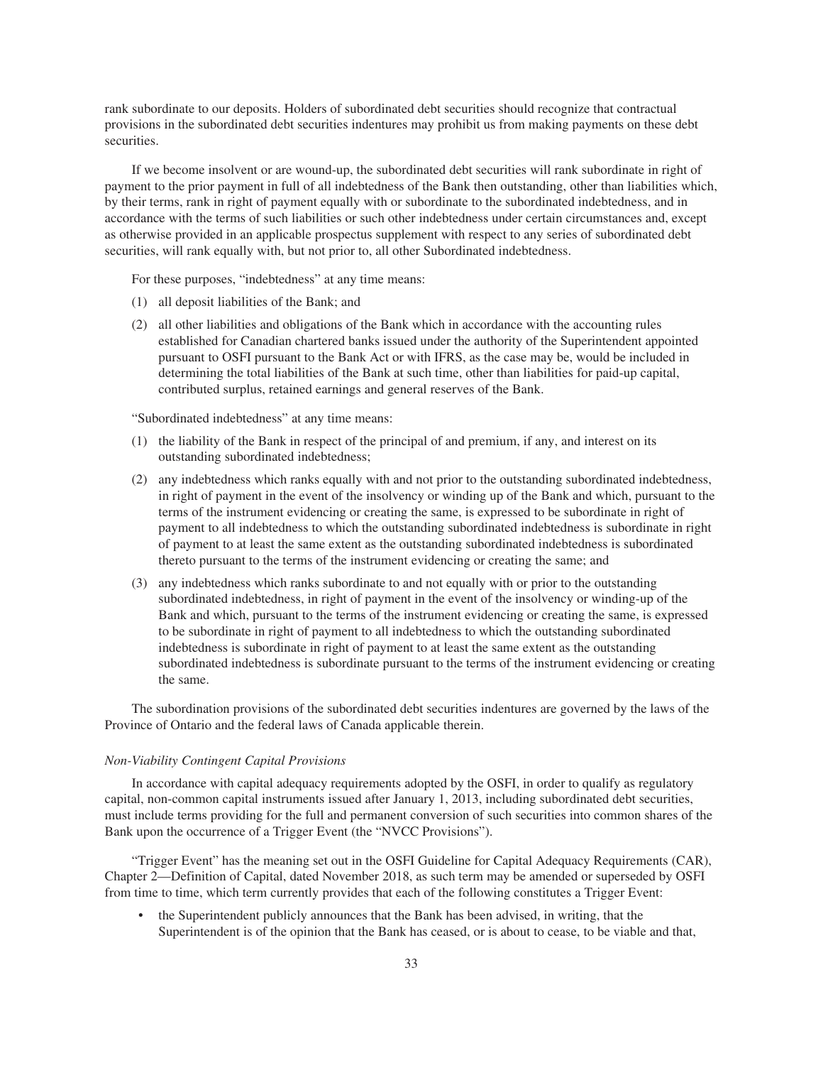rank subordinate to our deposits. Holders of subordinated debt securities should recognize that contractual provisions in the subordinated debt securities indentures may prohibit us from making payments on these debt securities.

If we become insolvent or are wound-up, the subordinated debt securities will rank subordinate in right of payment to the prior payment in full of all indebtedness of the Bank then outstanding, other than liabilities which, by their terms, rank in right of payment equally with or subordinate to the subordinated indebtedness, and in accordance with the terms of such liabilities or such other indebtedness under certain circumstances and, except as otherwise provided in an applicable prospectus supplement with respect to any series of subordinated debt securities, will rank equally with, but not prior to, all other Subordinated indebtedness.

For these purposes, "indebtedness" at any time means:

(1) all deposit liabilities of the Bank; and

(2) all other liabilities and obligations of the Bank which in accordance with the accounting rules established for Canadian chartered banks issued under the authority of the Superintendent appointed pursuant to OSFI pursuant to the Bank Act or with IFRS, as the case may be, would be included in determining the total liabilities of the Bank at such time, other than liabilities for paid-up capital, contributed surplus, retained earnings and general reserves of the Bank.

"Subordinated indebtedness" at any time means:

(1) the liability of the Bank in respect of the principal of and premium, if any, and interest on its outstanding subordinated indebtedness;

(2) any indebtedness which ranks equally with and not prior to the outstanding subordinated indebtedness, in right of payment in the event of the insolvency or winding up of the Bank and which, pursuant to the terms of the instrument evidencing or creating the same, is expressed to be subordinate in right of payment to all indebtedness to which the outstanding subordinated indebtedness is subordinate in right of payment to at least the same extent as the outstanding subordinated indebtedness is subordinated thereto pursuant to the terms of the instrument evidencing or creating the same; and

(3) any indebtedness which ranks subordinate to and not equally with or prior to the outstanding subordinated indebtedness, in right of payment in the event of the insolvency or winding-up of the Bank and which, pursuant to the terms of the instrument evidencing or creating the same, is expressed to be subordinate in right of payment to all indebtedness to which the outstanding subordinated indebtedness is subordinate in right of payment to at least the same extent as the outstanding subordinated indebtedness is subordinate pursuant to the terms of the instrument evidencing or creating the same.

The subordination provisions of the subordinated debt securities indentures are governed by the laws of the Province of Ontario and the federal laws of Canada applicable therein.

*Non-Viability Contingent Capital Provisions*

In accordance with capital adequacy requirements adopted by the OSFI, in order to qualify as regulatory capital, non-common capital instruments issued after January 1, 2013, including subordinated debt securities, must include terms providing for the full and permanent conversion of such securities into common shares of the Bank upon the occurrence of a Trigger Event (the "NVCC Provisions").

"Trigger Event" has the meaning set out in the OSFI Guideline for Capital Adequacy Requirements (CAR), Chapter 2—Definition of Capital, dated November 2018, as such term may be amended or superseded by OSFI from time to time, which term currently provides that each of the following constitutes a Trigger Event:

- the Superintendent publicly announces that the Bank has been advised, in writing, that the Superintendent is of the opinion that the Bank has ceased, or is about to cease, to be viable and that,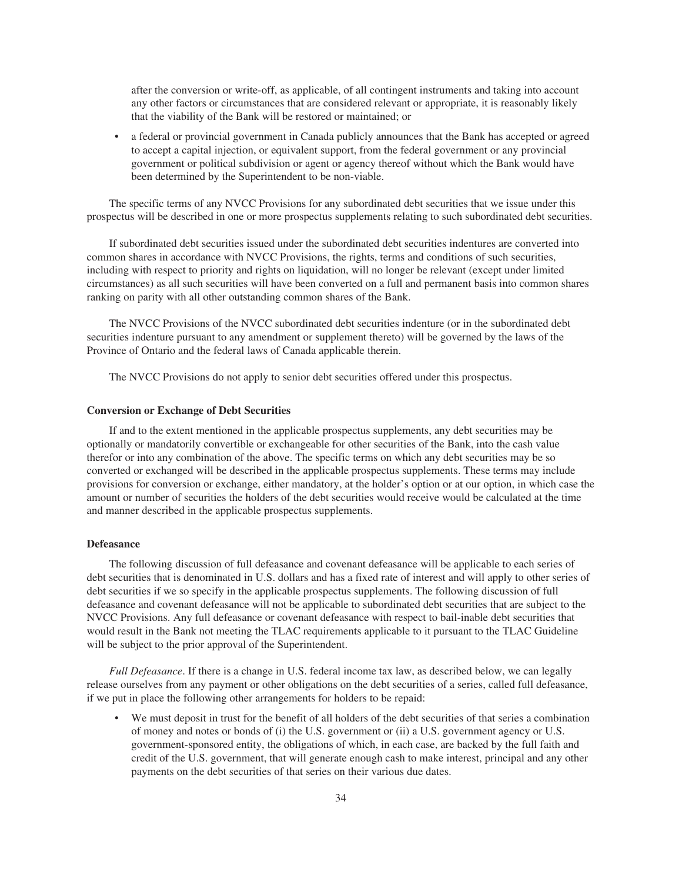after the conversion or write-off, as applicable, of all contingent instruments and taking into account any other factors or circumstances that are considered relevant or appropriate, it is reasonably likely that the viability of the Bank will be restored or maintained; or

- a federal or provincial government in Canada publicly announces that the Bank has accepted or agreed to accept a capital injection, or equivalent support, from the federal government or any provincial government or political subdivision or agent or agency thereof without which the Bank would have been determined by the Superintendent to be non-viable.

The specific terms of any NVCC Provisions for any subordinated debt securities that we issue under this prospectus will be described in one or more prospectus supplements relating to such subordinated debt securities.

If subordinated debt securities issued under the subordinated debt securities indentures are converted into common shares in accordance with NVCC Provisions, the rights, terms and conditions of such securities, including with respect to priority and rights on liquidation, will no longer be relevant (except under limited circumstances) as all such securities will have been converted on a full and permanent basis into common shares ranking on parity with all other outstanding common shares of the Bank.

The NVCC Provisions of the NVCC subordinated debt securities indenture (or in the subordinated debt securities indenture pursuant to any amendment or supplement thereto) will be governed by the laws of the Province of Ontario and the federal laws of Canada applicable therein.

The NVCC Provisions do not apply to senior debt securities offered under this prospectus.

**Conversion or Exchange of Debt Securities**

If and to the extent mentioned in the applicable prospectus supplements, any debt securities may be optionally or mandatorily convertible or exchangeable for other securities of the Bank, into the cash value therefor or into any combination of the above. The specific terms on which any debt securities may be so converted or exchanged will be described in the applicable prospectus supplements. These terms may include provisions for conversion or exchange, either mandatory, at the holder's option or at our option, in which case the amount or number of securities the holders of the debt securities would receive would be calculated at the time and manner described in the applicable prospectus supplements.

**Defeasance**

The following discussion of full defeasance and covenant defeasance will be applicable to each series of debt securities that is denominated in U.S. dollars and has a fixed rate of interest and will apply to other series of debt securities if we so specify in the applicable prospectus supplements. The following discussion of full defeasance and covenant defeasance will not be applicable to subordinated debt securities that are subject to the NVCC Provisions. Any full defeasance or covenant defeasance with respect to bail-inable debt securities that would result in the Bank not meeting the TLAC requirements applicable to it pursuant to the TLAC Guideline will be subject to the prior approval of the Superintendent.

*Full Defeasance*. If there is a change in U.S. federal income tax law, as described below, we can legally release ourselves from any payment or other obligations on the debt securities of a series, called full defeasance, if we put in place the following other arrangements for holders to be repaid:

- We must deposit in trust for the benefit of all holders of the debt securities of that series a combination of money and notes or bonds of (i) the U.S. government or (ii) a U.S. government agency or U.S. government-sponsored entity, the obligations of which, in each case, are backed by the full faith and credit of the U.S. government, that will generate enough cash to make interest, principal and any other payments on the debt securities of that series on their various due dates.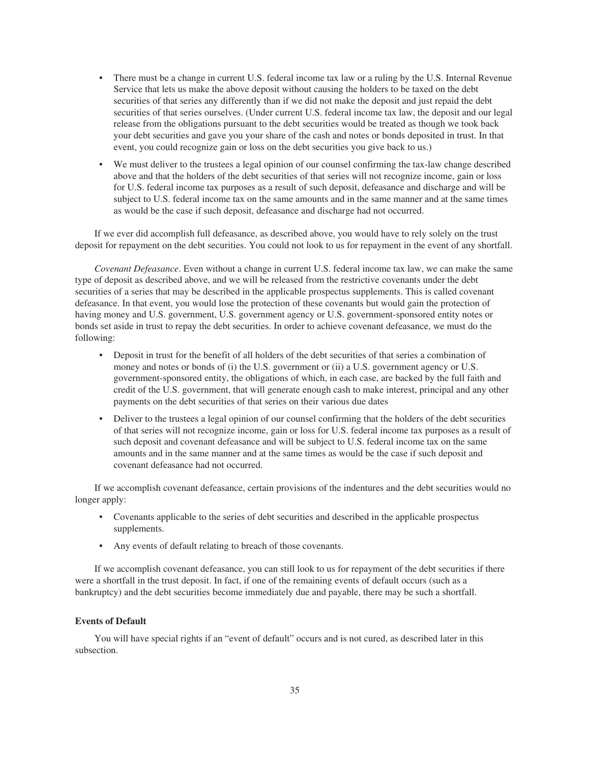- There must be a change in current U.S. federal income tax law or a ruling by the U.S. Internal Revenue Service that lets us make the above deposit without causing the holders to be taxed on the debt securities of that series any differently than if we did not make the deposit and just repaid the debt securities of that series ourselves. (Under current U.S. federal income tax law, the deposit and our legal release from the obligations pursuant to the debt securities would be treated as though we took back your debt securities and gave you your share of the cash and notes or bonds deposited in trust. In that event, you could recognize gain or loss on the debt securities you give back to us.)
- We must deliver to the trustees a legal opinion of our counsel confirming the tax-law change described above and that the holders of the debt securities of that series will not recognize income, gain or loss for U.S. federal income tax purposes as a result of such deposit, defeasance and discharge and will be subject to U.S. federal income tax on the same amounts and in the same manner and at the same times as would be the case if such deposit, defeasance and discharge had not occurred.

If we ever did accomplish full defeasance, as described above, you would have to rely solely on the trust deposit for repayment on the debt securities. You could not look to us for repayment in the event of any shortfall.

*Covenant Defeasance*. Even without a change in current U.S. federal income tax law, we can make the same type of deposit as described above, and we will be released from the restrictive covenants under the debt securities of a series that may be described in the applicable prospectus supplements. This is called covenant defeasance. In that event, you would lose the protection of these covenants but would gain the protection of having money and U.S. government, U.S. government agency or U.S. government-sponsored entity notes or bonds set aside in trust to repay the debt securities. In order to achieve covenant defeasance, we must do the following:

- Deposit in trust for the benefit of all holders of the debt securities of that series a combination of money and notes or bonds of (i) the U.S. government or (ii) a U.S. government agency or U.S. government-sponsored entity, the obligations of which, in each case, are backed by the full faith and credit of the U.S. government, that will generate enough cash to make interest, principal and any other payments on the debt securities of that series on their various due dates
- Deliver to the trustees a legal opinion of our counsel confirming that the holders of the debt securities of that series will not recognize income, gain or loss for U.S. federal income tax purposes as a result of such deposit and covenant defeasance and will be subject to U.S. federal income tax on the same amounts and in the same manner and at the same times as would be the case if such deposit and covenant defeasance had not occurred.

If we accomplish covenant defeasance, certain provisions of the indentures and the debt securities would no longer apply:

- Covenants applicable to the series of debt securities and described in the applicable prospectus supplements.
- Any events of default relating to breach of those covenants.

If we accomplish covenant defeasance, you can still look to us for repayment of the debt securities if there were a shortfall in the trust deposit. In fact, if one of the remaining events of default occurs (such as a bankruptcy) and the debt securities become immediately due and payable, there may be such a shortfall.

**Events of Default**

You will have special rights if an "event of default" occurs and is not cured, as described later in this subsection.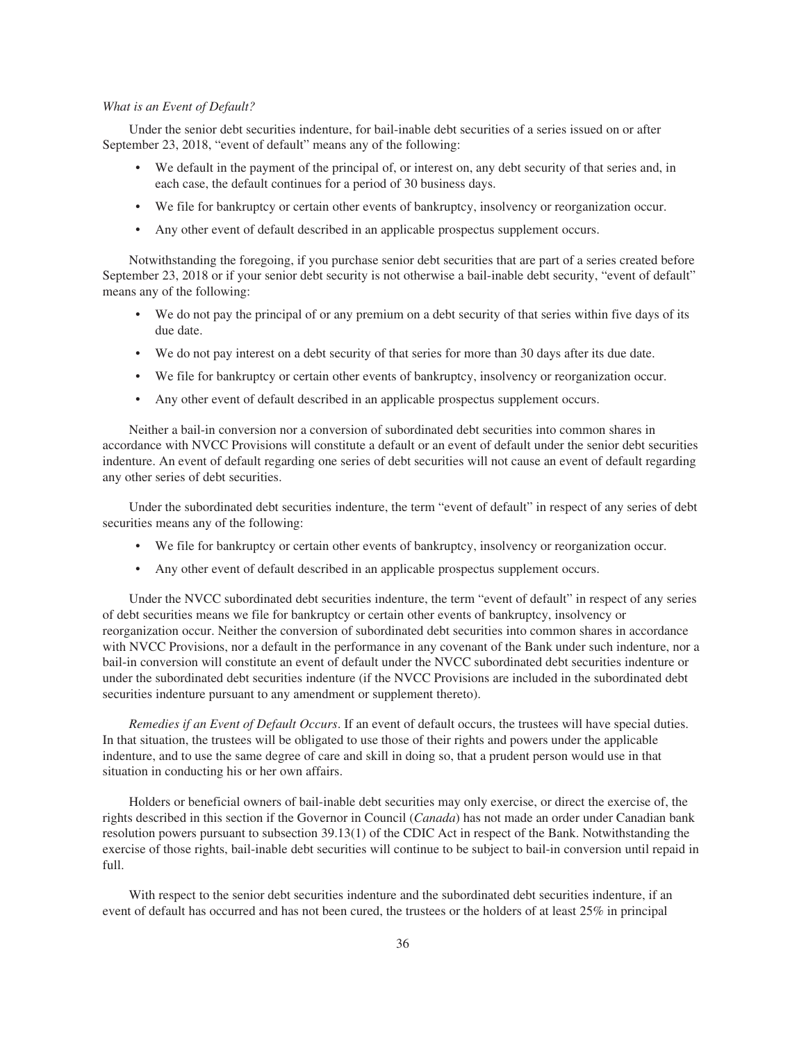*What is an Event of Default?*

Under the senior debt securities indenture, for bail-inable debt securities of a series issued on or after September 23, 2018, "event of default" means any of the following:

- We default in the payment of the principal of, or interest on, any debt security of that series and, in each case, the default continues for a period of 30 business days.
- We file for bankruptcy or certain other events of bankruptcy, insolvency or reorganization occur.
- Any other event of default described in an applicable prospectus supplement occurs.

Notwithstanding the foregoing, if you purchase senior debt securities that are part of a series created before September 23, 2018 or if your senior debt security is not otherwise a bail-inable debt security, "event of default" means any of the following:

- We do not pay the principal of or any premium on a debt security of that series within five days of its due date.
- We do not pay interest on a debt security of that series for more than 30 days after its due date.
- We file for bankruptcy or certain other events of bankruptcy, insolvency or reorganization occur.
- Any other event of default described in an applicable prospectus supplement occurs.

Neither a bail-in conversion nor a conversion of subordinated debt securities into common shares in accordance with NVCC Provisions will constitute a default or an event of default under the senior debt securities indenture. An event of default regarding one series of debt securities will not cause an event of default regarding any other series of debt securities.

Under the subordinated debt securities indenture, the term "event of default" in respect of any series of debt securities means any of the following:

- We file for bankruptcy or certain other events of bankruptcy, insolvency or reorganization occur.
- Any other event of default described in an applicable prospectus supplement occurs.

Under the NVCC subordinated debt securities indenture, the term "event of default" in respect of any series of debt securities means we file for bankruptcy or certain other events of bankruptcy, insolvency or reorganization occur. Neither the conversion of subordinated debt securities into common shares in accordance with NVCC Provisions, nor a default in the performance in any covenant of the Bank under such indenture, nor a bail-in conversion will constitute an event of default under the NVCC subordinated debt securities indenture or under the subordinated debt securities indenture (if the NVCC Provisions are included in the subordinated debt securities indenture pursuant to any amendment or supplement thereto).

*Remedies if an Event of Default Occurs*. If an event of default occurs, the trustees will have special duties. In that situation, the trustees will be obligated to use those of their rights and powers under the applicable indenture, and to use the same degree of care and skill in doing so, that a prudent person would use in that situation in conducting his or her own affairs.

Holders or beneficial owners of bail-inable debt securities may only exercise, or direct the exercise of, the rights described in this section if the Governor in Council (*Canada*) has not made an order under Canadian bank resolution powers pursuant to subsection 39.13(1) of the CDIC Act in respect of the Bank. Notwithstanding the exercise of those rights, bail-inable debt securities will continue to be subject to bail-in conversion until repaid in full.

With respect to the senior debt securities indenture and the subordinated debt securities indenture, if an event of default has occurred and has not been cured, the trustees or the holders of at least 25% in principal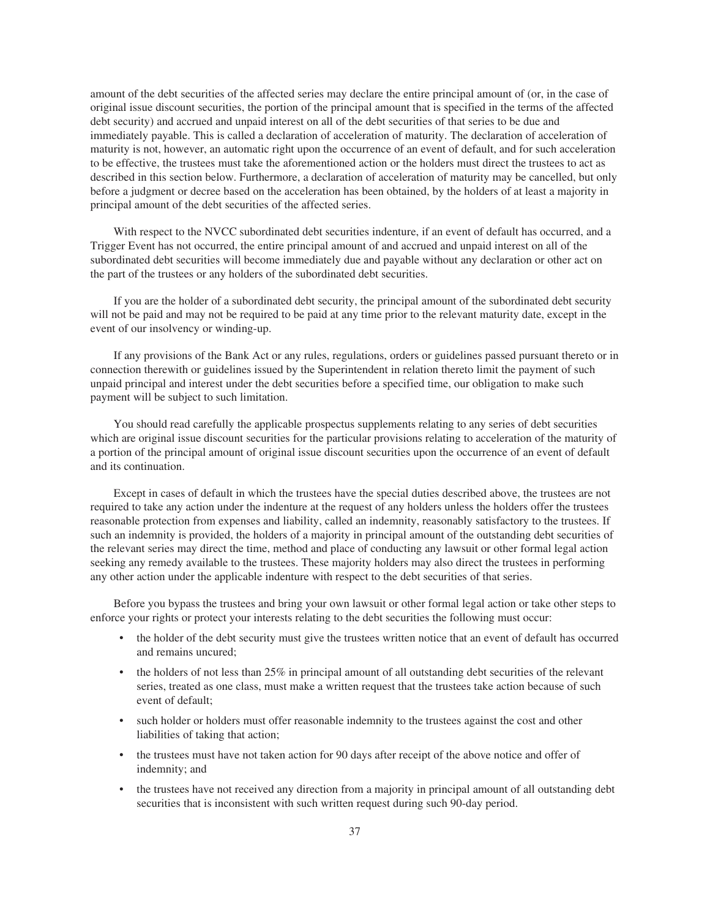amount of the debt securities of the affected series may declare the entire principal amount of (or, in the case of original issue discount securities, the portion of the principal amount that is specified in the terms of the affected debt security) and accrued and unpaid interest on all of the debt securities of that series to be due and immediately payable. This is called a declaration of acceleration of maturity. The declaration of acceleration of maturity is not, however, an automatic right upon the occurrence of an event of default, and for such acceleration to be effective, the trustees must take the aforementioned action or the holders must direct the trustees to act as described in this section below. Furthermore, a declaration of acceleration of maturity may be cancelled, but only before a judgment or decree based on the acceleration has been obtained, by the holders of at least a majority in principal amount of the debt securities of the affected series.

With respect to the NVCC subordinated debt securities indenture, if an event of default has occurred, and a Trigger Event has not occurred, the entire principal amount of and accrued and unpaid interest on all of the subordinated debt securities will become immediately due and payable without any declaration or other act on the part of the trustees or any holders of the subordinated debt securities.

If you are the holder of a subordinated debt security, the principal amount of the subordinated debt security will not be paid and may not be required to be paid at any time prior to the relevant maturity date, except in the event of our insolvency or winding-up.

If any provisions of the Bank Act or any rules, regulations, orders or guidelines passed pursuant thereto or in connection therewith or guidelines issued by the Superintendent in relation thereto limit the payment of such unpaid principal and interest under the debt securities before a specified time, our obligation to make such payment will be subject to such limitation.

You should read carefully the applicable prospectus supplements relating to any series of debt securities which are original issue discount securities for the particular provisions relating to acceleration of the maturity of a portion of the principal amount of original issue discount securities upon the occurrence of an event of default and its continuation.

Except in cases of default in which the trustees have the special duties described above, the trustees are not required to take any action under the indenture at the request of any holders unless the holders offer the trustees reasonable protection from expenses and liability, called an indemnity, reasonably satisfactory to the trustees. If such an indemnity is provided, the holders of a majority in principal amount of the outstanding debt securities of the relevant series may direct the time, method and place of conducting any lawsuit or other formal legal action seeking any remedy available to the trustees. These majority holders may also direct the trustees in performing any other action under the applicable indenture with respect to the debt securities of that series.

Before you bypass the trustees and bring your own lawsuit or other formal legal action or take other steps to enforce your rights or protect your interests relating to the debt securities the following must occur:

- the holder of the debt security must give the trustees written notice that an event of default has occurred and remains uncured;
- the holders of not less than 25% in principal amount of all outstanding debt securities of the relevant series, treated as one class, must make a written request that the trustees take action because of such event of default;
- such holder or holders must offer reasonable indemnity to the trustees against the cost and other liabilities of taking that action;
- the trustees must have not taken action for 90 days after receipt of the above notice and offer of indemnity; and
- the trustees have not received any direction from a majority in principal amount of all outstanding debt securities that is inconsistent with such written request during such 90-day period.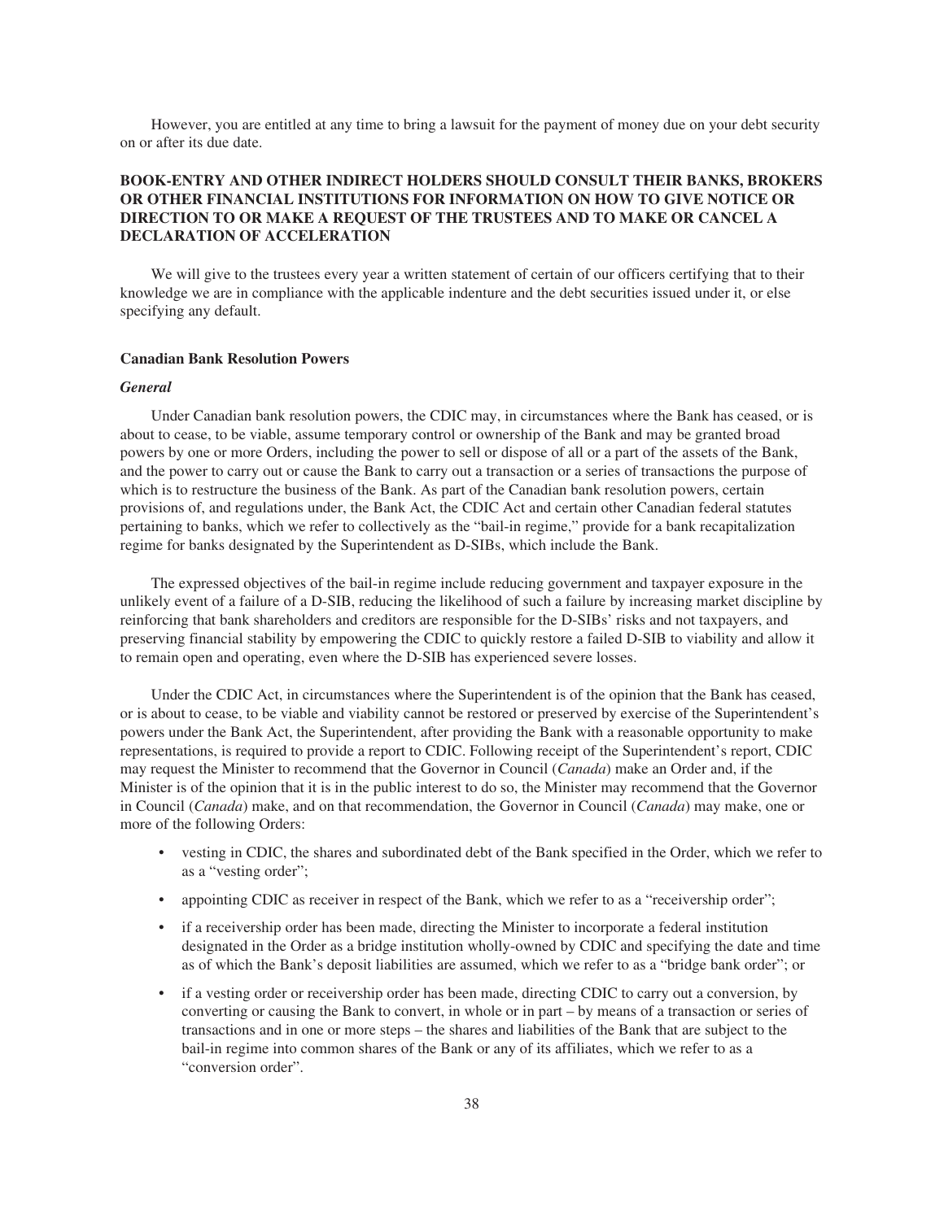However, you are entitled at any time to bring a lawsuit for the payment of money due on your debt security on or after its due date.

**BOOK-ENTRY AND OTHER INDIRECT HOLDERS SHOULD CONSULT THEIR BANKS, BROKERS OR OTHER FINANCIAL INSTITUTIONS FOR INFORMATION ON HOW TO GIVE NOTICE OR DIRECTION TO OR MAKE A REQUEST OF THE TRUSTEES AND TO MAKE OR CANCEL A DECLARATION OF ACCELERATION**

We will give to the trustees every year a written statement of certain of our officers certifying that to their knowledge we are in compliance with the applicable indenture and the debt securities issued under it, or else specifying any default.

### Canadian Bank Resolution Powers

#### *General*

Under Canadian bank resolution powers, the CDIC may, in circumstances where the Bank has ceased, or is about to cease, to be viable, assume temporary control or ownership of the Bank and may be granted broad powers by one or more Orders, including the power to sell or dispose of all or a part of the assets of the Bank, and the power to carry out or cause the Bank to carry out a transaction or a series of transactions the purpose of which is to restructure the business of the Bank. As part of the Canadian bank resolution powers, certain provisions of, and regulations under, the Bank Act, the CDIC Act and certain other Canadian federal statutes pertaining to banks, which we refer to collectively as the "bail-in regime," provide for a bank recapitalization regime for banks designated by the Superintendent as D-SIBs, which include the Bank.

The expressed objectives of the bail-in regime include reducing government and taxpayer exposure in the unlikely event of a failure of a D-SIB, reducing the likelihood of such a failure by increasing market discipline by reinforcing that bank shareholders and creditors are responsible for the D-SIBs' risks and not taxpayers, and preserving financial stability by empowering the CDIC to quickly restore a failed D-SIB to viability and allow it to remain open and operating, even where the D-SIB has experienced severe losses.

Under the CDIC Act, in circumstances where the Superintendent is of the opinion that the Bank has ceased, or is about to cease, to be viable and viability cannot be restored or preserved by exercise of the Superintendent's powers under the Bank Act, the Superintendent, after providing the Bank with a reasonable opportunity to make representations, is required to provide a report to CDIC. Following receipt of the Superintendent's report, CDIC may request the Minister to recommend that the Governor in Council (*Canada*) make an Order and, if the Minister is of the opinion that it is in the public interest to do so, the Minister may recommend that the Governor in Council (*Canada*) make, and on that recommendation, the Governor in Council (*Canada*) may make, one or more of the following Orders:

- vesting in CDIC, the shares and subordinated debt of the Bank specified in the Order, which we refer to as a "vesting order";
- appointing CDIC as receiver in respect of the Bank, which we refer to as a "receivership order";
- if a receivership order has been made, directing the Minister to incorporate a federal institution designated in the Order as a bridge institution wholly-owned by CDIC and specifying the date and time as of which the Bank's deposit liabilities are assumed, which we refer to as a "bridge bank order"; or
- if a vesting order or receivership order has been made, directing CDIC to carry out a conversion, by converting or causing the Bank to convert, in whole or in part – by means of a transaction or series of transactions and in one or more steps – the shares and liabilities of the Bank that are subject to the bail-in regime into common shares of the Bank or any of its affiliates, which we refer to as a "conversion order".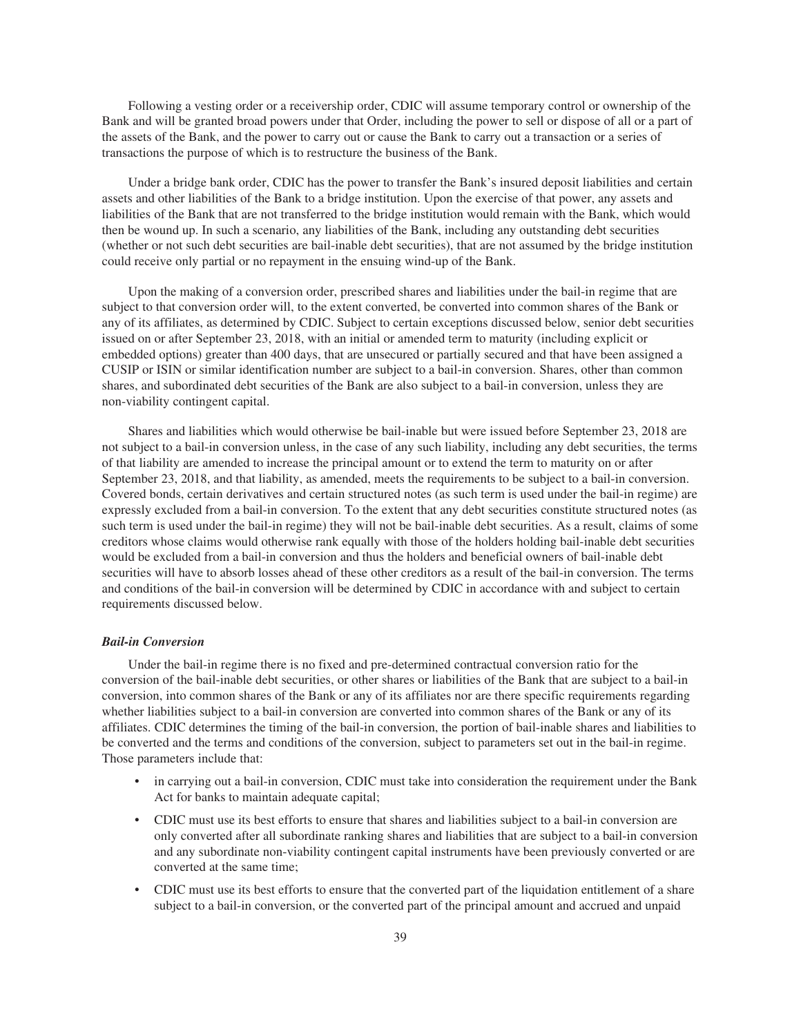Following a vesting order or a receivership order, CDIC will assume temporary control or ownership of the Bank and will be granted broad powers under that Order, including the power to sell or dispose of all or a part of the assets of the Bank, and the power to carry out or cause the Bank to carry out a transaction or a series of transactions the purpose of which is to restructure the business of the Bank.

Under a bridge bank order, CDIC has the power to transfer the Bank's insured deposit liabilities and certain assets and other liabilities of the Bank to a bridge institution. Upon the exercise of that power, any assets and liabilities of the Bank that are not transferred to the bridge institution would remain with the Bank, which would then be wound up. In such a scenario, any liabilities of the Bank, including any outstanding debt securities (whether or not such debt securities are bail-inable debt securities), that are not assumed by the bridge institution could receive only partial or no repayment in the ensuing wind-up of the Bank.

Upon the making of a conversion order, prescribed shares and liabilities under the bail-in regime that are subject to that conversion order will, to the extent converted, be converted into common shares of the Bank or any of its affiliates, as determined by CDIC. Subject to certain exceptions discussed below, senior debt securities issued on or after September 23, 2018, with an initial or amended term to maturity (including explicit or embedded options) greater than 400 days, that are unsecured or partially secured and that have been assigned a CUSIP or ISIN or similar identification number are subject to a bail-in conversion. Shares, other than common shares, and subordinated debt securities of the Bank are also subject to a bail-in conversion, unless they are non-viability contingent capital.

Shares and liabilities which would otherwise be bail-inable but were issued before September 23, 2018 are not subject to a bail-in conversion unless, in the case of any such liability, including any debt securities, the terms of that liability are amended to increase the principal amount or to extend the term to maturity on or after September 23, 2018, and that liability, as amended, meets the requirements to be subject to a bail-in conversion. Covered bonds, certain derivatives and certain structured notes (as such term is used under the bail-in regime) are expressly excluded from a bail-in conversion. To the extent that any debt securities constitute structured notes (as such term is used under the bail-in regime) they will not be bail-inable debt securities. As a result, claims of some creditors whose claims would otherwise rank equally with those of the holders holding bail-inable debt securities would be excluded from a bail-in conversion and thus the holders and beneficial owners of bail-inable debt securities will have to absorb losses ahead of these other creditors as a result of the bail-in conversion. The terms and conditions of the bail-in conversion will be determined by CDIC in accordance with and subject to certain requirements discussed below.

***Bail-in Conversion***

Under the bail-in regime there is no fixed and pre-determined contractual conversion ratio for the conversion of the bail-inable debt securities, or other shares or liabilities of the Bank that are subject to a bail-in conversion, into common shares of the Bank or any of its affiliates nor are there specific requirements regarding whether liabilities subject to a bail-in conversion are converted into common shares of the Bank or any of its affiliates. CDIC determines the timing of the bail-in conversion, the portion of bail-inable shares and liabilities to be converted and the terms and conditions of the conversion, subject to parameters set out in the bail-in regime. Those parameters include that:

- in carrying out a bail-in conversion, CDIC must take into consideration the requirement under the Bank Act for banks to maintain adequate capital;
- CDIC must use its best efforts to ensure that shares and liabilities subject to a bail-in conversion are only converted after all subordinate ranking shares and liabilities that are subject to a bail-in conversion and any subordinate non-viability contingent capital instruments have been previously converted or are converted at the same time;
- CDIC must use its best efforts to ensure that the converted part of the liquidation entitlement of a share subject to a bail-in conversion, or the converted part of the principal amount and accrued and unpaid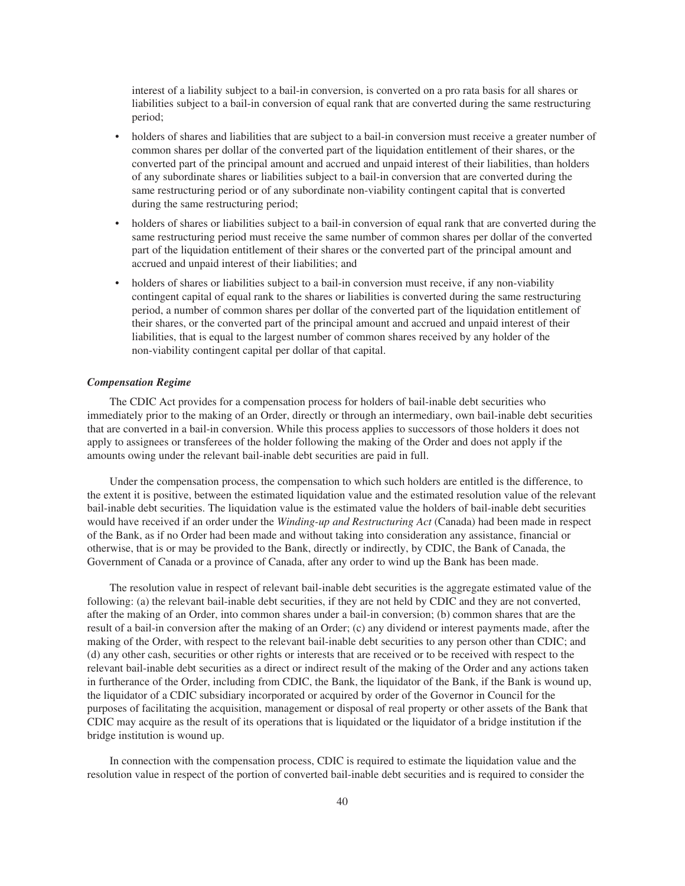interest of a liability subject to a bail-in conversion, is converted on a pro rata basis for all shares or liabilities subject to a bail-in conversion of equal rank that are converted during the same restructuring period;

- holders of shares and liabilities that are subject to a bail-in conversion must receive a greater number of common shares per dollar of the converted part of the liquidation entitlement of their shares, or the converted part of the principal amount and accrued and unpaid interest of their liabilities, than holders of any subordinate shares or liabilities subject to a bail-in conversion that are converted during the same restructuring period or of any subordinate non-viability contingent capital that is converted during the same restructuring period;
- holders of shares or liabilities subject to a bail-in conversion of equal rank that are converted during the same restructuring period must receive the same number of common shares per dollar of the converted part of the liquidation entitlement of their shares or the converted part of the principal amount and accrued and unpaid interest of their liabilities; and
- holders of shares or liabilities subject to a bail-in conversion must receive, if any non-viability contingent capital of equal rank to the shares or liabilities is converted during the same restructuring period, a number of common shares per dollar of the converted part of the liquidation entitlement of their shares, or the converted part of the principal amount and accrued and unpaid interest of their liabilities, that is equal to the largest number of common shares received by any holder of the non-viability contingent capital per dollar of that capital.

***Compensation Regime***

The CDIC Act provides for a compensation process for holders of bail-inable debt securities who immediately prior to the making of an Order, directly or through an intermediary, own bail-inable debt securities that are converted in a bail-in conversion. While this process applies to successors of those holders it does not apply to assignees or transferees of the holder following the making of the Order and does not apply if the amounts owing under the relevant bail-inable debt securities are paid in full.

Under the compensation process, the compensation to which such holders are entitled is the difference, to the extent it is positive, between the estimated liquidation value and the estimated resolution value of the relevant bail-inable debt securities. The liquidation value is the estimated value the holders of bail-inable debt securities would have received if an order under the *Winding-up and Restructuring Act* (Canada) had been made in respect of the Bank, as if no Order had been made and without taking into consideration any assistance, financial or otherwise, that is or may be provided to the Bank, directly or indirectly, by CDIC, the Bank of Canada, the Government of Canada or a province of Canada, after any order to wind up the Bank has been made.

The resolution value in respect of relevant bail-inable debt securities is the aggregate estimated value of the following: (a) the relevant bail-inable debt securities, if they are not held by CDIC and they are not converted, after the making of an Order, into common shares under a bail-in conversion; (b) common shares that are the result of a bail-in conversion after the making of an Order; (c) any dividend or interest payments made, after the making of the Order, with respect to the relevant bail-inable debt securities to any person other than CDIC; and (d) any other cash, securities or other rights or interests that are received or to be received with respect to the relevant bail-inable debt securities as a direct or indirect result of the making of the Order and any actions taken in furtherance of the Order, including from CDIC, the Bank, the liquidator of the Bank, if the Bank is wound up, the liquidator of a CDIC subsidiary incorporated or acquired by order of the Governor in Council for the purposes of facilitating the acquisition, management or disposal of real property or other assets of the Bank that CDIC may acquire as the result of its operations that is liquidated or the liquidator of a bridge institution if the bridge institution is wound up.

In connection with the compensation process, CDIC is required to estimate the liquidation value and the resolution value in respect of the portion of converted bail-inable debt securities and is required to consider the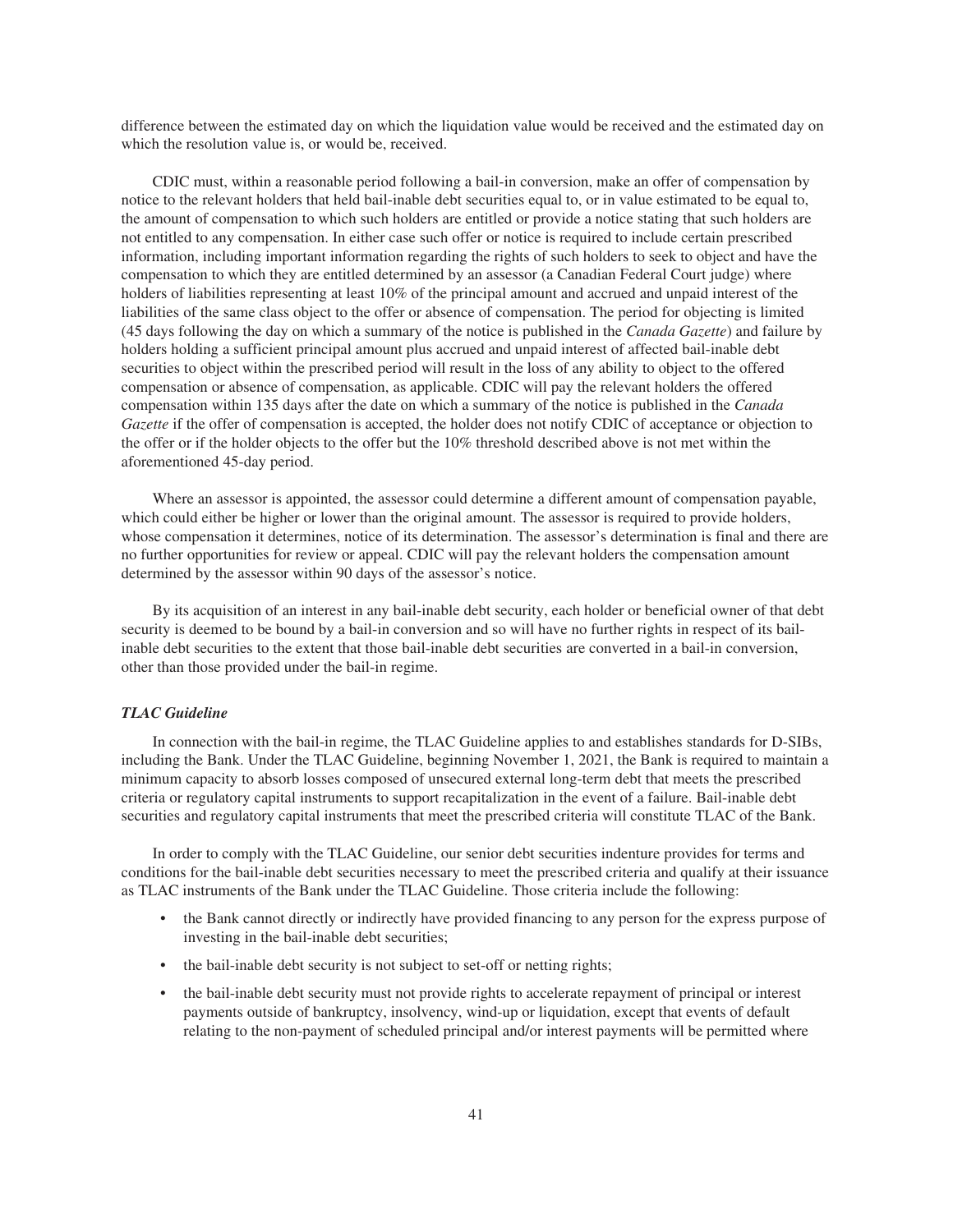difference between the estimated day on which the liquidation value would be received and the estimated day on which the resolution value is, or would be, received.

CDIC must, within a reasonable period following a bail-in conversion, make an offer of compensation by notice to the relevant holders that held bail-inable debt securities equal to, or in value estimated to be equal to, the amount of compensation to which such holders are entitled or provide a notice stating that such holders are not entitled to any compensation. In either case such offer or notice is required to include certain prescribed information, including important information regarding the rights of such holders to seek to object and have the compensation to which they are entitled determined by an assessor (a Canadian Federal Court judge) where holders of liabilities representing at least 10% of the principal amount and accrued and unpaid interest of the liabilities of the same class object to the offer or absence of compensation. The period for objecting is limited (45 days following the day on which a summary of the notice is published in the *Canada Gazette*) and failure by holders holding a sufficient principal amount plus accrued and unpaid interest of affected bail-inable debt securities to object within the prescribed period will result in the loss of any ability to object to the offered compensation or absence of compensation, as applicable. CDIC will pay the relevant holders the offered compensation within 135 days after the date on which a summary of the notice is published in the *Canada Gazette* if the offer of compensation is accepted, the holder does not notify CDIC of acceptance or objection to the offer or if the holder objects to the offer but the 10% threshold described above is not met within the aforementioned 45-day period.

Where an assessor is appointed, the assessor could determine a different amount of compensation payable, which could either be higher or lower than the original amount. The assessor is required to provide holders, whose compensation it determines, notice of its determination. The assessor's determination is final and there are no further opportunities for review or appeal. CDIC will pay the relevant holders the compensation amount determined by the assessor within 90 days of the assessor's notice.

By its acquisition of an interest in any bail-inable debt security, each holder or beneficial owner of that debt security is deemed to be bound by a bail-in conversion and so will have no further rights in respect of its bail-inable debt securities to the extent that those bail-inable debt securities are converted in a bail-in conversion, other than those provided under the bail-in regime.

***TLAC Guideline***

In connection with the bail-in regime, the TLAC Guideline applies to and establishes standards for D-SIBs, including the Bank. Under the TLAC Guideline, beginning November 1, 2021, the Bank is required to maintain a minimum capacity to absorb losses composed of unsecured external long-term debt that meets the prescribed criteria or regulatory capital instruments to support recapitalization in the event of a failure. Bail-inable debt securities and regulatory capital instruments that meet the prescribed criteria will constitute TLAC of the Bank.

In order to comply with the TLAC Guideline, our senior debt securities indenture provides for terms and conditions for the bail-inable debt securities necessary to meet the prescribed criteria and qualify at their issuance as TLAC instruments of the Bank under the TLAC Guideline. Those criteria include the following:

- the Bank cannot directly or indirectly have provided financing to any person for the express purpose of investing in the bail-inable debt securities;
- the bail-inable debt security is not subject to set-off or netting rights;
- the bail-inable debt security must not provide rights to accelerate repayment of principal or interest payments outside of bankruptcy, insolvency, wind-up or liquidation, except that events of default relating to the non-payment of scheduled principal and/or interest payments will be permitted where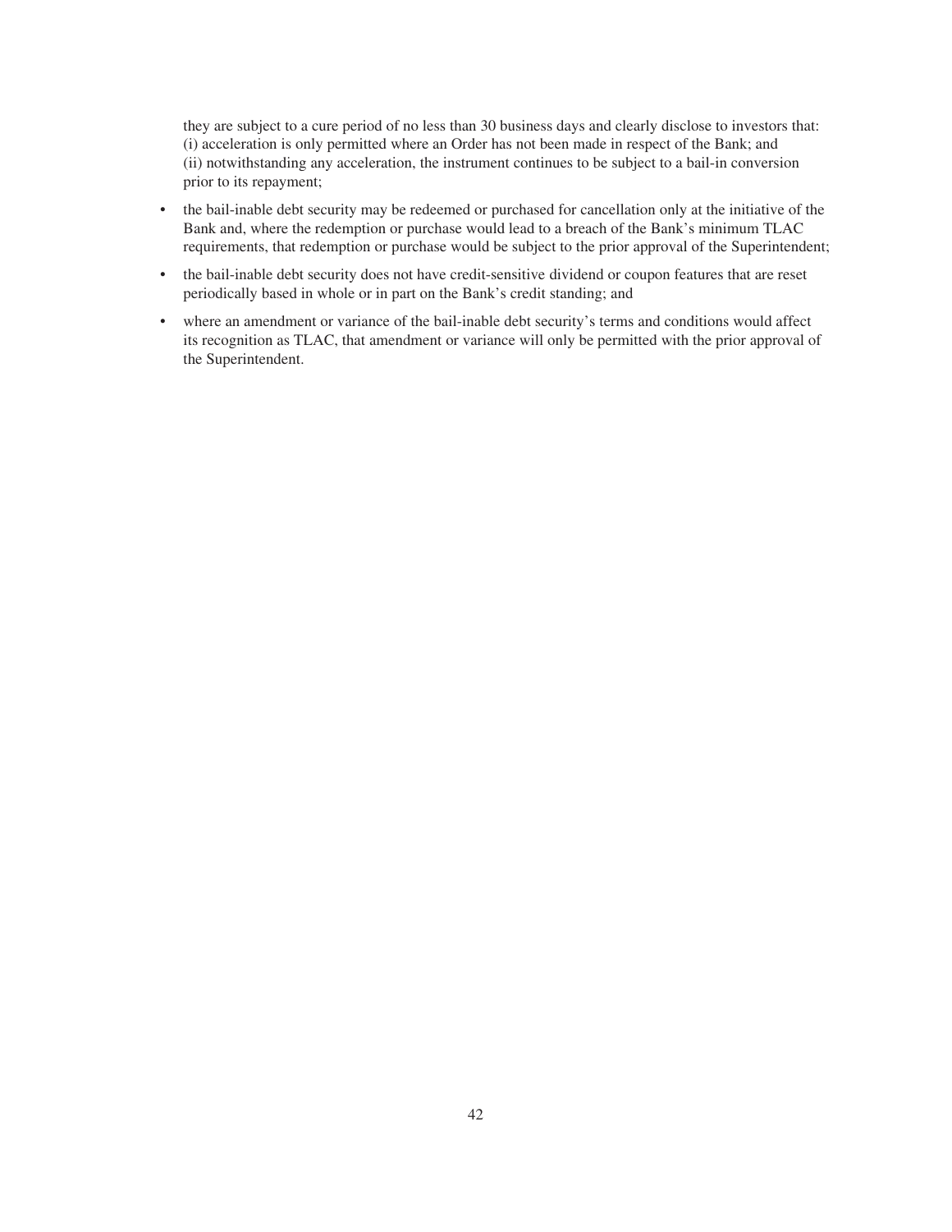they are subject to a cure period of no less than 30 business days and clearly disclose to investors that: (i) acceleration is only permitted where an Order has not been made in respect of the Bank; and (ii) notwithstanding any acceleration, the instrument continues to be subject to a bail-in conversion prior to its repayment;

- the bail-inable debt security may be redeemed or purchased for cancellation only at the initiative of the Bank and, where the redemption or purchase would lead to a breach of the Bank's minimum TLAC requirements, that redemption or purchase would be subject to the prior approval of the Superintendent;
- the bail-inable debt security does not have credit-sensitive dividend or coupon features that are reset periodically based in whole or in part on the Bank's credit standing; and
- where an amendment or variance of the bail-inable debt security's terms and conditions would affect its recognition as TLAC, that amendment or variance will only be permitted with the prior approval of the Superintendent.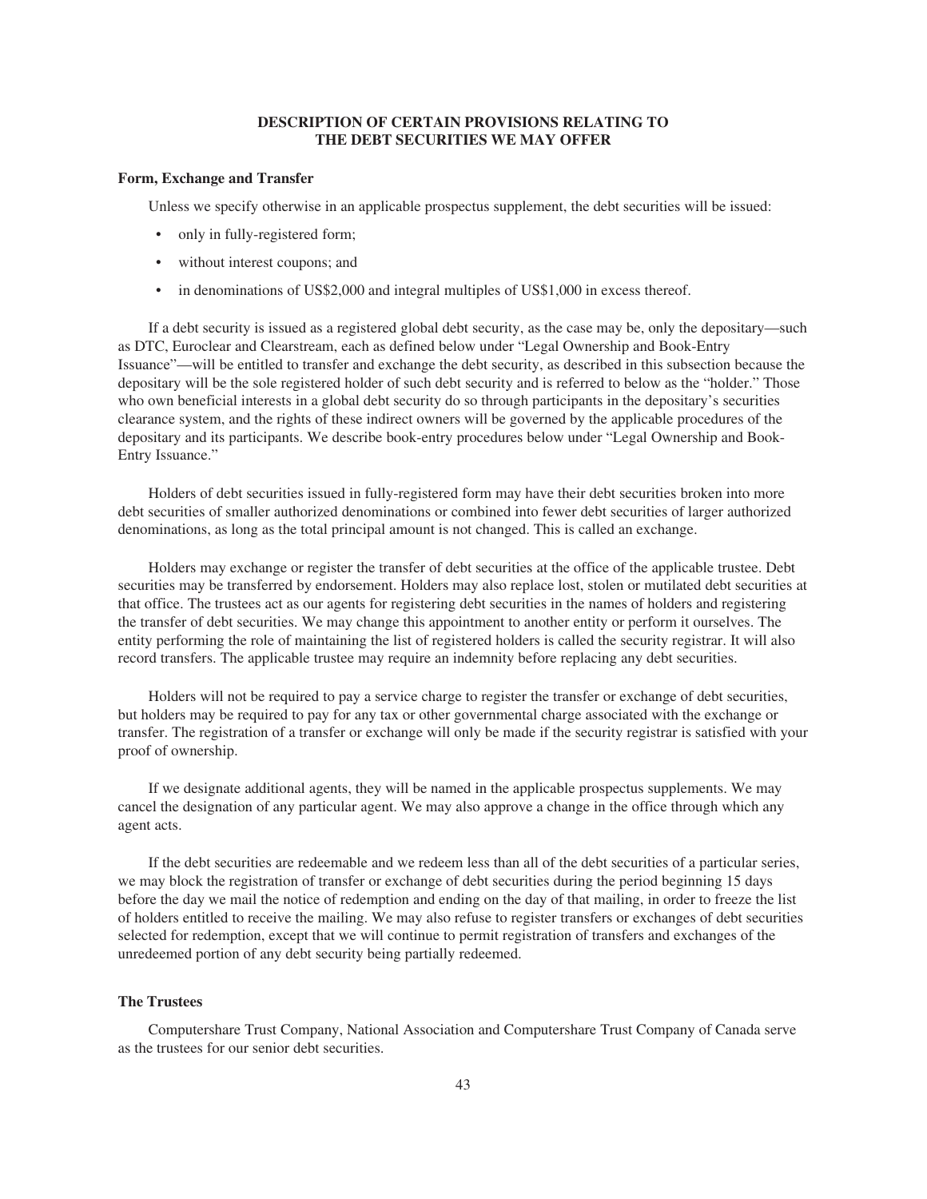## DESCRIPTION OF CERTAIN PROVISIONS RELATING TO THE DEBT SECURITIES WE MAY OFFER

### Form, Exchange and Transfer

Unless we specify otherwise in an applicable prospectus supplement, the debt securities will be issued:

- only in fully-registered form;
- without interest coupons; and
- in denominations of US$2,000 and integral multiples of US$1,000 in excess thereof.

If a debt security is issued as a registered global debt security, as the case may be, only the depositary—such as DTC, Euroclear and Clearstream, each as defined below under "Legal Ownership and Book-Entry Issuance"—will be entitled to transfer and exchange the debt security, as described in this subsection because the depositary will be the sole registered holder of such debt security and is referred to below as the "holder." Those who own beneficial interests in a global debt security do so through participants in the depositary's securities clearance system, and the rights of these indirect owners will be governed by the applicable procedures of the depositary and its participants. We describe book-entry procedures below under "Legal Ownership and Book-Entry Issuance."

Holders of debt securities issued in fully-registered form may have their debt securities broken into more debt securities of smaller authorized denominations or combined into fewer debt securities of larger authorized denominations, as long as the total principal amount is not changed. This is called an exchange.

Holders may exchange or register the transfer of debt securities at the office of the applicable trustee. Debt securities may be transferred by endorsement. Holders may also replace lost, stolen or mutilated debt securities at that office. The trustees act as our agents for registering debt securities in the names of holders and registering the transfer of debt securities. We may change this appointment to another entity or perform it ourselves. The entity performing the role of maintaining the list of registered holders is called the security registrar. It will also record transfers. The applicable trustee may require an indemnity before replacing any debt securities.

Holders will not be required to pay a service charge to register the transfer or exchange of debt securities, but holders may be required to pay for any tax or other governmental charge associated with the exchange or transfer. The registration of a transfer or exchange will only be made if the security registrar is satisfied with your proof of ownership.

If we designate additional agents, they will be named in the applicable prospectus supplements. We may cancel the designation of any particular agent. We may also approve a change in the office through which any agent acts.

If the debt securities are redeemable and we redeem less than all of the debt securities of a particular series, we may block the registration of transfer or exchange of debt securities during the period beginning 15 days before the day we mail the notice of redemption and ending on the day of that mailing, in order to freeze the list of holders entitled to receive the mailing. We may also refuse to register transfers or exchanges of debt securities selected for redemption, except that we will continue to permit registration of transfers and exchanges of the unredeemed portion of any debt security being partially redeemed.

### The Trustees

Computershare Trust Company, National Association and Computershare Trust Company of Canada serve as the trustees for our senior debt securities.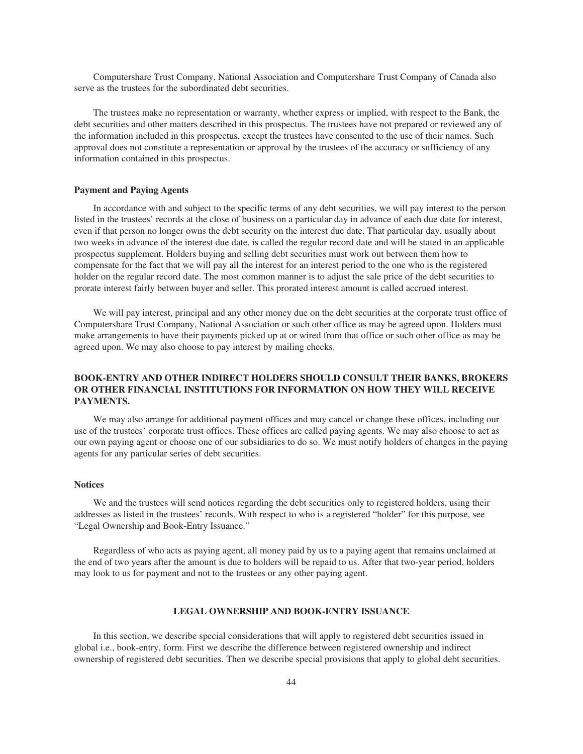Computershare Trust Company, National Association and Computershare Trust Company of Canada also serve as the trustees for the subordinated debt securities.

The trustees make no representation or warranty, whether express or implied, with respect to the Bank, the debt securities and other matters described in this prospectus. The trustees have not prepared or reviewed any of the information included in this prospectus, except the trustees have consented to the use of their names. Such approval does not constitute a representation or approval by the trustees of the accuracy or sufficiency of any information contained in this prospectus.

### Payment and Paying Agents

In accordance with and subject to the specific terms of any debt securities, we will pay interest to the person listed in the trustees' records at the close of business on a particular day in advance of each due date for interest, even if that person no longer owns the debt security on the interest due date. That particular day, usually about two weeks in advance of the interest due date, is called the regular record date and will be stated in an applicable prospectus supplement. Holders buying and selling debt securities must work out between them how to compensate for the fact that we will pay all the interest for an interest period to the one who is the registered holder on the regular record date. The most common manner is to adjust the sale price of the debt securities to prorate interest fairly between buyer and seller. This prorated interest amount is called accrued interest.

We will pay interest, principal and any other money due on the debt securities at the corporate trust office of Computershare Trust Company, National Association or such other office as may be agreed upon. Holders must make arrangements to have their payments picked up at or wired from that office or such other office as may be agreed upon. We may also choose to pay interest by mailing checks.

**BOOK-ENTRY AND OTHER INDIRECT HOLDERS SHOULD CONSULT THEIR BANKS, BROKERS OR OTHER FINANCIAL INSTITUTIONS FOR INFORMATION ON HOW THEY WILL RECEIVE PAYMENTS.**

We may also arrange for additional payment offices and may cancel or change these offices, including our use of the trustees' corporate trust offices. These offices are called paying agents. We may also choose to act as our own paying agent or choose one of our subsidiaries to do so. We must notify holders of changes in the paying agents for any particular series of debt securities.

### Notices

We and the trustees will send notices regarding the debt securities only to registered holders, using their addresses as listed in the trustees' records. With respect to who is a registered "holder" for this purpose, see "Legal Ownership and Book-Entry Issuance."

Regardless of who acts as paying agent, all money paid by us to a paying agent that remains unclaimed at the end of two years after the amount is due to holders will be repaid to us. After that two-year period, holders may look to us for payment and not to the trustees or any other paying agent.

## LEGAL OWNERSHIP AND BOOK-ENTRY ISSUANCE

In this section, we describe special considerations that will apply to registered debt securities issued in global i.e., book-entry, form. First we describe the difference between registered ownership and indirect ownership of registered debt securities. Then we describe special provisions that apply to global debt securities.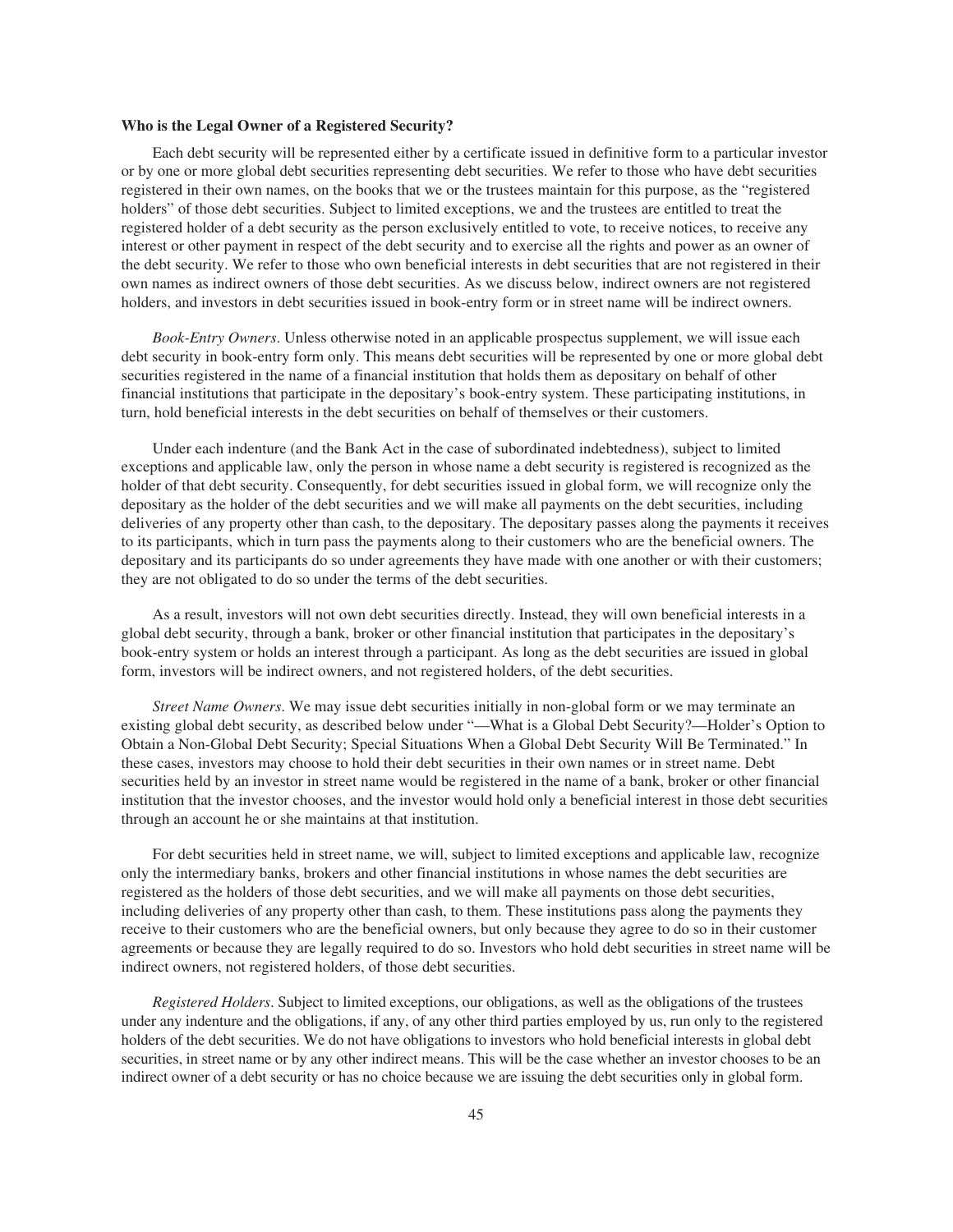**Who is the Legal Owner of a Registered Security?**

Each debt security will be represented either by a certificate issued in definitive form to a particular investor or by one or more global debt securities representing debt securities. We refer to those who have debt securities registered in their own names, on the books that we or the trustees maintain for this purpose, as the "registered holders" of those debt securities. Subject to limited exceptions, we and the trustees are entitled to treat the registered holder of a debt security as the person exclusively entitled to vote, to receive notices, to receive any interest or other payment in respect of the debt security and to exercise all the rights and power as an owner of the debt security. We refer to those who own beneficial interests in debt securities that are not registered in their own names as indirect owners of those debt securities. As we discuss below, indirect owners are not registered holders, and investors in debt securities issued in book-entry form or in street name will be indirect owners.

*Book-Entry Owners*. Unless otherwise noted in an applicable prospectus supplement, we will issue each debt security in book-entry form only. This means debt securities will be represented by one or more global debt securities registered in the name of a financial institution that holds them as depositary on behalf of other financial institutions that participate in the depositary's book-entry system. These participating institutions, in turn, hold beneficial interests in the debt securities on behalf of themselves or their customers.

Under each indenture (and the Bank Act in the case of subordinated indebtedness), subject to limited exceptions and applicable law, only the person in whose name a debt security is registered is recognized as the holder of that debt security. Consequently, for debt securities issued in global form, we will recognize only the depositary as the holder of the debt securities and we will make all payments on the debt securities, including deliveries of any property other than cash, to the depositary. The depositary passes along the payments it receives to its participants, which in turn pass the payments along to their customers who are the beneficial owners. The depositary and its participants do so under agreements they have made with one another or with their customers; they are not obligated to do so under the terms of the debt securities.

As a result, investors will not own debt securities directly. Instead, they will own beneficial interests in a global debt security, through a bank, broker or other financial institution that participates in the depositary's book-entry system or holds an interest through a participant. As long as the debt securities are issued in global form, investors will be indirect owners, and not registered holders, of the debt securities.

*Street Name Owners*. We may issue debt securities initially in non-global form or we may terminate an existing global debt security, as described below under "—What is a Global Debt Security?—Holder's Option to Obtain a Non-Global Debt Security; Special Situations When a Global Debt Security Will Be Terminated." In these cases, investors may choose to hold their debt securities in their own names or in street name. Debt securities held by an investor in street name would be registered in the name of a bank, broker or other financial institution that the investor chooses, and the investor would hold only a beneficial interest in those debt securities through an account he or she maintains at that institution.

For debt securities held in street name, we will, subject to limited exceptions and applicable law, recognize only the intermediary banks, brokers and other financial institutions in whose names the debt securities are registered as the holders of those debt securities, and we will make all payments on those debt securities, including deliveries of any property other than cash, to them. These institutions pass along the payments they receive to their customers who are the beneficial owners, but only because they agree to do so in their customer agreements or because they are legally required to do so. Investors who hold debt securities in street name will be indirect owners, not registered holders, of those debt securities.

*Registered Holders*. Subject to limited exceptions, our obligations, as well as the obligations of the trustees under any indenture and the obligations, if any, of any other third parties employed by us, run only to the registered holders of the debt securities. We do not have obligations to investors who hold beneficial interests in global debt securities, in street name or by any other indirect means. This will be the case whether an investor chooses to be an indirect owner of a debt security or has no choice because we are issuing the debt securities only in global form.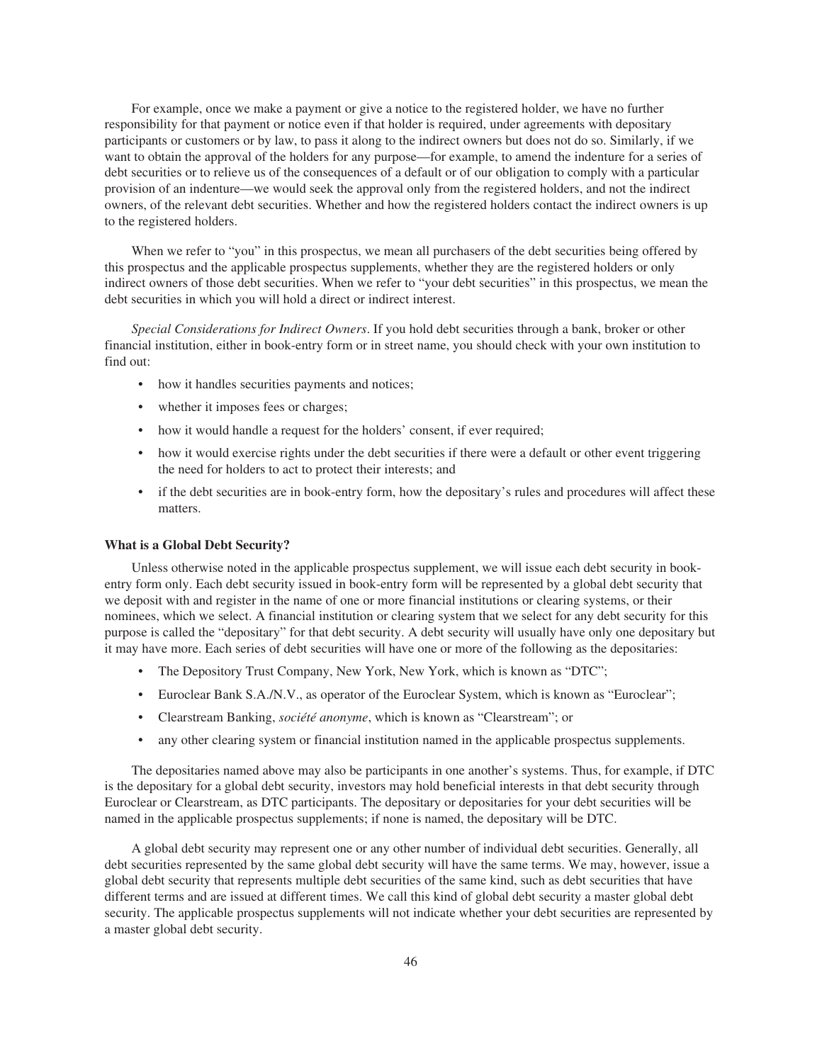For example, once we make a payment or give a notice to the registered holder, we have no further responsibility for that payment or notice even if that holder is required, under agreements with depositary participants or customers or by law, to pass it along to the indirect owners but does not do so. Similarly, if we want to obtain the approval of the holders for any purpose—for example, to amend the indenture for a series of debt securities or to relieve us of the consequences of a default or of our obligation to comply with a particular provision of an indenture—we would seek the approval only from the registered holders, and not the indirect owners, of the relevant debt securities. Whether and how the registered holders contact the indirect owners is up to the registered holders.

When we refer to "you" in this prospectus, we mean all purchasers of the debt securities being offered by this prospectus and the applicable prospectus supplements, whether they are the registered holders or only indirect owners of those debt securities. When we refer to "your debt securities" in this prospectus, we mean the debt securities in which you will hold a direct or indirect interest.

*Special Considerations for Indirect Owners*. If you hold debt securities through a bank, broker or other financial institution, either in book-entry form or in street name, you should check with your own institution to find out:

- how it handles securities payments and notices;
- whether it imposes fees or charges;
- how it would handle a request for the holders' consent, if ever required;
- how it would exercise rights under the debt securities if there were a default or other event triggering the need for holders to act to protect their interests; and
- if the debt securities are in book-entry form, how the depositary's rules and procedures will affect these matters.

**What is a Global Debt Security?**

Unless otherwise noted in the applicable prospectus supplement, we will issue each debt security in book-entry form only. Each debt security issued in book-entry form will be represented by a global debt security that we deposit with and register in the name of one or more financial institutions or clearing systems, or their nominees, which we select. A financial institution or clearing system that we select for any debt security for this purpose is called the "depositary" for that debt security. A debt security will usually have only one depositary but it may have more. Each series of debt securities will have one or more of the following as the depositaries:

- The Depository Trust Company, New York, New York, which is known as "DTC";
- Euroclear Bank S.A./N.V., as operator of the Euroclear System, which is known as "Euroclear";
- Clearstream Banking, *société anonyme*, which is known as "Clearstream"; or
- any other clearing system or financial institution named in the applicable prospectus supplements.

The depositaries named above may also be participants in one another's systems. Thus, for example, if DTC is the depositary for a global debt security, investors may hold beneficial interests in that debt security through Euroclear or Clearstream, as DTC participants. The depositary or depositaries for your debt securities will be named in the applicable prospectus supplements; if none is named, the depositary will be DTC.

A global debt security may represent one or any other number of individual debt securities. Generally, all debt securities represented by the same global debt security will have the same terms. We may, however, issue a global debt security that represents multiple debt securities of the same kind, such as debt securities that have different terms and are issued at different times. We call this kind of global debt security a master global debt security. The applicable prospectus supplements will not indicate whether your debt securities are represented by a master global debt security.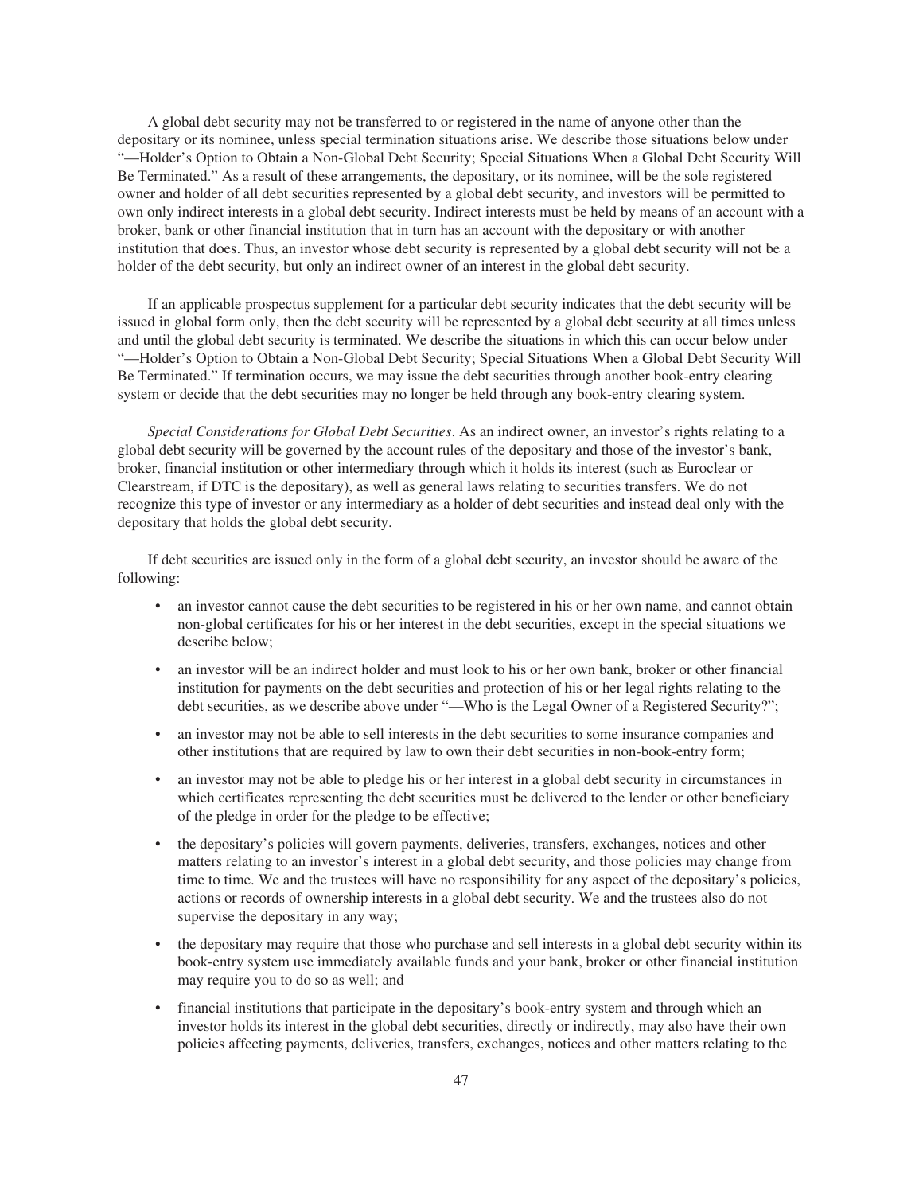A global debt security may not be transferred to or registered in the name of anyone other than the depositary or its nominee, unless special termination situations arise. We describe those situations below under "—Holder's Option to Obtain a Non-Global Debt Security; Special Situations When a Global Debt Security Will Be Terminated." As a result of these arrangements, the depositary, or its nominee, will be the sole registered owner and holder of all debt securities represented by a global debt security, and investors will be permitted to own only indirect interests in a global debt security. Indirect interests must be held by means of an account with a broker, bank or other financial institution that in turn has an account with the depositary or with another institution that does. Thus, an investor whose debt security is represented by a global debt security will not be a holder of the debt security, but only an indirect owner of an interest in the global debt security.

If an applicable prospectus supplement for a particular debt security indicates that the debt security will be issued in global form only, then the debt security will be represented by a global debt security at all times unless and until the global debt security is terminated. We describe the situations in which this can occur below under "—Holder's Option to Obtain a Non-Global Debt Security; Special Situations When a Global Debt Security Will Be Terminated." If termination occurs, we may issue the debt securities through another book-entry clearing system or decide that the debt securities may no longer be held through any book-entry clearing system.

*Special Considerations for Global Debt Securities*. As an indirect owner, an investor's rights relating to a global debt security will be governed by the account rules of the depositary and those of the investor's bank, broker, financial institution or other intermediary through which it holds its interest (such as Euroclear or Clearstream, if DTC is the depositary), as well as general laws relating to securities transfers. We do not recognize this type of investor or any intermediary as a holder of debt securities and instead deal only with the depositary that holds the global debt security.

If debt securities are issued only in the form of a global debt security, an investor should be aware of the following:

- an investor cannot cause the debt securities to be registered in his or her own name, and cannot obtain non-global certificates for his or her interest in the debt securities, except in the special situations we describe below;
- an investor will be an indirect holder and must look to his or her own bank, broker or other financial institution for payments on the debt securities and protection of his or her legal rights relating to the debt securities, as we describe above under "—Who is the Legal Owner of a Registered Security?";
- an investor may not be able to sell interests in the debt securities to some insurance companies and other institutions that are required by law to own their debt securities in non-book-entry form;
- an investor may not be able to pledge his or her interest in a global debt security in circumstances in which certificates representing the debt securities must be delivered to the lender or other beneficiary of the pledge in order for the pledge to be effective;
- the depositary's policies will govern payments, deliveries, transfers, exchanges, notices and other matters relating to an investor's interest in a global debt security, and those policies may change from time to time. We and the trustees will have no responsibility for any aspect of the depositary's policies, actions or records of ownership interests in a global debt security. We and the trustees also do not supervise the depositary in any way;
- the depositary may require that those who purchase and sell interests in a global debt security within its book-entry system use immediately available funds and your bank, broker or other financial institution may require you to do so as well; and
- financial institutions that participate in the depositary's book-entry system and through which an investor holds its interest in the global debt securities, directly or indirectly, may also have their own policies affecting payments, deliveries, transfers, exchanges, notices and other matters relating to the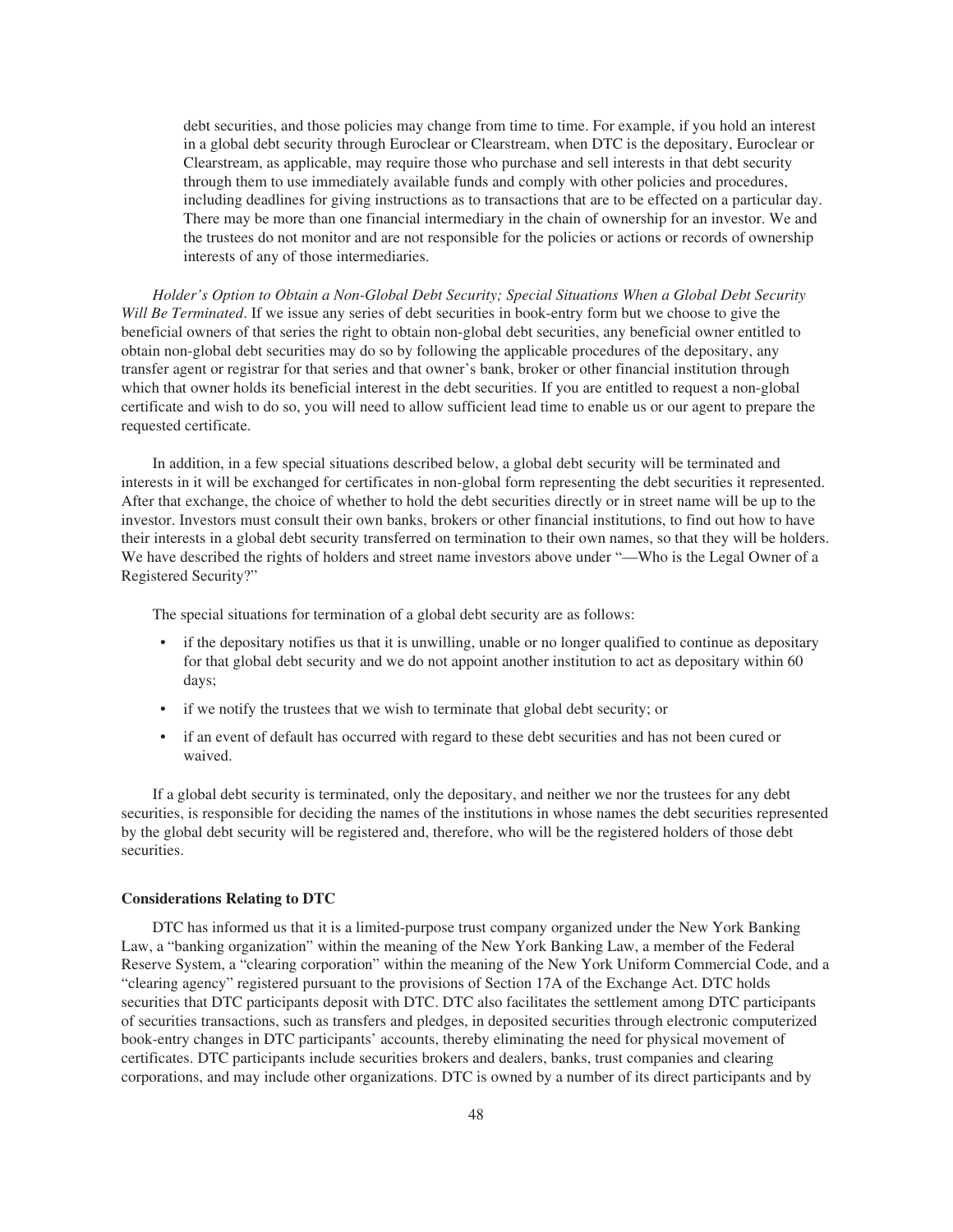debt securities, and those policies may change from time to time. For example, if you hold an interest in a global debt security through Euroclear or Clearstream, when DTC is the depositary, Euroclear or Clearstream, as applicable, may require those who purchase and sell interests in that debt security through them to use immediately available funds and comply with other policies and procedures, including deadlines for giving instructions as to transactions that are to be effected on a particular day. There may be more than one financial intermediary in the chain of ownership for an investor. We and the trustees do not monitor and are not responsible for the policies or actions or records of ownership interests of any of those intermediaries.

*Holder's Option to Obtain a Non-Global Debt Security; Special Situations When a Global Debt Security Will Be Terminated*. If we issue any series of debt securities in book-entry form but we choose to give the beneficial owners of that series the right to obtain non-global debt securities, any beneficial owner entitled to obtain non-global debt securities may do so by following the applicable procedures of the depositary, any transfer agent or registrar for that series and that owner's bank, broker or other financial institution through which that owner holds its beneficial interest in the debt securities. If you are entitled to request a non-global certificate and wish to do so, you will need to allow sufficient lead time to enable us or our agent to prepare the requested certificate.

In addition, in a few special situations described below, a global debt security will be terminated and interests in it will be exchanged for certificates in non-global form representing the debt securities it represented. After that exchange, the choice of whether to hold the debt securities directly or in street name will be up to the investor. Investors must consult their own banks, brokers or other financial institutions, to find out how to have their interests in a global debt security transferred on termination to their own names, so that they will be holders. We have described the rights of holders and street name investors above under "—Who is the Legal Owner of a Registered Security?"

The special situations for termination of a global debt security are as follows:

- if the depositary notifies us that it is unwilling, unable or no longer qualified to continue as depositary for that global debt security and we do not appoint another institution to act as depositary within 60 days;
- if we notify the trustees that we wish to terminate that global debt security; or
- if an event of default has occurred with regard to these debt securities and has not been cured or waived.

If a global debt security is terminated, only the depositary, and neither we nor the trustees for any debt securities, is responsible for deciding the names of the institutions in whose names the debt securities represented by the global debt security will be registered and, therefore, who will be the registered holders of those debt securities.

**Considerations Relating to DTC**

DTC has informed us that it is a limited-purpose trust company organized under the New York Banking Law, a "banking organization" within the meaning of the New York Banking Law, a member of the Federal Reserve System, a "clearing corporation" within the meaning of the New York Uniform Commercial Code, and a "clearing agency" registered pursuant to the provisions of Section 17A of the Exchange Act. DTC holds securities that DTC participants deposit with DTC. DTC also facilitates the settlement among DTC participants of securities transactions, such as transfers and pledges, in deposited securities through electronic computerized book-entry changes in DTC participants' accounts, thereby eliminating the need for physical movement of certificates. DTC participants include securities brokers and dealers, banks, trust companies and clearing corporations, and may include other organizations. DTC is owned by a number of its direct participants and by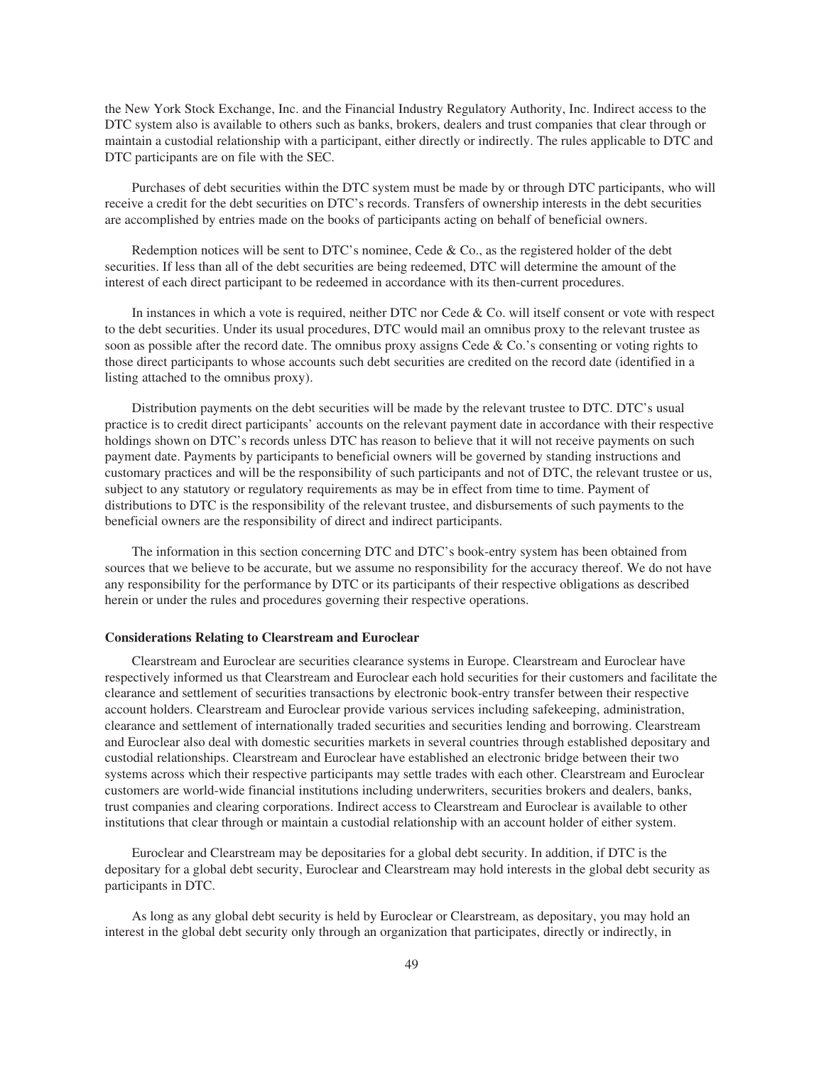the New York Stock Exchange, Inc. and the Financial Industry Regulatory Authority, Inc. Indirect access to the DTC system also is available to others such as banks, brokers, dealers and trust companies that clear through or maintain a custodial relationship with a participant, either directly or indirectly. The rules applicable to DTC and DTC participants are on file with the SEC.

Purchases of debt securities within the DTC system must be made by or through DTC participants, who will receive a credit for the debt securities on DTC's records. Transfers of ownership interests in the debt securities are accomplished by entries made on the books of participants acting on behalf of beneficial owners.

Redemption notices will be sent to DTC's nominee, Cede & Co., as the registered holder of the debt securities. If less than all of the debt securities are being redeemed, DTC will determine the amount of the interest of each direct participant to be redeemed in accordance with its then-current procedures.

In instances in which a vote is required, neither DTC nor Cede & Co. will itself consent or vote with respect to the debt securities. Under its usual procedures, DTC would mail an omnibus proxy to the relevant trustee as soon as possible after the record date. The omnibus proxy assigns Cede & Co.'s consenting or voting rights to those direct participants to whose accounts such debt securities are credited on the record date (identified in a listing attached to the omnibus proxy).

Distribution payments on the debt securities will be made by the relevant trustee to DTC. DTC's usual practice is to credit direct participants' accounts on the relevant payment date in accordance with their respective holdings shown on DTC's records unless DTC has reason to believe that it will not receive payments on such payment date. Payments by participants to beneficial owners will be governed by standing instructions and customary practices and will be the responsibility of such participants and not of DTC, the relevant trustee or us, subject to any statutory or regulatory requirements as may be in effect from time to time. Payment of distributions to DTC is the responsibility of the relevant trustee, and disbursements of such payments to the beneficial owners are the responsibility of direct and indirect participants.

The information in this section concerning DTC and DTC's book-entry system has been obtained from sources that we believe to be accurate, but we assume no responsibility for the accuracy thereof. We do not have any responsibility for the performance by DTC or its participants of their respective obligations as described herein or under the rules and procedures governing their respective operations.

**Considerations Relating to Clearstream and Euroclear**

Clearstream and Euroclear are securities clearance systems in Europe. Clearstream and Euroclear have respectively informed us that Clearstream and Euroclear each hold securities for their customers and facilitate the clearance and settlement of securities transactions by electronic book-entry transfer between their respective account holders. Clearstream and Euroclear provide various services including safekeeping, administration, clearance and settlement of internationally traded securities and securities lending and borrowing. Clearstream and Euroclear also deal with domestic securities markets in several countries through established depositary and custodial relationships. Clearstream and Euroclear have established an electronic bridge between their two systems across which their respective participants may settle trades with each other. Clearstream and Euroclear customers are world-wide financial institutions including underwriters, securities brokers and dealers, banks, trust companies and clearing corporations. Indirect access to Clearstream and Euroclear is available to other institutions that clear through or maintain a custodial relationship with an account holder of either system.

Euroclear and Clearstream may be depositaries for a global debt security. In addition, if DTC is the depositary for a global debt security, Euroclear and Clearstream may hold interests in the global debt security as participants in DTC.

As long as any global debt security is held by Euroclear or Clearstream, as depositary, you may hold an interest in the global debt security only through an organization that participates, directly or indirectly, in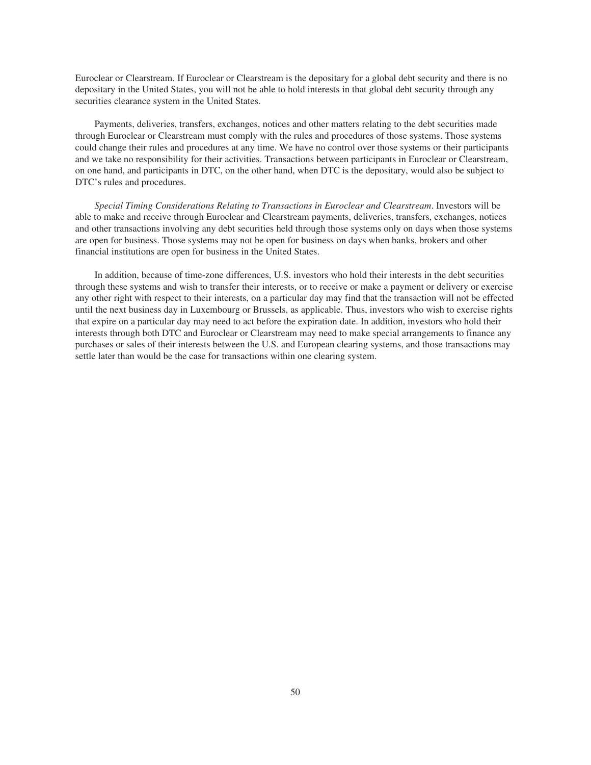Euroclear or Clearstream. If Euroclear or Clearstream is the depositary for a global debt security and there is no depositary in the United States, you will not be able to hold interests in that global debt security through any securities clearance system in the United States.

Payments, deliveries, transfers, exchanges, notices and other matters relating to the debt securities made through Euroclear or Clearstream must comply with the rules and procedures of those systems. Those systems could change their rules and procedures at any time. We have no control over those systems or their participants and we take no responsibility for their activities. Transactions between participants in Euroclear or Clearstream, on one hand, and participants in DTC, on the other hand, when DTC is the depositary, would also be subject to DTC's rules and procedures.

*Special Timing Considerations Relating to Transactions in Euroclear and Clearstream*. Investors will be able to make and receive through Euroclear and Clearstream payments, deliveries, transfers, exchanges, notices and other transactions involving any debt securities held through those systems only on days when those systems are open for business. Those systems may not be open for business on days when banks, brokers and other financial institutions are open for business in the United States.

In addition, because of time-zone differences, U.S. investors who hold their interests in the debt securities through these systems and wish to transfer their interests, or to receive or make a payment or delivery or exercise any other right with respect to their interests, on a particular day may find that the transaction will not be effected until the next business day in Luxembourg or Brussels, as applicable. Thus, investors who wish to exercise rights that expire on a particular day may need to act before the expiration date. In addition, investors who hold their interests through both DTC and Euroclear or Clearstream may need to make special arrangements to finance any purchases or sales of their interests between the U.S. and European clearing systems, and those transactions may settle later than would be the case for transactions within one clearing system.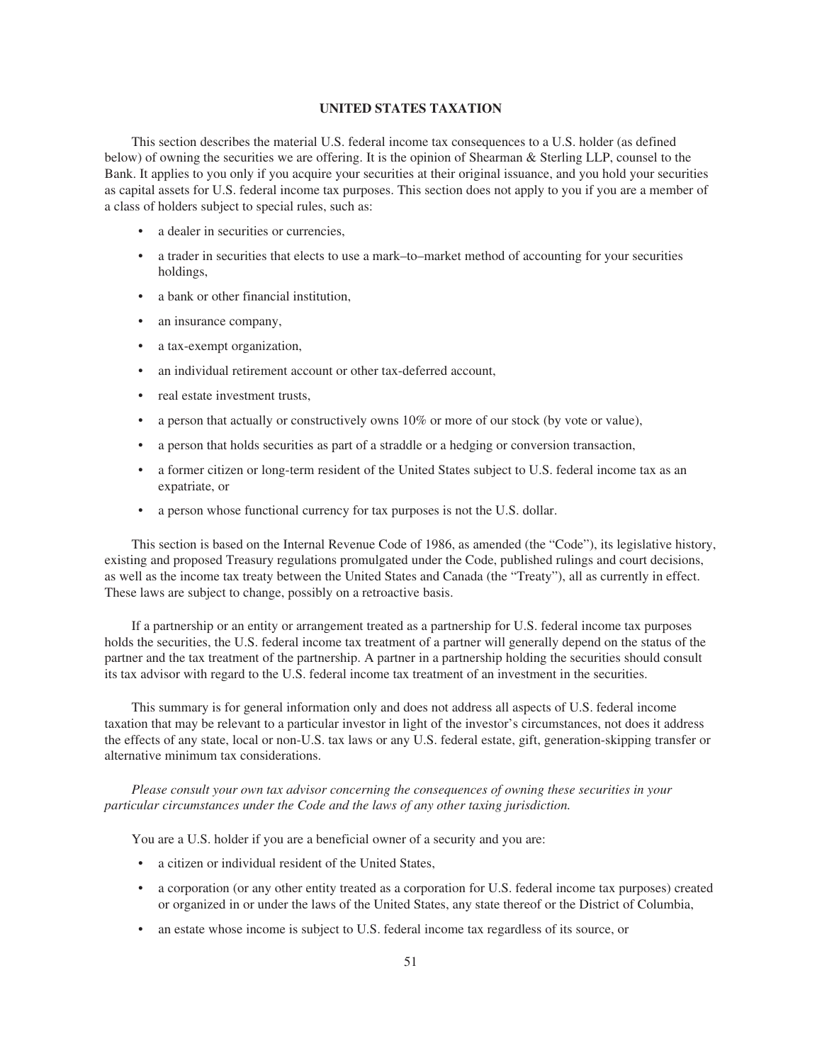## UNITED STATES TAXATION

This section describes the material U.S. federal income tax consequences to a U.S. holder (as defined below) of owning the securities we are offering. It is the opinion of Shearman & Sterling LLP, counsel to the Bank. It applies to you only if you acquire your securities at their original issuance, and you hold your securities as capital assets for U.S. federal income tax purposes. This section does not apply to you if you are a member of a class of holders subject to special rules, such as:

- a dealer in securities or currencies,
- a trader in securities that elects to use a mark–to–market method of accounting for your securities holdings,
- a bank or other financial institution,
- an insurance company,
- a tax-exempt organization,
- an individual retirement account or other tax-deferred account,
- real estate investment trusts,
- a person that actually or constructively owns 10% or more of our stock (by vote or value),
- a person that holds securities as part of a straddle or a hedging or conversion transaction,
- a former citizen or long-term resident of the United States subject to U.S. federal income tax as an expatriate, or
- a person whose functional currency for tax purposes is not the U.S. dollar.

This section is based on the Internal Revenue Code of 1986, as amended (the "Code"), its legislative history, existing and proposed Treasury regulations promulgated under the Code, published rulings and court decisions, as well as the income tax treaty between the United States and Canada (the "Treaty"), all as currently in effect. These laws are subject to change, possibly on a retroactive basis.

If a partnership or an entity or arrangement treated as a partnership for U.S. federal income tax purposes holds the securities, the U.S. federal income tax treatment of a partner will generally depend on the status of the partner and the tax treatment of the partnership. A partner in a partnership holding the securities should consult its tax advisor with regard to the U.S. federal income tax treatment of an investment in the securities.

This summary is for general information only and does not address all aspects of U.S. federal income taxation that may be relevant to a particular investor in light of the investor's circumstances, not does it address the effects of any state, local or non-U.S. tax laws or any U.S. federal estate, gift, generation-skipping transfer or alternative minimum tax considerations.

*Please consult your own tax advisor concerning the consequences of owning these securities in your particular circumstances under the Code and the laws of any other taxing jurisdiction.*

You are a U.S. holder if you are a beneficial owner of a security and you are:

- a citizen or individual resident of the United States,
- a corporation (or any other entity treated as a corporation for U.S. federal income tax purposes) created or organized in or under the laws of the United States, any state thereof or the District of Columbia,
- an estate whose income is subject to U.S. federal income tax regardless of its source, or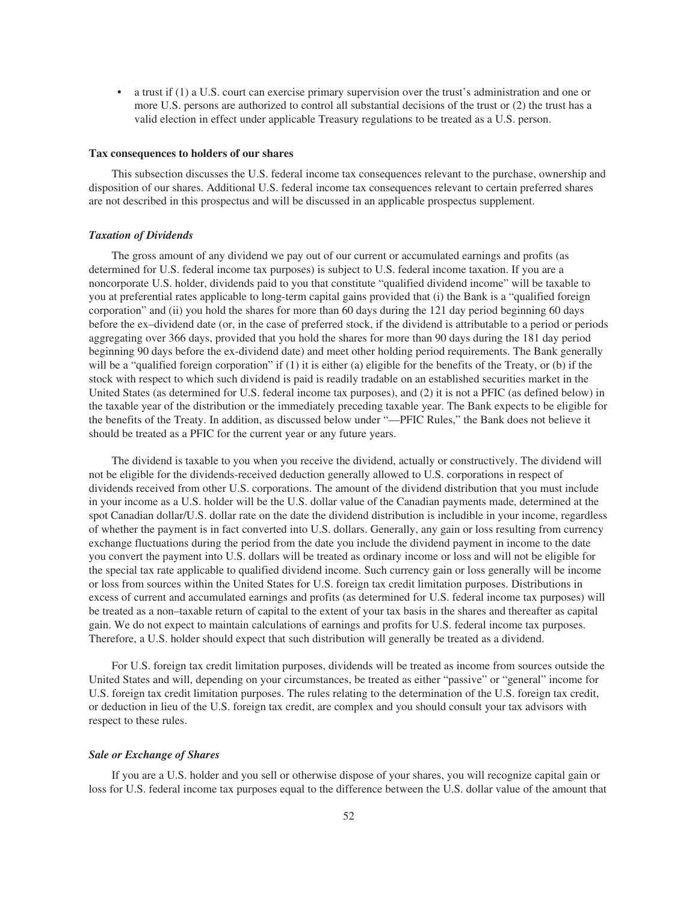- a trust if (1) a U.S. court can exercise primary supervision over the trust's administration and one or more U.S. persons are authorized to control all substantial decisions of the trust or (2) the trust has a valid election in effect under applicable Treasury regulations to be treated as a U.S. person.

**Tax consequences to holders of our shares**

This subsection discusses the U.S. federal income tax consequences relevant to the purchase, ownership and disposition of our shares. Additional U.S. federal income tax consequences relevant to certain preferred shares are not described in this prospectus and will be discussed in an applicable prospectus supplement.

***Taxation of Dividends***

The gross amount of any dividend we pay out of our current or accumulated earnings and profits (as determined for U.S. federal income tax purposes) is subject to U.S. federal income taxation. If you are a noncorporate U.S. holder, dividends paid to you that constitute "qualified dividend income" will be taxable to you at preferential rates applicable to long-term capital gains provided that (i) the Bank is a "qualified foreign corporation" and (ii) you hold the shares for more than 60 days during the 121 day period beginning 60 days before the ex–dividend date (or, in the case of preferred stock, if the dividend is attributable to a period or periods aggregating over 366 days, provided that you hold the shares for more than 90 days during the 181 day period beginning 90 days before the ex-dividend date) and meet other holding period requirements. The Bank generally will be a "qualified foreign corporation" if (1) it is either (a) eligible for the benefits of the Treaty, or (b) if the stock with respect to which such dividend is paid is readily tradable on an established securities market in the United States (as determined for U.S. federal income tax purposes), and (2) it is not a PFIC (as defined below) in the taxable year of the distribution or the immediately preceding taxable year. The Bank expects to be eligible for the benefits of the Treaty. In addition, as discussed below under "—PFIC Rules," the Bank does not believe it should be treated as a PFIC for the current year or any future years.

The dividend is taxable to you when you receive the dividend, actually or constructively. The dividend will not be eligible for the dividends-received deduction generally allowed to U.S. corporations in respect of dividends received from other U.S. corporations. The amount of the dividend distribution that you must include in your income as a U.S. holder will be the U.S. dollar value of the Canadian payments made, determined at the spot Canadian dollar/U.S. dollar rate on the date the dividend distribution is includible in your income, regardless of whether the payment is in fact converted into U.S. dollars. Generally, any gain or loss resulting from currency exchange fluctuations during the period from the date you include the dividend payment in income to the date you convert the payment into U.S. dollars will be treated as ordinary income or loss and will not be eligible for the special tax rate applicable to qualified dividend income. Such currency gain or loss generally will be income or loss from sources within the United States for U.S. foreign tax credit limitation purposes. Distributions in excess of current and accumulated earnings and profits (as determined for U.S. federal income tax purposes) will be treated as a non–taxable return of capital to the extent of your tax basis in the shares and thereafter as capital gain. We do not expect to maintain calculations of earnings and profits for U.S. federal income tax purposes. Therefore, a U.S. holder should expect that such distribution will generally be treated as a dividend.

For U.S. foreign tax credit limitation purposes, dividends will be treated as income from sources outside the United States and will, depending on your circumstances, be treated as either "passive" or "general" income for U.S. foreign tax credit limitation purposes. The rules relating to the determination of the U.S. foreign tax credit, or deduction in lieu of the U.S. foreign tax credit, are complex and you should consult your tax advisors with respect to these rules.

***Sale or Exchange of Shares***

If you are a U.S. holder and you sell or otherwise dispose of your shares, you will recognize capital gain or loss for U.S. federal income tax purposes equal to the difference between the U.S. dollar value of the amount that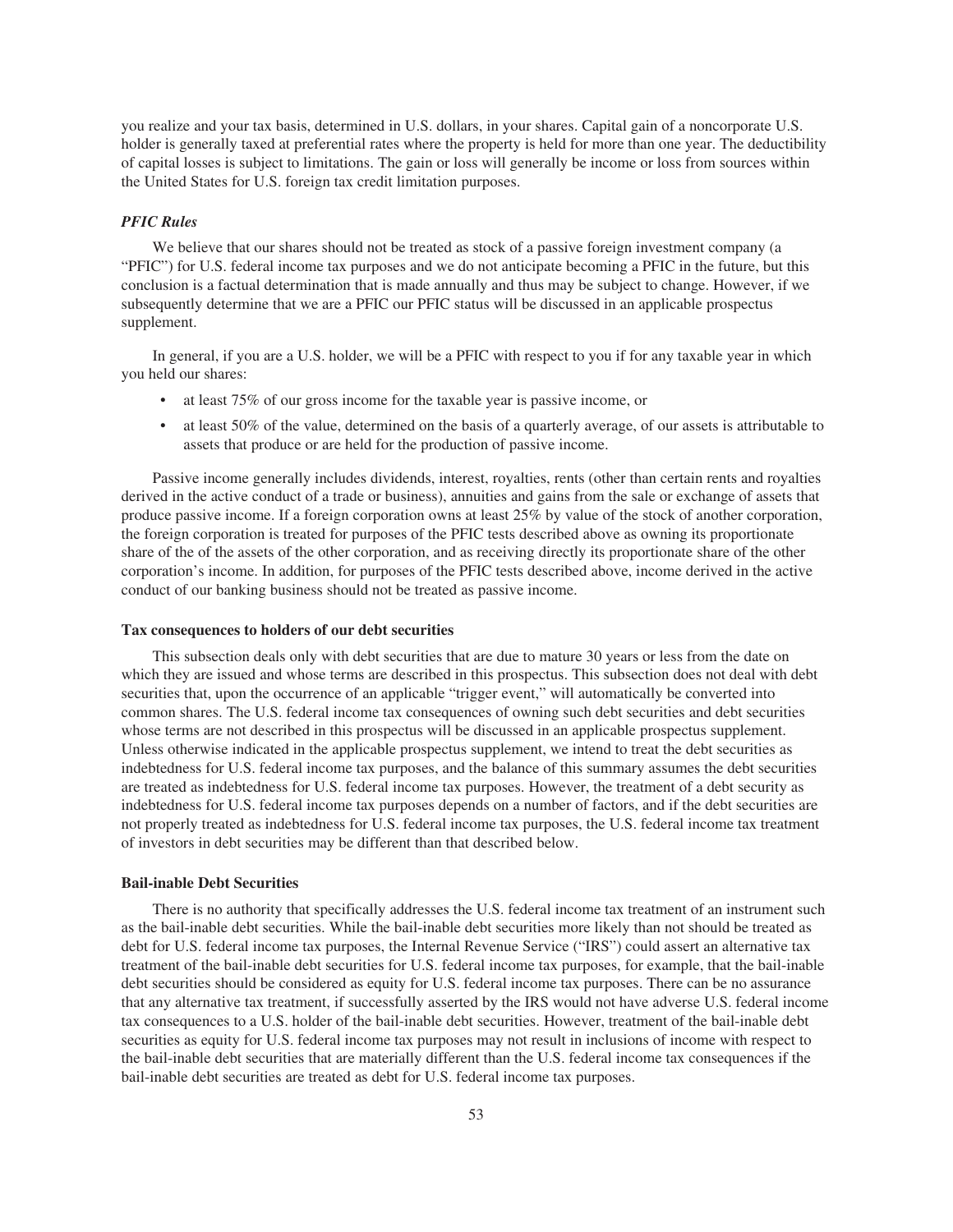you realize and your tax basis, determined in U.S. dollars, in your shares. Capital gain of a noncorporate U.S. holder is generally taxed at preferential rates where the property is held for more than one year. The deductibility of capital losses is subject to limitations. The gain or loss will generally be income or loss from sources within the United States for U.S. foreign tax credit limitation purposes.

#### *PFIC Rules*

We believe that our shares should not be treated as stock of a passive foreign investment company (a "PFIC") for U.S. federal income tax purposes and we do not anticipate becoming a PFIC in the future, but this conclusion is a factual determination that is made annually and thus may be subject to change. However, if we subsequently determine that we are a PFIC our PFIC status will be discussed in an applicable prospectus supplement.

In general, if you are a U.S. holder, we will be a PFIC with respect to you if for any taxable year in which you held our shares:

- at least 75% of our gross income for the taxable year is passive income, or
- at least 50% of the value, determined on the basis of a quarterly average, of our assets is attributable to assets that produce or are held for the production of passive income.

Passive income generally includes dividends, interest, royalties, rents (other than certain rents and royalties derived in the active conduct of a trade or business), annuities and gains from the sale or exchange of assets that produce passive income. If a foreign corporation owns at least 25% by value of the stock of another corporation, the foreign corporation is treated for purposes of the PFIC tests described above as owning its proportionate share of the of the assets of the other corporation, and as receiving directly its proportionate share of the other corporation's income. In addition, for purposes of the PFIC tests described above, income derived in the active conduct of our banking business should not be treated as passive income.

### **Tax consequences to holders of our debt securities**

This subsection deals only with debt securities that are due to mature 30 years or less from the date on which they are issued and whose terms are described in this prospectus. This subsection does not deal with debt securities that, upon the occurrence of an applicable "trigger event," will automatically be converted into common shares. The U.S. federal income tax consequences of owning such debt securities and debt securities whose terms are not described in this prospectus will be discussed in an applicable prospectus supplement. Unless otherwise indicated in the applicable prospectus supplement, we intend to treat the debt securities as indebtedness for U.S. federal income tax purposes, and the balance of this summary assumes the debt securities are treated as indebtedness for U.S. federal income tax purposes. However, the treatment of a debt security as indebtedness for U.S. federal income tax purposes depends on a number of factors, and if the debt securities are not properly treated as indebtedness for U.S. federal income tax purposes, the U.S. federal income tax treatment of investors in debt securities may be different than that described below.

### **Bail-inable Debt Securities**

There is no authority that specifically addresses the U.S. federal income tax treatment of an instrument such as the bail-inable debt securities. While the bail-inable debt securities more likely than not should be treated as debt for U.S. federal income tax purposes, the Internal Revenue Service ("IRS") could assert an alternative tax treatment of the bail-inable debt securities for U.S. federal income tax purposes, for example, that the bail-inable debt securities should be considered as equity for U.S. federal income tax purposes. There can be no assurance that any alternative tax treatment, if successfully asserted by the IRS would not have adverse U.S. federal income tax consequences to a U.S. holder of the bail-inable debt securities. However, treatment of the bail-inable debt securities as equity for U.S. federal income tax purposes may not result in inclusions of income with respect to the bail-inable debt securities that are materially different than the U.S. federal income tax consequences if the bail-inable debt securities are treated as debt for U.S. federal income tax purposes.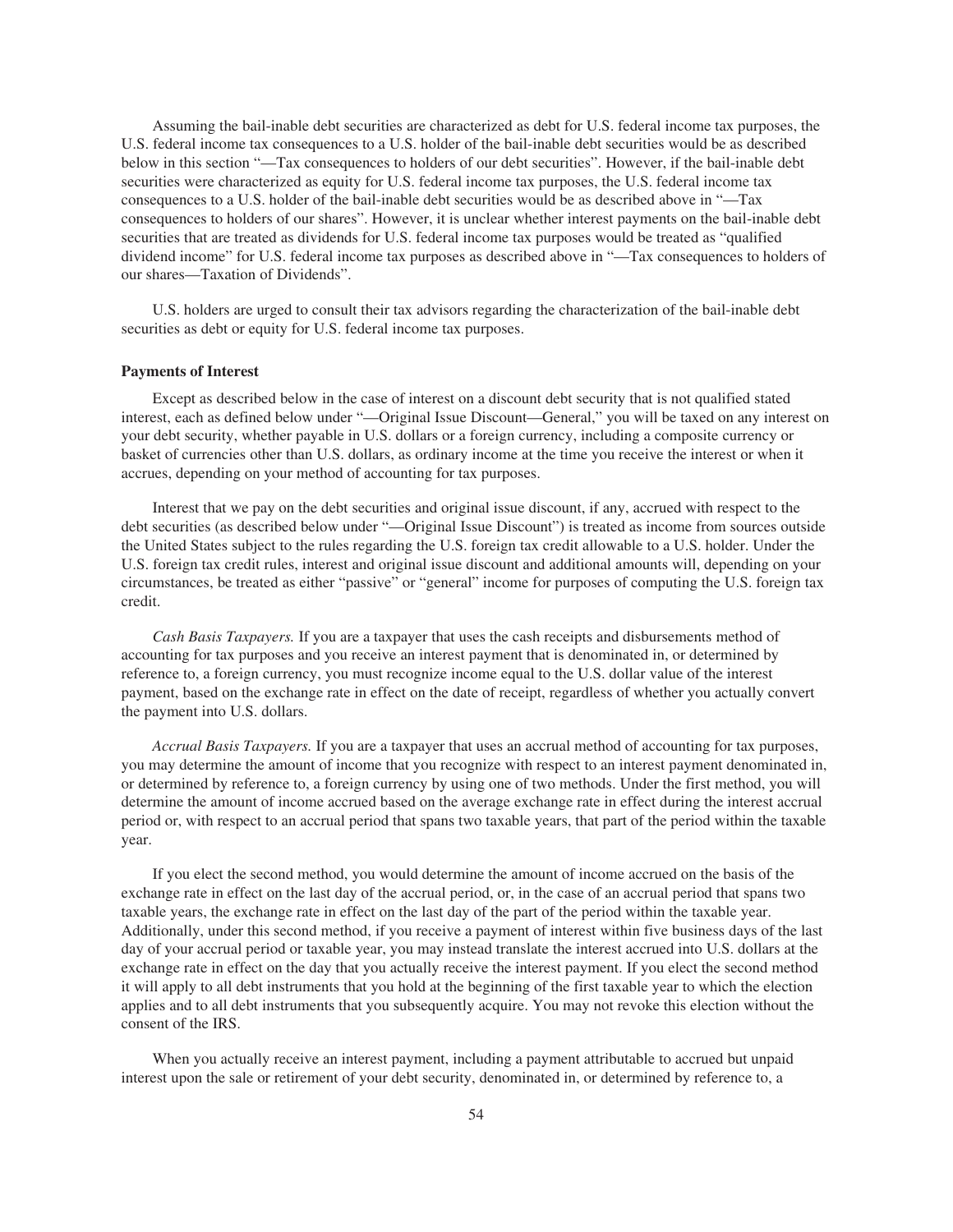Assuming the bail-inable debt securities are characterized as debt for U.S. federal income tax purposes, the U.S. federal income tax consequences to a U.S. holder of the bail-inable debt securities would be as described below in this section "—Tax consequences to holders of our debt securities". However, if the bail-inable debt securities were characterized as equity for U.S. federal income tax purposes, the U.S. federal income tax consequences to a U.S. holder of the bail-inable debt securities would be as described above in "—Tax consequences to holders of our shares". However, it is unclear whether interest payments on the bail-inable debt securities that are treated as dividends for U.S. federal income tax purposes would be treated as "qualified dividend income" for U.S. federal income tax purposes as described above in "—Tax consequences to holders of our shares—Taxation of Dividends".

U.S. holders are urged to consult their tax advisors regarding the characterization of the bail-inable debt securities as debt or equity for U.S. federal income tax purposes.

**Payments of Interest**

Except as described below in the case of interest on a discount debt security that is not qualified stated interest, each as defined below under "—Original Issue Discount—General," you will be taxed on any interest on your debt security, whether payable in U.S. dollars or a foreign currency, including a composite currency or basket of currencies other than U.S. dollars, as ordinary income at the time you receive the interest or when it accrues, depending on your method of accounting for tax purposes.

Interest that we pay on the debt securities and original issue discount, if any, accrued with respect to the debt securities (as described below under "—Original Issue Discount") is treated as income from sources outside the United States subject to the rules regarding the U.S. foreign tax credit allowable to a U.S. holder. Under the U.S. foreign tax credit rules, interest and original issue discount and additional amounts will, depending on your circumstances, be treated as either "passive" or "general" income for purposes of computing the U.S. foreign tax credit.

*Cash Basis Taxpayers.* If you are a taxpayer that uses the cash receipts and disbursements method of accounting for tax purposes and you receive an interest payment that is denominated in, or determined by reference to, a foreign currency, you must recognize income equal to the U.S. dollar value of the interest payment, based on the exchange rate in effect on the date of receipt, regardless of whether you actually convert the payment into U.S. dollars.

*Accrual Basis Taxpayers.* If you are a taxpayer that uses an accrual method of accounting for tax purposes, you may determine the amount of income that you recognize with respect to an interest payment denominated in, or determined by reference to, a foreign currency by using one of two methods. Under the first method, you will determine the amount of income accrued based on the average exchange rate in effect during the interest accrual period or, with respect to an accrual period that spans two taxable years, that part of the period within the taxable year.

If you elect the second method, you would determine the amount of income accrued on the basis of the exchange rate in effect on the last day of the accrual period, or, in the case of an accrual period that spans two taxable years, the exchange rate in effect on the last day of the part of the period within the taxable year. Additionally, under this second method, if you receive a payment of interest within five business days of the last day of your accrual period or taxable year, you may instead translate the interest accrued into U.S. dollars at the exchange rate in effect on the day that you actually receive the interest payment. If you elect the second method it will apply to all debt instruments that you hold at the beginning of the first taxable year to which the election applies and to all debt instruments that you subsequently acquire. You may not revoke this election without the consent of the IRS.

When you actually receive an interest payment, including a payment attributable to accrued but unpaid interest upon the sale or retirement of your debt security, denominated in, or determined by reference to, a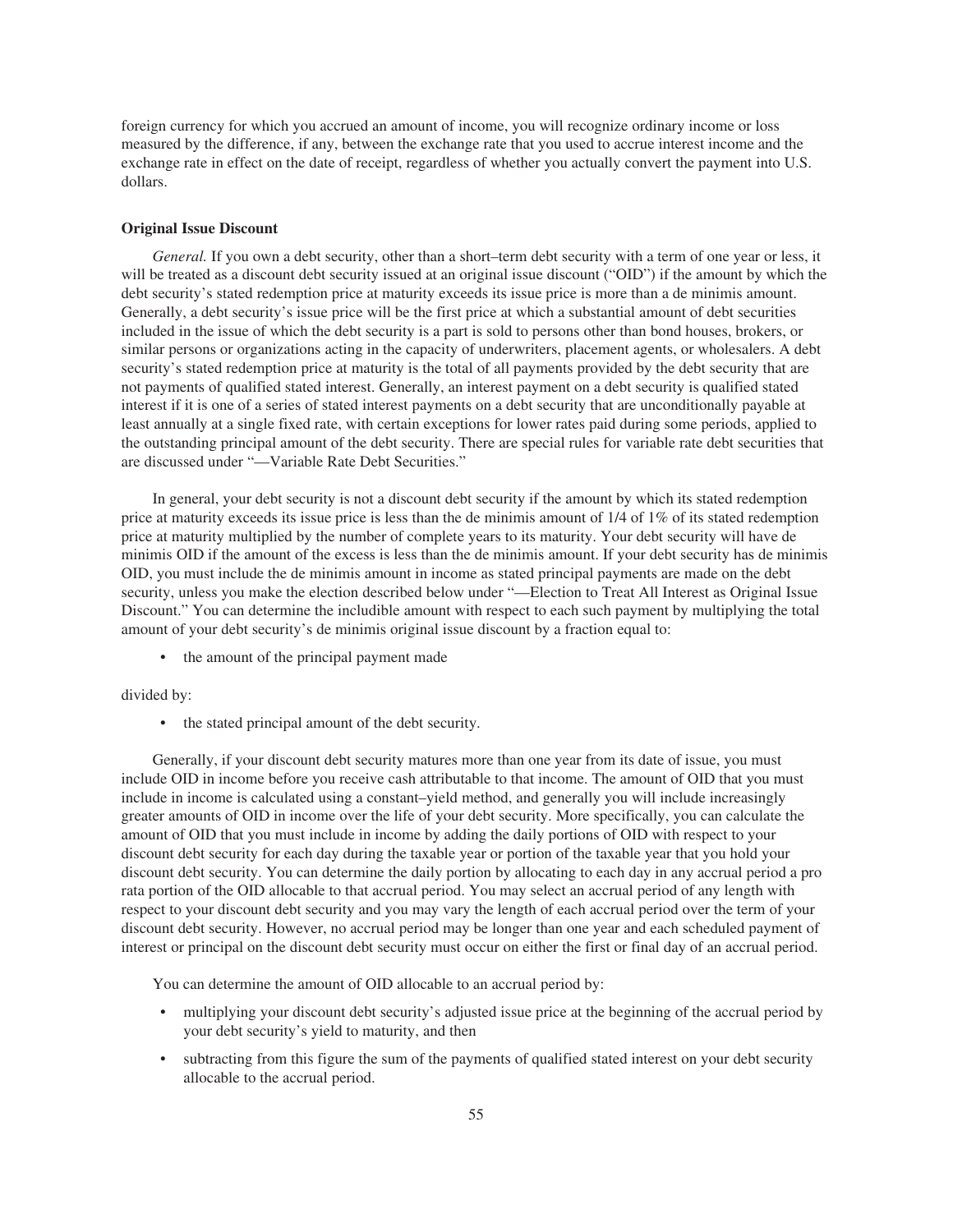foreign currency for which you accrued an amount of income, you will recognize ordinary income or loss measured by the difference, if any, between the exchange rate that you used to accrue interest income and the exchange rate in effect on the date of receipt, regardless of whether you actually convert the payment into U.S. dollars.

**Original Issue Discount**

*General.* If you own a debt security, other than a short–term debt security with a term of one year or less, it will be treated as a discount debt security issued at an original issue discount ("OID") if the amount by which the debt security's stated redemption price at maturity exceeds its issue price is more than a de minimis amount. Generally, a debt security's issue price will be the first price at which a substantial amount of debt securities included in the issue of which the debt security is a part is sold to persons other than bond houses, brokers, or similar persons or organizations acting in the capacity of underwriters, placement agents, or wholesalers. A debt security's stated redemption price at maturity is the total of all payments provided by the debt security that are not payments of qualified stated interest. Generally, an interest payment on a debt security is qualified stated interest if it is one of a series of stated interest payments on a debt security that are unconditionally payable at least annually at a single fixed rate, with certain exceptions for lower rates paid during some periods, applied to the outstanding principal amount of the debt security. There are special rules for variable rate debt securities that are discussed under "—Variable Rate Debt Securities."

In general, your debt security is not a discount debt security if the amount by which its stated redemption price at maturity exceeds its issue price is less than the de minimis amount of 1/4 of 1% of its stated redemption price at maturity multiplied by the number of complete years to its maturity. Your debt security will have de minimis OID if the amount of the excess is less than the de minimis amount. If your debt security has de minimis OID, you must include the de minimis amount in income as stated principal payments are made on the debt security, unless you make the election described below under "—Election to Treat All Interest as Original Issue Discount." You can determine the includible amount with respect to each such payment by multiplying the total amount of your debt security's de minimis original issue discount by a fraction equal to:

- the amount of the principal payment made

divided by:

- the stated principal amount of the debt security.

Generally, if your discount debt security matures more than one year from its date of issue, you must include OID in income before you receive cash attributable to that income. The amount of OID that you must include in income is calculated using a constant–yield method, and generally you will include increasingly greater amounts of OID in income over the life of your debt security. More specifically, you can calculate the amount of OID that you must include in income by adding the daily portions of OID with respect to your discount debt security for each day during the taxable year or portion of the taxable year that you hold your discount debt security. You can determine the daily portion by allocating to each day in any accrual period a pro rata portion of the OID allocable to that accrual period. You may select an accrual period of any length with respect to your discount debt security and you may vary the length of each accrual period over the term of your discount debt security. However, no accrual period may be longer than one year and each scheduled payment of interest or principal on the discount debt security must occur on either the first or final day of an accrual period.

You can determine the amount of OID allocable to an accrual period by:

- multiplying your discount debt security's adjusted issue price at the beginning of the accrual period by your debt security's yield to maturity, and then
- subtracting from this figure the sum of the payments of qualified stated interest on your debt security allocable to the accrual period.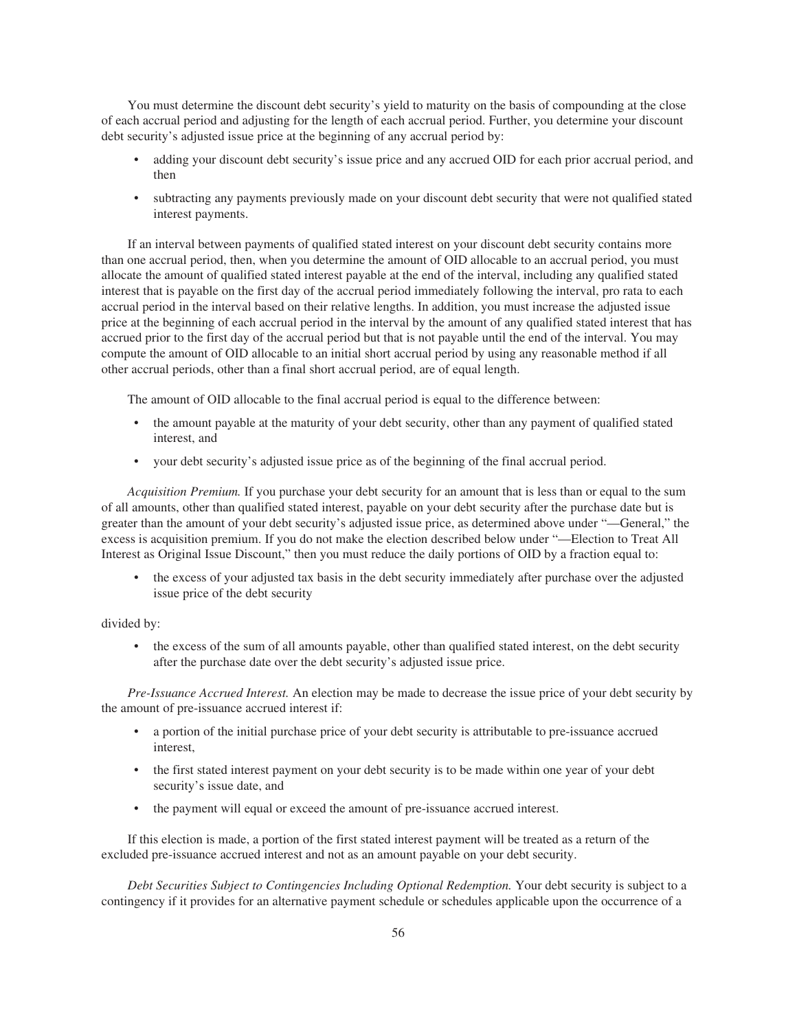You must determine the discount debt security's yield to maturity on the basis of compounding at the close of each accrual period and adjusting for the length of each accrual period. Further, you determine your discount debt security's adjusted issue price at the beginning of any accrual period by:

- adding your discount debt security's issue price and any accrued OID for each prior accrual period, and then
- subtracting any payments previously made on your discount debt security that were not qualified stated interest payments.

If an interval between payments of qualified stated interest on your discount debt security contains more than one accrual period, then, when you determine the amount of OID allocable to an accrual period, you must allocate the amount of qualified stated interest payable at the end of the interval, including any qualified stated interest that is payable on the first day of the accrual period immediately following the interval, pro rata to each accrual period in the interval based on their relative lengths. In addition, you must increase the adjusted issue price at the beginning of each accrual period in the interval by the amount of any qualified stated interest that has accrued prior to the first day of the accrual period but that is not payable until the end of the interval. You may compute the amount of OID allocable to an initial short accrual period by using any reasonable method if all other accrual periods, other than a final short accrual period, are of equal length.

The amount of OID allocable to the final accrual period is equal to the difference between:

- the amount payable at the maturity of your debt security, other than any payment of qualified stated interest, and
- your debt security's adjusted issue price as of the beginning of the final accrual period.

*Acquisition Premium.* If you purchase your debt security for an amount that is less than or equal to the sum of all amounts, other than qualified stated interest, payable on your debt security after the purchase date but is greater than the amount of your debt security's adjusted issue price, as determined above under "—General," the excess is acquisition premium. If you do not make the election described below under "—Election to Treat All Interest as Original Issue Discount," then you must reduce the daily portions of OID by a fraction equal to:

- the excess of your adjusted tax basis in the debt security immediately after purchase over the adjusted issue price of the debt security

divided by:

- the excess of the sum of all amounts payable, other than qualified stated interest, on the debt security after the purchase date over the debt security's adjusted issue price.

*Pre-Issuance Accrued Interest.* An election may be made to decrease the issue price of your debt security by the amount of pre-issuance accrued interest if:

- a portion of the initial purchase price of your debt security is attributable to pre-issuance accrued interest,
- the first stated interest payment on your debt security is to be made within one year of your debt security's issue date, and
- the payment will equal or exceed the amount of pre-issuance accrued interest.

If this election is made, a portion of the first stated interest payment will be treated as a return of the excluded pre-issuance accrued interest and not as an amount payable on your debt security.

*Debt Securities Subject to Contingencies Including Optional Redemption.* Your debt security is subject to a contingency if it provides for an alternative payment schedule or schedules applicable upon the occurrence of a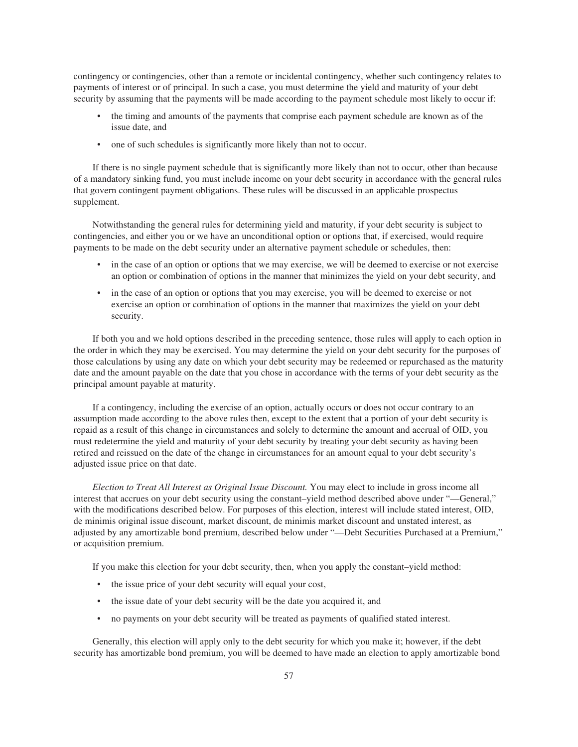contingency or contingencies, other than a remote or incidental contingency, whether such contingency relates to payments of interest or of principal. In such a case, you must determine the yield and maturity of your debt security by assuming that the payments will be made according to the payment schedule most likely to occur if:

- the timing and amounts of the payments that comprise each payment schedule are known as of the issue date, and
- one of such schedules is significantly more likely than not to occur.

If there is no single payment schedule that is significantly more likely than not to occur, other than because of a mandatory sinking fund, you must include income on your debt security in accordance with the general rules that govern contingent payment obligations. These rules will be discussed in an applicable prospectus supplement.

Notwithstanding the general rules for determining yield and maturity, if your debt security is subject to contingencies, and either you or we have an unconditional option or options that, if exercised, would require payments to be made on the debt security under an alternative payment schedule or schedules, then:

- in the case of an option or options that we may exercise, we will be deemed to exercise or not exercise an option or combination of options in the manner that minimizes the yield on your debt security, and
- in the case of an option or options that you may exercise, you will be deemed to exercise or not exercise an option or combination of options in the manner that maximizes the yield on your debt security.

If both you and we hold options described in the preceding sentence, those rules will apply to each option in the order in which they may be exercised. You may determine the yield on your debt security for the purposes of those calculations by using any date on which your debt security may be redeemed or repurchased as the maturity date and the amount payable on the date that you chose in accordance with the terms of your debt security as the principal amount payable at maturity.

If a contingency, including the exercise of an option, actually occurs or does not occur contrary to an assumption made according to the above rules then, except to the extent that a portion of your debt security is repaid as a result of this change in circumstances and solely to determine the amount and accrual of OID, you must redetermine the yield and maturity of your debt security by treating your debt security as having been retired and reissued on the date of the change in circumstances for an amount equal to your debt security's adjusted issue price on that date.

*Election to Treat All Interest as Original Issue Discount.* You may elect to include in gross income all interest that accrues on your debt security using the constant–yield method described above under "—General," with the modifications described below. For purposes of this election, interest will include stated interest, OID, de minimis original issue discount, market discount, de minimis market discount and unstated interest, as adjusted by any amortizable bond premium, described below under "—Debt Securities Purchased at a Premium," or acquisition premium.

If you make this election for your debt security, then, when you apply the constant–yield method:

- the issue price of your debt security will equal your cost,
- the issue date of your debt security will be the date you acquired it, and
- no payments on your debt security will be treated as payments of qualified stated interest.

Generally, this election will apply only to the debt security for which you make it; however, if the debt security has amortizable bond premium, you will be deemed to have made an election to apply amortizable bond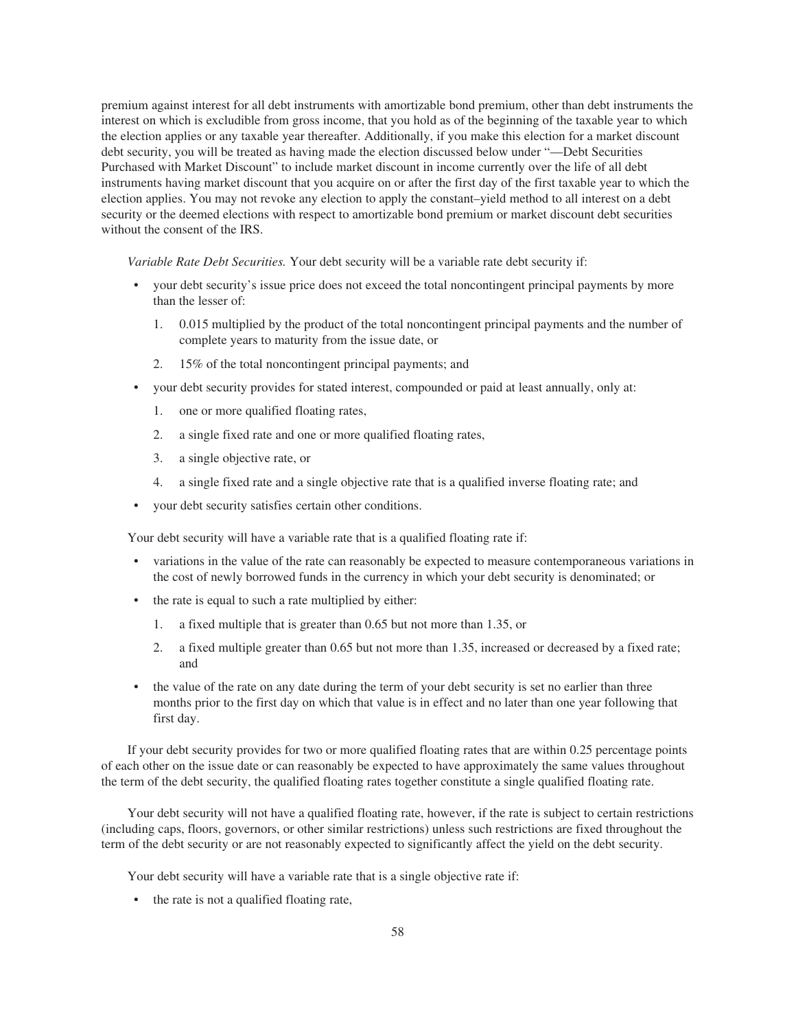premium against interest for all debt instruments with amortizable bond premium, other than debt instruments the interest on which is excludible from gross income, that you hold as of the beginning of the taxable year to which the election applies or any taxable year thereafter. Additionally, if you make this election for a market discount debt security, you will be treated as having made the election discussed below under "—Debt Securities Purchased with Market Discount" to include market discount in income currently over the life of all debt instruments having market discount that you acquire on or after the first day of the first taxable year to which the election applies. You may not revoke any election to apply the constant–yield method to all interest on a debt security or the deemed elections with respect to amortizable bond premium or market discount debt securities without the consent of the IRS.

*Variable Rate Debt Securities.* Your debt security will be a variable rate debt security if:

- your debt security's issue price does not exceed the total noncontingent principal payments by more than the lesser of:
  1. 0.015 multiplied by the product of the total noncontingent principal payments and the number of complete years to maturity from the issue date, or
  2. 15% of the total noncontingent principal payments; and
- your debt security provides for stated interest, compounded or paid at least annually, only at:
  1. one or more qualified floating rates,
  2. a single fixed rate and one or more qualified floating rates,
  3. a single objective rate, or
  4. a single fixed rate and a single objective rate that is a qualified inverse floating rate; and
- your debt security satisfies certain other conditions.

Your debt security will have a variable rate that is a qualified floating rate if:

- variations in the value of the rate can reasonably be expected to measure contemporaneous variations in the cost of newly borrowed funds in the currency in which your debt security is denominated; or
- the rate is equal to such a rate multiplied by either:
  1. a fixed multiple that is greater than 0.65 but not more than 1.35, or
  2. a fixed multiple greater than 0.65 but not more than 1.35, increased or decreased by a fixed rate; and
- the value of the rate on any date during the term of your debt security is set no earlier than three months prior to the first day on which that value is in effect and no later than one year following that first day.

If your debt security provides for two or more qualified floating rates that are within 0.25 percentage points of each other on the issue date or can reasonably be expected to have approximately the same values throughout the term of the debt security, the qualified floating rates together constitute a single qualified floating rate.

Your debt security will not have a qualified floating rate, however, if the rate is subject to certain restrictions (including caps, floors, governors, or other similar restrictions) unless such restrictions are fixed throughout the term of the debt security or are not reasonably expected to significantly affect the yield on the debt security.

Your debt security will have a variable rate that is a single objective rate if:

- the rate is not a qualified floating rate,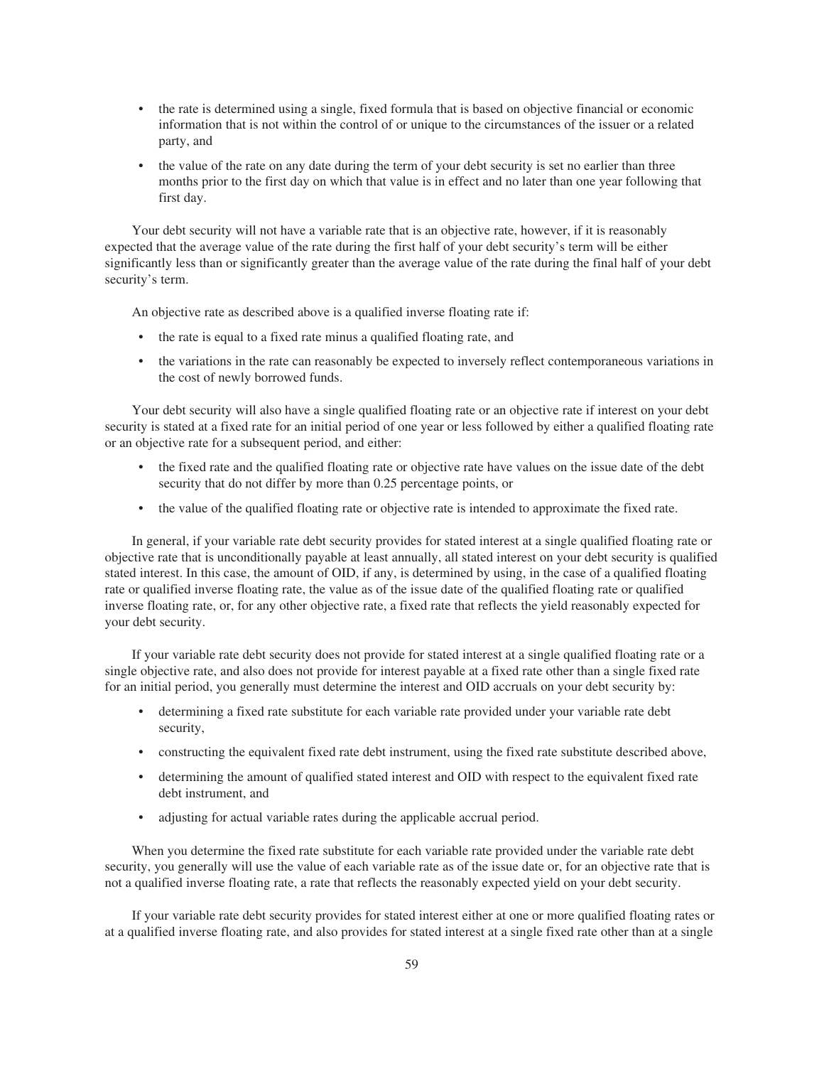- the rate is determined using a single, fixed formula that is based on objective financial or economic information that is not within the control of or unique to the circumstances of the issuer or a related party, and
- the value of the rate on any date during the term of your debt security is set no earlier than three months prior to the first day on which that value is in effect and no later than one year following that first day.

Your debt security will not have a variable rate that is an objective rate, however, if it is reasonably expected that the average value of the rate during the first half of your debt security's term will be either significantly less than or significantly greater than the average value of the rate during the final half of your debt security's term.

An objective rate as described above is a qualified inverse floating rate if:

- the rate is equal to a fixed rate minus a qualified floating rate, and
- the variations in the rate can reasonably be expected to inversely reflect contemporaneous variations in the cost of newly borrowed funds.

Your debt security will also have a single qualified floating rate or an objective rate if interest on your debt security is stated at a fixed rate for an initial period of one year or less followed by either a qualified floating rate or an objective rate for a subsequent period, and either:

- the fixed rate and the qualified floating rate or objective rate have values on the issue date of the debt security that do not differ by more than 0.25 percentage points, or
- the value of the qualified floating rate or objective rate is intended to approximate the fixed rate.

In general, if your variable rate debt security provides for stated interest at a single qualified floating rate or objective rate that is unconditionally payable at least annually, all stated interest on your debt security is qualified stated interest. In this case, the amount of OID, if any, is determined by using, in the case of a qualified floating rate or qualified inverse floating rate, the value as of the issue date of the qualified floating rate or qualified inverse floating rate, or, for any other objective rate, a fixed rate that reflects the yield reasonably expected for your debt security.

If your variable rate debt security does not provide for stated interest at a single qualified floating rate or a single objective rate, and also does not provide for interest payable at a fixed rate other than a single fixed rate for an initial period, you generally must determine the interest and OID accruals on your debt security by:

- determining a fixed rate substitute for each variable rate provided under your variable rate debt security,
- constructing the equivalent fixed rate debt instrument, using the fixed rate substitute described above,
- determining the amount of qualified stated interest and OID with respect to the equivalent fixed rate debt instrument, and
- adjusting for actual variable rates during the applicable accrual period.

When you determine the fixed rate substitute for each variable rate provided under the variable rate debt security, you generally will use the value of each variable rate as of the issue date or, for an objective rate that is not a qualified inverse floating rate, a rate that reflects the reasonably expected yield on your debt security.

If your variable rate debt security provides for stated interest either at one or more qualified floating rates or at a qualified inverse floating rate, and also provides for stated interest at a single fixed rate other than at a single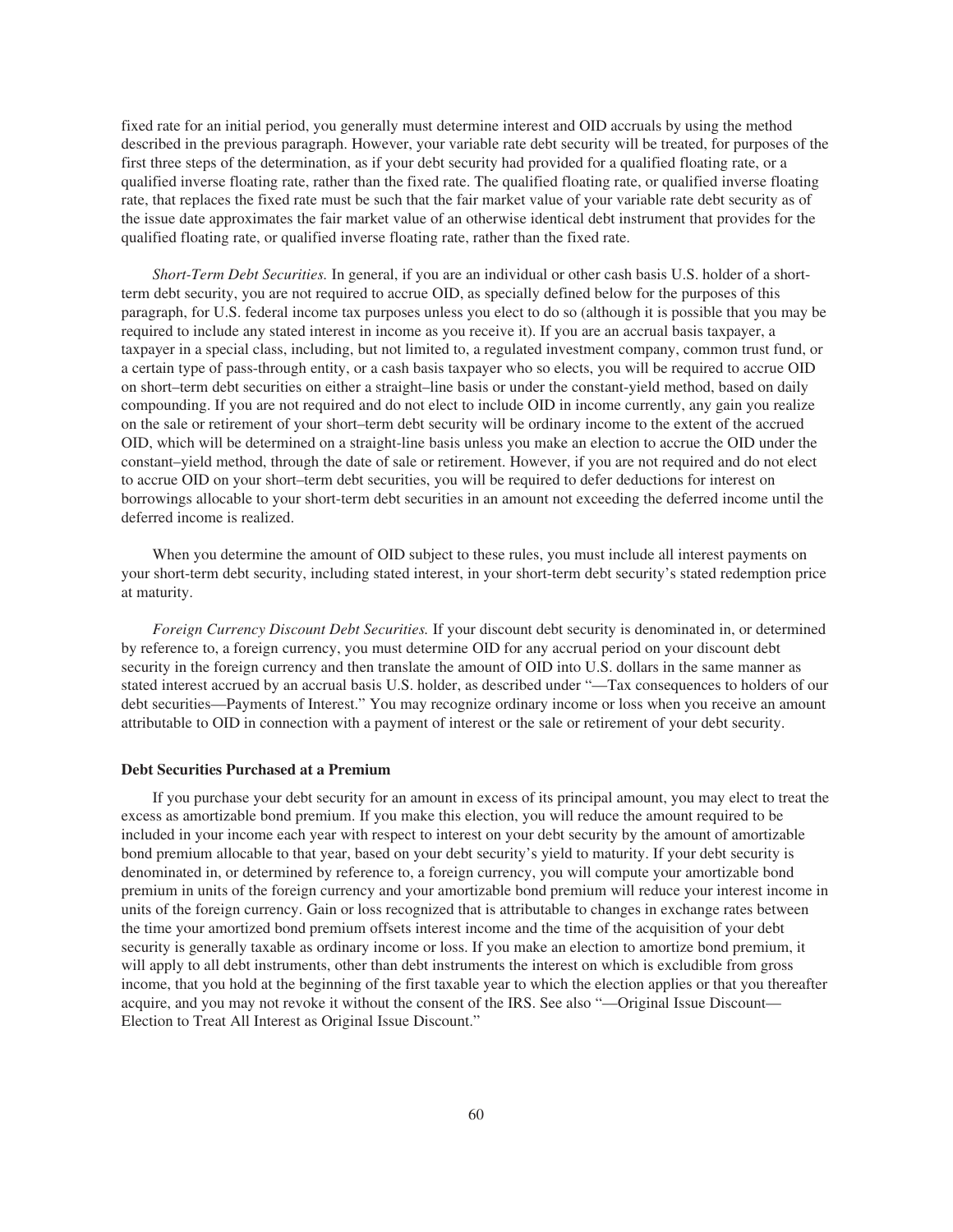fixed rate for an initial period, you generally must determine interest and OID accruals by using the method described in the previous paragraph. However, your variable rate debt security will be treated, for purposes of the first three steps of the determination, as if your debt security had provided for a qualified floating rate, or a qualified inverse floating rate, rather than the fixed rate. The qualified floating rate, or qualified inverse floating rate, that replaces the fixed rate must be such that the fair market value of your variable rate debt security as of the issue date approximates the fair market value of an otherwise identical debt instrument that provides for the qualified floating rate, or qualified inverse floating rate, rather than the fixed rate.

*Short-Term Debt Securities.* In general, if you are an individual or other cash basis U.S. holder of a short-term debt security, you are not required to accrue OID, as specially defined below for the purposes of this paragraph, for U.S. federal income tax purposes unless you elect to do so (although it is possible that you may be required to include any stated interest in income as you receive it). If you are an accrual basis taxpayer, a taxpayer in a special class, including, but not limited to, a regulated investment company, common trust fund, or a certain type of pass-through entity, or a cash basis taxpayer who so elects, you will be required to accrue OID on short–term debt securities on either a straight–line basis or under the constant-yield method, based on daily compounding. If you are not required and do not elect to include OID in income currently, any gain you realize on the sale or retirement of your short–term debt security will be ordinary income to the extent of the accrued OID, which will be determined on a straight-line basis unless you make an election to accrue the OID under the constant–yield method, through the date of sale or retirement. However, if you are not required and do not elect to accrue OID on your short–term debt securities, you will be required to defer deductions for interest on borrowings allocable to your short-term debt securities in an amount not exceeding the deferred income until the deferred income is realized.

When you determine the amount of OID subject to these rules, you must include all interest payments on your short-term debt security, including stated interest, in your short-term debt security's stated redemption price at maturity.

*Foreign Currency Discount Debt Securities.* If your discount debt security is denominated in, or determined by reference to, a foreign currency, you must determine OID for any accrual period on your discount debt security in the foreign currency and then translate the amount of OID into U.S. dollars in the same manner as stated interest accrued by an accrual basis U.S. holder, as described under "—Tax consequences to holders of our debt securities—Payments of Interest." You may recognize ordinary income or loss when you receive an amount attributable to OID in connection with a payment of interest or the sale or retirement of your debt security.

**Debt Securities Purchased at a Premium**

If you purchase your debt security for an amount in excess of its principal amount, you may elect to treat the excess as amortizable bond premium. If you make this election, you will reduce the amount required to be included in your income each year with respect to interest on your debt security by the amount of amortizable bond premium allocable to that year, based on your debt security's yield to maturity. If your debt security is denominated in, or determined by reference to, a foreign currency, you will compute your amortizable bond premium in units of the foreign currency and your amortizable bond premium will reduce your interest income in units of the foreign currency. Gain or loss recognized that is attributable to changes in exchange rates between the time your amortized bond premium offsets interest income and the time of the acquisition of your debt security is generally taxable as ordinary income or loss. If you make an election to amortize bond premium, it will apply to all debt instruments, other than debt instruments the interest on which is excludible from gross income, that you hold at the beginning of the first taxable year to which the election applies or that you thereafter acquire, and you may not revoke it without the consent of the IRS. See also "—Original Issue Discount—Election to Treat All Interest as Original Issue Discount."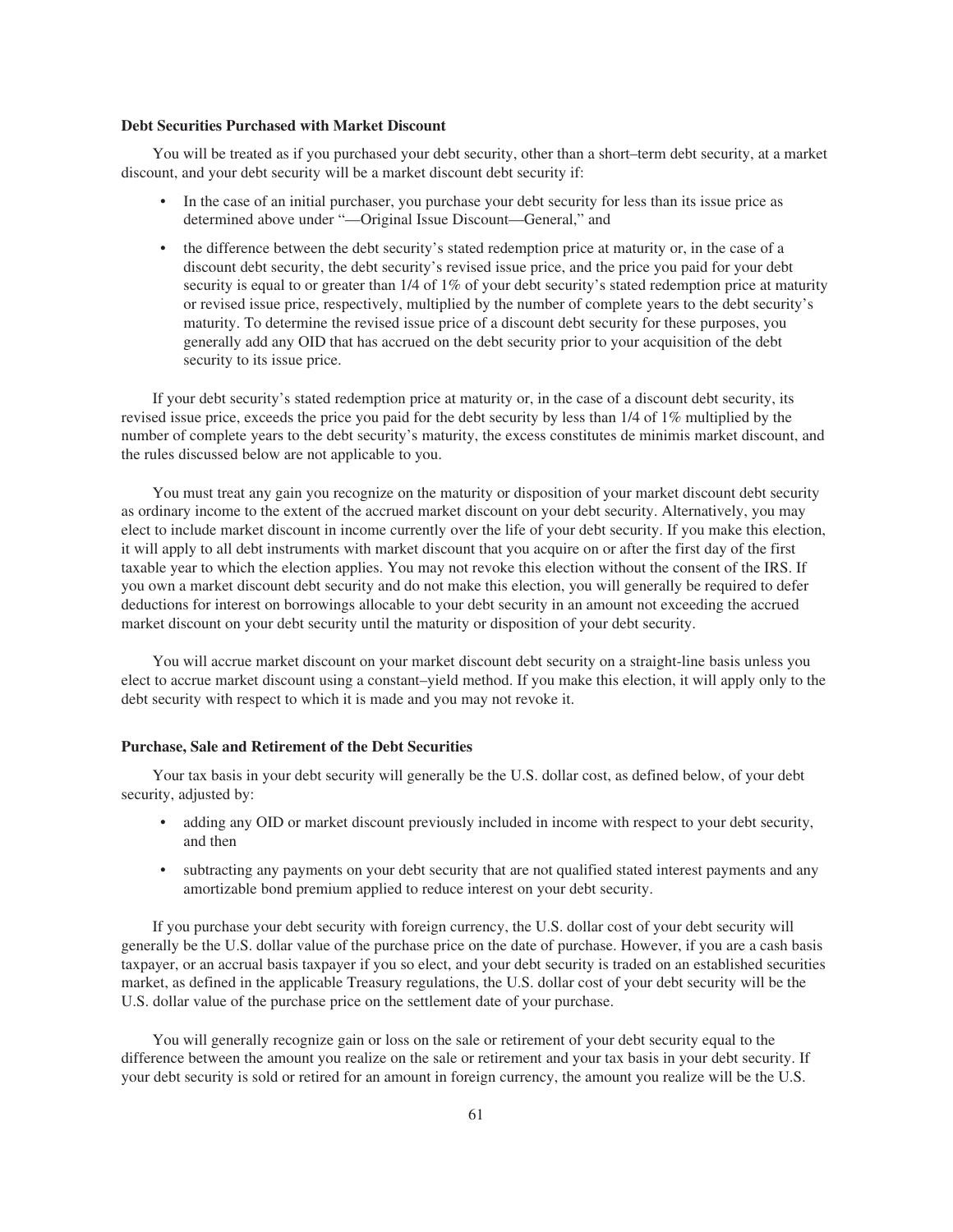#### Debt Securities Purchased with Market Discount

You will be treated as if you purchased your debt security, other than a short–term debt security, at a market discount, and your debt security will be a market discount debt security if:

- In the case of an initial purchaser, you purchase your debt security for less than its issue price as determined above under "—Original Issue Discount—General," and
- the difference between the debt security's stated redemption price at maturity or, in the case of a discount debt security, the debt security's revised issue price, and the price you paid for your debt security is equal to or greater than 1/4 of 1% of your debt security's stated redemption price at maturity or revised issue price, respectively, multiplied by the number of complete years to the debt security's maturity. To determine the revised issue price of a discount debt security for these purposes, you generally add any OID that has accrued on the debt security prior to your acquisition of the debt security to its issue price.

If your debt security's stated redemption price at maturity or, in the case of a discount debt security, its revised issue price, exceeds the price you paid for the debt security by less than 1/4 of 1% multiplied by the number of complete years to the debt security's maturity, the excess constitutes de minimis market discount, and the rules discussed below are not applicable to you.

You must treat any gain you recognize on the maturity or disposition of your market discount debt security as ordinary income to the extent of the accrued market discount on your debt security. Alternatively, you may elect to include market discount in income currently over the life of your debt security. If you make this election, it will apply to all debt instruments with market discount that you acquire on or after the first day of the first taxable year to which the election applies. You may not revoke this election without the consent of the IRS. If you own a market discount debt security and do not make this election, you will generally be required to defer deductions for interest on borrowings allocable to your debt security in an amount not exceeding the accrued market discount on your debt security until the maturity or disposition of your debt security.

You will accrue market discount on your market discount debt security on a straight-line basis unless you elect to accrue market discount using a constant–yield method. If you make this election, it will apply only to the debt security with respect to which it is made and you may not revoke it.

#### Purchase, Sale and Retirement of the Debt Securities

Your tax basis in your debt security will generally be the U.S. dollar cost, as defined below, of your debt security, adjusted by:

- adding any OID or market discount previously included in income with respect to your debt security, and then
- subtracting any payments on your debt security that are not qualified stated interest payments and any amortizable bond premium applied to reduce interest on your debt security.

If you purchase your debt security with foreign currency, the U.S. dollar cost of your debt security will generally be the U.S. dollar value of the purchase price on the date of purchase. However, if you are a cash basis taxpayer, or an accrual basis taxpayer if you so elect, and your debt security is traded on an established securities market, as defined in the applicable Treasury regulations, the U.S. dollar cost of your debt security will be the U.S. dollar value of the purchase price on the settlement date of your purchase.

You will generally recognize gain or loss on the sale or retirement of your debt security equal to the difference between the amount you realize on the sale or retirement and your tax basis in your debt security. If your debt security is sold or retired for an amount in foreign currency, the amount you realize will be the U.S.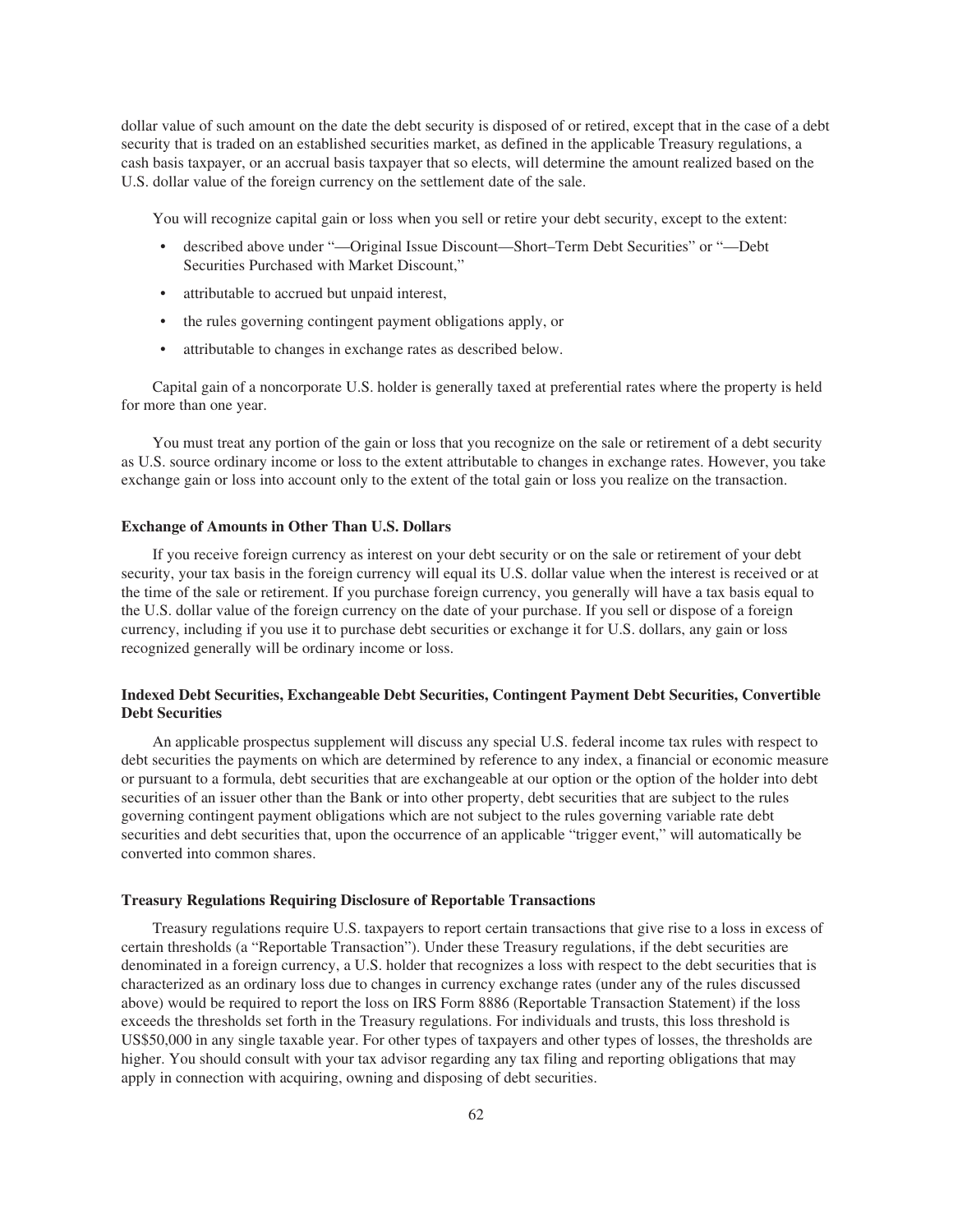dollar value of such amount on the date the debt security is disposed of or retired, except that in the case of a debt security that is traded on an established securities market, as defined in the applicable Treasury regulations, a cash basis taxpayer, or an accrual basis taxpayer that so elects, will determine the amount realized based on the U.S. dollar value of the foreign currency on the settlement date of the sale.

You will recognize capital gain or loss when you sell or retire your debt security, except to the extent:

- described above under "—Original Issue Discount—Short–Term Debt Securities" or "—Debt Securities Purchased with Market Discount,"
- attributable to accrued but unpaid interest,
- the rules governing contingent payment obligations apply, or
- attributable to changes in exchange rates as described below.

Capital gain of a noncorporate U.S. holder is generally taxed at preferential rates where the property is held for more than one year.

You must treat any portion of the gain or loss that you recognize on the sale or retirement of a debt security as U.S. source ordinary income or loss to the extent attributable to changes in exchange rates. However, you take exchange gain or loss into account only to the extent of the total gain or loss you realize on the transaction.

**Exchange of Amounts in Other Than U.S. Dollars**

If you receive foreign currency as interest on your debt security or on the sale or retirement of your debt security, your tax basis in the foreign currency will equal its U.S. dollar value when the interest is received or at the time of the sale or retirement. If you purchase foreign currency, you generally will have a tax basis equal to the U.S. dollar value of the foreign currency on the date of your purchase. If you sell or dispose of a foreign currency, including if you use it to purchase debt securities or exchange it for U.S. dollars, any gain or loss recognized generally will be ordinary income or loss.

**Indexed Debt Securities, Exchangeable Debt Securities, Contingent Payment Debt Securities, Convertible Debt Securities**

An applicable prospectus supplement will discuss any special U.S. federal income tax rules with respect to debt securities the payments on which are determined by reference to any index, a financial or economic measure or pursuant to a formula, debt securities that are exchangeable at our option or the option of the holder into debt securities of an issuer other than the Bank or into other property, debt securities that are subject to the rules governing contingent payment obligations which are not subject to the rules governing variable rate debt securities and debt securities that, upon the occurrence of an applicable "trigger event," will automatically be converted into common shares.

**Treasury Regulations Requiring Disclosure of Reportable Transactions**

Treasury regulations require U.S. taxpayers to report certain transactions that give rise to a loss in excess of certain thresholds (a "Reportable Transaction"). Under these Treasury regulations, if the debt securities are denominated in a foreign currency, a U.S. holder that recognizes a loss with respect to the debt securities that is characterized as an ordinary loss due to changes in currency exchange rates (under any of the rules discussed above) would be required to report the loss on IRS Form 8886 (Reportable Transaction Statement) if the loss exceeds the thresholds set forth in the Treasury regulations. For individuals and trusts, this loss threshold is US$50,000 in any single taxable year. For other types of taxpayers and other types of losses, the thresholds are higher. You should consult with your tax advisor regarding any tax filing and reporting obligations that may apply in connection with acquiring, owning and disposing of debt securities.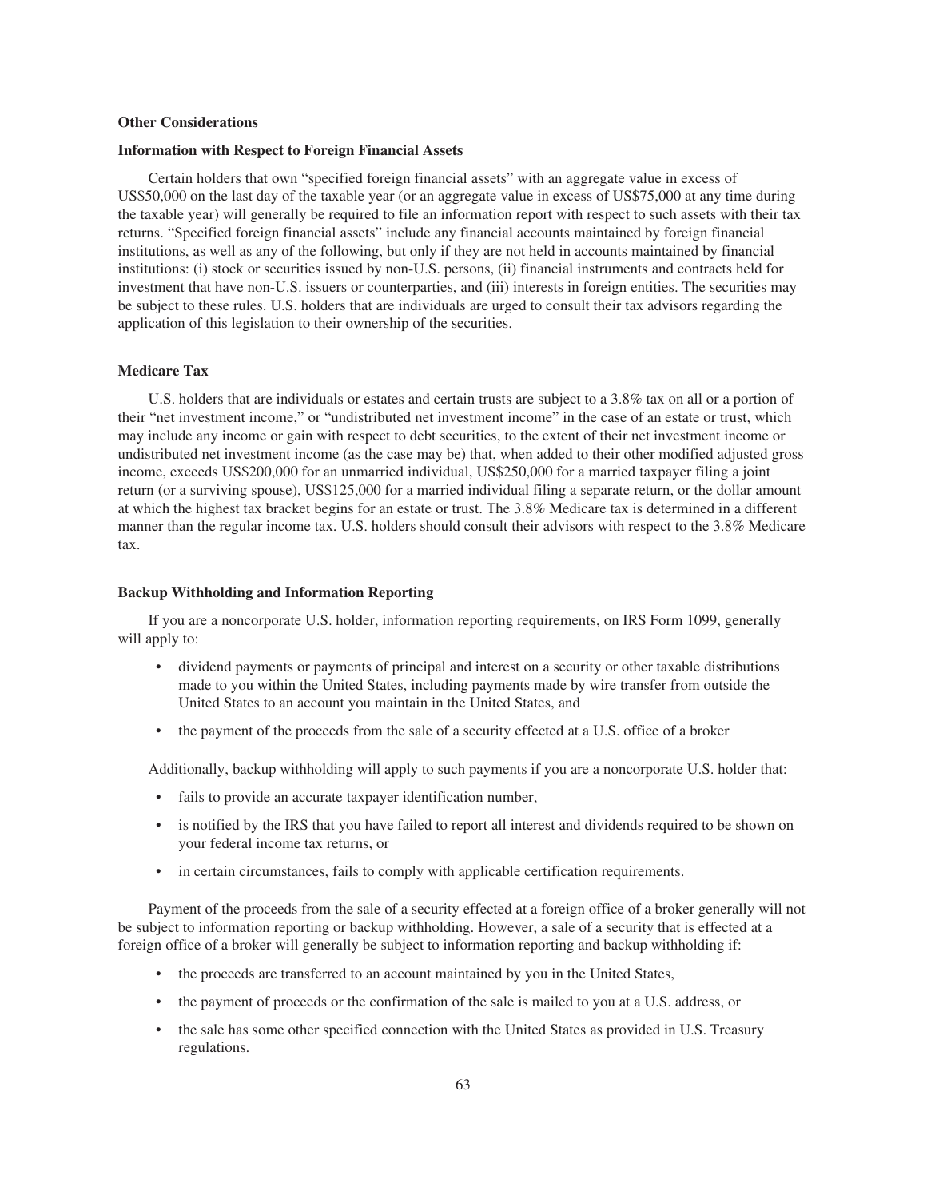### Other Considerations

### Information with Respect to Foreign Financial Assets

Certain holders that own "specified foreign financial assets" with an aggregate value in excess of US$50,000 on the last day of the taxable year (or an aggregate value in excess of US$75,000 at any time during the taxable year) will generally be required to file an information report with respect to such assets with their tax returns. "Specified foreign financial assets" include any financial accounts maintained by foreign financial institutions, as well as any of the following, but only if they are not held in accounts maintained by financial institutions: (i) stock or securities issued by non-U.S. persons, (ii) financial instruments and contracts held for investment that have non-U.S. issuers or counterparties, and (iii) interests in foreign entities. The securities may be subject to these rules. U.S. holders that are individuals are urged to consult their tax advisors regarding the application of this legislation to their ownership of the securities.

### Medicare Tax

U.S. holders that are individuals or estates and certain trusts are subject to a 3.8% tax on all or a portion of their "net investment income," or "undistributed net investment income" in the case of an estate or trust, which may include any income or gain with respect to debt securities, to the extent of their net investment income or undistributed net investment income (as the case may be) that, when added to their other modified adjusted gross income, exceeds US$200,000 for an unmarried individual, US$250,000 for a married taxpayer filing a joint return (or a surviving spouse), US$125,000 for a married individual filing a separate return, or the dollar amount at which the highest tax bracket begins for an estate or trust. The 3.8% Medicare tax is determined in a different manner than the regular income tax. U.S. holders should consult their advisors with respect to the 3.8% Medicare tax.

### Backup Withholding and Information Reporting

If you are a noncorporate U.S. holder, information reporting requirements, on IRS Form 1099, generally will apply to:

- dividend payments or payments of principal and interest on a security or other taxable distributions made to you within the United States, including payments made by wire transfer from outside the United States to an account you maintain in the United States, and
- the payment of the proceeds from the sale of a security effected at a U.S. office of a broker

Additionally, backup withholding will apply to such payments if you are a noncorporate U.S. holder that:

- fails to provide an accurate taxpayer identification number,
- is notified by the IRS that you have failed to report all interest and dividends required to be shown on your federal income tax returns, or
- in certain circumstances, fails to comply with applicable certification requirements.

Payment of the proceeds from the sale of a security effected at a foreign office of a broker generally will not be subject to information reporting or backup withholding. However, a sale of a security that is effected at a foreign office of a broker will generally be subject to information reporting and backup withholding if:

- the proceeds are transferred to an account maintained by you in the United States,
- the payment of proceeds or the confirmation of the sale is mailed to you at a U.S. address, or
- the sale has some other specified connection with the United States as provided in U.S. Treasury regulations.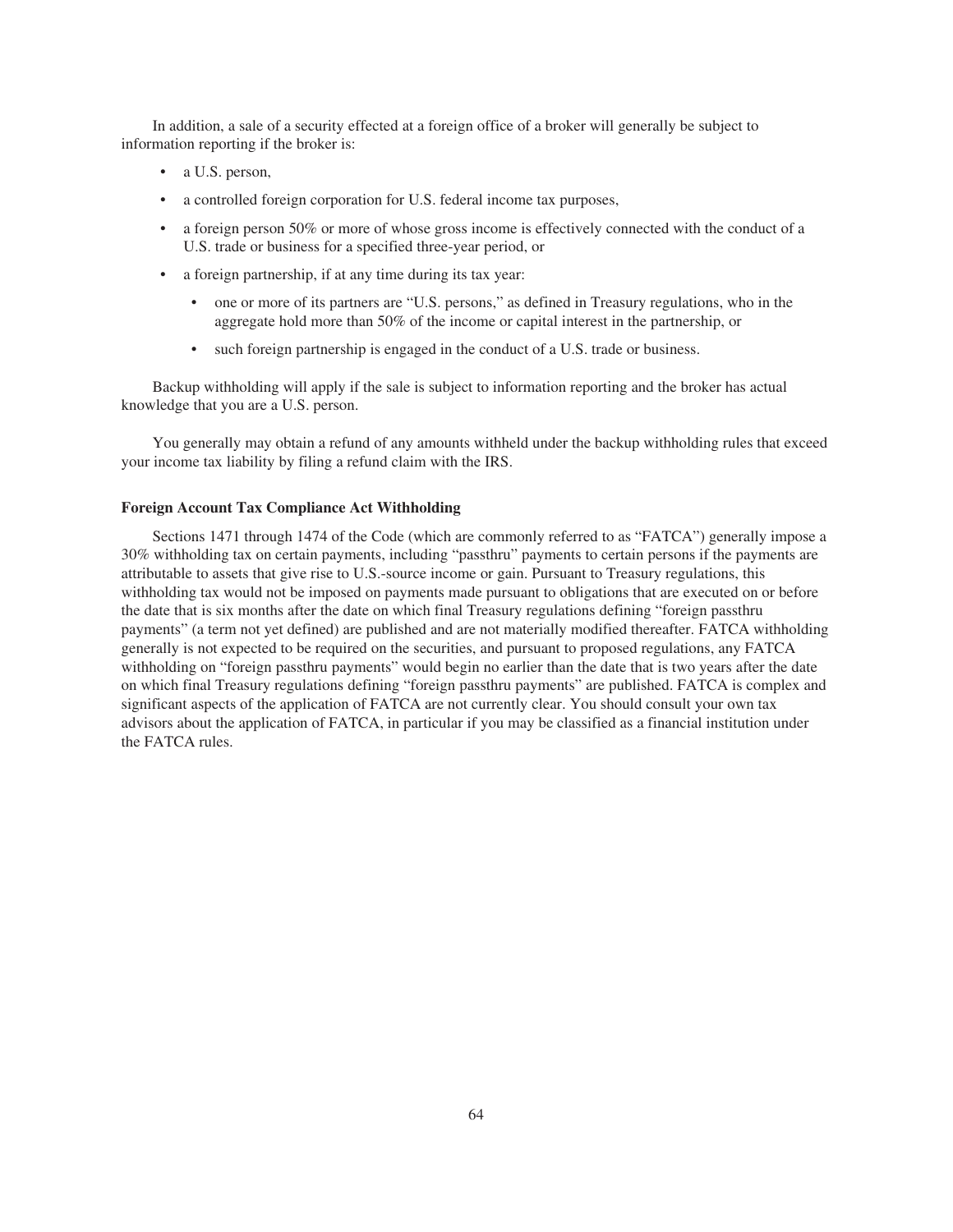In addition, a sale of a security effected at a foreign office of a broker will generally be subject to information reporting if the broker is:

- a U.S. person,
- a controlled foreign corporation for U.S. federal income tax purposes,
- a foreign person 50% or more of whose gross income is effectively connected with the conduct of a U.S. trade or business for a specified three-year period, or
- a foreign partnership, if at any time during its tax year:
  - one or more of its partners are "U.S. persons," as defined in Treasury regulations, who in the aggregate hold more than 50% of the income or capital interest in the partnership, or
  - such foreign partnership is engaged in the conduct of a U.S. trade or business.

Backup withholding will apply if the sale is subject to information reporting and the broker has actual knowledge that you are a U.S. person.

You generally may obtain a refund of any amounts withheld under the backup withholding rules that exceed your income tax liability by filing a refund claim with the IRS.

**Foreign Account Tax Compliance Act Withholding**

Sections 1471 through 1474 of the Code (which are commonly referred to as "FATCA") generally impose a 30% withholding tax on certain payments, including "passthru" payments to certain persons if the payments are attributable to assets that give rise to U.S.-source income or gain. Pursuant to Treasury regulations, this withholding tax would not be imposed on payments made pursuant to obligations that are executed on or before the date that is six months after the date on which final Treasury regulations defining "foreign passthru payments" (a term not yet defined) are published and are not materially modified thereafter. FATCA withholding generally is not expected to be required on the securities, and pursuant to proposed regulations, any FATCA withholding on "foreign passthru payments" would begin no earlier than the date that is two years after the date on which final Treasury regulations defining "foreign passthru payments" are published. FATCA is complex and significant aspects of the application of FATCA are not currently clear. You should consult your own tax advisors about the application of FATCA, in particular if you may be classified as a financial institution under the FATCA rules.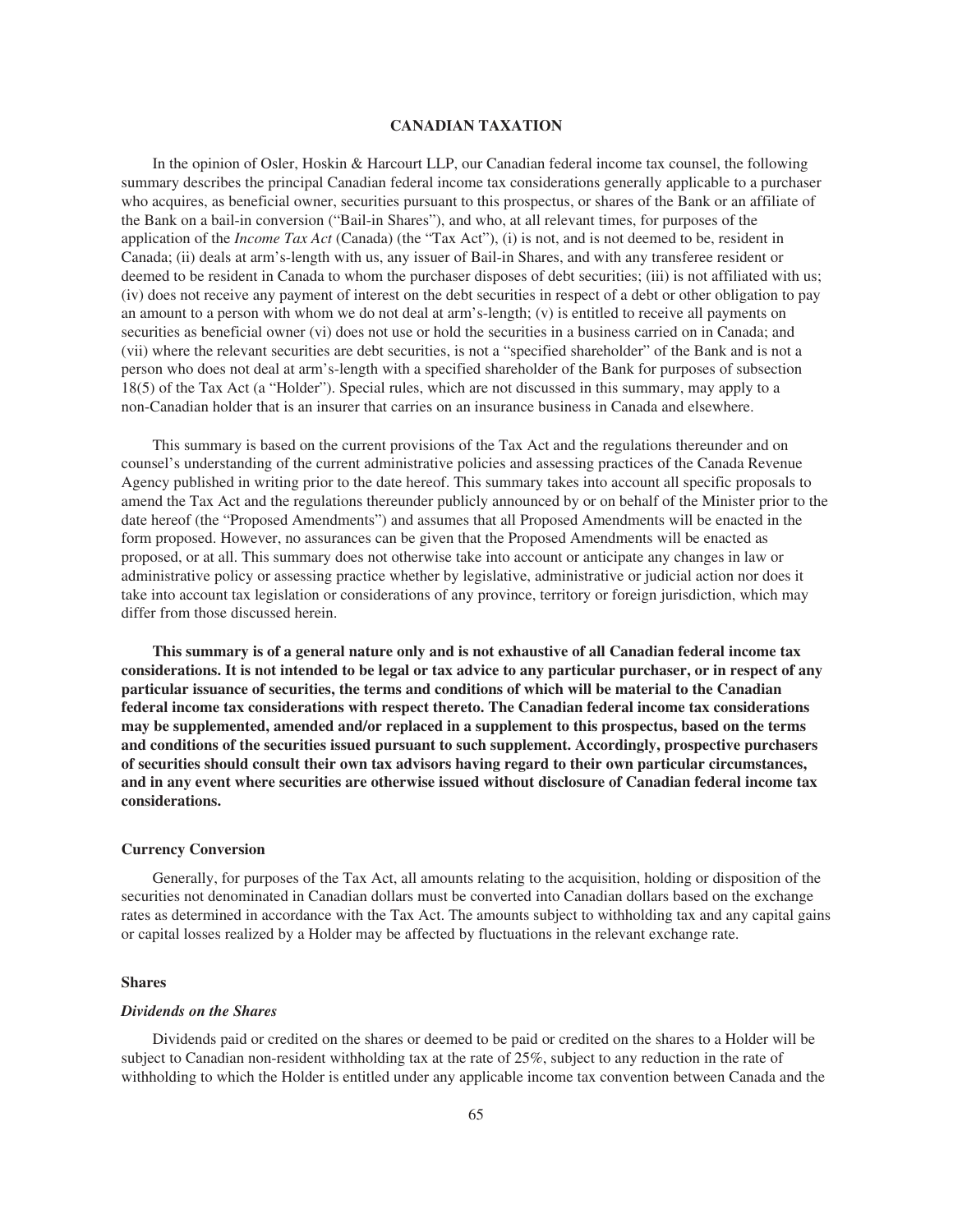## CANADIAN TAXATION

In the opinion of Osler, Hoskin & Harcourt LLP, our Canadian federal income tax counsel, the following summary describes the principal Canadian federal income tax considerations generally applicable to a purchaser who acquires, as beneficial owner, securities pursuant to this prospectus, or shares of the Bank or an affiliate of the Bank on a bail-in conversion ("Bail-in Shares"), and who, at all relevant times, for purposes of the application of the *Income Tax Act* (Canada) (the "Tax Act"), (i) is not, and is not deemed to be, resident in Canada; (ii) deals at arm's-length with us, any issuer of Bail-in Shares, and with any transferee resident or deemed to be resident in Canada to whom the purchaser disposes of debt securities; (iii) is not affiliated with us; (iv) does not receive any payment of interest on the debt securities in respect of a debt or other obligation to pay an amount to a person with whom we do not deal at arm's-length; (v) is entitled to receive all payments on securities as beneficial owner (vi) does not use or hold the securities in a business carried on in Canada; and (vii) where the relevant securities are debt securities, is not a "specified shareholder" of the Bank and is not a person who does not deal at arm's-length with a specified shareholder of the Bank for purposes of subsection 18(5) of the Tax Act (a "Holder"). Special rules, which are not discussed in this summary, may apply to a non-Canadian holder that is an insurer that carries on an insurance business in Canada and elsewhere.

This summary is based on the current provisions of the Tax Act and the regulations thereunder and on counsel's understanding of the current administrative policies and assessing practices of the Canada Revenue Agency published in writing prior to the date hereof. This summary takes into account all specific proposals to amend the Tax Act and the regulations thereunder publicly announced by or on behalf of the Minister prior to the date hereof (the "Proposed Amendments") and assumes that all Proposed Amendments will be enacted in the form proposed. However, no assurances can be given that the Proposed Amendments will be enacted as proposed, or at all. This summary does not otherwise take into account or anticipate any changes in law or administrative policy or assessing practice whether by legislative, administrative or judicial action nor does it take into account tax legislation or considerations of any province, territory or foreign jurisdiction, which may differ from those discussed herein.

**This summary is of a general nature only and is not exhaustive of all Canadian federal income tax considerations. It is not intended to be legal or tax advice to any particular purchaser, or in respect of any particular issuance of securities, the terms and conditions of which will be material to the Canadian federal income tax considerations with respect thereto. The Canadian federal income tax considerations may be supplemented, amended and/or replaced in a supplement to this prospectus, based on the terms and conditions of the securities issued pursuant to such supplement. Accordingly, prospective purchasers of securities should consult their own tax advisors having regard to their own particular circumstances, and in any event where securities are otherwise issued without disclosure of Canadian federal income tax considerations.**

### Currency Conversion

Generally, for purposes of the Tax Act, all amounts relating to the acquisition, holding or disposition of the securities not denominated in Canadian dollars must be converted into Canadian dollars based on the exchange rates as determined in accordance with the Tax Act. The amounts subject to withholding tax and any capital gains or capital losses realized by a Holder may be affected by fluctuations in the relevant exchange rate.

### Shares

#### *Dividends on the Shares*

Dividends paid or credited on the shares or deemed to be paid or credited on the shares to a Holder will be subject to Canadian non-resident withholding tax at the rate of 25%, subject to any reduction in the rate of withholding to which the Holder is entitled under any applicable income tax convention between Canada and the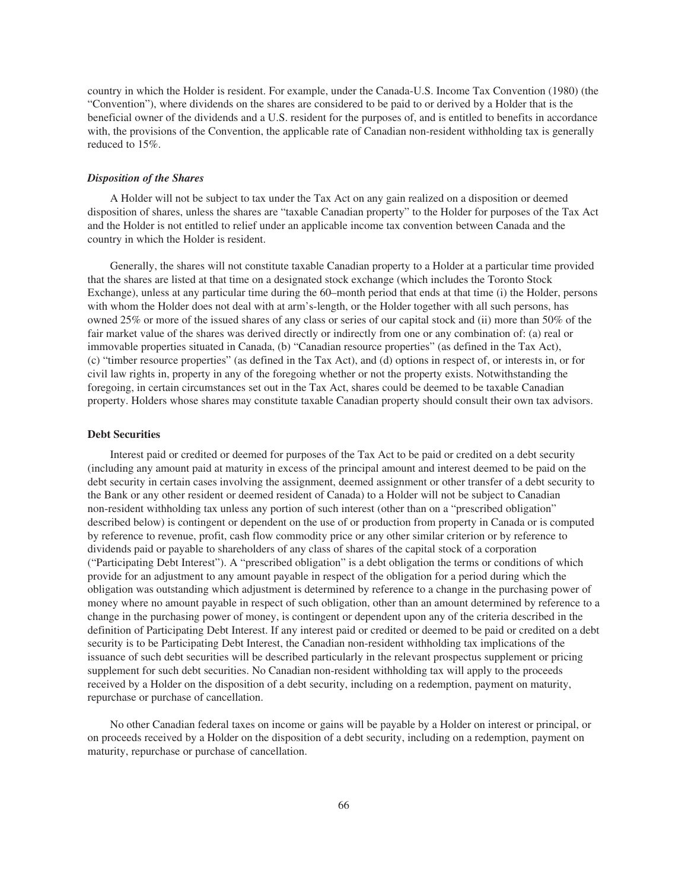country in which the Holder is resident. For example, under the Canada-U.S. Income Tax Convention (1980) (the "Convention"), where dividends on the shares are considered to be paid to or derived by a Holder that is the beneficial owner of the dividends and a U.S. resident for the purposes of, and is entitled to benefits in accordance with, the provisions of the Convention, the applicable rate of Canadian non-resident withholding tax is generally reduced to 15%.

***Disposition of the Shares***

A Holder will not be subject to tax under the Tax Act on any gain realized on a disposition or deemed disposition of shares, unless the shares are "taxable Canadian property" to the Holder for purposes of the Tax Act and the Holder is not entitled to relief under an applicable income tax convention between Canada and the country in which the Holder is resident.

Generally, the shares will not constitute taxable Canadian property to a Holder at a particular time provided that the shares are listed at that time on a designated stock exchange (which includes the Toronto Stock Exchange), unless at any particular time during the 60–month period that ends at that time (i) the Holder, persons with whom the Holder does not deal with at arm's-length, or the Holder together with all such persons, has owned 25% or more of the issued shares of any class or series of our capital stock and (ii) more than 50% of the fair market value of the shares was derived directly or indirectly from one or any combination of: (a) real or immovable properties situated in Canada, (b) "Canadian resource properties" (as defined in the Tax Act), (c) "timber resource properties" (as defined in the Tax Act), and (d) options in respect of, or interests in, or for civil law rights in, property in any of the foregoing whether or not the property exists. Notwithstanding the foregoing, in certain circumstances set out in the Tax Act, shares could be deemed to be taxable Canadian property. Holders whose shares may constitute taxable Canadian property should consult their own tax advisors.

**Debt Securities**

Interest paid or credited or deemed for purposes of the Tax Act to be paid or credited on a debt security (including any amount paid at maturity in excess of the principal amount and interest deemed to be paid on the debt security in certain cases involving the assignment, deemed assignment or other transfer of a debt security to the Bank or any other resident or deemed resident of Canada) to a Holder will not be subject to Canadian non-resident withholding tax unless any portion of such interest (other than on a "prescribed obligation" described below) is contingent or dependent on the use of or production from property in Canada or is computed by reference to revenue, profit, cash flow commodity price or any other similar criterion or by reference to dividends paid or payable to shareholders of any class of shares of the capital stock of a corporation ("Participating Debt Interest"). A "prescribed obligation" is a debt obligation the terms or conditions of which provide for an adjustment to any amount payable in respect of the obligation for a period during which the obligation was outstanding which adjustment is determined by reference to a change in the purchasing power of money where no amount payable in respect of such obligation, other than an amount determined by reference to a change in the purchasing power of money, is contingent or dependent upon any of the criteria described in the definition of Participating Debt Interest. If any interest paid or credited or deemed to be paid or credited on a debt security is to be Participating Debt Interest, the Canadian non-resident withholding tax implications of the issuance of such debt securities will be described particularly in the relevant prospectus supplement or pricing supplement for such debt securities. No Canadian non-resident withholding tax will apply to the proceeds received by a Holder on the disposition of a debt security, including on a redemption, payment on maturity, repurchase or purchase of cancellation.

No other Canadian federal taxes on income or gains will be payable by a Holder on interest or principal, or on proceeds received by a Holder on the disposition of a debt security, including on a redemption, payment on maturity, repurchase or purchase of cancellation.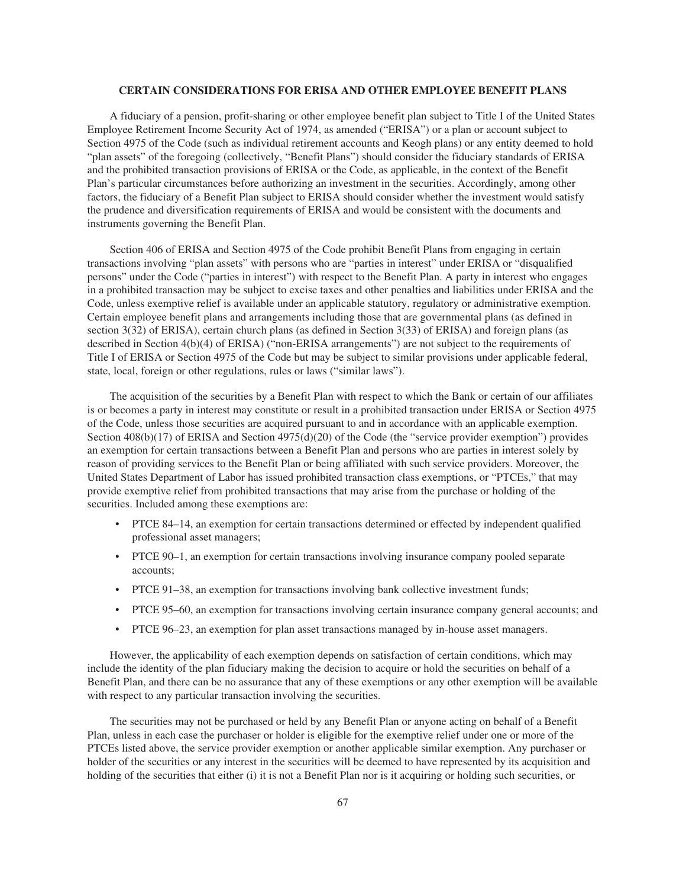## CERTAIN CONSIDERATIONS FOR ERISA AND OTHER EMPLOYEE BENEFIT PLANS

A fiduciary of a pension, profit-sharing or other employee benefit plan subject to Title I of the United States Employee Retirement Income Security Act of 1974, as amended ("ERISA") or a plan or account subject to Section 4975 of the Code (such as individual retirement accounts and Keogh plans) or any entity deemed to hold "plan assets" of the foregoing (collectively, "Benefit Plans") should consider the fiduciary standards of ERISA and the prohibited transaction provisions of ERISA or the Code, as applicable, in the context of the Benefit Plan's particular circumstances before authorizing an investment in the securities. Accordingly, among other factors, the fiduciary of a Benefit Plan subject to ERISA should consider whether the investment would satisfy the prudence and diversification requirements of ERISA and would be consistent with the documents and instruments governing the Benefit Plan.

Section 406 of ERISA and Section 4975 of the Code prohibit Benefit Plans from engaging in certain transactions involving "plan assets" with persons who are "parties in interest" under ERISA or "disqualified persons" under the Code ("parties in interest") with respect to the Benefit Plan. A party in interest who engages in a prohibited transaction may be subject to excise taxes and other penalties and liabilities under ERISA and the Code, unless exemptive relief is available under an applicable statutory, regulatory or administrative exemption. Certain employee benefit plans and arrangements including those that are governmental plans (as defined in section 3(32) of ERISA), certain church plans (as defined in Section 3(33) of ERISA) and foreign plans (as described in Section 4(b)(4) of ERISA) ("non-ERISA arrangements") are not subject to the requirements of Title I of ERISA or Section 4975 of the Code but may be subject to similar provisions under applicable federal, state, local, foreign or other regulations, rules or laws ("similar laws").

The acquisition of the securities by a Benefit Plan with respect to which the Bank or certain of our affiliates is or becomes a party in interest may constitute or result in a prohibited transaction under ERISA or Section 4975 of the Code, unless those securities are acquired pursuant to and in accordance with an applicable exemption. Section 408(b)(17) of ERISA and Section 4975(d)(20) of the Code (the "service provider exemption") provides an exemption for certain transactions between a Benefit Plan and persons who are parties in interest solely by reason of providing services to the Benefit Plan or being affiliated with such service providers. Moreover, the United States Department of Labor has issued prohibited transaction class exemptions, or "PTCEs," that may provide exemptive relief from prohibited transactions that may arise from the purchase or holding of the securities. Included among these exemptions are:

- PTCE 84–14, an exemption for certain transactions determined or effected by independent qualified professional asset managers;
- PTCE 90–1, an exemption for certain transactions involving insurance company pooled separate accounts;
- PTCE 91–38, an exemption for transactions involving bank collective investment funds;
- PTCE 95–60, an exemption for transactions involving certain insurance company general accounts; and
- PTCE 96–23, an exemption for plan asset transactions managed by in-house asset managers.

However, the applicability of each exemption depends on satisfaction of certain conditions, which may include the identity of the plan fiduciary making the decision to acquire or hold the securities on behalf of a Benefit Plan, and there can be no assurance that any of these exemptions or any other exemption will be available with respect to any particular transaction involving the securities.

The securities may not be purchased or held by any Benefit Plan or anyone acting on behalf of a Benefit Plan, unless in each case the purchaser or holder is eligible for the exemptive relief under one or more of the PTCEs listed above, the service provider exemption or another applicable similar exemption. Any purchaser or holder of the securities or any interest in the securities will be deemed to have represented by its acquisition and holding of the securities that either (i) it is not a Benefit Plan nor is it acquiring or holding such securities, or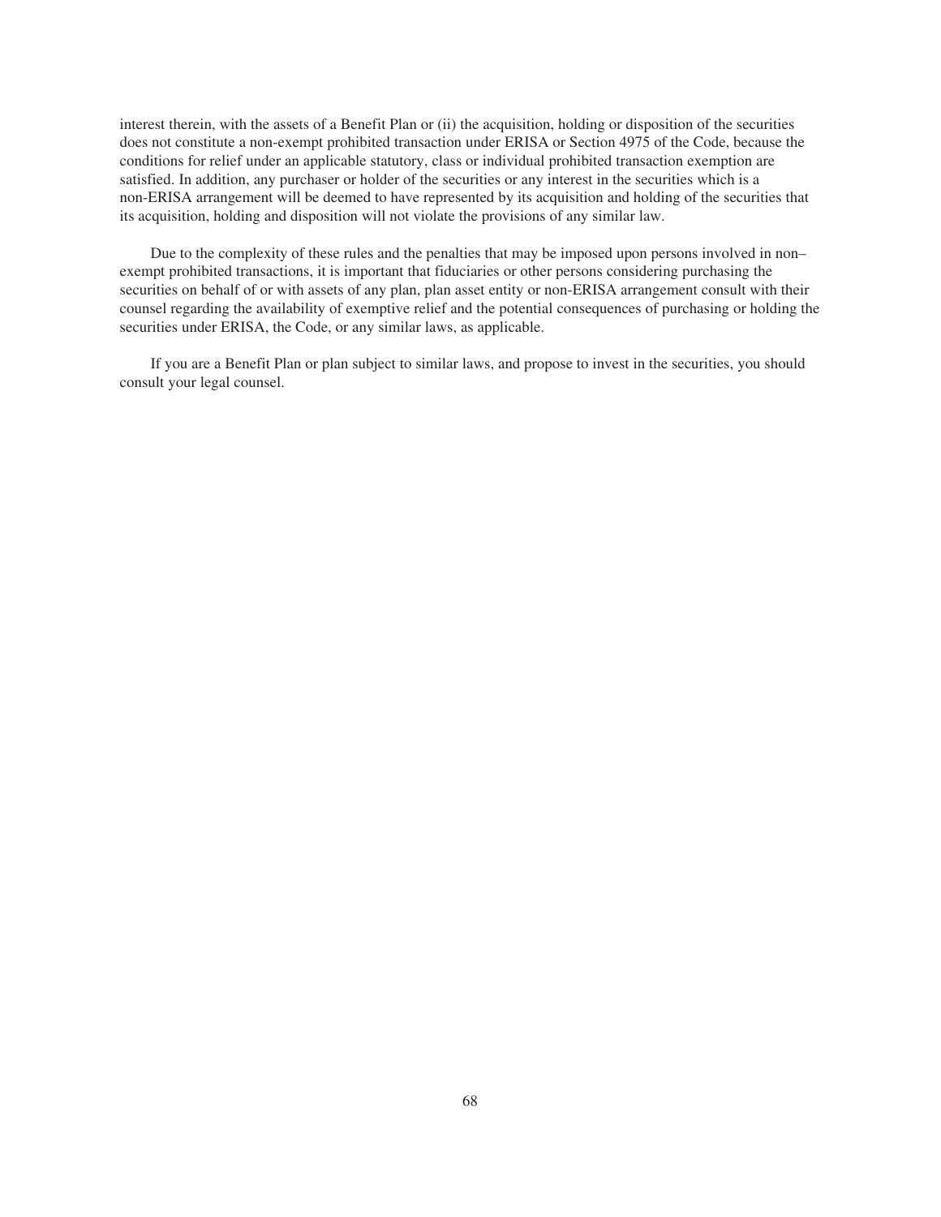interest therein, with the assets of a Benefit Plan or (ii) the acquisition, holding or disposition of the securities does not constitute a non-exempt prohibited transaction under ERISA or Section 4975 of the Code, because the conditions for relief under an applicable statutory, class or individual prohibited transaction exemption are satisfied. In addition, any purchaser or holder of the securities or any interest in the securities which is a non-ERISA arrangement will be deemed to have represented by its acquisition and holding of the securities that its acquisition, holding and disposition will not violate the provisions of any similar law.

Due to the complexity of these rules and the penalties that may be imposed upon persons involved in non–exempt prohibited transactions, it is important that fiduciaries or other persons considering purchasing the securities on behalf of or with assets of any plan, plan asset entity or non-ERISA arrangement consult with their counsel regarding the availability of exemptive relief and the potential consequences of purchasing or holding the securities under ERISA, the Code, or any similar laws, as applicable.

If you are a Benefit Plan or plan subject to similar laws, and propose to invest in the securities, you should consult your legal counsel.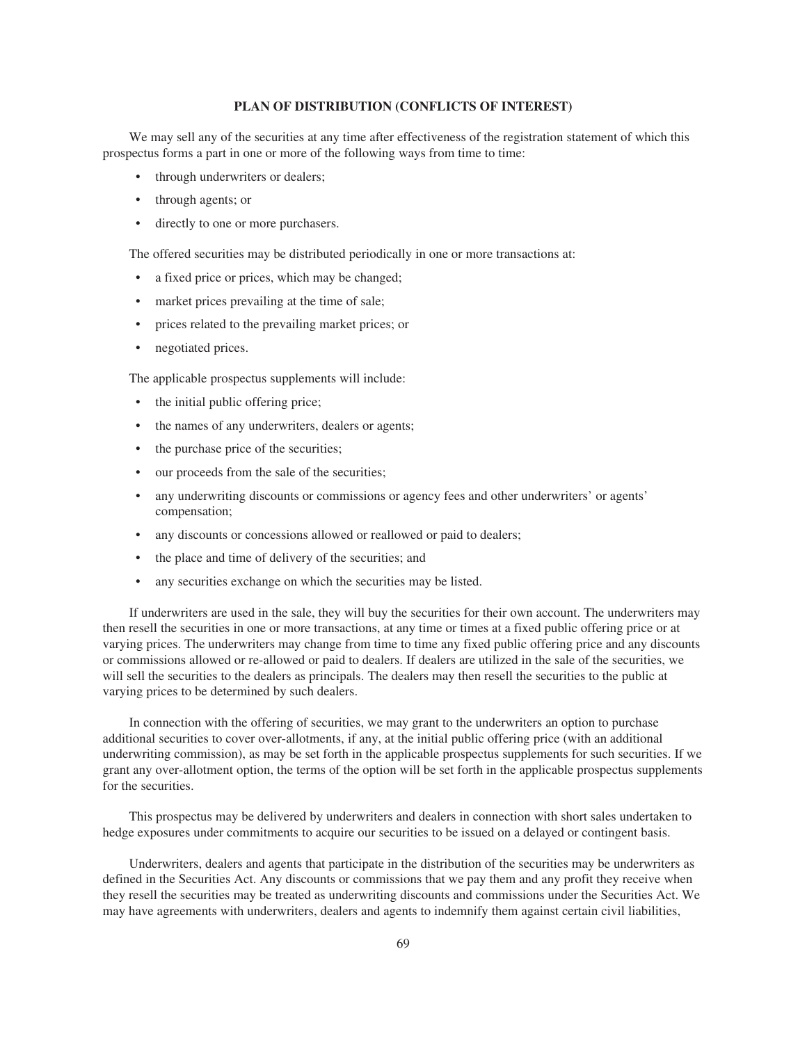## PLAN OF DISTRIBUTION (CONFLICTS OF INTEREST)

We may sell any of the securities at any time after effectiveness of the registration statement of which this prospectus forms a part in one or more of the following ways from time to time:

- through underwriters or dealers;
- through agents; or
- directly to one or more purchasers.

The offered securities may be distributed periodically in one or more transactions at:

- a fixed price or prices, which may be changed;
- market prices prevailing at the time of sale;
- prices related to the prevailing market prices; or
- negotiated prices.

The applicable prospectus supplements will include:

- the initial public offering price;
- the names of any underwriters, dealers or agents;
- the purchase price of the securities;
- our proceeds from the sale of the securities;
- any underwriting discounts or commissions or agency fees and other underwriters' or agents' compensation;
- any discounts or concessions allowed or reallowed or paid to dealers;
- the place and time of delivery of the securities; and
- any securities exchange on which the securities may be listed.

If underwriters are used in the sale, they will buy the securities for their own account. The underwriters may then resell the securities in one or more transactions, at any time or times at a fixed public offering price or at varying prices. The underwriters may change from time to time any fixed public offering price and any discounts or commissions allowed or re-allowed or paid to dealers. If dealers are utilized in the sale of the securities, we will sell the securities to the dealers as principals. The dealers may then resell the securities to the public at varying prices to be determined by such dealers.

In connection with the offering of securities, we may grant to the underwriters an option to purchase additional securities to cover over-allotments, if any, at the initial public offering price (with an additional underwriting commission), as may be set forth in the applicable prospectus supplements for such securities. If we grant any over-allotment option, the terms of the option will be set forth in the applicable prospectus supplements for the securities.

This prospectus may be delivered by underwriters and dealers in connection with short sales undertaken to hedge exposures under commitments to acquire our securities to be issued on a delayed or contingent basis.

Underwriters, dealers and agents that participate in the distribution of the securities may be underwriters as defined in the Securities Act. Any discounts or commissions that we pay them and any profit they receive when they resell the securities may be treated as underwriting discounts and commissions under the Securities Act. We may have agreements with underwriters, dealers and agents to indemnify them against certain civil liabilities,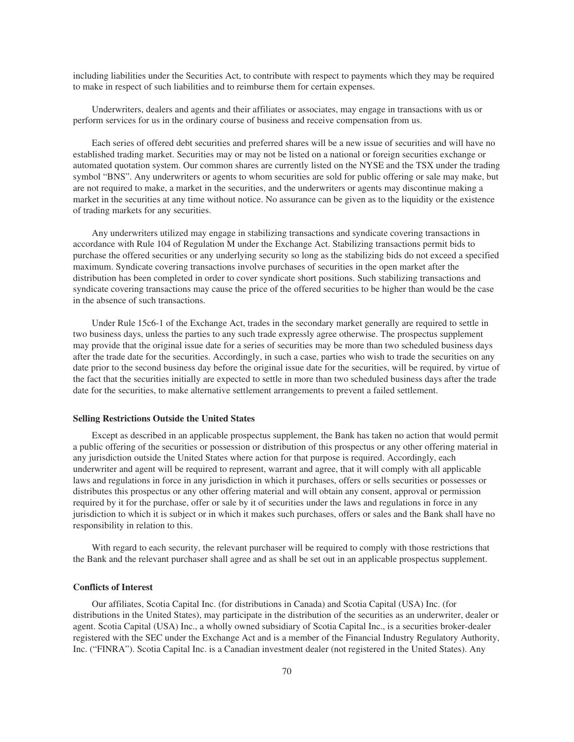including liabilities under the Securities Act, to contribute with respect to payments which they may be required to make in respect of such liabilities and to reimburse them for certain expenses.

Underwriters, dealers and agents and their affiliates or associates, may engage in transactions with us or perform services for us in the ordinary course of business and receive compensation from us.

Each series of offered debt securities and preferred shares will be a new issue of securities and will have no established trading market. Securities may or may not be listed on a national or foreign securities exchange or automated quotation system. Our common shares are currently listed on the NYSE and the TSX under the trading symbol "BNS". Any underwriters or agents to whom securities are sold for public offering or sale may make, but are not required to make, a market in the securities, and the underwriters or agents may discontinue making a market in the securities at any time without notice. No assurance can be given as to the liquidity or the existence of trading markets for any securities.

Any underwriters utilized may engage in stabilizing transactions and syndicate covering transactions in accordance with Rule 104 of Regulation M under the Exchange Act. Stabilizing transactions permit bids to purchase the offered securities or any underlying security so long as the stabilizing bids do not exceed a specified maximum. Syndicate covering transactions involve purchases of securities in the open market after the distribution has been completed in order to cover syndicate short positions. Such stabilizing transactions and syndicate covering transactions may cause the price of the offered securities to be higher than would be the case in the absence of such transactions.

Under Rule 15c6-1 of the Exchange Act, trades in the secondary market generally are required to settle in two business days, unless the parties to any such trade expressly agree otherwise. The prospectus supplement may provide that the original issue date for a series of securities may be more than two scheduled business days after the trade date for the securities. Accordingly, in such a case, parties who wish to trade the securities on any date prior to the second business day before the original issue date for the securities, will be required, by virtue of the fact that the securities initially are expected to settle in more than two scheduled business days after the trade date for the securities, to make alternative settlement arrangements to prevent a failed settlement.

**Selling Restrictions Outside the United States**

Except as described in an applicable prospectus supplement, the Bank has taken no action that would permit a public offering of the securities or possession or distribution of this prospectus or any other offering material in any jurisdiction outside the United States where action for that purpose is required. Accordingly, each underwriter and agent will be required to represent, warrant and agree, that it will comply with all applicable laws and regulations in force in any jurisdiction in which it purchases, offers or sells securities or possesses or distributes this prospectus or any other offering material and will obtain any consent, approval or permission required by it for the purchase, offer or sale by it of securities under the laws and regulations in force in any jurisdiction to which it is subject or in which it makes such purchases, offers or sales and the Bank shall have no responsibility in relation to this.

With regard to each security, the relevant purchaser will be required to comply with those restrictions that the Bank and the relevant purchaser shall agree and as shall be set out in an applicable prospectus supplement.

**Conflicts of Interest**

Our affiliates, Scotia Capital Inc. (for distributions in Canada) and Scotia Capital (USA) Inc. (for distributions in the United States), may participate in the distribution of the securities as an underwriter, dealer or agent. Scotia Capital (USA) Inc., a wholly owned subsidiary of Scotia Capital Inc., is a securities broker-dealer registered with the SEC under the Exchange Act and is a member of the Financial Industry Regulatory Authority, Inc. ("FINRA"). Scotia Capital Inc. is a Canadian investment dealer (not registered in the United States). Any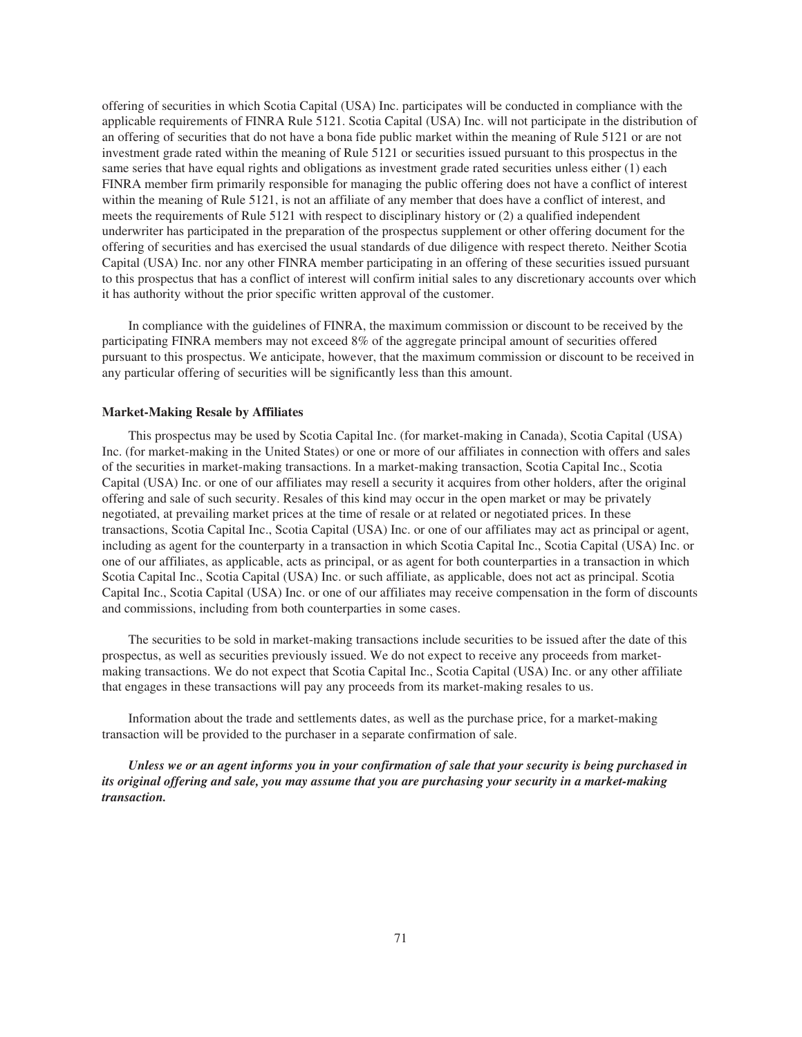offering of securities in which Scotia Capital (USA) Inc. participates will be conducted in compliance with the applicable requirements of FINRA Rule 5121. Scotia Capital (USA) Inc. will not participate in the distribution of an offering of securities that do not have a bona fide public market within the meaning of Rule 5121 or are not investment grade rated within the meaning of Rule 5121 or securities issued pursuant to this prospectus in the same series that have equal rights and obligations as investment grade rated securities unless either (1) each FINRA member firm primarily responsible for managing the public offering does not have a conflict of interest within the meaning of Rule 5121, is not an affiliate of any member that does have a conflict of interest, and meets the requirements of Rule 5121 with respect to disciplinary history or (2) a qualified independent underwriter has participated in the preparation of the prospectus supplement or other offering document for the offering of securities and has exercised the usual standards of due diligence with respect thereto. Neither Scotia Capital (USA) Inc. nor any other FINRA member participating in an offering of these securities issued pursuant to this prospectus that has a conflict of interest will confirm initial sales to any discretionary accounts over which it has authority without the prior specific written approval of the customer.

In compliance with the guidelines of FINRA, the maximum commission or discount to be received by the participating FINRA members may not exceed 8% of the aggregate principal amount of securities offered pursuant to this prospectus. We anticipate, however, that the maximum commission or discount to be received in any particular offering of securities will be significantly less than this amount.

**Market-Making Resale by Affiliates**

This prospectus may be used by Scotia Capital Inc. (for market-making in Canada), Scotia Capital (USA) Inc. (for market-making in the United States) or one or more of our affiliates in connection with offers and sales of the securities in market-making transactions. In a market-making transaction, Scotia Capital Inc., Scotia Capital (USA) Inc. or one of our affiliates may resell a security it acquires from other holders, after the original offering and sale of such security. Resales of this kind may occur in the open market or may be privately negotiated, at prevailing market prices at the time of resale or at related or negotiated prices. In these transactions, Scotia Capital Inc., Scotia Capital (USA) Inc. or one of our affiliates may act as principal or agent, including as agent for the counterparty in a transaction in which Scotia Capital Inc., Scotia Capital (USA) Inc. or one of our affiliates, as applicable, acts as principal, or as agent for both counterparties in a transaction in which Scotia Capital Inc., Scotia Capital (USA) Inc. or such affiliate, as applicable, does not act as principal. Scotia Capital Inc., Scotia Capital (USA) Inc. or one of our affiliates may receive compensation in the form of discounts and commissions, including from both counterparties in some cases.

The securities to be sold in market-making transactions include securities to be issued after the date of this prospectus, as well as securities previously issued. We do not expect to receive any proceeds from market-making transactions. We do not expect that Scotia Capital Inc., Scotia Capital (USA) Inc. or any other affiliate that engages in these transactions will pay any proceeds from its market-making resales to us.

Information about the trade and settlements dates, as well as the purchase price, for a market-making transaction will be provided to the purchaser in a separate confirmation of sale.

***Unless we or an agent informs you in your confirmation of sale that your security is being purchased in its original offering and sale, you may assume that you are purchasing your security in a market-making transaction.***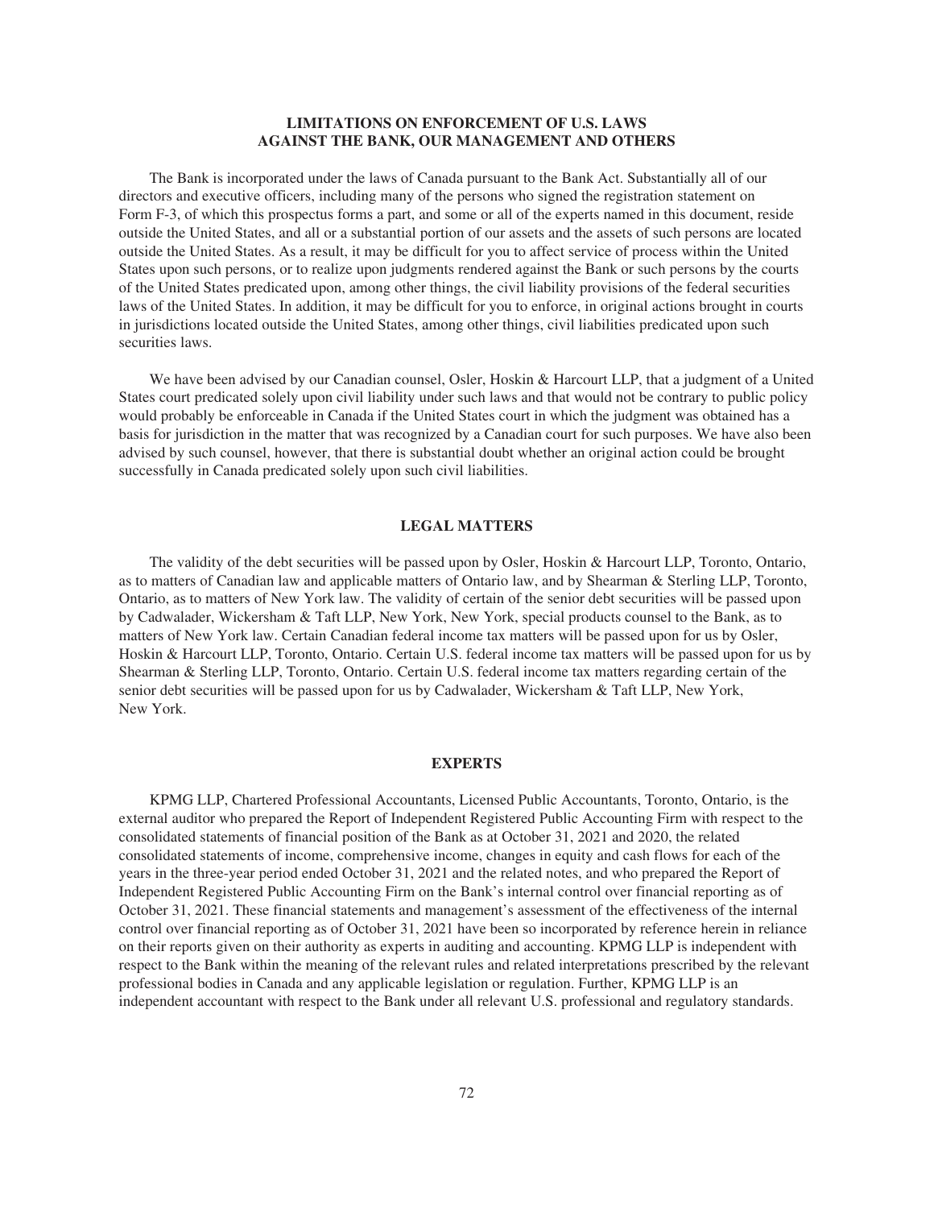## LIMITATIONS ON ENFORCEMENT OF U.S. LAWS AGAINST THE BANK, OUR MANAGEMENT AND OTHERS

The Bank is incorporated under the laws of Canada pursuant to the Bank Act. Substantially all of our directors and executive officers, including many of the persons who signed the registration statement on Form F-3, of which this prospectus forms a part, and some or all of the experts named in this document, reside outside the United States, and all or a substantial portion of our assets and the assets of such persons are located outside the United States. As a result, it may be difficult for you to affect service of process within the United States upon such persons, or to realize upon judgments rendered against the Bank or such persons by the courts of the United States predicated upon, among other things, the civil liability provisions of the federal securities laws of the United States. In addition, it may be difficult for you to enforce, in original actions brought in courts in jurisdictions located outside the United States, among other things, civil liabilities predicated upon such securities laws.

We have been advised by our Canadian counsel, Osler, Hoskin & Harcourt LLP, that a judgment of a United States court predicated solely upon civil liability under such laws and that would not be contrary to public policy would probably be enforceable in Canada if the United States court in which the judgment was obtained has a basis for jurisdiction in the matter that was recognized by a Canadian court for such purposes. We have also been advised by such counsel, however, that there is substantial doubt whether an original action could be brought successfully in Canada predicated solely upon such civil liabilities.

## LEGAL MATTERS

The validity of the debt securities will be passed upon by Osler, Hoskin & Harcourt LLP, Toronto, Ontario, as to matters of Canadian law and applicable matters of Ontario law, and by Shearman & Sterling LLP, Toronto, Ontario, as to matters of New York law. The validity of certain of the senior debt securities will be passed upon by Cadwalader, Wickersham & Taft LLP, New York, New York, special products counsel to the Bank, as to matters of New York law. Certain Canadian federal income tax matters will be passed upon for us by Osler, Hoskin & Harcourt LLP, Toronto, Ontario. Certain U.S. federal income tax matters will be passed upon for us by Shearman & Sterling LLP, Toronto, Ontario. Certain U.S. federal income tax matters regarding certain of the senior debt securities will be passed upon for us by Cadwalader, Wickersham & Taft LLP, New York, New York.

## EXPERTS

KPMG LLP, Chartered Professional Accountants, Licensed Public Accountants, Toronto, Ontario, is the external auditor who prepared the Report of Independent Registered Public Accounting Firm with respect to the consolidated statements of financial position of the Bank as at October 31, 2021 and 2020, the related consolidated statements of income, comprehensive income, changes in equity and cash flows for each of the years in the three-year period ended October 31, 2021 and the related notes, and who prepared the Report of Independent Registered Public Accounting Firm on the Bank's internal control over financial reporting as of October 31, 2021. These financial statements and management's assessment of the effectiveness of the internal control over financial reporting as of October 31, 2021 have been so incorporated by reference herein in reliance on their reports given on their authority as experts in auditing and accounting. KPMG LLP is independent with respect to the Bank within the meaning of the relevant rules and related interpretations prescribed by the relevant professional bodies in Canada and any applicable legislation or regulation. Further, KPMG LLP is an independent accountant with respect to the Bank under all relevant U.S. professional and regulatory standards.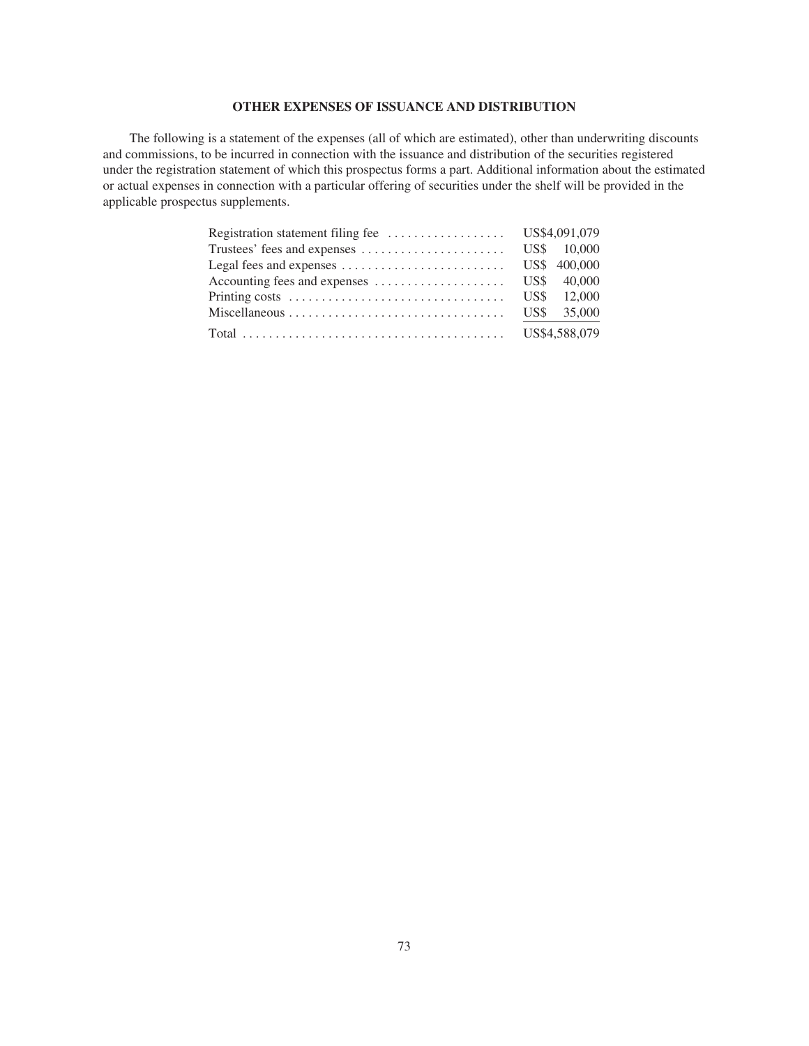## OTHER EXPENSES OF ISSUANCE AND DISTRIBUTION

The following is a statement of the expenses (all of which are estimated), other than underwriting discounts and commissions, to be incurred in connection with the issuance and distribution of the securities registered under the registration statement of which this prospectus forms a part. Additional information about the estimated or actual expenses in connection with a particular offering of securities under the shelf will be provided in the applicable prospectus supplements.

| | |
|---|---|
| Registration statement filing fee | US$4,091,079 |
| Trustees' fees and expenses | US$ 10,000 |
| Legal fees and expenses | US$ 400,000 |
| Accounting fees and expenses | US$ 40,000 |
| Printing costs | US$ 12,000 |
| Miscellaneous | US$ 35,000 |
| Total | US$4,588,079 |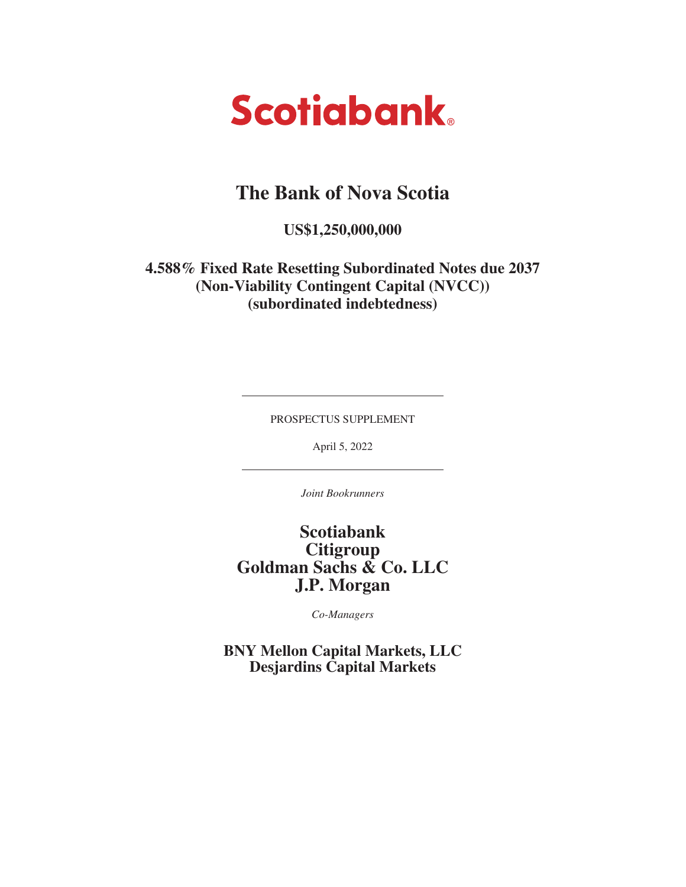# Scotiabank®

# The Bank of Nova Scotia

## US$1,250,000,000

## 4.588% Fixed Rate Resetting Subordinated Notes due 2037 (Non-Viability Contingent Capital (NVCC)) (subordinated indebtedness)

---

PROSPECTUS SUPPLEMENT

April 5, 2022

---

*Joint Bookrunners*

**Scotiabank**
**Citigroup**
**Goldman Sachs & Co. LLC**
**J.P. Morgan**

*Co-Managers*

**BNY Mellon Capital Markets, LLC**
**Desjardins Capital Markets**